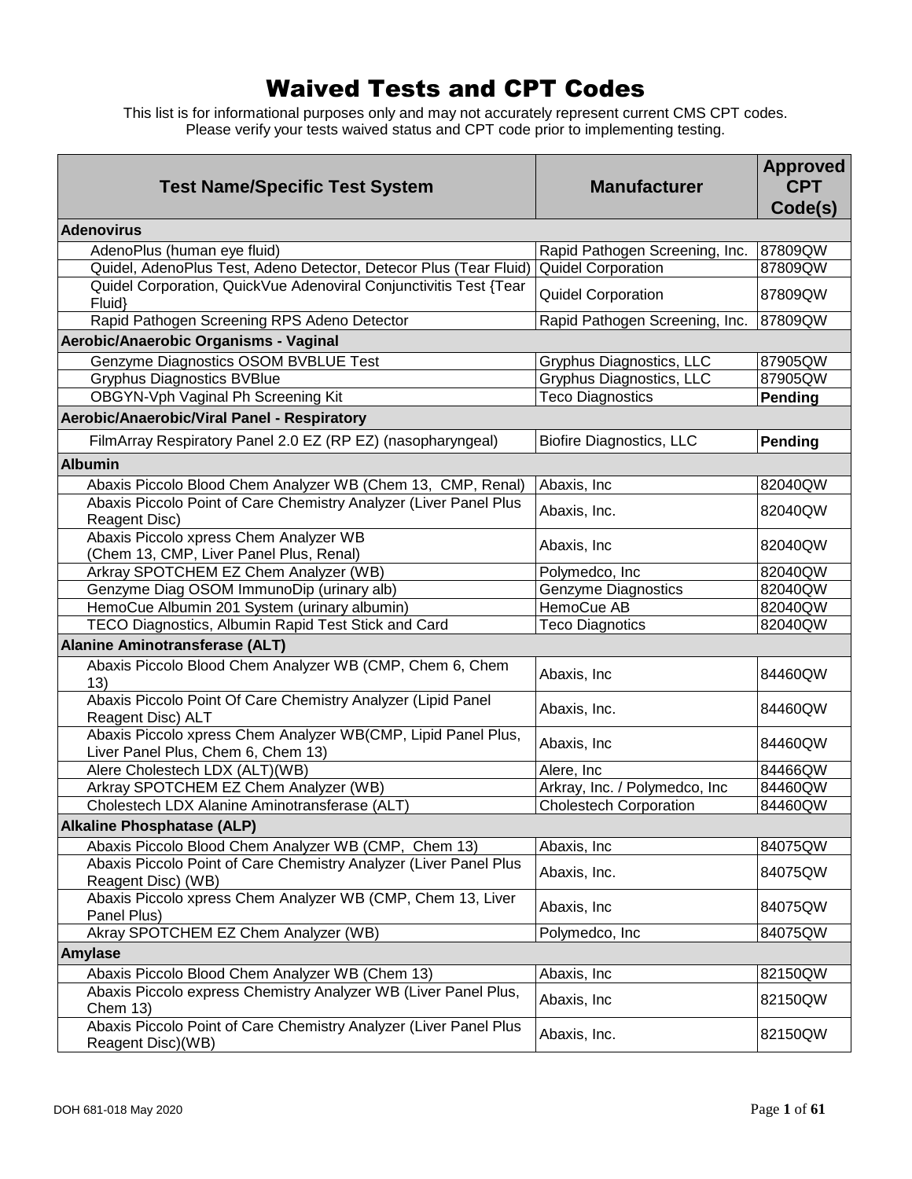# Waived Tests and CPT Codes

This list is for informational purposes only and may not accurately represent current CMS CPT codes.
Please verify your tests waived status and CPT code prior to implementing testing.

| Test Name/Specific Test System | Manufacturer | Approved CPT Code(s) |
|---|---|---|
| **Adenovirus** | | |
| AdenoPlus (human eye fluid) | Rapid Pathogen Screening, Inc. | 87809QW |
| Quidel, AdenoPlus Test, Adeno Detector, Detecor Plus (Tear Fluid) | Quidel Corporation | 87809QW |
| Quidel Corporation, QuickVue Adenoviral Conjunctivitis Test {Tear Fluid} | Quidel Corporation | 87809QW |
| Rapid Pathogen Screening RPS Adeno Detector | Rapid Pathogen Screening, Inc. | 87809QW |
| **Aerobic/Anaerobic Organisms - Vaginal** | | |
| Genzyme Diagnostics OSOM BVBLUE Test | Gryphus Diagnostics, LLC | 87905QW |
| Gryphus Diagnostics BVBlue | Gryphus Diagnostics, LLC | 87905QW |
| OBGYN-Vph Vaginal Ph Screening Kit | Teco Diagnostics | **Pending** |
| **Aerobic/Anaerobic/Viral Panel - Respiratory** | | |
| FilmArray Respiratory Panel 2.0 EZ (RP EZ) (nasopharyngeal) | Biofire Diagnostics, LLC | **Pending** |
| **Albumin** | | |
| Abaxis Piccolo Blood Chem Analyzer WB (Chem 13, CMP, Renal) | Abaxis, Inc | 82040QW |
| Abaxis Piccolo Point of Care Chemistry Analyzer (Liver Panel Plus Reagent Disc) | Abaxis, Inc. | 82040QW |
| Abaxis Piccolo xpress Chem Analyzer WB (Chem 13, CMP, Liver Panel Plus, Renal) | Abaxis, Inc | 82040QW |
| Arkray SPOTCHEM EZ Chem Analyzer (WB) | Polymedco, Inc | 82040QW |
| Genzyme Diag OSOM ImmunoDip (urinary alb) | Genzyme Diagnostics | 82040QW |
| HemoCue Albumin 201 System (urinary albumin) | HemoCue AB | 82040QW |
| TECO Diagnostics, Albumin Rapid Test Stick and Card | Teco Diagnotics | 82040QW |
| **Alanine Aminotransferase (ALT)** | | |
| Abaxis Piccolo Blood Chem Analyzer WB (CMP, Chem 6, Chem 13) | Abaxis, Inc | 84460QW |
| Abaxis Piccolo Point Of Care Chemistry Analyzer (Lipid Panel Reagent Disc) ALT | Abaxis, Inc. | 84460QW |
| Abaxis Piccolo xpress Chem Analyzer WB(CMP, Lipid Panel Plus, Liver Panel Plus, Chem 6, Chem 13) | Abaxis, Inc | 84460QW |
| Alere Cholestech LDX (ALT)(WB) | Alere, Inc | 84466QW |
| Arkray SPOTCHEM EZ Chem Analyzer (WB) | Arkray, Inc. / Polymedco, Inc | 84460QW |
| Cholestech LDX Alanine Aminotransferase (ALT) | Cholestech Corporation | 84460QW |
| **Alkaline Phosphatase (ALP)** | | |
| Abaxis Piccolo Blood Chem Analyzer WB (CMP, Chem 13) | Abaxis, Inc | 84075QW |
| Abaxis Piccolo Point of Care Chemistry Analyzer (Liver Panel Plus Reagent Disc) (WB) | Abaxis, Inc. | 84075QW |
| Abaxis Piccolo xpress Chem Analyzer WB (CMP, Chem 13, Liver Panel Plus) | Abaxis, Inc | 84075QW |
| Akray SPOTCHEM EZ Chem Analyzer (WB) | Polymedco, Inc | 84075QW |
| **Amylase** | | |
| Abaxis Piccolo Blood Chem Analyzer WB (Chem 13) | Abaxis, Inc | 82150QW |
| Abaxis Piccolo express Chemistry Analyzer WB (Liver Panel Plus, Chem 13) | Abaxis, Inc | 82150QW |
| Abaxis Piccolo Point of Care Chemistry Analyzer (Liver Panel Plus Reagent Disc)(WB) | Abaxis, Inc. | 82150QW |

DOH 681-018 May 2020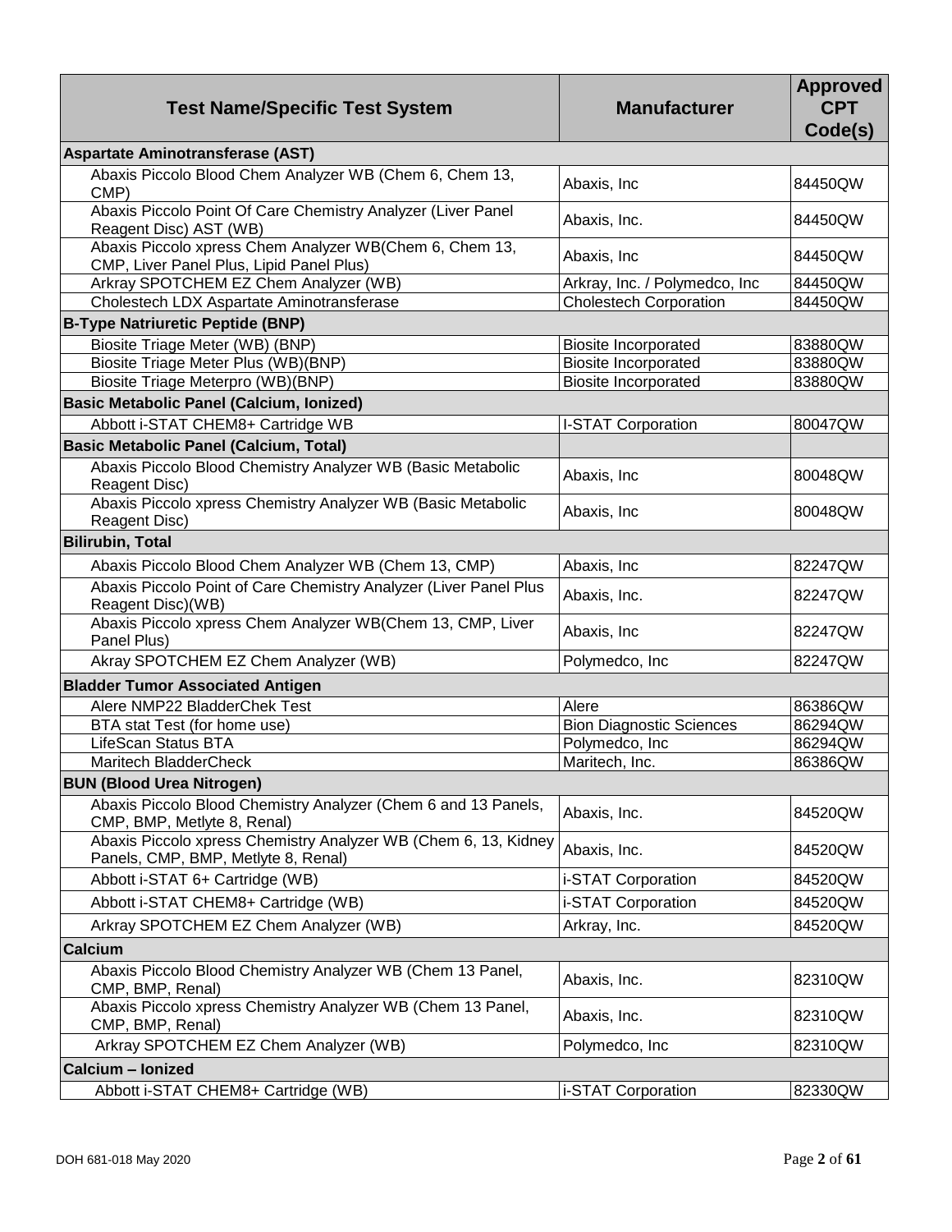| Test Name/Specific Test System | Manufacturer | Approved CPT Code(s) |
|---|---|---|
| **Aspartate Aminotransferase (AST)** | | |
| Abaxis Piccolo Blood Chem Analyzer WB (Chem 6, Chem 13, CMP) | Abaxis, Inc | 84450QW |
| Abaxis Piccolo Point Of Care Chemistry Analyzer (Liver Panel Reagent Disc) AST (WB) | Abaxis, Inc. | 84450QW |
| Abaxis Piccolo xpress Chem Analyzer WB(Chem 6, Chem 13, CMP, Liver Panel Plus, Lipid Panel Plus) | Abaxis, Inc | 84450QW |
| Arkray SPOTCHEM EZ Chem Analyzer (WB) | Arkray, Inc. / Polymedco, Inc | 84450QW |
| Cholestech LDX Aspartate Aminotransferase | Cholestech Corporation | 84450QW |
| **B-Type Natriuretic Peptide (BNP)** | | |
| Biosite Triage Meter (WB) (BNP) | Biosite Incorporated | 83880QW |
| Biosite Triage Meter Plus (WB)(BNP) | Biosite Incorporated | 83880QW |
| Biosite Triage Meterpro (WB)(BNP) | Biosite Incorporated | 83880QW |
| **Basic Metabolic Panel (Calcium, Ionized)** | | |
| Abbott i-STAT CHEM8+ Cartridge WB | I-STAT Corporation | 80047QW |
| **Basic Metabolic Panel (Calcium, Total)** | | |
| Abaxis Piccolo Blood Chemistry Analyzer WB (Basic Metabolic Reagent Disc) | Abaxis, Inc | 80048QW |
| Abaxis Piccolo xpress Chemistry Analyzer WB (Basic Metabolic Reagent Disc) | Abaxis, Inc | 80048QW |
| **Bilirubin, Total** | | |
| Abaxis Piccolo Blood Chem Analyzer WB (Chem 13, CMP) | Abaxis, Inc | 82247QW |
| Abaxis Piccolo Point of Care Chemistry Analyzer (Liver Panel Plus Reagent Disc)(WB) | Abaxis, Inc. | 82247QW |
| Abaxis Piccolo xpress Chem Analyzer WB(Chem 13, CMP, Liver Panel Plus) | Abaxis, Inc | 82247QW |
| Akray SPOTCHEM EZ Chem Analyzer (WB) | Polymedco, Inc | 82247QW |
| **Bladder Tumor Associated Antigen** | | |
| Alere NMP22 BladderChek Test | Alere | 86386QW |
| BTA stat Test (for home use) | Bion Diagnostic Sciences | 86294QW |
| LifeScan Status BTA | Polymedco, Inc | 86294QW |
| Maritech BladderCheck | Maritech, Inc. | 86386QW |
| **BUN (Blood Urea Nitrogen)** | | |
| Abaxis Piccolo Blood Chemistry Analyzer (Chem 6 and 13 Panels, CMP, BMP, Metlyte 8, Renal) | Abaxis, Inc. | 84520QW |
| Abaxis Piccolo xpress Chemistry Analyzer WB (Chem 6, 13, Kidney Panels, CMP, BMP, Metlyte 8, Renal) | Abaxis, Inc. | 84520QW |
| Abbott i-STAT 6+ Cartridge (WB) | i-STAT Corporation | 84520QW |
| Abbott i-STAT CHEM8+ Cartridge (WB) | i-STAT Corporation | 84520QW |
| Arkray SPOTCHEM EZ Chem Analyzer (WB) | Arkray, Inc. | 84520QW |
| **Calcium** | | |
| Abaxis Piccolo Blood Chemistry Analyzer WB (Chem 13 Panel, CMP, BMP, Renal) | Abaxis, Inc. | 82310QW |
| Abaxis Piccolo xpress Chemistry Analyzer WB (Chem 13 Panel, CMP, BMP, Renal) | Abaxis, Inc. | 82310QW |
| Arkray SPOTCHEM EZ Chem Analyzer (WB) | Polymedco, Inc | 82310QW |
| **Calcium – Ionized** | | |
| Abbott i-STAT CHEM8+ Cartridge (WB) | i-STAT Corporation | 82330QW |

DOH 681-018 May 2020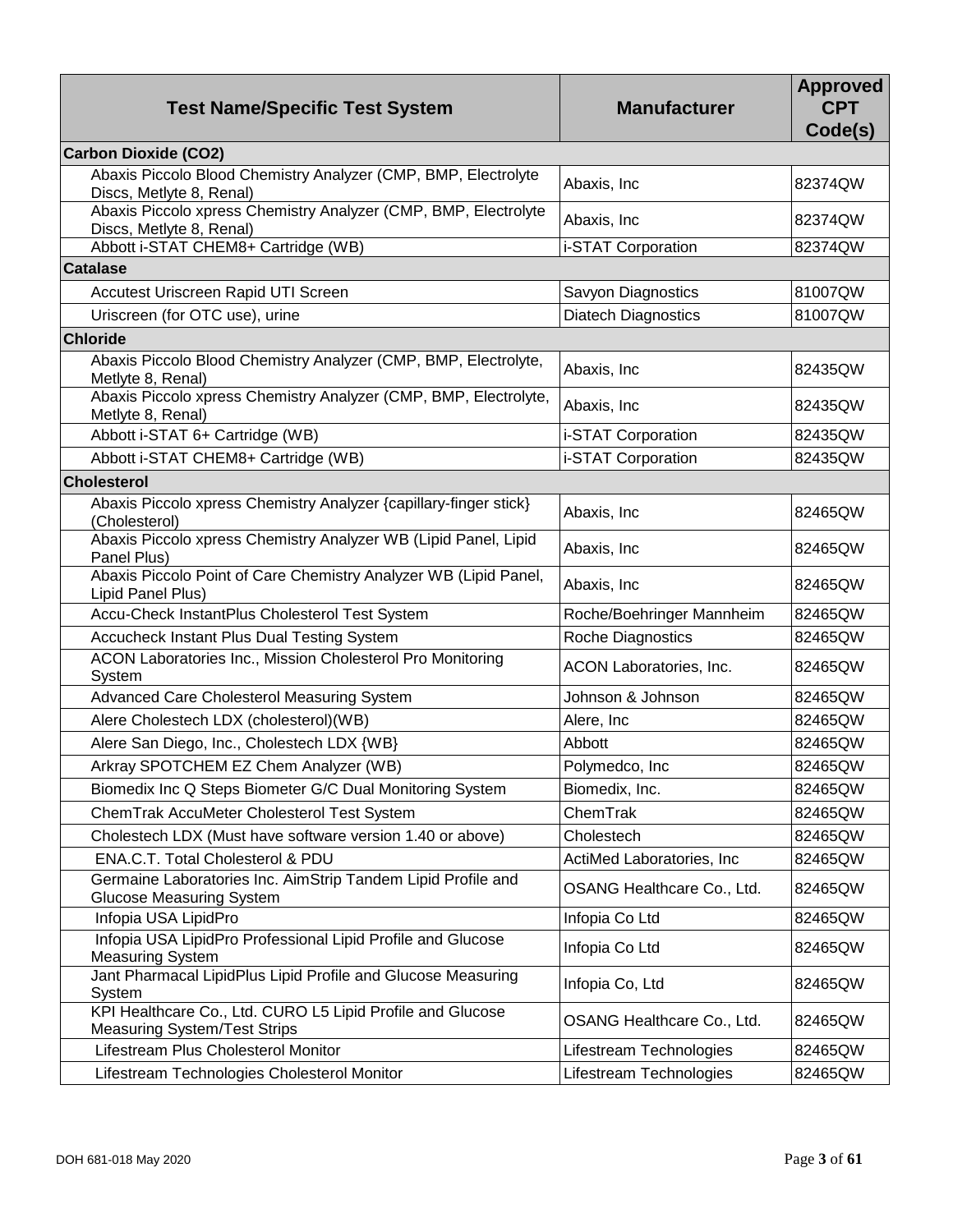| Test Name/Specific Test System | Manufacturer | Approved CPT Code(s) |
|---|---|---|
| **Carbon Dioxide (CO2)** | | |
| Abaxis Piccolo Blood Chemistry Analyzer (CMP, BMP, Electrolyte Discs, Metlyte 8, Renal) | Abaxis, Inc | 82374QW |
| Abaxis Piccolo xpress Chemistry Analyzer (CMP, BMP, Electrolyte Discs, Metlyte 8, Renal) | Abaxis, Inc | 82374QW |
| Abbott i-STAT CHEM8+ Cartridge (WB) | i-STAT Corporation | 82374QW |
| **Catalase** | | |
| Accutest Uriscreen Rapid UTI Screen | Savyon Diagnostics | 81007QW |
| Uriscreen (for OTC use), urine | Diatech Diagnostics | 81007QW |
| **Chloride** | | |
| Abaxis Piccolo Blood Chemistry Analyzer (CMP, BMP, Electrolyte, Metlyte 8, Renal) | Abaxis, Inc | 82435QW |
| Abaxis Piccolo xpress Chemistry Analyzer (CMP, BMP, Electrolyte, Metlyte 8, Renal) | Abaxis, Inc | 82435QW |
| Abbott i-STAT 6+ Cartridge (WB) | i-STAT Corporation | 82435QW |
| Abbott i-STAT CHEM8+ Cartridge (WB) | i-STAT Corporation | 82435QW |
| **Cholesterol** | | |
| Abaxis Piccolo xpress Chemistry Analyzer {capillary-finger stick} (Cholesterol) | Abaxis, Inc | 82465QW |
| Abaxis Piccolo xpress Chemistry Analyzer WB (Lipid Panel, Lipid Panel Plus) | Abaxis, Inc | 82465QW |
| Abaxis Piccolo Point of Care Chemistry Analyzer WB (Lipid Panel, Lipid Panel Plus) | Abaxis, Inc | 82465QW |
| Accu-Check InstantPlus Cholesterol Test System | Roche/Boehringer Mannheim | 82465QW |
| Accucheck Instant Plus Dual Testing System | Roche Diagnostics | 82465QW |
| ACON Laboratories Inc., Mission Cholesterol Pro Monitoring System | ACON Laboratories, Inc. | 82465QW |
| Advanced Care Cholesterol Measuring System | Johnson & Johnson | 82465QW |
| Alere Cholestech LDX (cholesterol)(WB) | Alere, Inc | 82465QW |
| Alere San Diego, Inc., Cholestech LDX {WB} | Abbott | 82465QW |
| Arkray SPOTCHEM EZ Chem Analyzer (WB) | Polymedco, Inc | 82465QW |
| Biomedix Inc Q Steps Biometer G/C Dual Monitoring System | Biomedix, Inc. | 82465QW |
| ChemTrak AccuMeter Cholesterol Test System | ChemTrak | 82465QW |
| Cholestech LDX (Must have software version 1.40 or above) | Cholestech | 82465QW |
| ENA.C.T. Total Cholesterol & PDU | ActiMed Laboratories, Inc | 82465QW |
| Germaine Laboratories Inc. AimStrip Tandem Lipid Profile and Glucose Measuring System | OSANG Healthcare Co., Ltd. | 82465QW |
| Infopia USA LipidPro | Infopia Co Ltd | 82465QW |
| Infopia USA LipidPro Professional Lipid Profile and Glucose Measuring System | Infopia Co Ltd | 82465QW |
| Jant Pharmacal LipidPlus Lipid Profile and Glucose Measuring System | Infopia Co, Ltd | 82465QW |
| KPI Healthcare Co., Ltd. CURO L5 Lipid Profile and Glucose Measuring System/Test Strips | OSANG Healthcare Co., Ltd. | 82465QW |
| Lifestream Plus Cholesterol Monitor | Lifestream Technologies | 82465QW |
| Lifestream Technologies Cholesterol Monitor | Lifestream Technologies | 82465QW |

DOH 681-018 May 2020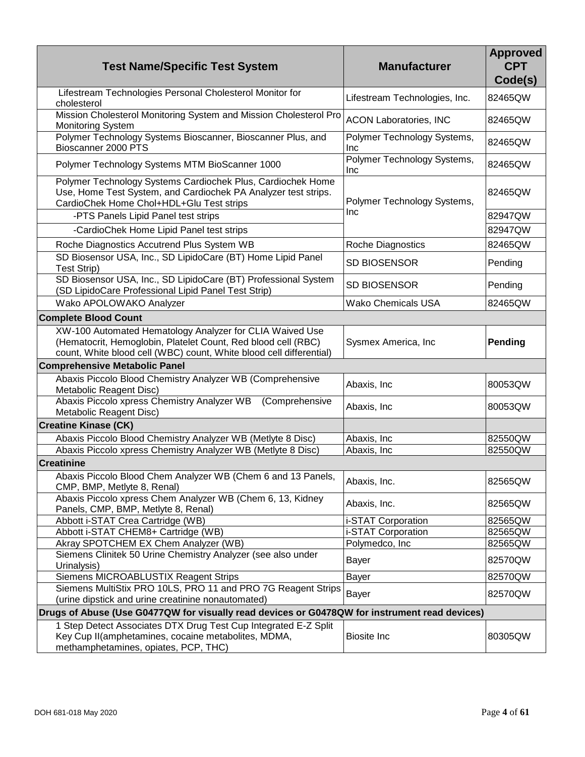| Test Name/Specific Test System | Manufacturer | Approved CPT Code(s) |
| --- | --- | --- |
| Lifestream Technologies Personal Cholesterol Monitor for cholesterol | Lifestream Technologies, Inc. | 82465QW |
| Mission Cholesterol Monitoring System and Mission Cholesterol Pro Monitoring System | ACON Laboratories, INC | 82465QW |
| Polymer Technology Systems Bioscanner, Bioscanner Plus, and Bioscanner 2000 PTS | Polymer Technology Systems, Inc | 82465QW |
| Polymer Technology Systems MTM BioScanner 1000 | Polymer Technology Systems, Inc | 82465QW |
| Polymer Technology Systems Cardiochek Plus, Cardiochek Home Use, Home Test System, and Cardiochek PA Analyzer test strips. CardioChek Home Chol+HDL+Glu Test strips | Polymer Technology Systems, Inc | 82465QW |
| -PTS Panels Lipid Panel test strips | | 82947QW |
| -CardioChek Home Lipid Panel test strips | | 82947QW |
| Roche Diagnostics Accutrend Plus System WB | Roche Diagnostics | 82465QW |
| SD Biosensor USA, Inc., SD LipidoCare (BT) Home Lipid Panel Test Strip) | SD BIOSENSOR | Pending |
| SD Biosensor USA, Inc., SD LipidoCare (BT) Professional System (SD LipidoCare Professional Lipid Panel Test Strip) | SD BIOSENSOR | Pending |
| Wako APOLOWAKO Analyzer | Wako Chemicals USA | 82465QW |
| **Complete Blood Count** | | |
| XW-100 Automated Hematology Analyzer for CLIA Waived Use (Hematocrit, Hemoglobin, Platelet Count, Red blood cell (RBC) count, White blood cell (WBC) count, White blood cell differential) | Sysmex America, Inc | **Pending** |
| **Comprehensive Metabolic Panel** | | |
| Abaxis Piccolo Blood Chemistry Analyzer WB (Comprehensive Metabolic Reagent Disc) | Abaxis, Inc | 80053QW |
| Abaxis Piccolo xpress Chemistry Analyzer WB (Comprehensive Metabolic Reagent Disc) | Abaxis, Inc | 80053QW |
| **Creatine Kinase (CK)** | | |
| Abaxis Piccolo Blood Chemistry Analyzer WB (Metlyte 8 Disc) | Abaxis, Inc | 82550QW |
| Abaxis Piccolo xpress Chemistry Analyzer WB (Metlyte 8 Disc) | Abaxis, Inc | 82550QW |
| **Creatinine** | | |
| Abaxis Piccolo Blood Chem Analyzer WB (Chem 6 and 13 Panels, CMP, BMP, Metlyte 8, Renal) | Abaxis, Inc. | 82565QW |
| Abaxis Piccolo xpress Chem Analyzer WB (Chem 6, 13, Kidney Panels, CMP, BMP, Metlyte 8, Renal) | Abaxis, Inc. | 82565QW |
| Abbott i-STAT Crea Cartridge (WB) | i-STAT Corporation | 82565QW |
| Abbott i-STAT CHEM8+ Cartridge (WB) | i-STAT Corporation | 82565QW |
| Akray SPOTCHEM EX Chem Analyzer (WB) | Polymedco, Inc | 82565QW |
| Siemens Clinitek 50 Urine Chemistry Analyzer (see also under Urinalysis) | Bayer | 82570QW |
| Siemens MICROABLUSTIX Reagent Strips | Bayer | 82570QW |
| Siemens MultiStix PRO 10LS, PRO 11 and PRO 7G Reagent Strips (urine dipstick and urine creatinine nonautomated) | Bayer | 82570QW |
| **Drugs of Abuse (Use G0477QW for visually read devices or G0478QW for instrument read devices)** | | |
| 1 Step Detect Associates DTX Drug Test Cup Integrated E-Z Split Key Cup II(amphetamines, cocaine metabolites, MDMA, methamphetamines, opiates, PCP, THC) | Biosite Inc | 80305QW |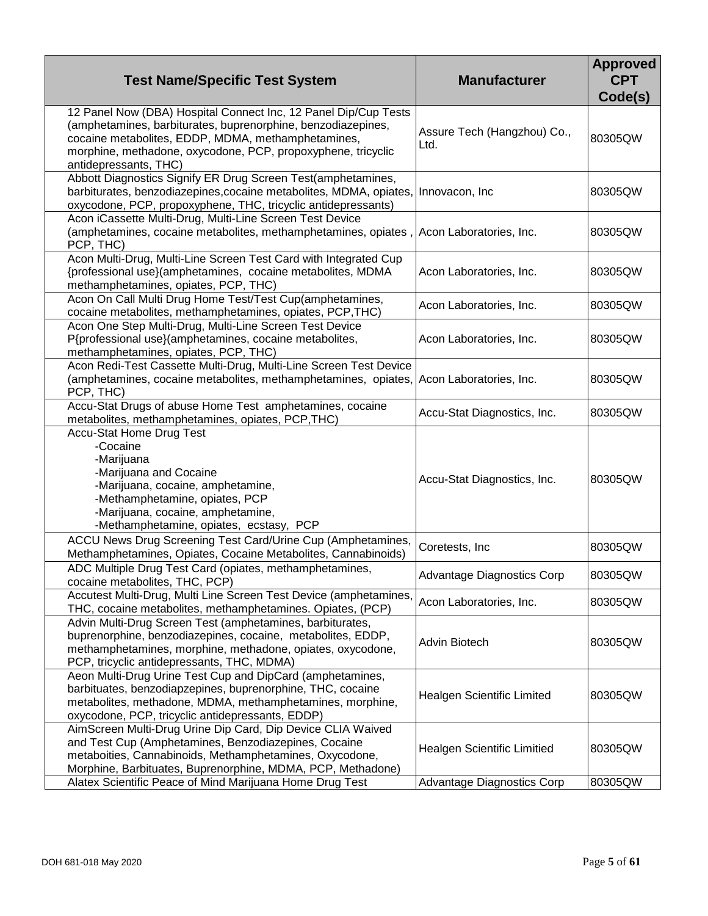| Test Name/Specific Test System | Manufacturer | Approved CPT Code(s) |
| --- | --- | --- |
| 12 Panel Now (DBA) Hospital Connect Inc, 12 Panel Dip/Cup Tests (amphetamines, barbiturates, buprenorphine, benzodiazepines, cocaine metabolites, EDDP, MDMA, methamphetamines, morphine, methadone, oxycodone, PCP, propoxyphene, tricyclic antidepressants, THC) | Assure Tech (Hangzhou) Co., Ltd. | 80305QW |
| Abbott Diagnostics Signify ER Drug Screen Test(amphetamines, barbiturates, benzodiazepines,cocaine metabolites, MDMA, opiates, oxycodone, PCP, propoxyphene, THC, tricyclic antidepressants) | Innovacon, Inc | 80305QW |
| Acon iCassette Multi-Drug, Multi-Line Screen Test Device (amphetamines, cocaine metabolites, methamphetamines, opiates , PCP, THC) | Acon Laboratories, Inc. | 80305QW |
| Acon Multi-Drug, Multi-Line Screen Test Card with Integrated Cup {professional use}(amphetamines, cocaine metabolites, MDMA methamphetamines, opiates, PCP, THC) | Acon Laboratories, Inc. | 80305QW |
| Acon On Call Multi Drug Home Test/Test Cup(amphetamines, cocaine metabolites, methamphetamines, opiates, PCP,THC) | Acon Laboratories, Inc. | 80305QW |
| Acon One Step Multi-Drug, Multi-Line Screen Test Device P{professional use}(amphetamines, cocaine metabolites, methamphetamines, opiates, PCP, THC) | Acon Laboratories, Inc. | 80305QW |
| Acon Redi-Test Cassette Multi-Drug, Multi-Line Screen Test Device (amphetamines, cocaine metabolites, methamphetamines, opiates, PCP, THC) | Acon Laboratories, Inc. | 80305QW |
| Accu-Stat Drugs of abuse Home Test amphetamines, cocaine metabolites, methamphetamines, opiates, PCP,THC) | Accu-Stat Diagnostics, Inc. | 80305QW |
| Accu-Stat Home Drug Test<br>-Cocaine<br>-Marijuana<br>-Marijuana and Cocaine<br>-Marijuana, cocaine, amphetamine,<br>-Methamphetamine, opiates, PCP<br>-Marijuana, cocaine, amphetamine,<br>-Methamphetamine, opiates, ecstasy, PCP | Accu-Stat Diagnostics, Inc. | 80305QW |
| ACCU News Drug Screening Test Card/Urine Cup (Amphetamines, Methamphetamines, Opiates, Cocaine Metabolites, Cannabinoids) | Coretests, Inc | 80305QW |
| ADC Multiple Drug Test Card (opiates, methamphetamines, cocaine metabolites, THC, PCP) | Advantage Diagnostics Corp | 80305QW |
| Accutest Multi-Drug, Multi Line Screen Test Device (amphetamines, THC, cocaine metabolites, methamphetamines. Opiates, (PCP) | Acon Laboratories, Inc. | 80305QW |
| Advin Multi-Drug Screen Test (amphetamines, barbiturates, buprenorphine, benzodiazepines, cocaine, metabolites, EDDP, methamphetamines, morphine, methadone, opiates, oxycodone, PCP, tricyclic antidepressants, THC, MDMA) | Advin Biotech | 80305QW |
| Aeon Multi-Drug Urine Test Cup and DipCard (amphetamines, barbituates, benzodiapzepines, buprenorphine, THC, cocaine metabolites, methadone, MDMA, methamphetamines, morphine, oxycodone, PCP, tricyclic antidepressants, EDDP) | Healgen Scientific Limited | 80305QW |
| AimScreen Multi-Drug Urine Dip Card, Dip Device CLIA Waived and Test Cup (Amphetamines, Benzodiazepines, Cocaine metaboities, Cannabinoids, Methamphetamines, Oxycodone, Morphine, Barbituates, Buprenorphine, MDMA, PCP, Methadone) | Healgen Scientific Limitied | 80305QW |
| Alatex Scientific Peace of Mind Marijuana Home Drug Test | Advantage Diagnostics Corp | 80305QW |

DOH 681-018 May 2020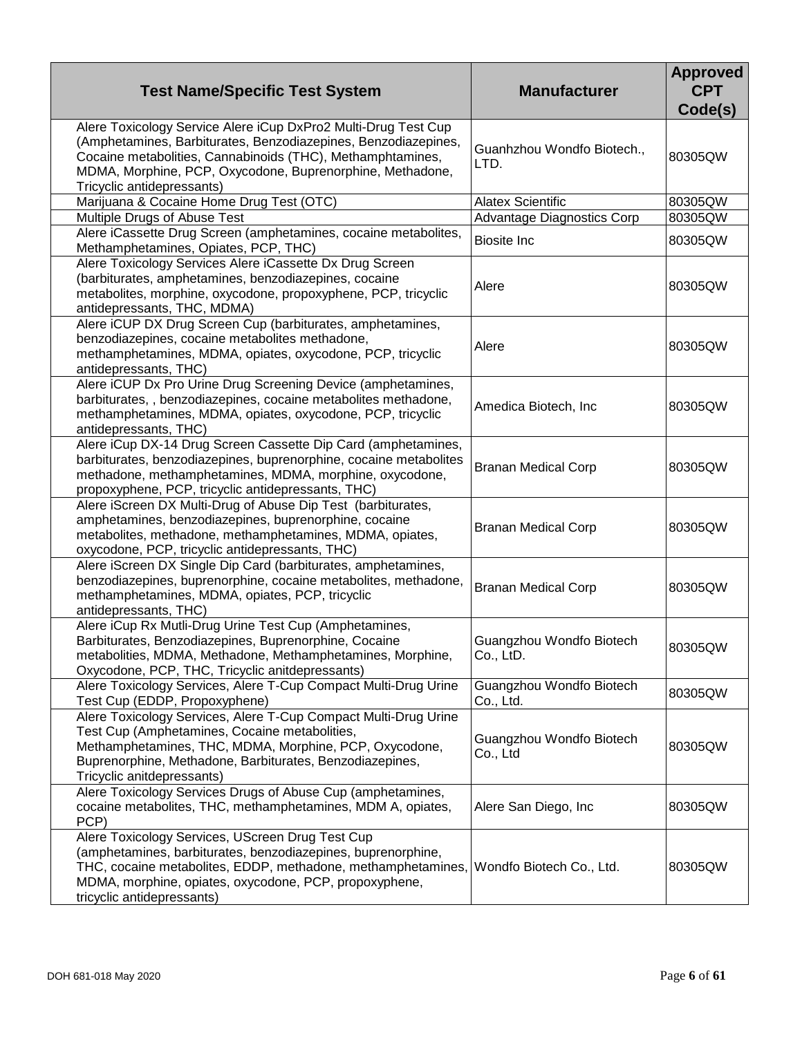| Test Name/Specific Test System | Manufacturer | Approved CPT Code(s) |
|---|---|---|
| Alere Toxicology Service Alere iCup DxPro2 Multi-Drug Test Cup (Amphetamines, Barbiturates, Benzodiazepines, Benzodiazepines, Cocaine metabolites, Cannabinoids (THC), Methamphtamines, MDMA, Morphine, PCP, Oxycodone, Buprenorphine, Methadone, Tricyclic antidepressants) | Guanhzhou Wondfo Biotech., LTD. | 80305QW |
| Marijuana & Cocaine Home Drug Test (OTC) | Alatex Scientific | 80305QW |
| Multiple Drugs of Abuse Test | Advantage Diagnostics Corp | 80305QW |
| Alere iCassette Drug Screen (amphetamines, cocaine metabolites, Methamphetamines, Opiates, PCP, THC) | Biosite Inc | 80305QW |
| Alere Toxicology Services Alere iCassette Dx Drug Screen (barbiturates, amphetamines, benzodiazepines, cocaine metabolites, morphine, oxycodone, propoxyphene, PCP, tricyclic antidepressants, THC, MDMA) | Alere | 80305QW |
| Alere iCUP DX Drug Screen Cup (barbiturates, amphetamines, benzodiazepines, cocaine metabolites methadone, methamphetamines, MDMA, opiates, oxycodone, PCP, tricyclic antidepressants, THC) | Alere | 80305QW |
| Alere iCUP Dx Pro Urine Drug Screening Device (amphetamines, barbiturates, , benzodiazepines, cocaine metabolites methadone, methamphetamines, MDMA, opiates, oxycodone, PCP, tricyclic antidepressants, THC) | Amedica Biotech, Inc | 80305QW |
| Alere iCup DX-14 Drug Screen Cassette Dip Card (amphetamines, barbiturates, benzodiazepines, buprenorphine, cocaine metabolites methadone, methamphetamines, MDMA, morphine, oxycodone, propoxyphene, PCP, tricyclic antidepressants, THC) | Branan Medical Corp | 80305QW |
| Alere iScreen DX Multi-Drug of Abuse Dip Test (barbiturates, amphetamines, benzodiazepines, buprenorphine, cocaine metabolites, methadone, methamphetamines, MDMA, opiates, oxycodone, PCP, tricyclic antidepressants, THC) | Branan Medical Corp | 80305QW |
| Alere iScreen DX Single Dip Card (barbiturates, amphetamines, benzodiazepines, buprenorphine, cocaine metabolites, methadone, methamphetamines, MDMA, opiates, PCP, tricyclic antidepressants, THC) | Branan Medical Corp | 80305QW |
| Alere iCup Rx Mutli-Drug Urine Test Cup (Amphetamines, Barbiturates, Benzodiazepines, Buprenorphine, Cocaine metabolities, MDMA, Methadone, Methamphetamines, Morphine, Oxycodone, PCP, THC, Tricyclic anitdepressants) | Guangzhou Wondfo Biotech Co., LtD. | 80305QW |
| Alere Toxicology Services, Alere T-Cup Compact Multi-Drug Urine Test Cup (EDDP, Propoxyphene) | Guangzhou Wondfo Biotech Co., Ltd. | 80305QW |
| Alere Toxicology Services, Alere T-Cup Compact Multi-Drug Urine Test Cup (Amphetamines, Cocaine metabolities, Methamphetamines, THC, MDMA, Morphine, PCP, Oxycodone, Buprenorphine, Methadone, Barbiturates, Benzodiazepines, Tricyclic anitdepressants) | Guangzhou Wondfo Biotech Co., Ltd | 80305QW |
| Alere Toxicology Services Drugs of Abuse Cup (amphetamines, cocaine metabolites, THC, methamphetamines, MDM A, opiates, PCP) | Alere San Diego, Inc | 80305QW |
| Alere Toxicology Services, UScreen Drug Test Cup (amphetamines, barbiturates, benzodiazepines, buprenorphine, THC, cocaine metabolites, EDDP, methadone, methamphetamines, MDMA, morphine, opiates, oxycodone, PCP, propoxyphene, tricyclic antidepressants) | Wondfo Biotech Co., Ltd. | 80305QW |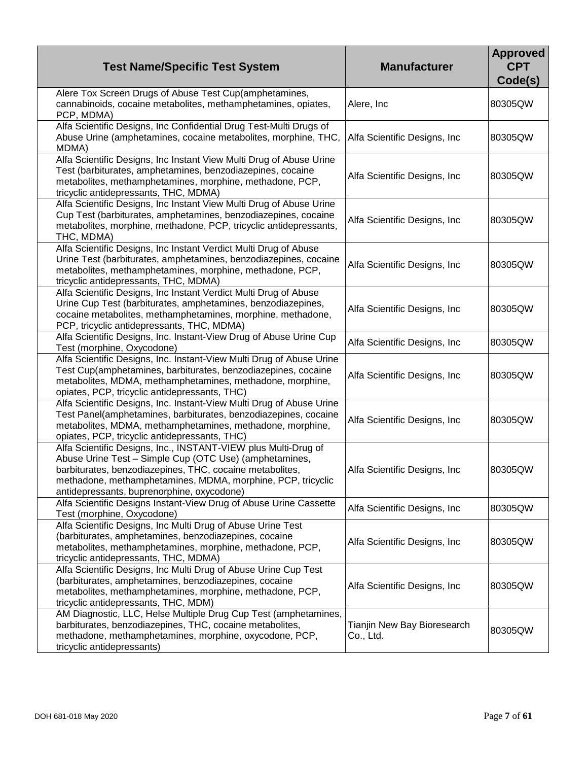| Test Name/Specific Test System | Manufacturer | Approved CPT Code(s) |
|---|---|---|
| Alere Tox Screen Drugs of Abuse Test Cup(amphetamines, cannabinoids, cocaine metabolites, methamphetamines, opiates, PCP, MDMA) | Alere, Inc | 80305QW |
| Alfa Scientific Designs, Inc Confidential Drug Test-Multi Drugs of Abuse Urine (amphetamines, cocaine metabolites, morphine, THC, MDMA) | Alfa Scientific Designs, Inc | 80305QW |
| Alfa Scientific Designs, Inc Instant View Multi Drug of Abuse Urine Test (barbiturates, amphetamines, benzodiazepines, cocaine metabolites, methamphetamines, morphine, methadone, PCP, tricyclic antidepressants, THC, MDMA) | Alfa Scientific Designs, Inc | 80305QW |
| Alfa Scientific Designs, Inc Instant View Multi Drug of Abuse Urine Cup Test (barbiturates, amphetamines, benzodiazepines, cocaine metabolites, morphine, methadone, PCP, tricyclic antidepressants, THC, MDMA) | Alfa Scientific Designs, Inc | 80305QW |
| Alfa Scientific Designs, Inc Instant Verdict Multi Drug of Abuse Urine Test (barbiturates, amphetamines, benzodiazepines, cocaine metabolites, methamphetamines, morphine, methadone, PCP, tricyclic antidepressants, THC, MDMA) | Alfa Scientific Designs, Inc | 80305QW |
| Alfa Scientific Designs, Inc Instant Verdict Multi Drug of Abuse Urine Cup Test (barbiturates, amphetamines, benzodiazepines, cocaine metabolites, methamphetamines, morphine, methadone, PCP, tricyclic antidepressants, THC, MDMA) | Alfa Scientific Designs, Inc | 80305QW |
| Alfa Scientific Designs, Inc. Instant-View Drug of Abuse Urine Cup Test (morphine, Oxycodone) | Alfa Scientific Designs, Inc | 80305QW |
| Alfa Scientific Designs, Inc. Instant-View Multi Drug of Abuse Urine Test Cup(amphetamines, barbiturates, benzodiazepines, cocaine metabolites, MDMA, methamphetamines, methadone, morphine, opiates, PCP, tricyclic antidepressants, THC) | Alfa Scientific Designs, Inc | 80305QW |
| Alfa Scientific Designs, Inc. Instant-View Multi Drug of Abuse Urine Test Panel(amphetamines, barbiturates, benzodiazepines, cocaine metabolites, MDMA, methamphetamines, methadone, morphine, opiates, PCP, tricyclic antidepressants, THC) | Alfa Scientific Designs, Inc | 80305QW |
| Alfa Scientific Designs, Inc., INSTANT-VIEW plus Multi-Drug of Abuse Urine Test – Simple Cup (OTC Use) (amphetamines, barbiturates, benzodiazepines, THC, cocaine metabolites, methadone, methamphetamines, MDMA, morphine, PCP, tricyclic antidepressants, buprenorphine, oxycodone) | Alfa Scientific Designs, Inc | 80305QW |
| Alfa Scientific Designs Instant-View Drug of Abuse Urine Cassette Test (morphine, Oxycodone) | Alfa Scientific Designs, Inc | 80305QW |
| Alfa Scientific Designs, Inc Multi Drug of Abuse Urine Test (barbiturates, amphetamines, benzodiazepines, cocaine metabolites, methamphetamines, morphine, methadone, PCP, tricyclic antidepressants, THC, MDMA) | Alfa Scientific Designs, Inc | 80305QW |
| Alfa Scientific Designs, Inc Multi Drug of Abuse Urine Cup Test (barbiturates, amphetamines, benzodiazepines, cocaine metabolites, methamphetamines, morphine, methadone, PCP, tricyclic antidepressants, THC, MDM) | Alfa Scientific Designs, Inc | 80305QW |
| AM Diagnostic, LLC, Helse Multiple Drug Cup Test (amphetamines, barbiturates, benzodiazepines, THC, cocaine metabolites, methadone, methamphetamines, morphine, oxycodone, PCP, tricyclic antidepressants) | Tianjin New Bay Bioresearch Co., Ltd. | 80305QW |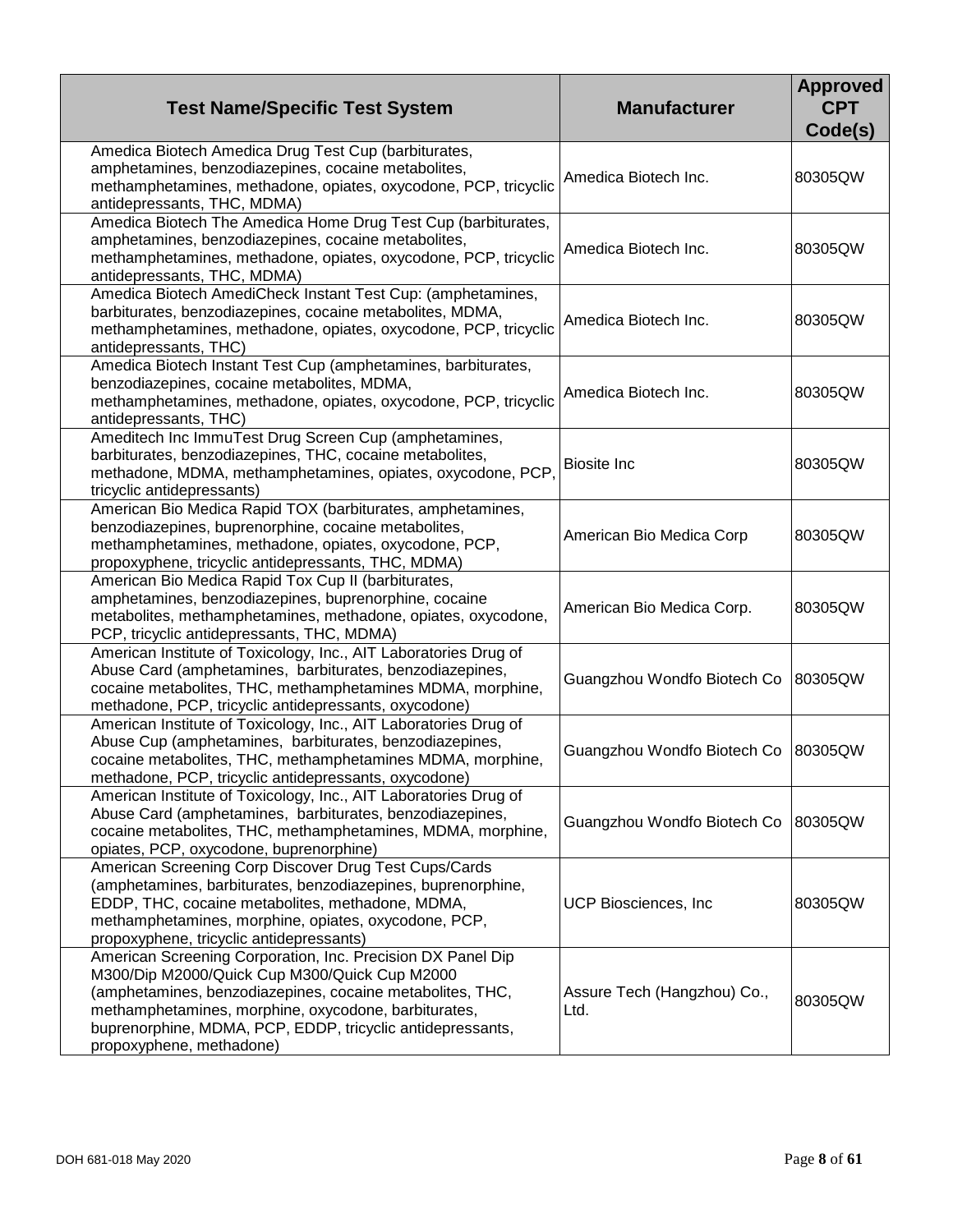| Test Name/Specific Test System | Manufacturer | Approved CPT Code(s) |
| --- | --- | --- |
| Amedica Biotech Amedica Drug Test Cup (barbiturates, amphetamines, benzodiazepines, cocaine metabolites, methamphetamines, methadone, opiates, oxycodone, PCP, tricyclic antidepressants, THC, MDMA) | Amedica Biotech Inc. | 80305QW |
| Amedica Biotech The Amedica Home Drug Test Cup (barbiturates, amphetamines, benzodiazepines, cocaine metabolites, methamphetamines, methadone, opiates, oxycodone, PCP, tricyclic antidepressants, THC, MDMA) | Amedica Biotech Inc. | 80305QW |
| Amedica Biotech AmediCheck Instant Test Cup: (amphetamines, barbiturates, benzodiazepines, cocaine metabolites, MDMA, methamphetamines, methadone, opiates, oxycodone, PCP, tricyclic antidepressants, THC) | Amedica Biotech Inc. | 80305QW |
| Amedica Biotech Instant Test Cup (amphetamines, barbiturates, benzodiazepines, cocaine metabolites, MDMA, methamphetamines, methadone, opiates, oxycodone, PCP, tricyclic antidepressants, THC) | Amedica Biotech Inc. | 80305QW |
| Ameditech Inc ImmuTest Drug Screen Cup (amphetamines, barbiturates, benzodiazepines, THC, cocaine metabolites, methadone, MDMA, methamphetamines, opiates, oxycodone, PCP, tricyclic antidepressants) | Biosite Inc | 80305QW |
| American Bio Medica Rapid TOX (barbiturates, amphetamines, benzodiazepines, buprenorphine, cocaine metabolites, methamphetamines, methadone, opiates, oxycodone, PCP, propoxyphene, tricyclic antidepressants, THC, MDMA) | American Bio Medica Corp | 80305QW |
| American Bio Medica Rapid Tox Cup II (barbiturates, amphetamines, benzodiazepines, buprenorphine, cocaine metabolites, methamphetamines, methadone, opiates, oxycodone, PCP, tricyclic antidepressants, THC, MDMA) | American Bio Medica Corp. | 80305QW |
| American Institute of Toxicology, Inc., AIT Laboratories Drug of Abuse Card (amphetamines, barbiturates, benzodiazepines, cocaine metabolites, THC, methamphetamines MDMA, morphine, methadone, PCP, tricyclic antidepressants, oxycodone) | Guangzhou Wondfo Biotech Co | 80305QW |
| American Institute of Toxicology, Inc., AIT Laboratories Drug of Abuse Cup (amphetamines, barbiturates, benzodiazepines, cocaine metabolites, THC, methamphetamines MDMA, morphine, methadone, PCP, tricyclic antidepressants, oxycodone) | Guangzhou Wondfo Biotech Co | 80305QW |
| American Institute of Toxicology, Inc., AIT Laboratories Drug of Abuse Card (amphetamines, barbiturates, benzodiazepines, cocaine metabolites, THC, methamphetamines, MDMA, morphine, opiates, PCP, oxycodone, buprenorphine) | Guangzhou Wondfo Biotech Co | 80305QW |
| American Screening Corp Discover Drug Test Cups/Cards (amphetamines, barbiturates, benzodiazepines, buprenorphine, EDDP, THC, cocaine metabolites, methadone, MDMA, methamphetamines, morphine, opiates, oxycodone, PCP, propoxyphene, tricyclic antidepressants) | UCP Biosciences, Inc | 80305QW |
| American Screening Corporation, Inc. Precision DX Panel Dip M300/Dip M2000/Quick Cup M300/Quick Cup M2000 (amphetamines, benzodiazepines, cocaine metabolites, THC, methamphetamines, morphine, oxycodone, barbiturates, buprenorphine, MDMA, PCP, EDDP, tricyclic antidepressants, propoxyphene, methadone) | Assure Tech (Hangzhou) Co., Ltd. | 80305QW |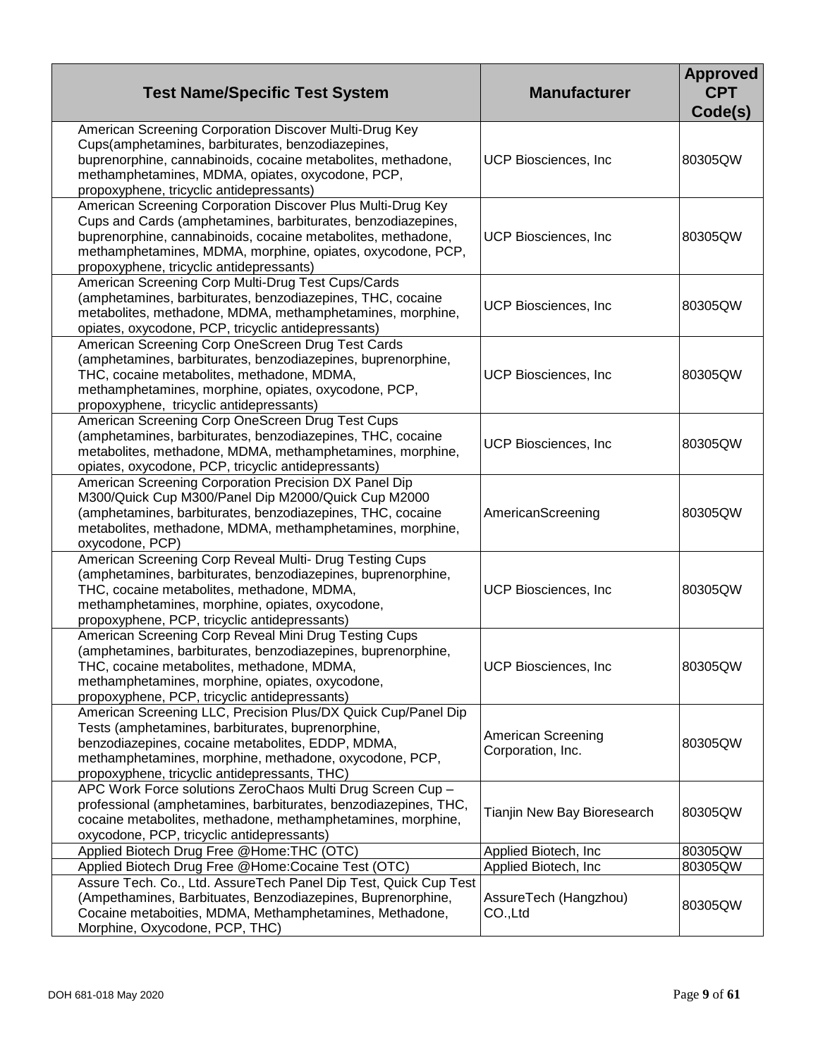| Test Name/Specific Test System | Manufacturer | Approved CPT Code(s) |
|---|---|---|
| American Screening Corporation Discover Multi-Drug Key Cups(amphetamines, barbiturates, benzodiazepines, buprenorphine, cannabinoids, cocaine metabolites, methadone, methamphetamines, MDMA, opiates, oxycodone, PCP, propoxyphene, tricyclic antidepressants) | UCP Biosciences, Inc | 80305QW |
| American Screening Corporation Discover Plus Multi-Drug Key Cups and Cards (amphetamines, barbiturates, benzodiazepines, buprenorphine, cannabinoids, cocaine metabolites, methadone, methamphetamines, MDMA, morphine, opiates, oxycodone, PCP, propoxyphene, tricyclic antidepressants) | UCP Biosciences, Inc | 80305QW |
| American Screening Corp Multi-Drug Test Cups/Cards (amphetamines, barbiturates, benzodiazepines, THC, cocaine metabolites, methadone, MDMA, methamphetamines, morphine, opiates, oxycodone, PCP, tricyclic antidepressants) | UCP Biosciences, Inc | 80305QW |
| American Screening Corp OneScreen Drug Test Cards (amphetamines, barbiturates, benzodiazepines, buprenorphine, THC, cocaine metabolites, methadone, MDMA, methamphetamines, morphine, opiates, oxycodone, PCP, propoxyphene, tricyclic antidepressants) | UCP Biosciences, Inc | 80305QW |
| American Screening Corp OneScreen Drug Test Cups (amphetamines, barbiturates, benzodiazepines, THC, cocaine metabolites, methadone, MDMA, methamphetamines, morphine, opiates, oxycodone, PCP, tricyclic antidepressants) | UCP Biosciences, Inc | 80305QW |
| American Screening Corporation Precision DX Panel Dip M300/Quick Cup M300/Panel Dip M2000/Quick Cup M2000 (amphetamines, barbiturates, benzodiazepines, THC, cocaine metabolites, methadone, MDMA, methamphetamines, morphine, oxycodone, PCP) | AmericanScreening | 80305QW |
| American Screening Corp Reveal Multi- Drug Testing Cups (amphetamines, barbiturates, benzodiazepines, buprenorphine, THC, cocaine metabolites, methadone, MDMA, methamphetamines, morphine, opiates, oxycodone, propoxyphene, PCP, tricyclic antidepressants) | UCP Biosciences, Inc | 80305QW |
| American Screening Corp Reveal Mini Drug Testing Cups (amphetamines, barbiturates, benzodiazepines, buprenorphine, THC, cocaine metabolites, methadone, MDMA, methamphetamines, morphine, opiates, oxycodone, propoxyphene, PCP, tricyclic antidepressants) | UCP Biosciences, Inc | 80305QW |
| American Screening LLC, Precision Plus/DX Quick Cup/Panel Dip Tests (amphetamines, barbiturates, buprenorphine, benzodiazepines, cocaine metabolites, EDDP, MDMA, methamphetamines, morphine, methadone, oxycodone, PCP, propoxyphene, tricyclic antidepressants, THC) | American Screening Corporation, Inc. | 80305QW |
| APC Work Force solutions ZeroChaos Multi Drug Screen Cup – professional (amphetamines, barbiturates, benzodiazepines, THC, cocaine metabolites, methadone, methamphetamines, morphine, oxycodone, PCP, tricyclic antidepressants) | Tianjin New Bay Bioresearch | 80305QW |
| Applied Biotech Drug Free @Home:THC (OTC) | Applied Biotech, Inc | 80305QW |
| Applied Biotech Drug Free @Home:Cocaine Test (OTC) | Applied Biotech, Inc | 80305QW |
| Assure Tech. Co., Ltd. AssureTech Panel Dip Test, Quick Cup Test (Ampethamines, Barbituates, Benzodiazepines, Buprenorphine, Cocaine metaboities, MDMA, Methamphetamines, Methadone, Morphine, Oxycodone, PCP, THC) | AssureTech (Hangzhou) CO.,Ltd | 80305QW |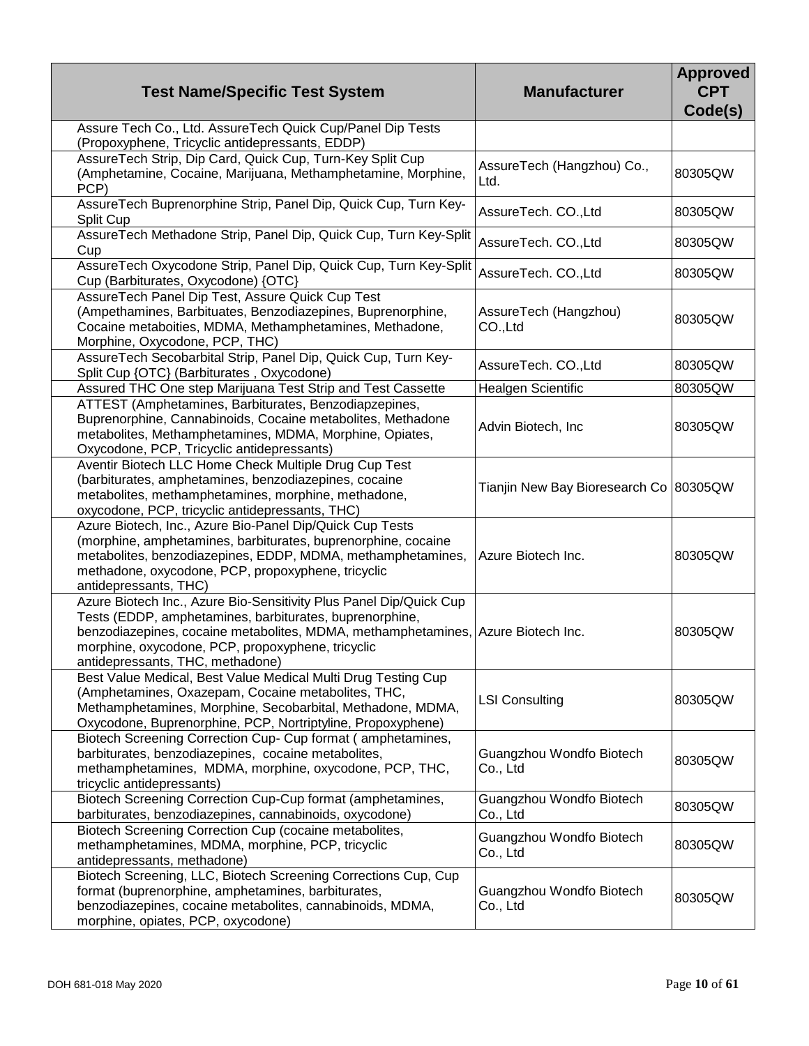| Test Name/Specific Test System | Manufacturer | Approved CPT Code(s) |
|---|---|---|
| Assure Tech Co., Ltd. AssureTech Quick Cup/Panel Dip Tests (Propoxyphene, Tricyclic antidepressants, EDDP) | | |
| AssureTech Strip, Dip Card, Quick Cup, Turn-Key Split Cup (Amphetamine, Cocaine, Marijuana, Methamphetamine, Morphine, PCP) | AssureTech (Hangzhou) Co., Ltd. | 80305QW |
| AssureTech Buprenorphine Strip, Panel Dip, Quick Cup, Turn Key-Split Cup | AssureTech. CO.,Ltd | 80305QW |
| AssureTech Methadone Strip, Panel Dip, Quick Cup, Turn Key-Split Cup | AssureTech. CO.,Ltd | 80305QW |
| AssureTech Oxycodone Strip, Panel Dip, Quick Cup, Turn Key-Split Cup (Barbiturates, Oxycodone) {OTC} | AssureTech. CO.,Ltd | 80305QW |
| AssureTech Panel Dip Test, Assure Quick Cup Test (Ampethamines, Barbituates, Benzodiazepines, Buprenorphine, Cocaine metaboities, MDMA, Methamphetamines, Methadone, Morphine, Oxycodone, PCP, THC) | AssureTech (Hangzhou) CO.,Ltd | 80305QW |
| AssureTech Secobarbital Strip, Panel Dip, Quick Cup, Turn Key-Split Cup {OTC} (Barbiturates , Oxycodone) | AssureTech. CO.,Ltd | 80305QW |
| Assured THC One step Marijuana Test Strip and Test Cassette | Healgen Scientific | 80305QW |
| ATTEST (Amphetamines, Barbiturates, Benzodiapzepines, Buprenorphine, Cannabinoids, Cocaine metabolites, Methadone metabolites, Methamphetamines, MDMA, Morphine, Opiates, Oxycodone, PCP, Tricyclic antidepressants) | Advin Biotech, Inc | 80305QW |
| Aventir Biotech LLC Home Check Multiple Drug Cup Test (barbiturates, amphetamines, benzodiazepines, cocaine metabolites, methamphetamines, morphine, methadone, oxycodone, PCP, tricyclic antidepressants, THC) | Tianjin New Bay Bioresearch Co | 80305QW |
| Azure Biotech, Inc., Azure Bio-Panel Dip/Quick Cup Tests (morphine, amphetamines, barbiturates, buprenorphine, cocaine metabolites, benzodiazepines, EDDP, MDMA, methamphetamines, methadone, oxycodone, PCP, propoxyphene, tricyclic antidepressants, THC) | Azure Biotech Inc. | 80305QW |
| Azure Biotech Inc., Azure Bio-Sensitivity Plus Panel Dip/Quick Cup Tests (EDDP, amphetamines, barbiturates, buprenorphine, benzodiazepines, cocaine metabolites, MDMA, methamphetamines, morphine, oxycodone, PCP, propoxyphene, tricyclic antidepressants, THC, methadone) | Azure Biotech Inc. | 80305QW |
| Best Value Medical, Best Value Medical Multi Drug Testing Cup (Amphetamines, Oxazepam, Cocaine metabolites, THC, Methamphetamines, Morphine, Secobarbital, Methadone, MDMA, Oxycodone, Buprenorphine, PCP, Nortriptyline, Propoxyphene) | LSI Consulting | 80305QW |
| Biotech Screening Correction Cup- Cup format ( amphetamines, barbiturates, benzodiazepines, cocaine metabolites, methamphetamines, MDMA, morphine, oxycodone, PCP, THC, tricyclic antidepressants) | Guangzhou Wondfo Biotech Co., Ltd | 80305QW |
| Biotech Screening Correction Cup-Cup format (amphetamines, barbiturates, benzodiazepines, cannabinoids, oxycodone) | Guangzhou Wondfo Biotech Co., Ltd | 80305QW |
| Biotech Screening Correction Cup (cocaine metabolites, methamphetamines, MDMA, morphine, PCP, tricyclic antidepressants, methadone) | Guangzhou Wondfo Biotech Co., Ltd | 80305QW |
| Biotech Screening, LLC, Biotech Screening Corrections Cup, Cup format (buprenorphine, amphetamines, barbiturates, benzodiazepines, cocaine metabolites, cannabinoids, MDMA, morphine, opiates, PCP, oxycodone) | Guangzhou Wondfo Biotech Co., Ltd | 80305QW |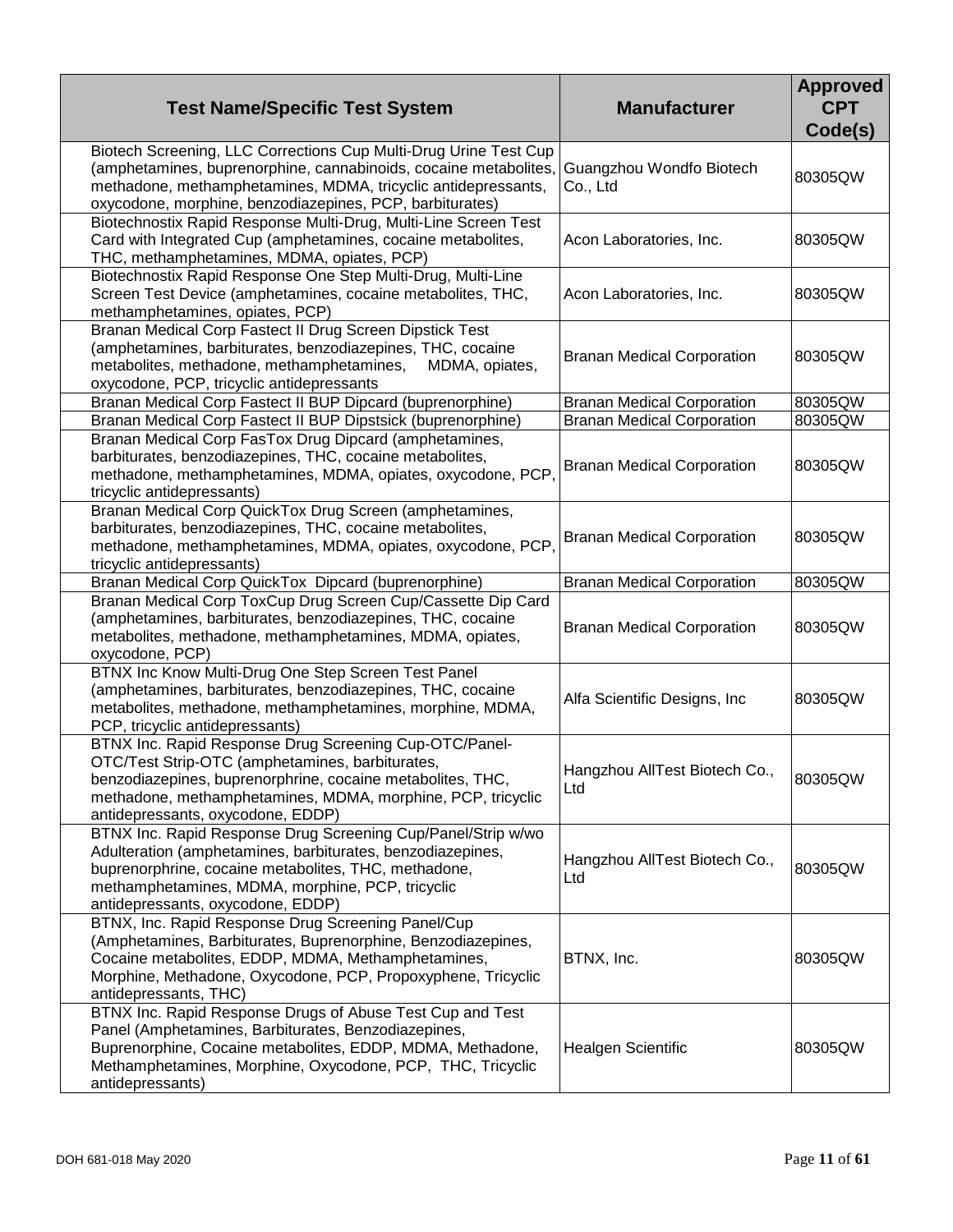| Test Name/Specific Test System | Manufacturer | Approved CPT Code(s) |
|---|---|---|
| Biotech Screening, LLC Corrections Cup Multi-Drug Urine Test Cup (amphetamines, buprenorphine, cannabinoids, cocaine metabolites, methadone, methamphetamines, MDMA, tricyclic antidepressants, oxycodone, morphine, benzodiazepines, PCP, barbiturates) | Guangzhou Wondfo Biotech Co., Ltd | 80305QW |
| Biotechnostix Rapid Response Multi-Drug, Multi-Line Screen Test Card with Integrated Cup (amphetamines, cocaine metabolites, THC, methamphetamines, MDMA, opiates, PCP) | Acon Laboratories, Inc. | 80305QW |
| Biotechnostix Rapid Response One Step Multi-Drug, Multi-Line Screen Test Device (amphetamines, cocaine metabolites, THC, methamphetamines, opiates, PCP) | Acon Laboratories, Inc. | 80305QW |
| Branan Medical Corp Fastect II Drug Screen Dipstick Test (amphetamines, barbiturates, benzodiazepines, THC, cocaine metabolites, methadone, methamphetamines, MDMA, opiates, oxycodone, PCP, tricyclic antidepressants | Branan Medical Corporation | 80305QW |
| Branan Medical Corp Fastect II BUP Dipcard (buprenorphine) | Branan Medical Corporation | 80305QW |
| Branan Medical Corp Fastect II BUP Dipstsick (buprenorphine) | Branan Medical Corporation | 80305QW |
| Branan Medical Corp FasTox Drug Dipcard (amphetamines, barbiturates, benzodiazepines, THC, cocaine metabolites, methadone, methamphetamines, MDMA, opiates, oxycodone, PCP, tricyclic antidepressants) | Branan Medical Corporation | 80305QW |
| Branan Medical Corp QuickTox Drug Screen (amphetamines, barbiturates, benzodiazepines, THC, cocaine metabolites, methadone, methamphetamines, MDMA, opiates, oxycodone, PCP, tricyclic antidepressants) | Branan Medical Corporation | 80305QW |
| Branan Medical Corp QuickTox Dipcard (buprenorphine) | Branan Medical Corporation | 80305QW |
| Branan Medical Corp ToxCup Drug Screen Cup/Cassette Dip Card (amphetamines, barbiturates, benzodiazepines, THC, cocaine metabolites, methadone, methamphetamines, MDMA, opiates, oxycodone, PCP) | Branan Medical Corporation | 80305QW |
| BTNX Inc Know Multi-Drug One Step Screen Test Panel (amphetamines, barbiturates, benzodiazepines, THC, cocaine metabolites, methadone, methamphetamines, morphine, MDMA, PCP, tricyclic antidepressants) | Alfa Scientific Designs, Inc | 80305QW |
| BTNX Inc. Rapid Response Drug Screening Cup-OTC/Panel-OTC/Test Strip-OTC (amphetamines, barbiturates, benzodiazepines, buprenorphrine, cocaine metabolites, THC, methadone, methamphetamines, MDMA, morphine, PCP, tricyclic antidepressants, oxycodone, EDDP) | Hangzhou AllTest Biotech Co., Ltd | 80305QW |
| BTNX Inc. Rapid Response Drug Screening Cup/Panel/Strip w/wo Adulteration (amphetamines, barbiturates, benzodiazepines, buprenorphrine, cocaine metabolites, THC, methadone, methamphetamines, MDMA, morphine, PCP, tricyclic antidepressants, oxycodone, EDDP) | Hangzhou AllTest Biotech Co., Ltd | 80305QW |
| BTNX, Inc. Rapid Response Drug Screening Panel/Cup (Amphetamines, Barbiturates, Buprenorphine, Benzodiazepines, Cocaine metabolites, EDDP, MDMA, Methamphetamines, Morphine, Methadone, Oxycodone, PCP, Propoxyphene, Tricyclic antidepressants, THC) | BTNX, Inc. | 80305QW |
| BTNX Inc. Rapid Response Drugs of Abuse Test Cup and Test Panel (Amphetamines, Barbiturates, Benzodiazepines, Buprenorphine, Cocaine metabolites, EDDP, MDMA, Methadone, Methamphetamines, Morphine, Oxycodone, PCP, THC, Tricyclic antidepressants) | Healgen Scientific | 80305QW |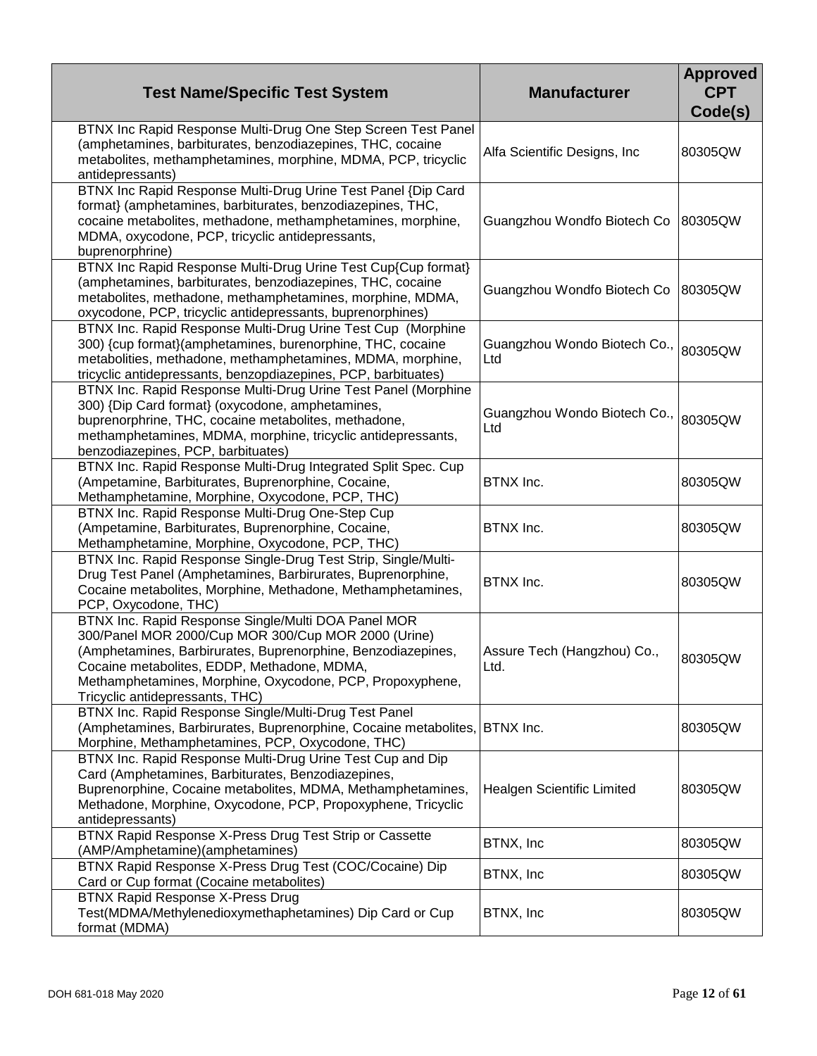| Test Name/Specific Test System | Manufacturer | Approved CPT Code(s) |
|---|---|---|
| BTNX Inc Rapid Response Multi-Drug One Step Screen Test Panel (amphetamines, barbiturates, benzodiazepines, THC, cocaine metabolites, methamphetamines, morphine, MDMA, PCP, tricyclic antidepressants) | Alfa Scientific Designs, Inc | 80305QW |
| BTNX Inc Rapid Response Multi-Drug Urine Test Panel {Dip Card format} (amphetamines, barbiturates, benzodiazepines, THC, cocaine metabolites, methadone, methamphetamines, morphine, MDMA, oxycodone, PCP, tricyclic antidepressants, buprenorphrine) | Guangzhou Wondfo Biotech Co | 80305QW |
| BTNX Inc Rapid Response Multi-Drug Urine Test Cup{Cup format} (amphetamines, barbiturates, benzodiazepines, THC, cocaine metabolites, methadone, methamphetamines, morphine, MDMA, oxycodone, PCP, tricyclic antidepressants, buprenorphines) | Guangzhou Wondfo Biotech Co | 80305QW |
| BTNX Inc. Rapid Response Multi-Drug Urine Test Cup (Morphine 300) {cup format}(amphetamines, burenorphine, THC, cocaine metabolities, methadone, methamphetamines, MDMA, morphine, tricyclic antidepressants, benzopdiazepines, PCP, barbituates) | Guangzhou Wondo Biotech Co., Ltd | 80305QW |
| BTNX Inc. Rapid Response Multi-Drug Urine Test Panel (Morphine 300) {Dip Card format} (oxycodone, amphetamines, buprenorphrine, THC, cocaine metabolites, methadone, methamphetamines, MDMA, morphine, tricyclic antidepressants, benzodiazepines, PCP, barbituates) | Guangzhou Wondo Biotech Co., Ltd | 80305QW |
| BTNX Inc. Rapid Response Multi-Drug Integrated Split Spec. Cup (Ampetamine, Barbiturates, Buprenorphine, Cocaine, Methamphetamine, Morphine, Oxycodone, PCP, THC) | BTNX Inc. | 80305QW |
| BTNX Inc. Rapid Response Multi-Drug One-Step Cup (Ampetamine, Barbiturates, Buprenorphine, Cocaine, Methamphetamine, Morphine, Oxycodone, PCP, THC) | BTNX Inc. | 80305QW |
| BTNX Inc. Rapid Response Single-Drug Test Strip, Single/Multi-Drug Test Panel (Amphetamines, Barbirurates, Buprenorphine, Cocaine metabolites, Morphine, Methadone, Methamphetamines, PCP, Oxycodone, THC) | BTNX Inc. | 80305QW |
| BTNX Inc. Rapid Response Single/Multi DOA Panel MOR 300/Panel MOR 2000/Cup MOR 300/Cup MOR 2000 (Urine) (Amphetamines, Barbirurates, Buprenorphine, Benzodiazepines, Cocaine metabolites, EDDP, Methadone, MDMA, Methamphetamines, Morphine, Oxycodone, PCP, Propoxyphene, Tricyclic antidepressants, THC) | Assure Tech (Hangzhou) Co., Ltd. | 80305QW |
| BTNX Inc. Rapid Response Single/Multi-Drug Test Panel (Amphetamines, Barbirurates, Buprenorphine, Cocaine metabolites, Morphine, Methamphetamines, PCP, Oxycodone, THC) | BTNX Inc. | 80305QW |
| BTNX Inc. Rapid Response Multi-Drug Urine Test Cup and Dip Card (Amphetamines, Barbiturates, Benzodiazepines, Buprenorphine, Cocaine metabolites, MDMA, Methamphetamines, Methadone, Morphine, Oxycodone, PCP, Propoxyphene, Tricyclic antidepressants) | Healgen Scientific Limited | 80305QW |
| BTNX Rapid Response X-Press Drug Test Strip or Cassette (AMP/Amphetamine)(amphetamines) | BTNX, Inc | 80305QW |
| BTNX Rapid Response X-Press Drug Test (COC/Cocaine) Dip Card or Cup format (Cocaine metabolites) | BTNX, Inc | 80305QW |
| BTNX Rapid Response X-Press Drug Test(MDMA/Methylenedioxymethaphetamines) Dip Card or Cup format (MDMA) | BTNX, Inc | 80305QW |

DOH 681-018 May 2020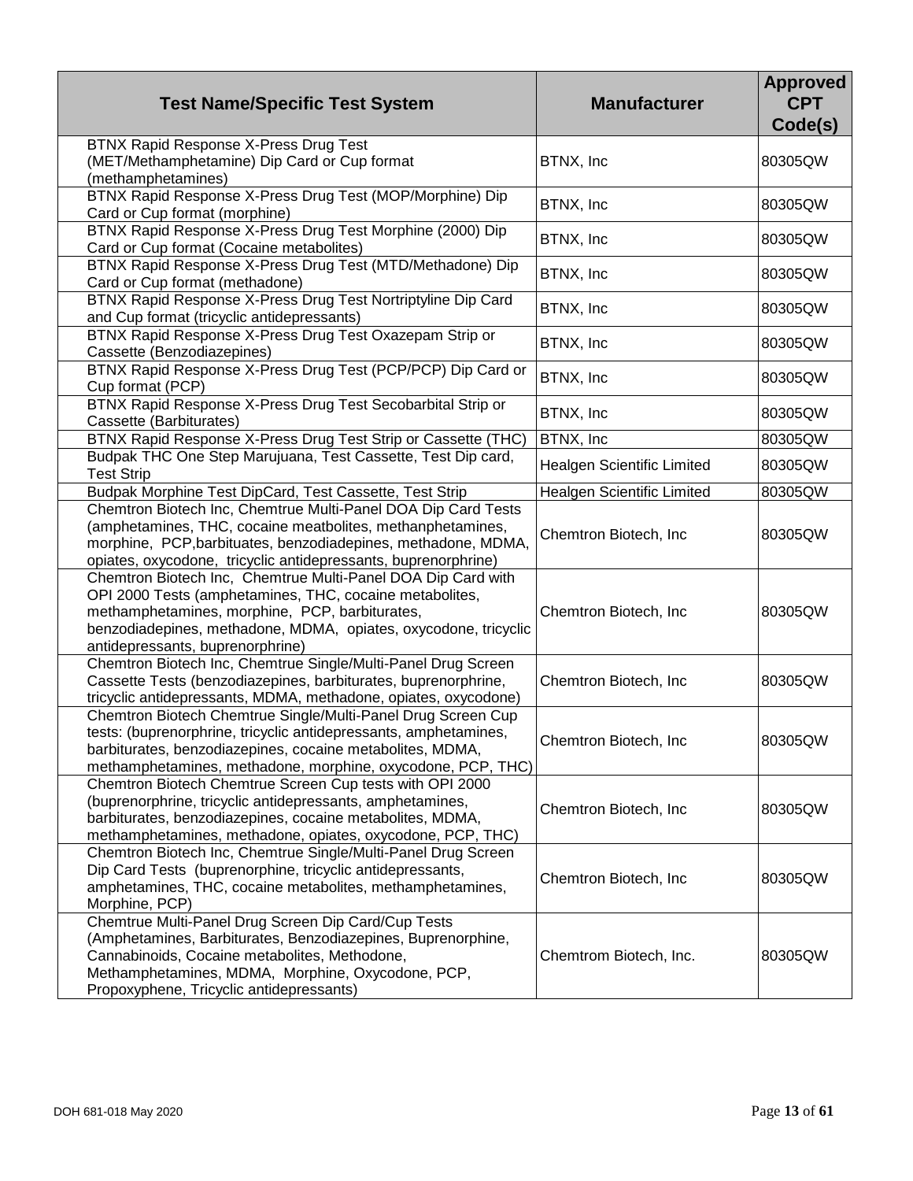| Test Name/Specific Test System | Manufacturer | Approved CPT Code(s) |
| --- | --- | --- |
| BTNX Rapid Response X-Press Drug Test (MET/Methamphetamine) Dip Card or Cup format (methamphetamines) | BTNX, Inc | 80305QW |
| BTNX Rapid Response X-Press Drug Test (MOP/Morphine) Dip Card or Cup format (morphine) | BTNX, Inc | 80305QW |
| BTNX Rapid Response X-Press Drug Test Morphine (2000) Dip Card or Cup format (Cocaine metabolites) | BTNX, Inc | 80305QW |
| BTNX Rapid Response X-Press Drug Test (MTD/Methadone) Dip Card or Cup format (methadone) | BTNX, Inc | 80305QW |
| BTNX Rapid Response X-Press Drug Test Nortriptyline Dip Card and Cup format (tricyclic antidepressants) | BTNX, Inc | 80305QW |
| BTNX Rapid Response X-Press Drug Test Oxazepam Strip or Cassette (Benzodiazepines) | BTNX, Inc | 80305QW |
| BTNX Rapid Response X-Press Drug Test (PCP/PCP) Dip Card or Cup format (PCP) | BTNX, Inc | 80305QW |
| BTNX Rapid Response X-Press Drug Test Secobarbital Strip or Cassette (Barbiturates) | BTNX, Inc | 80305QW |
| BTNX Rapid Response X-Press Drug Test Strip or Cassette (THC) | BTNX, Inc | 80305QW |
| Budpak THC One Step Marujuana, Test Cassette, Test Dip card, Test Strip | Healgen Scientific Limited | 80305QW |
| Budpak Morphine Test DipCard, Test Cassette, Test Strip | Healgen Scientific Limited | 80305QW |
| Chemtron Biotech Inc, Chemtrue Multi-Panel DOA Dip Card Tests (amphetamines, THC, cocaine meatbolites, methanphetamines, morphine, PCP,barbituates, benzodiadepines, methadone, MDMA, opiates, oxycodone, tricyclic antidepressants, buprenorphrine) | Chemtron Biotech, Inc | 80305QW |
| Chemtron Biotech Inc, Chemtrue Multi-Panel DOA Dip Card with OPI 2000 Tests (amphetamines, THC, cocaine metabolites, methamphetamines, morphine, PCP, barbiturates, benzodiadepines, methadone, MDMA, opiates, oxycodone, tricyclic antidepressants, buprenorphrine) | Chemtron Biotech, Inc | 80305QW |
| Chemtron Biotech Inc, Chemtrue Single/Multi-Panel Drug Screen Cassette Tests (benzodiazepines, barbiturates, buprenorphrine, tricyclic antidepressants, MDMA, methadone, opiates, oxycodone) | Chemtron Biotech, Inc | 80305QW |
| Chemtron Biotech Chemtrue Single/Multi-Panel Drug Screen Cup tests: (buprenorphrine, tricyclic antidepressants, amphetamines, barbiturates, benzodiazepines, cocaine metabolites, MDMA, methamphetamines, methadone, morphine, oxycodone, PCP, THC) | Chemtron Biotech, Inc | 80305QW |
| Chemtron Biotech Chemtrue Screen Cup tests with OPI 2000 (buprenorphrine, tricyclic antidepressants, amphetamines, barbiturates, benzodiazepines, cocaine metabolites, MDMA, methamphetamines, methadone, opiates, oxycodone, PCP, THC) | Chemtron Biotech, Inc | 80305QW |
| Chemtron Biotech Inc, Chemtrue Single/Multi-Panel Drug Screen Dip Card Tests (buprenorphine, tricyclic antidepressants, amphetamines, THC, cocaine metabolites, methamphetamines, Morphine, PCP) | Chemtron Biotech, Inc | 80305QW |
| Chemtrue Multi-Panel Drug Screen Dip Card/Cup Tests (Amphetamines, Barbiturates, Benzodiazepines, Buprenorphine, Cannabinoids, Cocaine metabolites, Methodone, Methamphetamines, MDMA, Morphine, Oxycodone, PCP, Propoxyphene, Tricyclic antidepressants) | Chemtrom Biotech, Inc. | 80305QW |

DOH 681-018 May 2020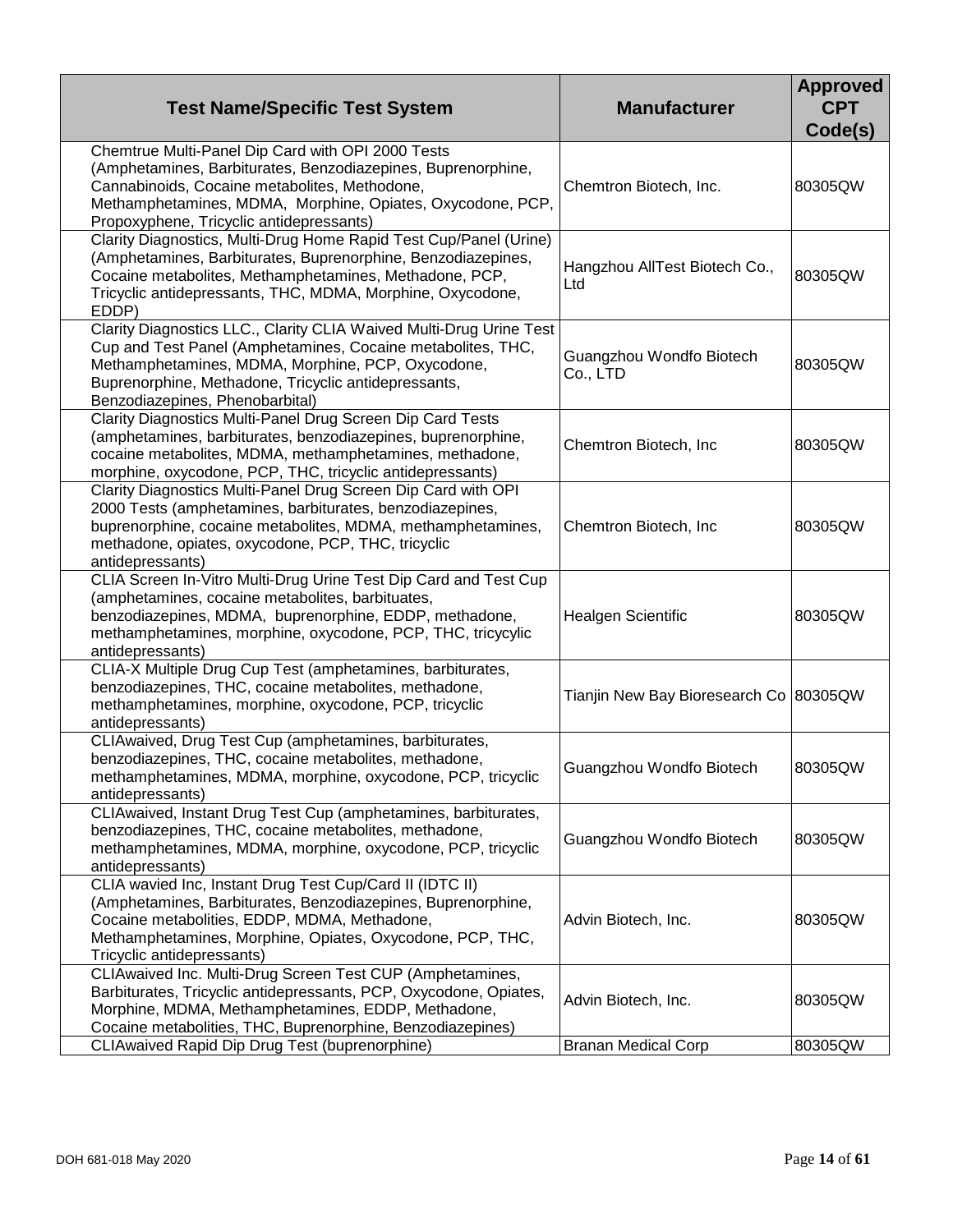| Test Name/Specific Test System | Manufacturer | Approved CPT Code(s) |
|---|---|---|
| Chemtrue Multi-Panel Dip Card with OPI 2000 Tests (Amphetamines, Barbiturates, Benzodiazepines, Buprenorphine, Cannabinoids, Cocaine metabolites, Methodone, Methamphetamines, MDMA, Morphine, Opiates, Oxycodone, PCP, Propoxyphene, Tricyclic antidepressants) | Chemtron Biotech, Inc. | 80305QW |
| Clarity Diagnostics, Multi-Drug Home Rapid Test Cup/Panel (Urine) (Amphetamines, Barbiturates, Buprenorphine, Benzodiazepines, Cocaine metabolites, Methamphetamines, Methadone, PCP, Tricyclic antidepressants, THC, MDMA, Morphine, Oxycodone, EDDP) | Hangzhou AllTest Biotech Co., Ltd | 80305QW |
| Clarity Diagnostics LLC., Clarity CLIA Waived Multi-Drug Urine Test Cup and Test Panel (Amphetamines, Cocaine metabolites, THC, Methamphetamines, MDMA, Morphine, PCP, Oxycodone, Buprenorphine, Methadone, Tricyclic antidepressants, Benzodiazepines, Phenobarbital) | Guangzhou Wondfo Biotech Co., LTD | 80305QW |
| Clarity Diagnostics Multi-Panel Drug Screen Dip Card Tests (amphetamines, barbiturates, benzodiazepines, buprenorphine, cocaine metabolites, MDMA, methamphetamines, methadone, morphine, oxycodone, PCP, THC, tricyclic antidepressants) | Chemtron Biotech, Inc | 80305QW |
| Clarity Diagnostics Multi-Panel Drug Screen Dip Card with OPI 2000 Tests (amphetamines, barbiturates, benzodiazepines, buprenorphine, cocaine metabolites, MDMA, methamphetamines, methadone, opiates, oxycodone, PCP, THC, tricyclic antidepressants) | Chemtron Biotech, Inc | 80305QW |
| CLIA Screen In-Vitro Multi-Drug Urine Test Dip Card and Test Cup (amphetamines, cocaine metabolites, barbituates, benzodiazepines, MDMA, buprenorphine, EDDP, methadone, methamphetamines, morphine, oxycodone, PCP, THC, tricycylic antidepressants) | Healgen Scientific | 80305QW |
| CLIA-X Multiple Drug Cup Test (amphetamines, barbiturates, benzodiazepines, THC, cocaine metabolites, methadone, methamphetamines, morphine, oxycodone, PCP, tricyclic antidepressants) | Tianjin New Bay Bioresearch Co | 80305QW |
| CLIAwaived, Drug Test Cup (amphetamines, barbiturates, benzodiazepines, THC, cocaine metabolites, methadone, methamphetamines, MDMA, morphine, oxycodone, PCP, tricyclic antidepressants) | Guangzhou Wondfo Biotech | 80305QW |
| CLIAwaived, Instant Drug Test Cup (amphetamines, barbiturates, benzodiazepines, THC, cocaine metabolites, methadone, methamphetamines, MDMA, morphine, oxycodone, PCP, tricyclic antidepressants) | Guangzhou Wondfo Biotech | 80305QW |
| CLIA wavied Inc, Instant Drug Test Cup/Card II (IDTC II) (Amphetamines, Barbiturates, Benzodiazepines, Buprenorphine, Cocaine metabolities, EDDP, MDMA, Methadone, Methamphetamines, Morphine, Opiates, Oxycodone, PCP, THC, Tricyclic antidepressants) | Advin Biotech, Inc. | 80305QW |
| CLIAwaived Inc. Multi-Drug Screen Test CUP (Amphetamines, Barbiturates, Tricyclic antidepressants, PCP, Oxycodone, Opiates, Morphine, MDMA, Methamphetamines, EDDP, Methadone, Cocaine metabolities, THC, Buprenorphine, Benzodiazepines) | Advin Biotech, Inc. | 80305QW |
| CLIAwaived Rapid Dip Drug Test (buprenorphine) | Branan Medical Corp | 80305QW |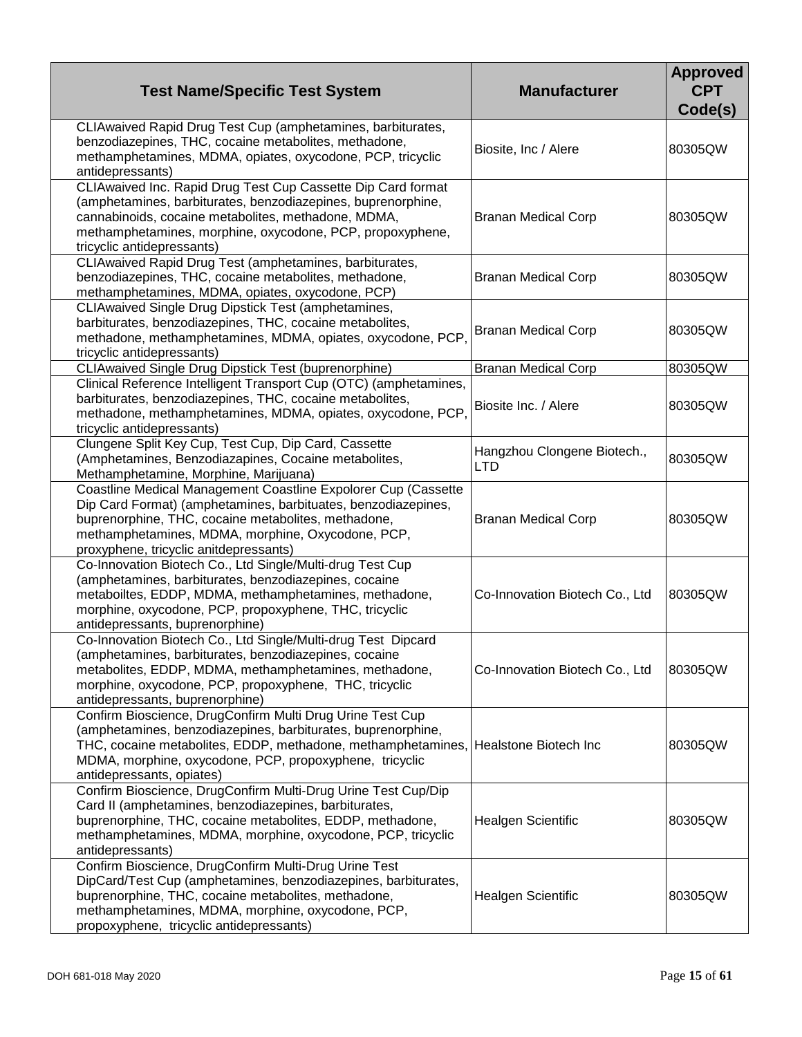| Test Name/Specific Test System | Manufacturer | Approved CPT Code(s) |
|---|---|---|
| CLIAwaived Rapid Drug Test Cup (amphetamines, barbiturates, benzodiazepines, THC, cocaine metabolites, methadone, methamphetamines, MDMA, opiates, oxycodone, PCP, tricyclic antidepressants) | Biosite, Inc / Alere | 80305QW |
| CLIAwaived Inc. Rapid Drug Test Cup Cassette Dip Card format (amphetamines, barbiturates, benzodiazepines, buprenorphine, cannabinoids, cocaine metabolites, methadone, MDMA, methamphetamines, morphine, oxycodone, PCP, propoxyphene, tricyclic antidepressants) | Branan Medical Corp | 80305QW |
| CLIAwaived Rapid Drug Test (amphetamines, barbiturates, benzodiazepines, THC, cocaine metabolites, methadone, methamphetamines, MDMA, opiates, oxycodone, PCP) | Branan Medical Corp | 80305QW |
| CLIAwaived Single Drug Dipstick Test (amphetamines, barbiturates, benzodiazepines, THC, cocaine metabolites, methadone, methamphetamines, MDMA, opiates, oxycodone, PCP, tricyclic antidepressants) | Branan Medical Corp | 80305QW |
| CLIAwaived Single Drug Dipstick Test (buprenorphine) | Branan Medical Corp | 80305QW |
| Clinical Reference Intelligent Transport Cup (OTC) (amphetamines, barbiturates, benzodiazepines, THC, cocaine metabolites, methadone, methamphetamines, MDMA, opiates, oxycodone, PCP, tricyclic antidepressants) | Biosite Inc. / Alere | 80305QW |
| Clungene Split Key Cup, Test Cup, Dip Card, Cassette (Amphetamines, Benzodiazapines, Cocaine metabolites, Methamphetamine, Morphine, Marijuana) | Hangzhou Clongene Biotech., LTD | 80305QW |
| Coastline Medical Management Coastline Explorer Cup (Cassette Dip Card Format) (amphetamines, barbituates, benzodiazepines, buprenorphine, THC, cocaine metabolites, methadone, methamphetamines, MDMA, morphine, Oxycodone, PCP, proxyphene, tricyclic anitdepressants) | Branan Medical Corp | 80305QW |
| Co-Innovation Biotech Co., Ltd Single/Multi-drug Test Cup (amphetamines, barbiturates, benzodiazepines, cocaine metaboiltes, EDDP, MDMA, methamphetamines, methadone, morphine, oxycodone, PCP, propoxyphene, THC, tricyclic antidepressants, buprenorphine) | Co-Innovation Biotech Co., Ltd | 80305QW |
| Co-Innovation Biotech Co., Ltd Single/Multi-drug Test Dipcard (amphetamines, barbiturates, benzodiazepines, cocaine metabolites, EDDP, MDMA, methamphetamines, methadone, morphine, oxycodone, PCP, propoxyphene, THC, tricyclic antidepressants, buprenorphine) | Co-Innovation Biotech Co., Ltd | 80305QW |
| Confirm Bioscience, DrugConfirm Multi Drug Urine Test Cup (amphetamines, benzodiazepines, barbiturates, buprenorphine, THC, cocaine metabolites, EDDP, methadone, methamphetamines, MDMA, morphine, oxycodone, PCP, propoxyphene, tricyclic antidepressants, opiates) | Healstone Biotech Inc | 80305QW |
| Confirm Bioscience, DrugConfirm Multi-Drug Urine Test Cup/Dip Card II (amphetamines, benzodiazepines, barbiturates, buprenorphine, THC, cocaine metabolites, EDDP, methadone, methamphetamines, MDMA, morphine, oxycodone, PCP, tricyclic antidepressants) | Healgen Scientific | 80305QW |
| Confirm Bioscience, DrugConfirm Multi-Drug Urine Test DipCard/Test Cup (amphetamines, benzodiazepines, barbiturates, buprenorphine, THC, cocaine metabolites, methadone, methamphetamines, MDMA, morphine, oxycodone, PCP, propoxyphene, tricyclic antidepressants) | Healgen Scientific | 80305QW |

DOH 681-018 May 2020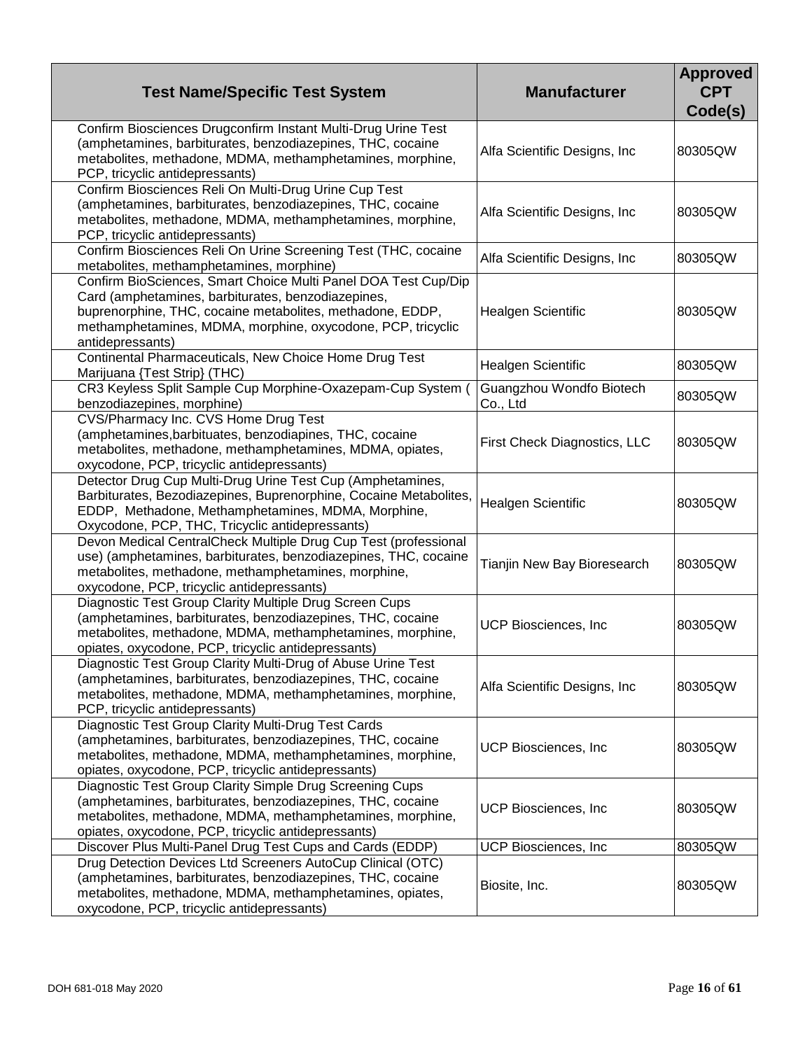| Test Name/Specific Test System | Manufacturer | Approved CPT Code(s) |
|---|---|---|
| Confirm Biosciences Drugconfirm Instant Multi-Drug Urine Test (amphetamines, barbiturates, benzodiazepines, THC, cocaine metabolites, methadone, MDMA, methamphetamines, morphine, PCP, tricyclic antidepressants) | Alfa Scientific Designs, Inc | 80305QW |
| Confirm Biosciences Reli On Multi-Drug Urine Cup Test (amphetamines, barbiturates, benzodiazepines, THC, cocaine metabolites, methadone, MDMA, methamphetamines, morphine, PCP, tricyclic antidepressants) | Alfa Scientific Designs, Inc | 80305QW |
| Confirm Biosciences Reli On Urine Screening Test (THC, cocaine metabolites, methamphetamines, morphine) | Alfa Scientific Designs, Inc | 80305QW |
| Confirm BioSciences, Smart Choice Multi Panel DOA Test Cup/Dip Card (amphetamines, barbiturates, benzodiazepines, buprenorphine, THC, cocaine metabolites, methadone, EDDP, methamphetamines, MDMA, morphine, oxycodone, PCP, tricyclic antidepressants) | Healgen Scientific | 80305QW |
| Continental Pharmaceuticals, New Choice Home Drug Test Marijuana {Test Strip} (THC) | Healgen Scientific | 80305QW |
| CR3 Keyless Split Sample Cup Morphine-Oxazepam-Cup System ( benzodiazepines, morphine) | Guangzhou Wondfo Biotech Co., Ltd | 80305QW |
| CVS/Pharmacy Inc. CVS Home Drug Test (amphetamines,barbituates, benzodiapines, THC, cocaine metabolites, methadone, methamphetamines, MDMA, opiates, oxycodone, PCP, tricyclic antidepressants) | First Check Diagnostics, LLC | 80305QW |
| Detector Drug Cup Multi-Drug Urine Test Cup (Amphetamines, Barbiturates, Bezodiazepines, Buprenorphine, Cocaine Metabolites, EDDP, Methadone, Methamphetamines, MDMA, Morphine, Oxycodone, PCP, THC, Tricyclic antidepressants) | Healgen Scientific | 80305QW |
| Devon Medical CentralCheck Multiple Drug Cup Test (professional use) (amphetamines, barbiturates, benzodiazepines, THC, cocaine metabolites, methadone, methamphetamines, morphine, oxycodone, PCP, tricyclic antidepressants) | Tianjin New Bay Bioresearch | 80305QW |
| Diagnostic Test Group Clarity Multiple Drug Screen Cups (amphetamines, barbiturates, benzodiazepines, THC, cocaine metabolites, methadone, MDMA, methamphetamines, morphine, opiates, oxycodone, PCP, tricyclic antidepressants) | UCP Biosciences, Inc | 80305QW |
| Diagnostic Test Group Clarity Multi-Drug of Abuse Urine Test (amphetamines, barbiturates, benzodiazepines, THC, cocaine metabolites, methadone, MDMA, methamphetamines, morphine, PCP, tricyclic antidepressants) | Alfa Scientific Designs, Inc | 80305QW |
| Diagnostic Test Group Clarity Multi-Drug Test Cards (amphetamines, barbiturates, benzodiazepines, THC, cocaine metabolites, methadone, MDMA, methamphetamines, morphine, opiates, oxycodone, PCP, tricyclic antidepressants) | UCP Biosciences, Inc | 80305QW |
| Diagnostic Test Group Clarity Simple Drug Screening Cups (amphetamines, barbiturates, benzodiazepines, THC, cocaine metabolites, methadone, MDMA, methamphetamines, morphine, opiates, oxycodone, PCP, tricyclic antidepressants) | UCP Biosciences, Inc | 80305QW |
| Discover Plus Multi-Panel Drug Test Cups and Cards (EDDP) | UCP Biosciences, Inc | 80305QW |
| Drug Detection Devices Ltd Screeners AutoCup Clinical (OTC) (amphetamines, barbiturates, benzodiazepines, THC, cocaine metabolites, methadone, MDMA, methamphetamines, opiates, oxycodone, PCP, tricyclic antidepressants) | Biosite, Inc. | 80305QW |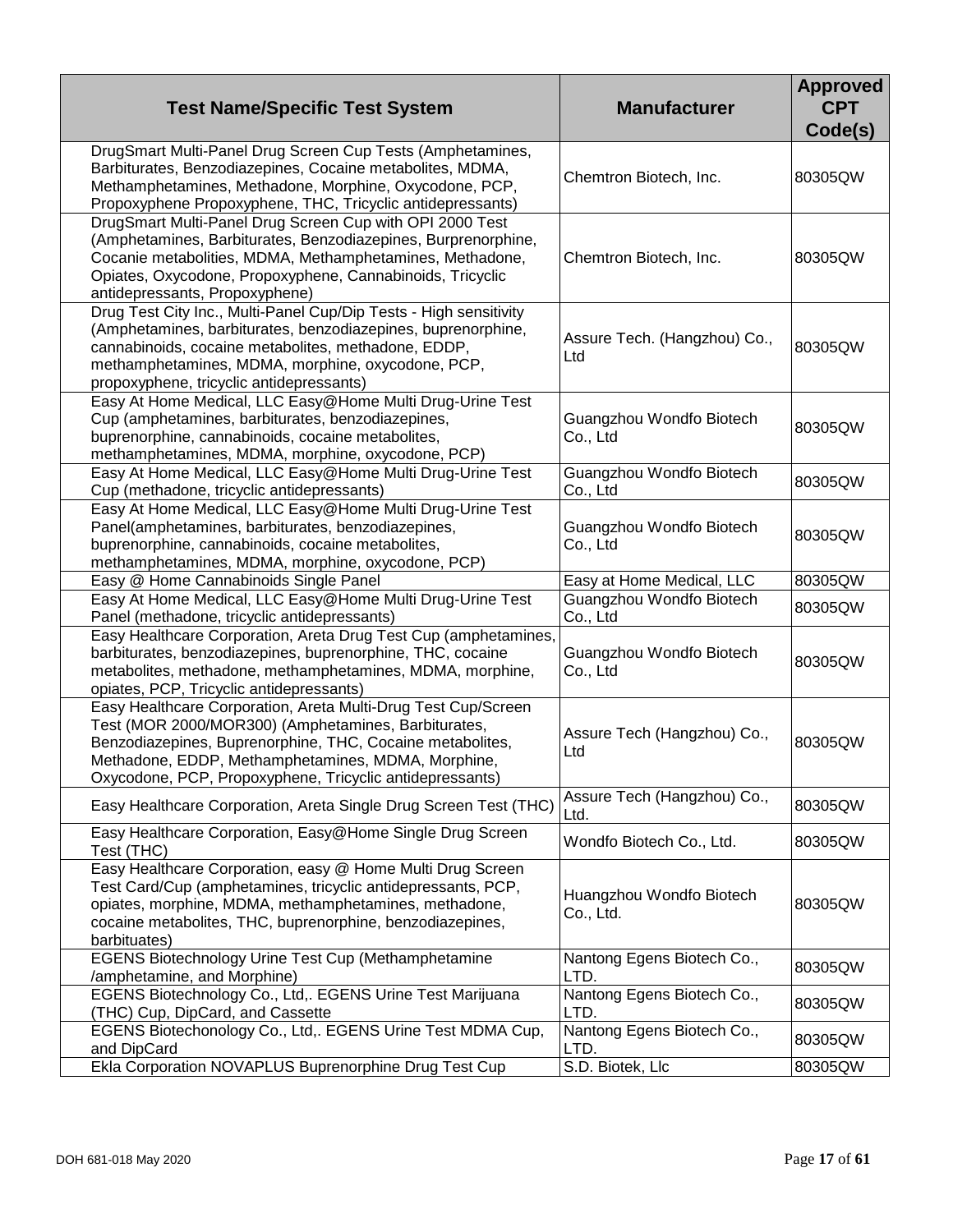| Test Name/Specific Test System | Manufacturer | Approved CPT Code(s) |
|---|---|---|
| DrugSmart Multi-Panel Drug Screen Cup Tests (Amphetamines, Barbiturates, Benzodiazepines, Cocaine metabolites, MDMA, Methamphetamines, Methadone, Morphine, Oxycodone, PCP, Propoxyphene Propoxyphene, THC, Tricyclic antidepressants) | Chemtron Biotech, Inc. | 80305QW |
| DrugSmart Multi-Panel Drug Screen Cup with OPI 2000 Test (Amphetamines, Barbiturates, Benzodiazepines, Burprenorphine, Cocanie metabolities, MDMA, Methamphetamines, Methadone, Opiates, Oxycodone, Propoxyphene, Cannabinoids, Tricyclic antidepressants, Propoxyphene) | Chemtron Biotech, Inc. | 80305QW |
| Drug Test City Inc., Multi-Panel Cup/Dip Tests - High sensitivity (Amphetamines, barbiturates, benzodiazepines, buprenorphine, cannabinoids, cocaine metabolites, methadone, EDDP, methamphetamines, MDMA, morphine, oxycodone, PCP, propoxyphene, tricyclic antidepressants) | Assure Tech. (Hangzhou) Co., Ltd | 80305QW |
| Easy At Home Medical, LLC Easy@Home Multi Drug-Urine Test Cup (amphetamines, barbiturates, benzodiazepines, buprenorphine, cannabinoids, cocaine metabolites, methamphetamines, MDMA, morphine, oxycodone, PCP) | Guangzhou Wondfo Biotech Co., Ltd | 80305QW |
| Easy At Home Medical, LLC Easy@Home Multi Drug-Urine Test Cup (methadone, tricyclic antidepressants) | Guangzhou Wondfo Biotech Co., Ltd | 80305QW |
| Easy At Home Medical, LLC Easy@Home Multi Drug-Urine Test Panel(amphetamines, barbiturates, benzodiazepines, buprenorphine, cannabinoids, cocaine metabolites, methamphetamines, MDMA, morphine, oxycodone, PCP) | Guangzhou Wondfo Biotech Co., Ltd | 80305QW |
| Easy @ Home Cannabinoids Single Panel | Easy at Home Medical, LLC | 80305QW |
| Easy At Home Medical, LLC Easy@Home Multi Drug-Urine Test Panel (methadone, tricyclic antidepressants) | Guangzhou Wondfo Biotech Co., Ltd | 80305QW |
| Easy Healthcare Corporation, Areta Drug Test Cup (amphetamines, barbiturates, benzodiazepines, buprenorphine, THC, cocaine metabolites, methadone, methamphetamines, MDMA, morphine, opiates, PCP, Tricyclic antidepressants) | Guangzhou Wondfo Biotech Co., Ltd | 80305QW |
| Easy Healthcare Corporation, Areta Multi-Drug Test Cup/Screen Test (MOR 2000/MOR300) (Amphetamines, Barbiturates, Benzodiazepines, Buprenorphine, THC, Cocaine metabolites, Methadone, EDDP, Methamphetamines, MDMA, Morphine, Oxycodone, PCP, Propoxyphene, Tricyclic antidepressants) | Assure Tech (Hangzhou) Co., Ltd | 80305QW |
| Easy Healthcare Corporation, Areta Single Drug Screen Test (THC) | Assure Tech (Hangzhou) Co., Ltd. | 80305QW |
| Easy Healthcare Corporation, Easy@Home Single Drug Screen Test (THC) | Wondfo Biotech Co., Ltd. | 80305QW |
| Easy Healthcare Corporation, easy @ Home Multi Drug Screen Test Card/Cup (amphetamines, tricyclic antidepressants, PCP, opiates, morphine, MDMA, methamphetamines, methadone, cocaine metabolites, THC, buprenorphine, benzodiazepines, barbituates) | Huangzhou Wondfo Biotech Co., Ltd. | 80305QW |
| EGENS Biotechnology Urine Test Cup (Methamphetamine /amphetamine, and Morphine) | Nantong Egens Biotech Co., LTD. | 80305QW |
| EGENS Biotechnology Co., Ltd,. EGENS Urine Test Marijuana (THC) Cup, DipCard, and Cassette | Nantong Egens Biotech Co., LTD. | 80305QW |
| EGENS Biotechonology Co., Ltd,. EGENS Urine Test MDMA Cup, and DipCard | Nantong Egens Biotech Co., LTD. | 80305QW |
| Ekla Corporation NOVAPLUS Buprenorphine Drug Test Cup | S.D. Biotek, Llc | 80305QW |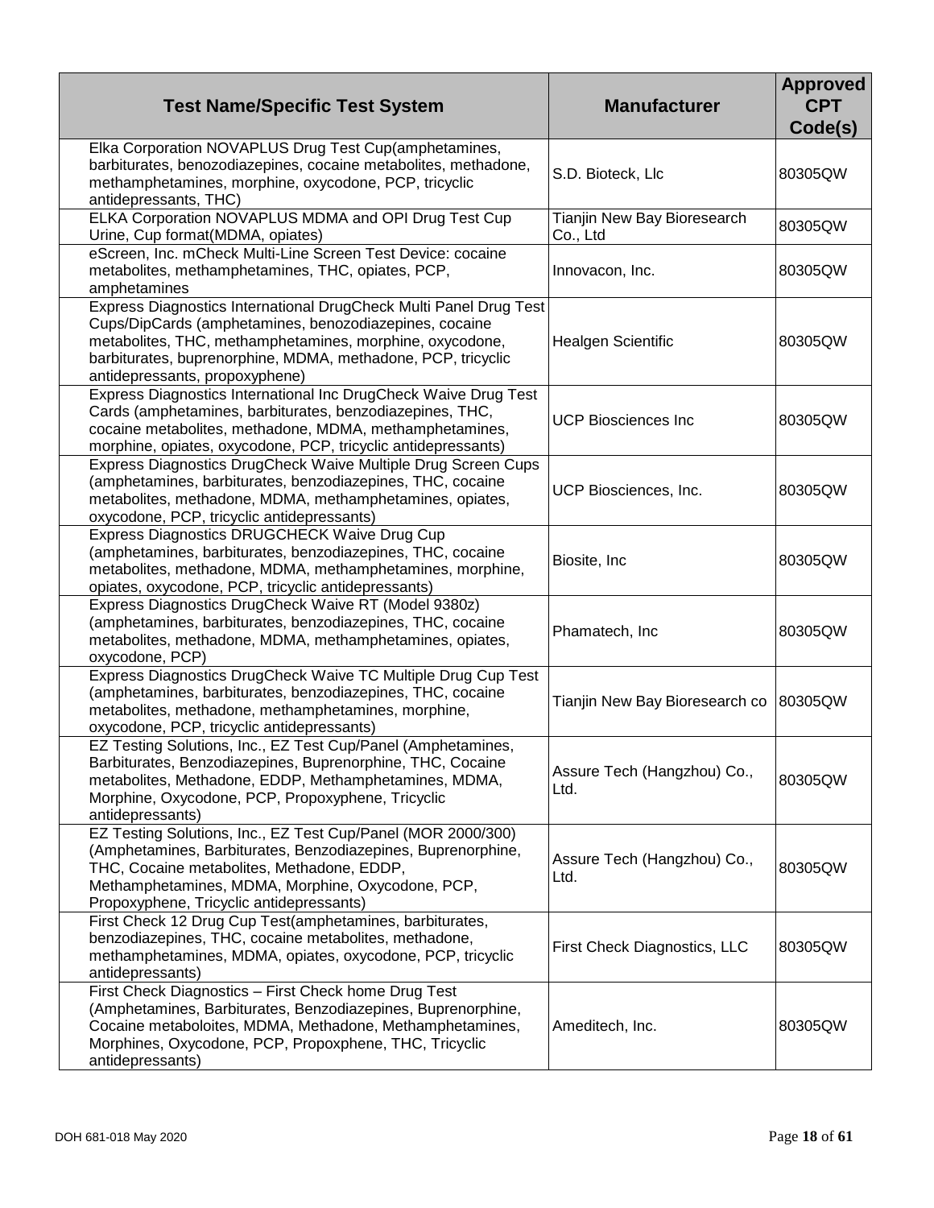| Test Name/Specific Test System | Manufacturer | Approved CPT Code(s) |
|---|---|---|
| Elka Corporation NOVAPLUS Drug Test Cup(amphetamines, barbiturates, benozodiazepines, cocaine metabolites, methadone, methamphetamines, morphine, oxycodone, PCP, tricyclic antidepressants, THC) | S.D. Bioteck, Llc | 80305QW |
| ELKA Corporation NOVAPLUS MDMA and OPI Drug Test Cup Urine, Cup format(MDMA, opiates) | Tianjin New Bay Bioresearch Co., Ltd | 80305QW |
| eScreen, Inc. mCheck Multi-Line Screen Test Device: cocaine metabolites, methamphetamines, THC, opiates, PCP, amphetamines | Innovacon, Inc. | 80305QW |
| Express Diagnostics International DrugCheck Multi Panel Drug Test Cups/DipCards (amphetamines, benozodiazepines, cocaine metabolites, THC, methamphetamines, morphine, oxycodone, barbiturates, buprenorphine, MDMA, methadone, PCP, tricyclic antidepressants, propoxyphene) | Healgen Scientific | 80305QW |
| Express Diagnostics International Inc DrugCheck Waive Drug Test Cards (amphetamines, barbiturates, benzodiazepines, THC, cocaine metabolites, methadone, MDMA, methamphetamines, morphine, opiates, oxycodone, PCP, tricyclic antidepressants) | UCP Biosciences Inc | 80305QW |
| Express Diagnostics DrugCheck Waive Multiple Drug Screen Cups (amphetamines, barbiturates, benzodiazepines, THC, cocaine metabolites, methadone, MDMA, methamphetamines, opiates, oxycodone, PCP, tricyclic antidepressants) | UCP Biosciences, Inc. | 80305QW |
| Express Diagnostics DRUGCHECK Waive Drug Cup (amphetamines, barbiturates, benzodiazepines, THC, cocaine metabolites, methadone, MDMA, methamphetamines, morphine, opiates, oxycodone, PCP, tricyclic antidepressants) | Biosite, Inc | 80305QW |
| Express Diagnostics DrugCheck Waive RT (Model 9380z) (amphetamines, barbiturates, benzodiazepines, THC, cocaine metabolites, methadone, MDMA, methamphetamines, opiates, oxycodone, PCP) | Phamatech, Inc | 80305QW |
| Express Diagnostics DrugCheck Waive TC Multiple Drug Cup Test (amphetamines, barbiturates, benzodiazepines, THC, cocaine metabolites, methadone, methamphetamines, morphine, oxycodone, PCP, tricyclic antidepressants) | Tianjin New Bay Bioresearch co | 80305QW |
| EZ Testing Solutions, Inc., EZ Test Cup/Panel (Amphetamines, Barbiturates, Benzodiazepines, Buprenorphine, THC, Cocaine metabolites, Methadone, EDDP, Methamphetamines, MDMA, Morphine, Oxycodone, PCP, Propoxyphene, Tricyclic antidepressants) | Assure Tech (Hangzhou) Co., Ltd. | 80305QW |
| EZ Testing Solutions, Inc., EZ Test Cup/Panel (MOR 2000/300) (Amphetamines, Barbiturates, Benzodiazepines, Buprenorphine, THC, Cocaine metabolites, Methadone, EDDP, Methamphetamines, MDMA, Morphine, Oxycodone, PCP, Propoxyphene, Tricyclic antidepressants) | Assure Tech (Hangzhou) Co., Ltd. | 80305QW |
| First Check 12 Drug Cup Test(amphetamines, barbiturates, benzodiazepines, THC, cocaine metabolites, methadone, methamphetamines, MDMA, opiates, oxycodone, PCP, tricyclic antidepressants) | First Check Diagnostics, LLC | 80305QW |
| First Check Diagnostics – First Check home Drug Test (Amphetamines, Barbiturates, Benzodiazepines, Buprenorphine, Cocaine metaboloites, MDMA, Methadone, Methamphetamines, Morphines, Oxycodone, PCP, Propoxphene, THC, Tricyclic antidepressants) | Ameditech, Inc. | 80305QW |

DOH 681-018 May 2020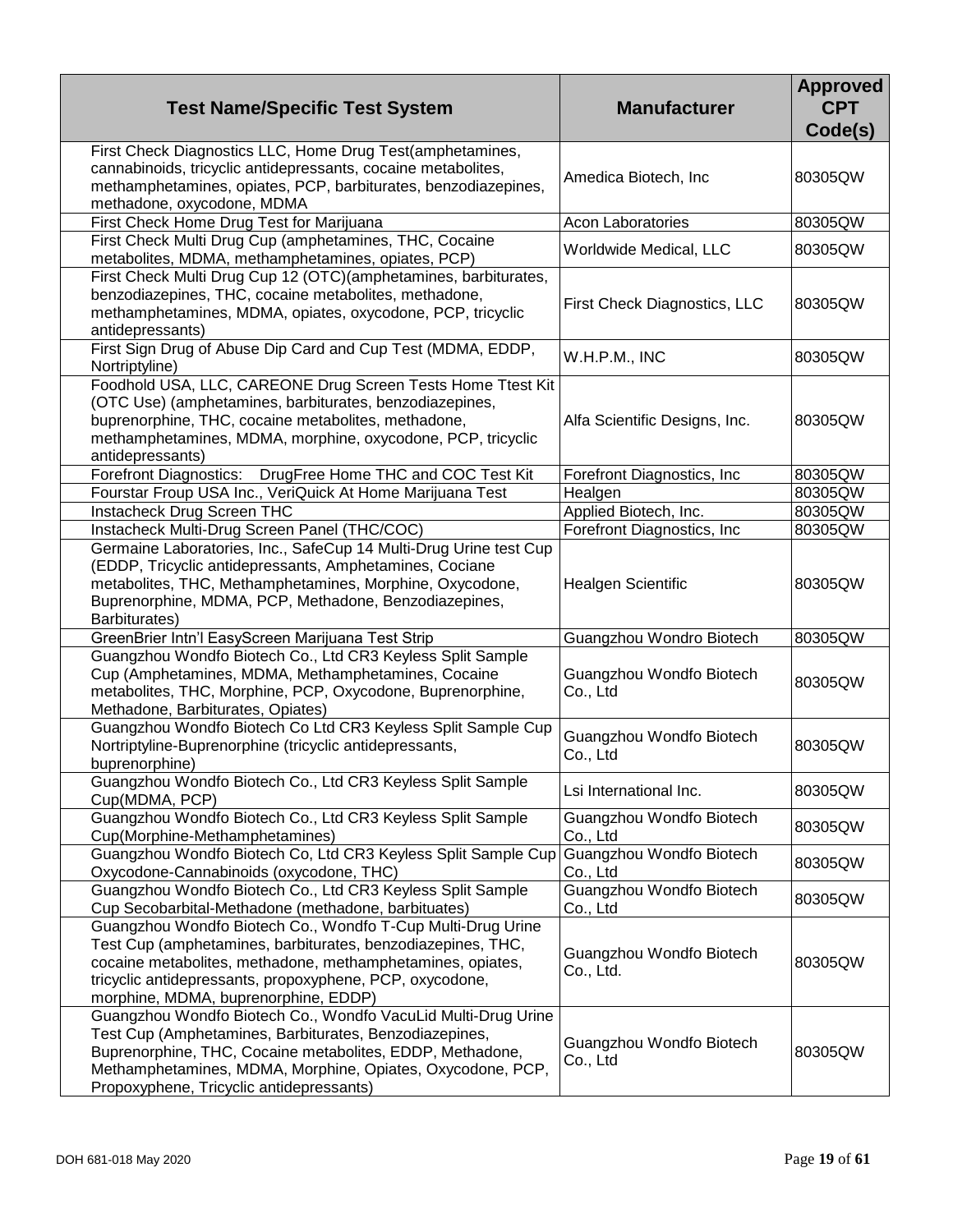| Test Name/Specific Test System | Manufacturer | Approved CPT Code(s) |
| --- | --- | --- |
| First Check Diagnostics LLC, Home Drug Test(amphetamines, cannabinoids, tricyclic antidepressants, cocaine metabolites, methamphetamines, opiates, PCP, barbiturates, benzodiazepines, methadone, oxycodone, MDMA | Amedica Biotech, Inc | 80305QW |
| First Check Home Drug Test for Marijuana | Acon Laboratories | 80305QW |
| First Check Multi Drug Cup (amphetamines, THC, Cocaine metabolites, MDMA, methamphetamines, opiates, PCP) | Worldwide Medical, LLC | 80305QW |
| First Check Multi Drug Cup 12 (OTC)(amphetamines, barbiturates, benzodiazepines, THC, cocaine metabolites, methadone, methamphetamines, MDMA, opiates, oxycodone, PCP, tricyclic antidepressants) | First Check Diagnostics, LLC | 80305QW |
| First Sign Drug of Abuse Dip Card and Cup Test (MDMA, EDDP, Nortriptyline) | W.H.P.M., INC | 80305QW |
| Foodhold USA, LLC, CAREONE Drug Screen Tests Home Ttest Kit (OTC Use) (amphetamines, barbiturates, benzodiazepines, buprenorphine, THC, cocaine metabolites, methadone, methamphetamines, MDMA, morphine, oxycodone, PCP, tricyclic antidepressants) | Alfa Scientific Designs, Inc. | 80305QW |
| Forefront Diagnostics: DrugFree Home THC and COC Test Kit | Forefront Diagnostics, Inc | 80305QW |
| Fourstar Froup USA Inc., VeriQuick At Home Marijuana Test | Healgen | 80305QW |
| Instacheck Drug Screen THC | Applied Biotech, Inc. | 80305QW |
| Instacheck Multi-Drug Screen Panel (THC/COC) | Forefront Diagnostics, Inc | 80305QW |
| Germaine Laboratories, Inc., SafeCup 14 Multi-Drug Urine test Cup (EDDP, Tricyclic antidepressants, Amphetamines, Cociane metabolites, THC, Methamphetamines, Morphine, Oxycodone, Buprenorphine, MDMA, PCP, Methadone, Benzodiazepines, Barbiturates) | Healgen Scientific | 80305QW |
| GreenBrier Intn'l EasyScreen Marijuana Test Strip | Guangzhou Wondro Biotech | 80305QW |
| Guangzhou Wondfo Biotech Co., Ltd CR3 Keyless Split Sample Cup (Amphetamines, MDMA, Methamphetamines, Cocaine metabolites, THC, Morphine, PCP, Oxycodone, Buprenorphine, Methadone, Barbiturates, Opiates) | Guangzhou Wondfo Biotech Co., Ltd | 80305QW |
| Guangzhou Wondfo Biotech Co Ltd CR3 Keyless Split Sample Cup Nortriptyline-Buprenorphine (tricyclic antidepressants, buprenorphine) | Guangzhou Wondfo Biotech Co., Ltd | 80305QW |
| Guangzhou Wondfo Biotech Co., Ltd CR3 Keyless Split Sample Cup(MDMA, PCP) | Lsi International Inc. | 80305QW |
| Guangzhou Wondfo Biotech Co., Ltd CR3 Keyless Split Sample Cup(Morphine-Methamphetamines) | Guangzhou Wondfo Biotech Co., Ltd | 80305QW |
| Guangzhou Wondfo Biotech Co, Ltd CR3 Keyless Split Sample Cup Oxycodone-Cannabinoids (oxycodone, THC) | Guangzhou Wondfo Biotech Co., Ltd | 80305QW |
| Guangzhou Wondfo Biotech Co., Ltd CR3 Keyless Split Sample Cup Secobarbital-Methadone (methadone, barbituates) | Guangzhou Wondfo Biotech Co., Ltd | 80305QW |
| Guangzhou Wondfo Biotech Co., Wondfo T-Cup Multi-Drug Urine Test Cup (amphetamines, barbiturates, benzodiazepines, THC, cocaine metabolites, methadone, methamphetamines, opiates, tricyclic antidepressants, propoxyphene, PCP, oxycodone, morphine, MDMA, buprenorphine, EDDP) | Guangzhou Wondfo Biotech Co., Ltd. | 80305QW |
| Guangzhou Wondfo Biotech Co., Wondfo VacuLid Multi-Drug Urine Test Cup (Amphetamines, Barbiturates, Benzodiazepines, Buprenorphine, THC, Cocaine metabolites, EDDP, Methadone, Methamphetamines, MDMA, Morphine, Opiates, Oxycodone, PCP, Propoxyphene, Tricyclic antidepressants) | Guangzhou Wondfo Biotech Co., Ltd | 80305QW |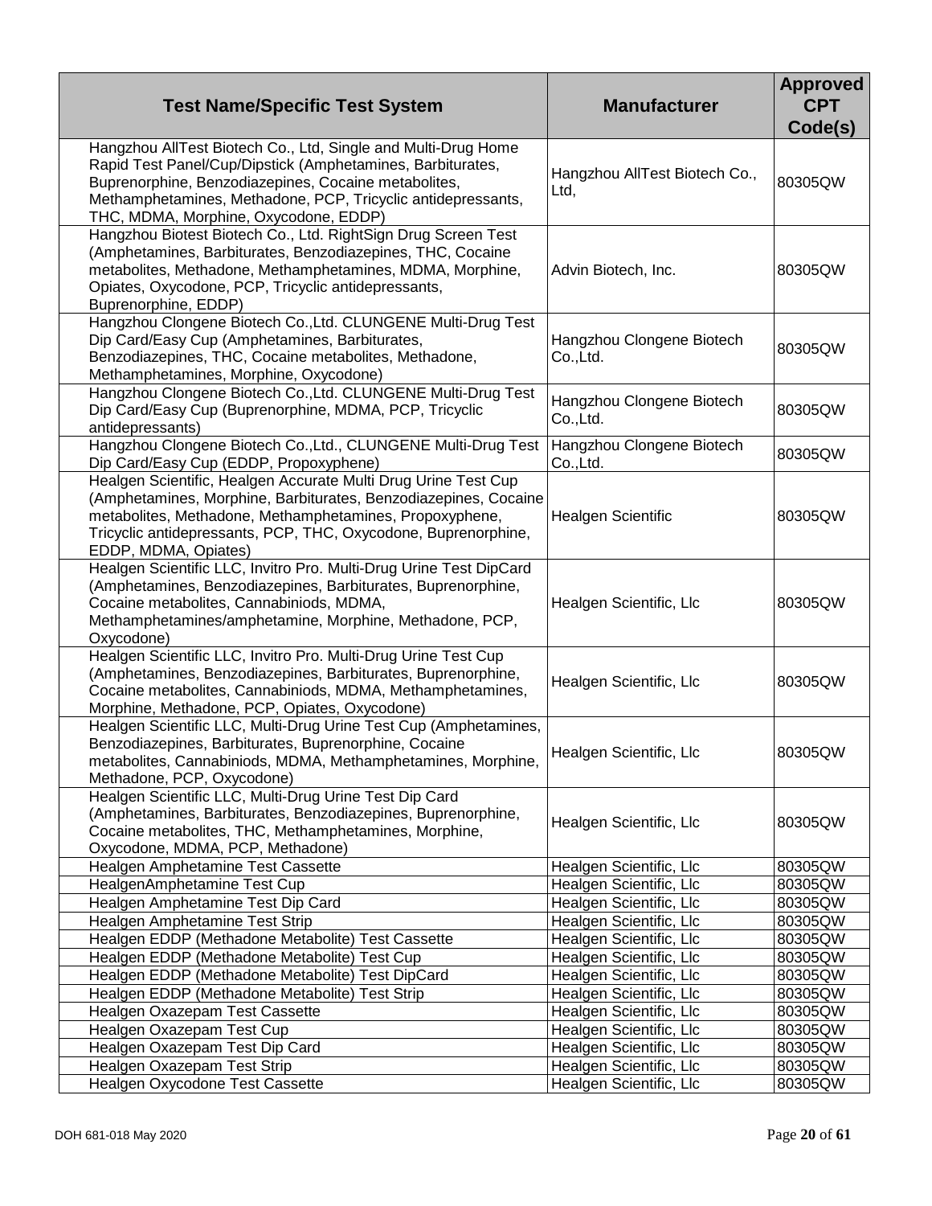| Test Name/Specific Test System | Manufacturer | Approved CPT Code(s) |
|---|---|---|
| Hangzhou AllTest Biotech Co., Ltd, Single and Multi-Drug Home Rapid Test Panel/Cup/Dipstick (Amphetamines, Barbiturates, Buprenorphine, Benzodiazepines, Cocaine metabolites, Methamphetamines, Methadone, PCP, Tricyclic antidepressants, THC, MDMA, Morphine, Oxycodone, EDDP) | Hangzhou AllTest Biotech Co., Ltd, | 80305QW |
| Hangzhou Biotest Biotech Co., Ltd. RightSign Drug Screen Test (Amphetamines, Barbiturates, Benzodiazepines, THC, Cocaine metabolites, Methadone, Methamphetamines, MDMA, Morphine, Opiates, Oxycodone, PCP, Tricyclic antidepressants, Buprenorphine, EDDP) | Advin Biotech, Inc. | 80305QW |
| Hangzhou Clongene Biotech Co.,Ltd. CLUNGENE Multi-Drug Test Dip Card/Easy Cup (Amphetamines, Barbiturates, Benzodiazepines, THC, Cocaine metabolites, Methadone, Methamphetamines, Morphine, Oxycodone) | Hangzhou Clongene Biotech Co.,Ltd. | 80305QW |
| Hangzhou Clongene Biotech Co.,Ltd. CLUNGENE Multi-Drug Test Dip Card/Easy Cup (Buprenorphine, MDMA, PCP, Tricyclic antidepressants) | Hangzhou Clongene Biotech Co.,Ltd. | 80305QW |
| Hangzhou Clongene Biotech Co.,Ltd., CLUNGENE Multi-Drug Test Dip Card/Easy Cup (EDDP, Propoxyphene) | Hangzhou Clongene Biotech Co.,Ltd. | 80305QW |
| Healgen Scientific, Healgen Accurate Multi Drug Urine Test Cup (Amphetamines, Morphine, Barbiturates, Benzodiazepines, Cocaine metabolites, Methadone, Methamphetamines, Propoxyphene, Tricyclic antidepressants, PCP, THC, Oxycodone, Buprenorphine, EDDP, MDMA, Opiates) | Healgen Scientific | 80305QW |
| Healgen Scientific LLC, Invitro Pro. Multi-Drug Urine Test DipCard (Amphetamines, Benzodiazepines, Barbiturates, Buprenorphine, Cocaine metabolites, Cannabiniods, MDMA, Methamphetamines/amphetamine, Morphine, Methadone, PCP, Oxycodone) | Healgen Scientific, Llc | 80305QW |
| Healgen Scientific LLC, Invitro Pro. Multi-Drug Urine Test Cup (Amphetamines, Benzodiazepines, Barbiturates, Buprenorphine, Cocaine metabolites, Cannabiniods, MDMA, Methamphetamines, Morphine, Methadone, PCP, Opiates, Oxycodone) | Healgen Scientific, Llc | 80305QW |
| Healgen Scientific LLC, Multi-Drug Urine Test Cup (Amphetamines, Benzodiazepines, Barbiturates, Buprenorphine, Cocaine metabolites, Cannabiniods, MDMA, Methamphetamines, Morphine, Methadone, PCP, Oxycodone) | Healgen Scientific, Llc | 80305QW |
| Healgen Scientific LLC, Multi-Drug Urine Test Dip Card (Amphetamines, Barbiturates, Benzodiazepines, Buprenorphine, Cocaine metabolites, THC, Methamphetamines, Morphine, Oxycodone, MDMA, PCP, Methadone) | Healgen Scientific, Llc | 80305QW |
| Healgen Amphetamine Test Cassette | Healgen Scientific, Llc | 80305QW |
| HealgenAmphetamine Test Cup | Healgen Scientific, Llc | 80305QW |
| Healgen Amphetamine Test Dip Card | Healgen Scientific, Llc | 80305QW |
| Healgen Amphetamine Test Strip | Healgen Scientific, Llc | 80305QW |
| Healgen EDDP (Methadone Metabolite) Test Cassette | Healgen Scientific, Llc | 80305QW |
| Healgen EDDP (Methadone Metabolite) Test Cup | Healgen Scientific, Llc | 80305QW |
| Healgen EDDP (Methadone Metabolite) Test DipCard | Healgen Scientific, Llc | 80305QW |
| Healgen EDDP (Methadone Metabolite) Test Strip | Healgen Scientific, Llc | 80305QW |
| Healgen Oxazepam Test Cassette | Healgen Scientific, Llc | 80305QW |
| Healgen Oxazepam Test Cup | Healgen Scientific, Llc | 80305QW |
| Healgen Oxazepam Test Dip Card | Healgen Scientific, Llc | 80305QW |
| Healgen Oxazepam Test Strip | Healgen Scientific, Llc | 80305QW |
| Healgen Oxycodone Test Cassette | Healgen Scientific, Llc | 80305QW |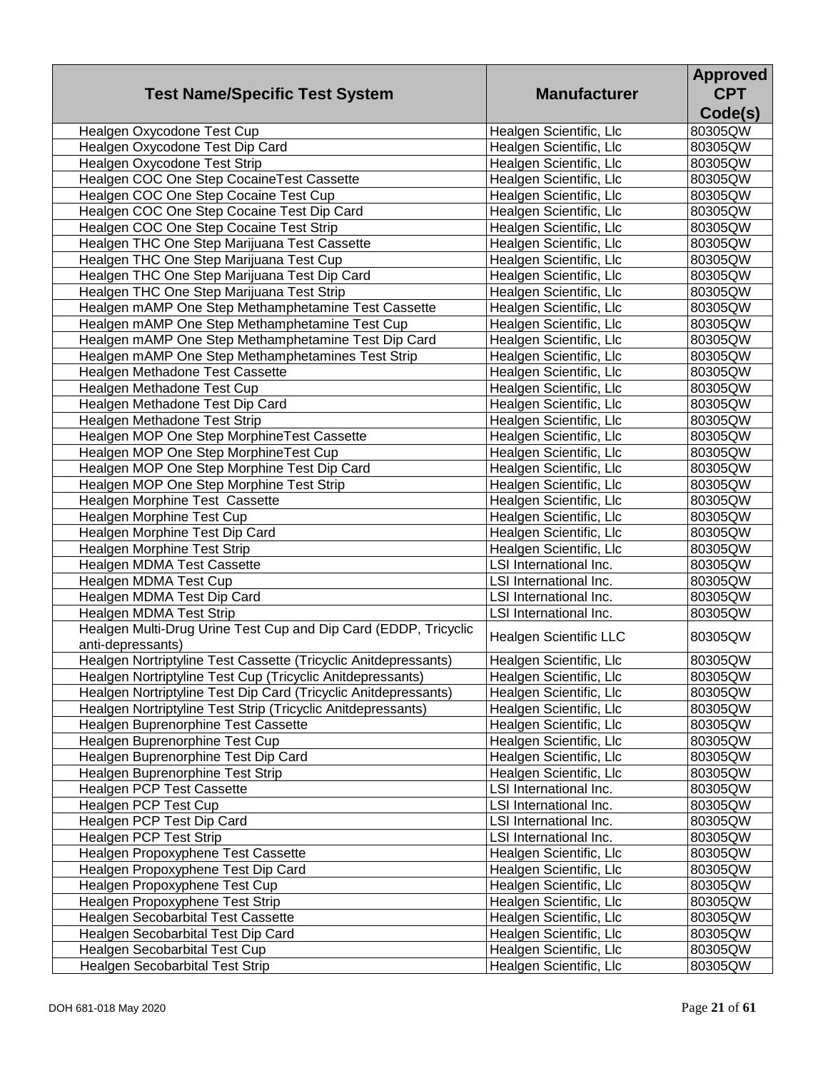| Test Name/Specific Test System | Manufacturer | Approved CPT Code(s) |
|---|---|---|
| Healgen Oxycodone Test Cup | Healgen Scientific, Llc | 80305QW |
| Healgen Oxycodone Test Dip Card | Healgen Scientific, Llc | 80305QW |
| Healgen Oxycodone Test Strip | Healgen Scientific, Llc | 80305QW |
| Healgen COC One Step CocaineTest Cassette | Healgen Scientific, Llc | 80305QW |
| Healgen COC One Step Cocaine Test Cup | Healgen Scientific, Llc | 80305QW |
| Healgen COC One Step Cocaine Test Dip Card | Healgen Scientific, Llc | 80305QW |
| Healgen COC One Step Cocaine Test Strip | Healgen Scientific, Llc | 80305QW |
| Healgen THC One Step Marijuana Test Cassette | Healgen Scientific, Llc | 80305QW |
| Healgen THC One Step Marijuana Test Cup | Healgen Scientific, Llc | 80305QW |
| Healgen THC One Step Marijuana Test Dip Card | Healgen Scientific, Llc | 80305QW |
| Healgen THC One Step Marijuana Test Strip | Healgen Scientific, Llc | 80305QW |
| Healgen mAMP One Step Methamphetamine Test Cassette | Healgen Scientific, Llc | 80305QW |
| Healgen mAMP One Step Methamphetamine Test Cup | Healgen Scientific, Llc | 80305QW |
| Healgen mAMP One Step Methamphetamine Test Dip Card | Healgen Scientific, Llc | 80305QW |
| Healgen mAMP One Step Methamphetamines Test Strip | Healgen Scientific, Llc | 80305QW |
| Healgen Methadone Test Cassette | Healgen Scientific, Llc | 80305QW |
| Healgen Methadone Test Cup | Healgen Scientific, Llc | 80305QW |
| Healgen Methadone Test Dip Card | Healgen Scientific, Llc | 80305QW |
| Healgen Methadone Test Strip | Healgen Scientific, Llc | 80305QW |
| Healgen MOP One Step MorphineTest Cassette | Healgen Scientific, Llc | 80305QW |
| Healgen MOP One Step MorphineTest Cup | Healgen Scientific, Llc | 80305QW |
| Healgen MOP One Step Morphine Test Dip Card | Healgen Scientific, Llc | 80305QW |
| Healgen MOP One Step Morphine Test Strip | Healgen Scientific, Llc | 80305QW |
| Healgen Morphine Test Cassette | Healgen Scientific, Llc | 80305QW |
| Healgen Morphine Test Cup | Healgen Scientific, Llc | 80305QW |
| Healgen Morphine Test Dip Card | Healgen Scientific, Llc | 80305QW |
| Healgen Morphine Test Strip | Healgen Scientific, Llc | 80305QW |
| Healgen MDMA Test Cassette | LSI International Inc. | 80305QW |
| Healgen MDMA Test Cup | LSI International Inc. | 80305QW |
| Healgen MDMA Test Dip Card | LSI International Inc. | 80305QW |
| Healgen MDMA Test Strip | LSI International Inc. | 80305QW |
| Healgen Multi-Drug Urine Test Cup and Dip Card (EDDP, Tricyclic anti-depressants) | Healgen Scientific LLC | 80305QW |
| Healgen Nortriptyline Test Cassette (Tricyclic Anitdepressants) | Healgen Scientific, Llc | 80305QW |
| Healgen Nortriptyline Test Cup (Tricyclic Anitdepressants) | Healgen Scientific, Llc | 80305QW |
| Healgen Nortriptyline Test Dip Card (Tricyclic Anitdepressants) | Healgen Scientific, Llc | 80305QW |
| Healgen Nortriptyline Test Strip (Tricyclic Anitdepressants) | Healgen Scientific, Llc | 80305QW |
| Healgen Buprenorphine Test Cassette | Healgen Scientific, Llc | 80305QW |
| Healgen Buprenorphine Test Cup | Healgen Scientific, Llc | 80305QW |
| Healgen Buprenorphine Test Dip Card | Healgen Scientific, Llc | 80305QW |
| Healgen Buprenorphine Test Strip | Healgen Scientific, Llc | 80305QW |
| Healgen PCP Test Cassette | LSI International Inc. | 80305QW |
| Healgen PCP Test Cup | LSI International Inc. | 80305QW |
| Healgen PCP Test Dip Card | LSI International Inc. | 80305QW |
| Healgen PCP Test Strip | LSI International Inc. | 80305QW |
| Healgen Propoxyphene Test Cassette | Healgen Scientific, Llc | 80305QW |
| Healgen Propoxyphene Test Dip Card | Healgen Scientific, Llc | 80305QW |
| Healgen Propoxyphene Test Cup | Healgen Scientific, Llc | 80305QW |
| Healgen Propoxyphene Test Strip | Healgen Scientific, Llc | 80305QW |
| Healgen Secobarbital Test Cassette | Healgen Scientific, Llc | 80305QW |
| Healgen Secobarbital Test Dip Card | Healgen Scientific, Llc | 80305QW |
| Healgen Secobarbital Test Cup | Healgen Scientific, Llc | 80305QW |
| Healgen Secobarbital Test Strip | Healgen Scientific, Llc | 80305QW |

DOH 681-018 May 2020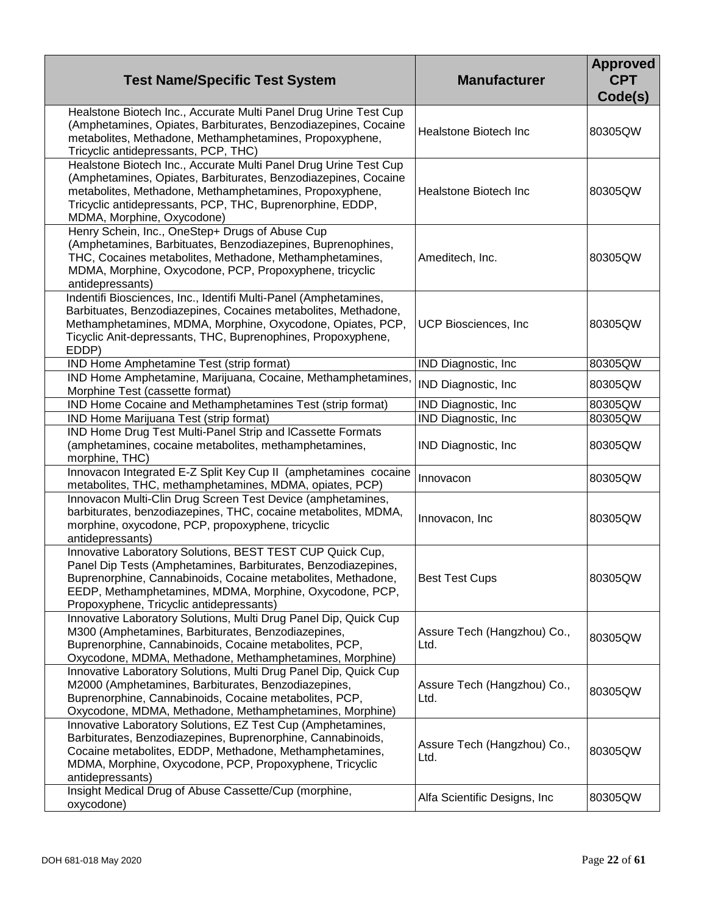| Test Name/Specific Test System | Manufacturer | Approved CPT Code(s) |
|---|---|---|
| Healstone Biotech Inc., Accurate Multi Panel Drug Urine Test Cup (Amphetamines, Opiates, Barbiturates, Benzodiazepines, Cocaine metabolites, Methadone, Methamphetamines, Propoxyphene, Tricyclic antidepressants, PCP, THC) | Healstone Biotech Inc | 80305QW |
| Healstone Biotech Inc., Accurate Multi Panel Drug Urine Test Cup (Amphetamines, Opiates, Barbiturates, Benzodiazepines, Cocaine metabolites, Methadone, Methamphetamines, Propoxyphene, Tricyclic antidepressants, PCP, THC, Buprenorphine, EDDP, MDMA, Morphine, Oxycodone) | Healstone Biotech Inc | 80305QW |
| Henry Schein, Inc., OneStep+ Drugs of Abuse Cup (Amphetamines, Barbiturates, Benzodiazepines, Buprenophines, THC, Cocaines metabolites, Methadone, Methamphetamines, MDMA, Morphine, Oxycodone, PCP, Propoxyphene, tricyclic antidepressants) | Ameditech, Inc. | 80305QW |
| Indentifi Biosciences, Inc., Identifi Multi-Panel (Amphetamines, Barbituates, Benzodiazepines, Cocaines metabolites, Methadone, Methamphetamines, MDMA, Morphine, Oxycodone, Opiates, PCP, Ticyclic Anit-depressants, THC, Buprenophines, Propoxyphene, EDDP) | UCP Biosciences, Inc | 80305QW |
| IND Home Amphetamine Test (strip format) | IND Diagnostic, Inc | 80305QW |
| IND Home Amphetamine, Marijuana, Cocaine, Methamphetamines, Morphine Test (cassette format) | IND Diagnostic, Inc | 80305QW |
| IND Home Cocaine and Methamphetamines Test (strip format) | IND Diagnostic, Inc | 80305QW |
| IND Home Marijuana Test (strip format) | IND Diagnostic, Inc | 80305QW |
| IND Home Drug Test Multi-Panel Strip and lCassette Formats (amphetamines, cocaine metabolites, methamphetamines, morphine, THC) | IND Diagnostic, Inc | 80305QW |
| Innovacon Integrated E-Z Split Key Cup II (amphetamines cocaine metabolites, THC, methamphetamines, MDMA, opiates, PCP) | Innovacon | 80305QW |
| Innovacon Multi-Clin Drug Screen Test Device (amphetamines, barbiturates, benzodiazepines, THC, cocaine metabolites, MDMA, morphine, oxycodone, PCP, propoxyphene, tricyclic antidepressants) | Innovacon, Inc | 80305QW |
| Innovative Laboratory Solutions, BEST TEST CUP Quick Cup, Panel Dip Tests (Amphetamines, Barbiturates, Benzodiazepines, Buprenorphine, Cannabinoids, Cocaine metabolites, Methadone, EEDP, Methamphetamines, MDMA, Morphine, Oxycodone, PCP, Propoxyphene, Tricyclic antidepressants) | Best Test Cups | 80305QW |
| Innovative Laboratory Solutions, Multi Drug Panel Dip, Quick Cup M300 (Amphetamines, Barbiturates, Benzodiazepines, Buprenorphine, Cannabinoids, Cocaine metabolites, PCP, Oxycodone, MDMA, Methadone, Methamphetamines, Morphine) | Assure Tech (Hangzhou) Co., Ltd. | 80305QW |
| Innovative Laboratory Solutions, Multi Drug Panel Dip, Quick Cup M2000 (Amphetamines, Barbiturates, Benzodiazepines, Buprenorphine, Cannabinoids, Cocaine metabolites, PCP, Oxycodone, MDMA, Methadone, Methamphetamines, Morphine) | Assure Tech (Hangzhou) Co., Ltd. | 80305QW |
| Innovative Laboratory Solutions, EZ Test Cup (Amphetamines, Barbiturates, Benzodiazepines, Buprenorphine, Cannabinoids, Cocaine metabolites, EDDP, Methadone, Methamphetamines, MDMA, Morphine, Oxycodone, PCP, Propoxyphene, Tricyclic antidepressants) | Assure Tech (Hangzhou) Co., Ltd. | 80305QW |
| Insight Medical Drug of Abuse Cassette/Cup (morphine, oxycodone) | Alfa Scientific Designs, Inc | 80305QW |

DOH 681-018 May 2020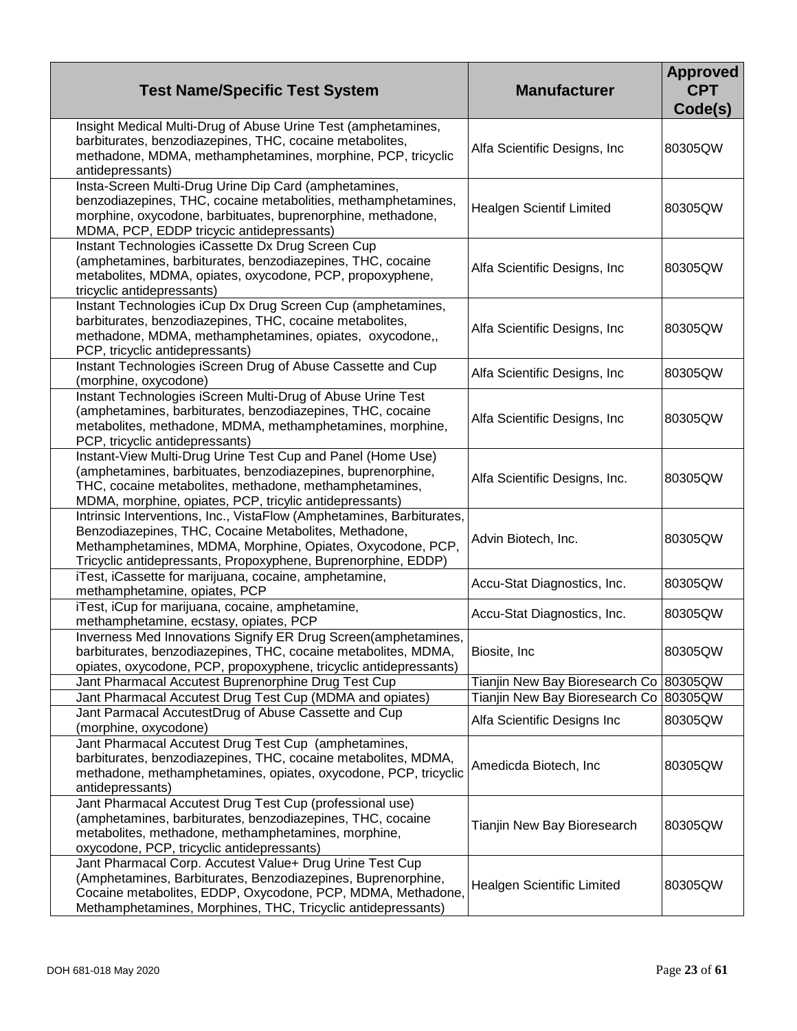| Test Name/Specific Test System | Manufacturer | Approved CPT Code(s) |
|---|---|---|
| Insight Medical Multi-Drug of Abuse Urine Test (amphetamines, barbiturates, benzodiazepines, THC, cocaine metabolites, methadone, MDMA, methamphetamines, morphine, PCP, tricyclic antidepressants) | Alfa Scientific Designs, Inc | 80305QW |
| Insta-Screen Multi-Drug Urine Dip Card (amphetamines, benzodiazepines, THC, cocaine metabolities, methamphetamines, morphine, oxycodone, barbituates, buprenorphine, methadone, MDMA, PCP, EDDP tricyclic antidepressants) | Healgen Scientif Limited | 80305QW |
| Instant Technologies iCassette Dx Drug Screen Cup (amphetamines, barbiturates, benzodiazepines, THC, cocaine metabolites, MDMA, opiates, oxycodone, PCP, propoxyphene, tricyclic antidepressants) | Alfa Scientific Designs, Inc | 80305QW |
| Instant Technologies iCup Dx Drug Screen Cup (amphetamines, barbiturates, benzodiazepines, THC, cocaine metabolites, methadone, MDMA, methamphetamines, opiates, oxycodone,, PCP, tricyclic antidepressants) | Alfa Scientific Designs, Inc | 80305QW |
| Instant Technologies iScreen Drug of Abuse Cassette and Cup (morphine, oxycodone) | Alfa Scientific Designs, Inc | 80305QW |
| Instant Technologies iScreen Multi-Drug of Abuse Urine Test (amphetamines, barbiturates, benzodiazepines, THC, cocaine metabolites, methadone, MDMA, methamphetamines, morphine, PCP, tricyclic antidepressants) | Alfa Scientific Designs, Inc | 80305QW |
| Instant-View Multi-Drug Urine Test Cup and Panel (Home Use) (amphetamines, barbituates, benzodiazepines, buprenorphine, THC, cocaine metabolites, methadone, methamphetamines, MDMA, morphine, opiates, PCP, tricylic antidepressants) | Alfa Scientific Designs, Inc. | 80305QW |
| Intrinsic Interventions, Inc., VistaFlow (Amphetamines, Barbiturates, Benzodiazepines, THC, Cocaine Metabolites, Methadone, Methamphetamines, MDMA, Morphine, Opiates, Oxycodone, PCP, Tricyclic antidepressants, Propoxyphene, Buprenorphine, EDDP) | Advin Biotech, Inc. | 80305QW |
| iTest, iCassette for marijuana, cocaine, amphetamine, methamphetamine, opiates, PCP | Accu-Stat Diagnostics, Inc. | 80305QW |
| iTest, iCup for marijuana, cocaine, amphetamine, methamphetamine, ecstasy, opiates, PCP | Accu-Stat Diagnostics, Inc. | 80305QW |
| Inverness Med Innovations Signify ER Drug Screen(amphetamines, barbiturates, benzodiazepines, THC, cocaine metabolites, MDMA, opiates, oxycodone, PCP, propoxyphene, tricyclic antidepressants) | Biosite, Inc | 80305QW |
| Jant Pharmacal Accutest Buprenorphine Drug Test Cup | Tianjin New Bay Bioresearch Co | 80305QW |
| Jant Pharmacal Accutest Drug Test Cup (MDMA and opiates) | Tianjin New Bay Bioresearch Co | 80305QW |
| Jant Parmacal AccutestDrug of Abuse Cassette and Cup (morphine, oxycodone) | Alfa Scientific Designs Inc | 80305QW |
| Jant Pharmacal Accutest Drug Test Cup (amphetamines, barbiturates, benzodiazepines, THC, cocaine metabolites, MDMA, methadone, methamphetamines, opiates, oxycodone, PCP, tricyclic antidepressants) | Amedicda Biotech, Inc | 80305QW |
| Jant Pharmacal Accutest Drug Test Cup (professional use) (amphetamines, barbiturates, benzodiazepines, THC, cocaine metabolites, methadone, methamphetamines, morphine, oxycodone, PCP, tricyclic antidepressants) | Tianjin New Bay Bioresearch | 80305QW |
| Jant Pharmacal Corp. Accutest Value+ Drug Urine Test Cup (Amphetamines, Barbiturates, Benzodiazepines, Buprenorphine, Cocaine metabolites, EDDP, Oxycodone, PCP, MDMA, Methadone, Methamphetamines, Morphines, THC, Tricyclic antidepressants) | Healgen Scientific Limited | 80305QW |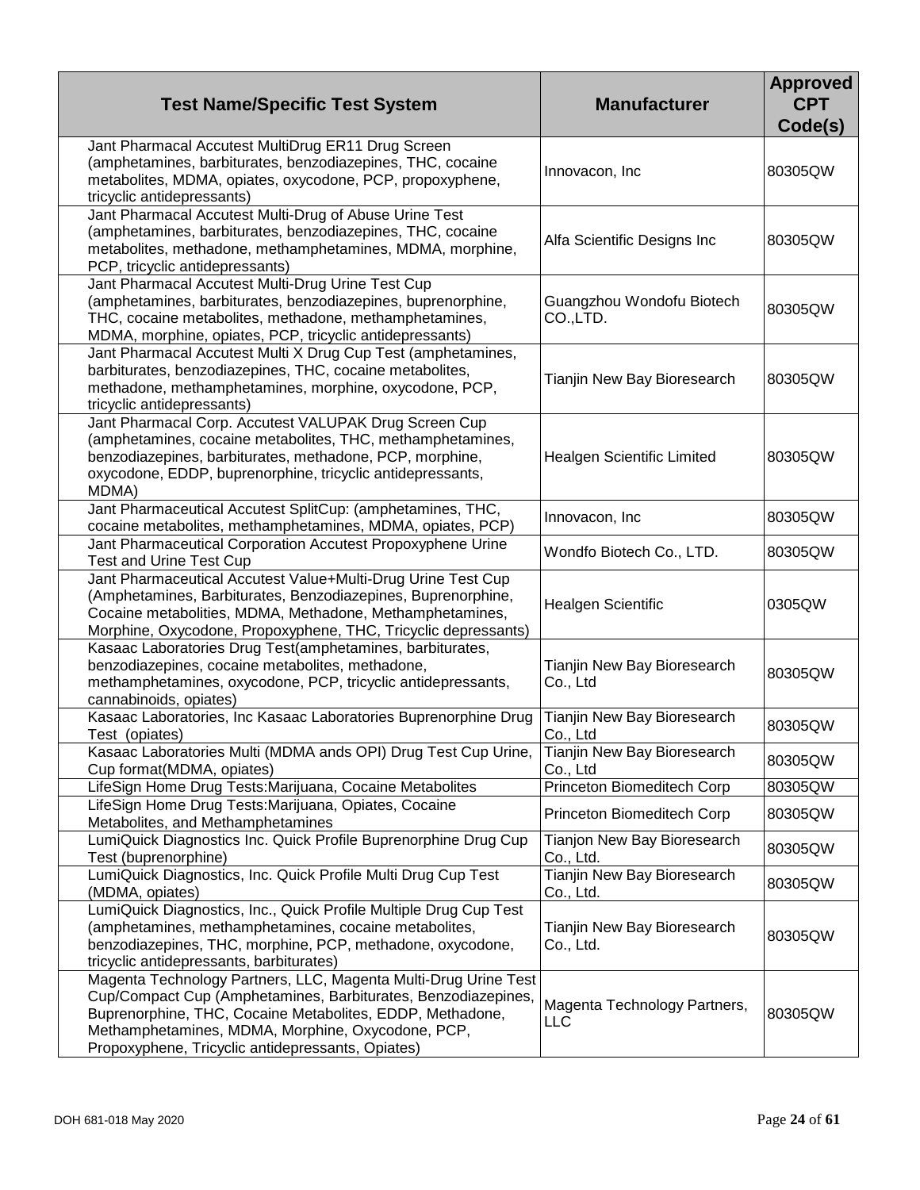| Test Name/Specific Test System | Manufacturer | Approved CPT Code(s) |
| --- | --- | --- |
| Jant Pharmacal Accutest MultiDrug ER11 Drug Screen (amphetamines, barbiturates, benzodiazepines, THC, cocaine metabolites, MDMA, opiates, oxycodone, PCP, propoxyphene, tricyclic antidepressants) | Innovacon, Inc | 80305QW |
| Jant Pharmacal Accutest Multi-Drug of Abuse Urine Test (amphetamines, barbiturates, benzodiazepines, THC, cocaine metabolites, methadone, methamphetamines, MDMA, morphine, PCP, tricyclic antidepressants) | Alfa Scientific Designs Inc | 80305QW |
| Jant Pharmacal Accutest Multi-Drug Urine Test Cup (amphetamines, barbiturates, benzodiazepines, buprenorphine, THC, cocaine metabolites, methadone, methamphetamines, MDMA, morphine, opiates, PCP, tricyclic antidepressants) | Guangzhou Wondofu Biotech CO.,LTD. | 80305QW |
| Jant Pharmacal Accutest Multi X Drug Cup Test (amphetamines, barbiturates, benzodiazepines, THC, cocaine metabolites, methadone, methamphetamines, morphine, oxycodone, PCP, tricyclic antidepressants) | Tianjin New Bay Bioresearch | 80305QW |
| Jant Pharmacal Corp. Accutest VALUPAK Drug Screen Cup (amphetamines, cocaine metabolites, THC, methamphetamines, benzodiazepines, barbiturates, methadone, PCP, morphine, oxycodone, EDDP, buprenorphine, tricyclic antidepressants, MDMA) | Healgen Scientific Limited | 80305QW |
| Jant Pharmaceutical Accutest SplitCup: (amphetamines, THC, cocaine metabolites, methamphetamines, MDMA, opiates, PCP) | Innovacon, Inc | 80305QW |
| Jant Pharmaceutical Corporation Accutest Propoxyphene Urine Test and Urine Test Cup | Wondfo Biotech Co., LTD. | 80305QW |
| Jant Pharmaceutical Accutest Value+Multi-Drug Urine Test Cup (Amphetamines, Barbiturates, Benzodiazepines, Buprenorphine, Cocaine metabolities, MDMA, Methadone, Methamphetamines, Morphine, Oxycodone, Propoxyphene, THC, Tricyclic depressants) | Healgen Scientific | 0305QW |
| Kasaac Laboratories Drug Test(amphetamines, barbiturates, benzodiazepines, cocaine metabolites, methadone, methamphetamines, oxycodone, PCP, tricyclic antidepressants, cannabinoids, opiates) | Tianjin New Bay Bioresearch Co., Ltd | 80305QW |
| Kasaac Laboratories, Inc Kasaac Laboratories Buprenorphine Drug Test (opiates) | Tianjin New Bay Bioresearch Co., Ltd | 80305QW |
| Kasaac Laboratories Multi (MDMA ands OPI) Drug Test Cup Urine, Cup format(MDMA, opiates) | Tianjin New Bay Bioresearch Co., Ltd | 80305QW |
| LifeSign Home Drug Tests:Marijuana, Cocaine Metabolites | Princeton Biomeditech Corp | 80305QW |
| LifeSign Home Drug Tests:Marijuana, Opiates, Cocaine Metabolites, and Methamphetamines | Princeton Biomeditech Corp | 80305QW |
| LumiQuick Diagnostics Inc. Quick Profile Buprenorphine Drug Cup Test (buprenorphine) | Tianjon New Bay Bioresearch Co., Ltd. | 80305QW |
| LumiQuick Diagnostics, Inc. Quick Profile Multi Drug Cup Test (MDMA, opiates) | Tianjin New Bay Bioresearch Co., Ltd. | 80305QW |
| LumiQuick Diagnostics, Inc., Quick Profile Multiple Drug Cup Test (amphetamines, methamphetamines, cocaine metabolites, benzodiazepines, THC, morphine, PCP, methadone, oxycodone, tricyclic antidepressants, barbiturates) | Tianjin New Bay Bioresearch Co., Ltd. | 80305QW |
| Magenta Technology Partners, LLC, Magenta Multi-Drug Urine Test Cup/Compact Cup (Amphetamines, Barbiturates, Benzodiazepines, Buprenorphine, THC, Cocaine Metabolites, EDDP, Methadone, Methamphetamines, MDMA, Morphine, Oxycodone, PCP, Propoxyphene, Tricyclic antidepressants, Opiates) | Magenta Technology Partners, LLC | 80305QW |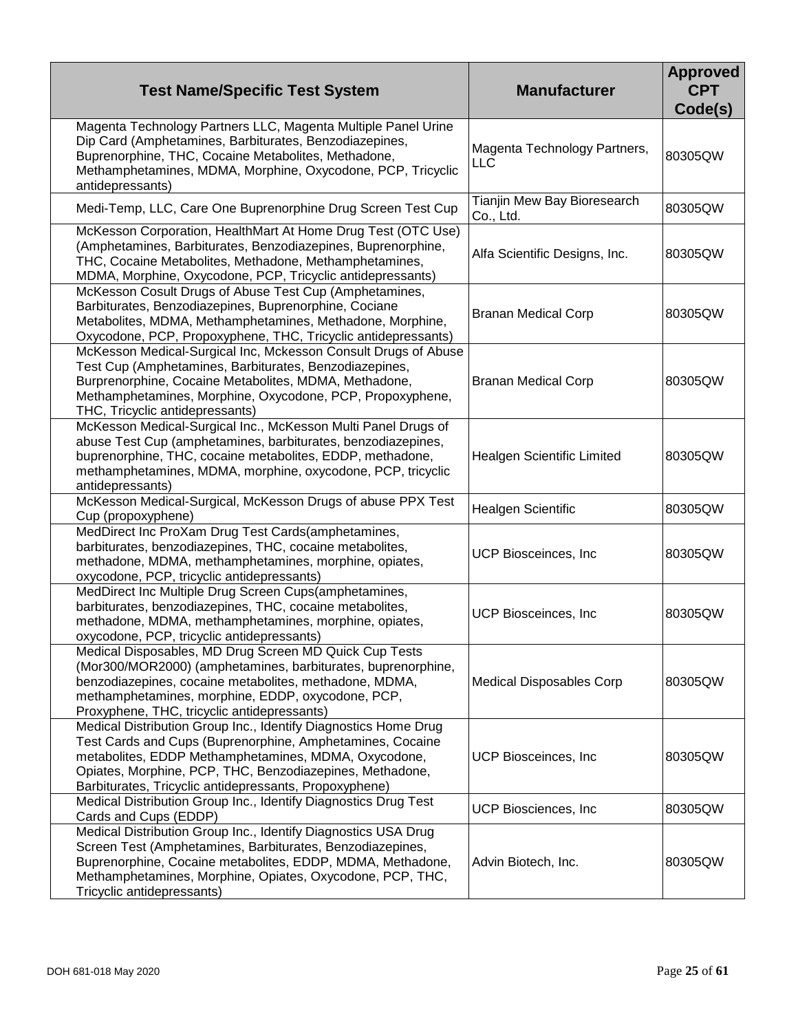| Test Name/Specific Test System | Manufacturer | Approved CPT Code(s) |
|---|---|---|
| Magenta Technology Partners LLC, Magenta Multiple Panel Urine Dip Card (Amphetamines, Barbiturates, Benzodazepines, Buprenorphine, THC, Cocaine Metabolites, Methadone, Methamphetamines, MDMA, Morphine, Oxycodone, PCP, Tricyclic antidepressants) | Magenta Technology Partners, LLC | 80305QW |
| Medi-Temp, LLC, Care One Buprenorphine Drug Screen Test Cup | Tianjin Mew Bay Bioresearch Co., Ltd. | 80305QW |
| McKesson Corporation, HealthMart At Home Drug Test (OTC Use) (Amphetamines, Barbiturates, Benzodiazepines, Buprenorphine, THC, Cocaine Metabolites, Methadone, Methamphetamines, MDMA, Morphine, Oxycodone, PCP, Tricyclic antidepressants) | Alfa Scientific Designs, Inc. | 80305QW |
| McKesson Cosult Drugs of Abuse Test Cup (Amphetamines, Barbiturates, Benzodiazepines, Buprenorphine, Cociane Metabolites, MDMA, Methamphetamines, Methadone, Morphine, Oxycodone, PCP, Propoxyphene, THC, Tricyclic antidepressants) | Branan Medical Corp | 80305QW |
| McKesson Medical-Surgical Inc, Mckesson Consult Drugs of Abuse Test Cup (Amphetamines, Barbiturates, Benzodiazepines, Burprenorphine, Cocaine Metabolites, MDMA, Methadone, Methamphetamines, Morphine, Oxycodone, PCP, Propoxyphene, THC, Tricyclic antidepressants) | Branan Medical Corp | 80305QW |
| McKesson Medical-Surgical Inc., McKesson Multi Panel Drugs of abuse Test Cup (amphetamines, barbiturates, benzodiazepines, buprenorphine, THC, cocaine metabolites, EDDP, methadone, methamphetamines, MDMA, morphine, oxycodone, PCP, tricyclic antidepressants) | Healgen Scientific Limited | 80305QW |
| McKesson Medical-Surgical, McKesson Drugs of abuse PPX Test Cup (propoxyphene) | Healgen Scientific | 80305QW |
| MedDirect Inc ProXam Drug Test Cards(amphetamines, barbiturates, benzodiazepines, THC, cocaine metabolites, methadone, MDMA, methamphetamines, morphine, opiates, oxycodone, PCP, tricyclic antidepressants) | UCP Biosceinces, Inc | 80305QW |
| MedDirect Inc Multiple Drug Screen Cups(amphetamines, barbiturates, benzodiazepines, THC, cocaine metabolites, methadone, MDMA, methamphetamines, morphine, opiates, oxycodone, PCP, tricyclic antidepressants) | UCP Biosceinces, Inc | 80305QW |
| Medical Disposables, MD Drug Screen MD Quick Cup Tests (Mor300/MOR2000) (amphetamines, barbiturates, buprenorphine, benzodiazepines, cocaine metabolites, methadone, MDMA, methamphetamines, morphine, EDDP, oxycodone, PCP, Proxyphene, THC, tricyclic antidepressants) | Medical Disposables Corp | 80305QW |
| Medical Distribution Group Inc., Identify Diagnostics Home Drug Test Cards and Cups (Buprenorphine, Amphetamines, Cocaine metabolites, EDDP Methamphetamines, MDMA, Oxycodone, Opiates, Morphine, PCP, THC, Benzodiazepines, Methadone, Barbiturates, Tricyclic antidepressants, Propoxyphene) | UCP Biosceinces, Inc | 80305QW |
| Medical Distribution Group Inc., Identify Diagnostics Drug Test Cards and Cups (EDDP) | UCP Biosciences, Inc | 80305QW |
| Medical Distribution Group Inc., Identify Diagnostics USA Drug Screen Test (Amphetamines, Barbiturates, Benzodiazepines, Buprenorphine, Cocaine metabolites, EDDP, MDMA, Methadone, Methamphetamines, Morphine, Opiates, Oxycodone, PCP, THC, Tricyclic antidepressants) | Advin Biotech, Inc. | 80305QW |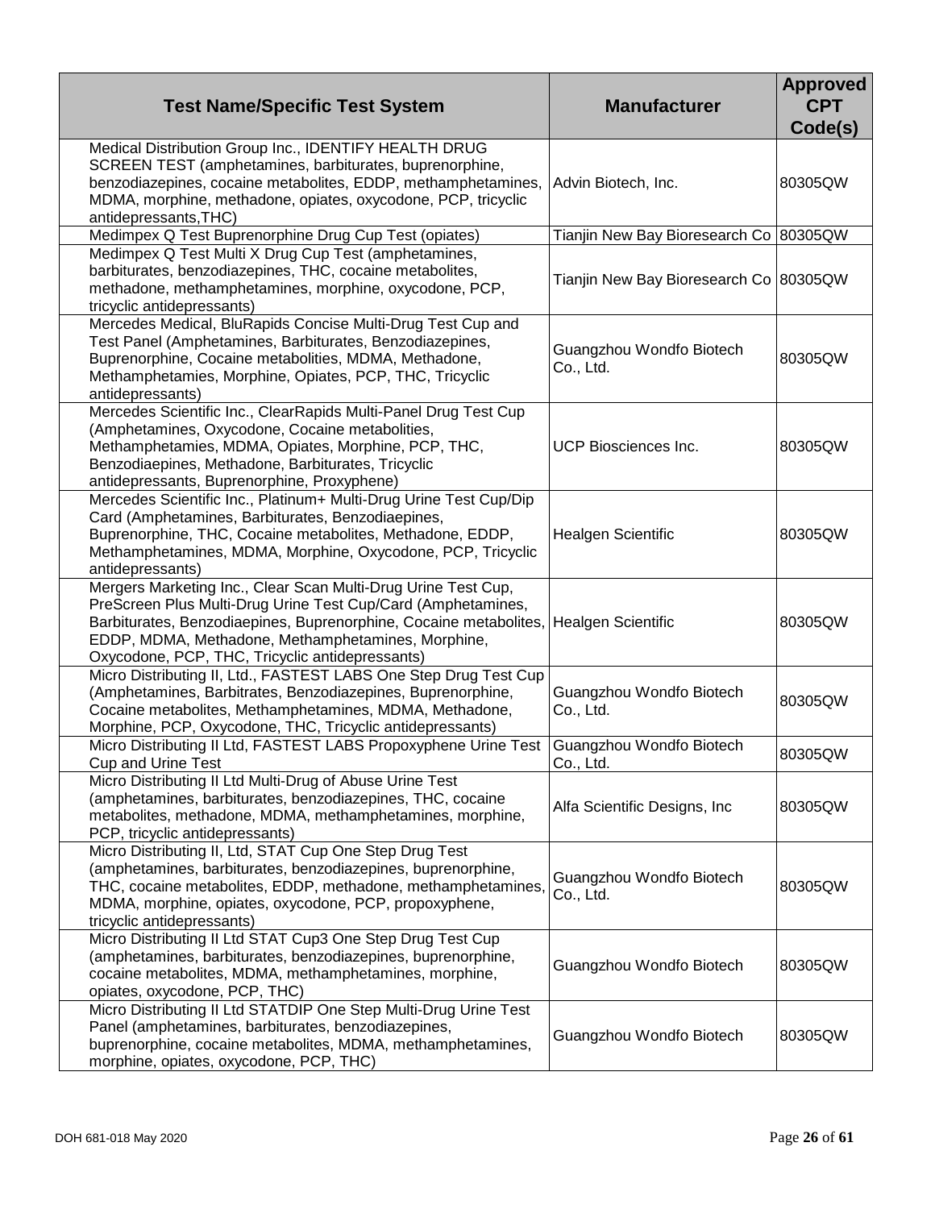| Test Name/Specific Test System | Manufacturer | Approved CPT Code(s) |
| --- | --- | --- |
| Medical Distribution Group Inc., IDENTIFY HEALTH DRUG SCREEN TEST (amphetamines, barbiturates, buprenorphine, benzodiazepines, cocaine metabolites, EDDP, methamphetamines, MDMA, morphine, methadone, opiates, oxycodone, PCP, tricyclic antidepressants,THC) | Advin Biotech, Inc. | 80305QW |
| Medimpex Q Test Buprenorphine Drug Cup Test (opiates) | Tianjin New Bay Bioresearch Co | 80305QW |
| Medimpex Q Test Multi X Drug Cup Test (amphetamines, barbiturates, benzodiazepines, THC, cocaine metabolites, methadone, methamphetamines, morphine, oxycodone, PCP, tricyclic antidepressants) | Tianjin New Bay Bioresearch Co | 80305QW |
| Mercedes Medical, BluRapids Concise Multi-Drug Test Cup and Test Panel (Amphetamines, Barbiturates, Benzodiazepines, Buprenorphine, Cocaine metabolities, MDMA, Methadone, Methamphetamies, Morphine, Opiates, PCP, THC, Tricyclic antidepressants) | Guangzhou Wondfo Biotech Co., Ltd. | 80305QW |
| Mercedes Scientific Inc., ClearRapids Multi-Panel Drug Test Cup (Amphetamines, Oxycodone, Cocaine metabolities, Methamphetamies, MDMA, Opiates, Morphine, PCP, THC, Benzodiaepines, Methadone, Barbiturates, Tricyclic antidepressants, Buprenorphine, Proxyphene) | UCP Biosciences Inc. | 80305QW |
| Mercedes Scientific Inc., Platinum+ Multi-Drug Urine Test Cup/Dip Card (Amphetamines, Barbiturates, Benzodiaepines, Buprenorphine, THC, Cocaine metabolites, Methadone, EDDP, Methamphetamines, MDMA, Morphine, Oxycodone, PCP, Tricyclic antidepressants) | Healgen Scientific | 80305QW |
| Mergers Marketing Inc., Clear Scan Multi-Drug Urine Test Cup, PreScreen Plus Multi-Drug Urine Test Cup/Card (Amphetamines, Barbiturates, Benzodiaepines, Buprenorphine, Cocaine metabolites, EDDP, MDMA, Methadone, Methamphetamines, Morphine, Oxycodone, PCP, THC, Tricyclic antidepressants) | Healgen Scientific | 80305QW |
| Micro Distributing II, Ltd., FASTEST LABS One Step Drug Test Cup (Amphetamines, Barbitrates, Benzodiazepines, Buprenorphine, Cocaine metabolites, Methamphetamines, MDMA, Methadone, Morphine, PCP, Oxycodone, THC, Tricyclic antidepressants) | Guangzhou Wondfo Biotech Co., Ltd. | 80305QW |
| Micro Distributing II Ltd, FASTEST LABS Propoxyphene Urine Test Cup and Urine Test | Guangzhou Wondfo Biotech Co., Ltd. | 80305QW |
| Micro Distributing II Ltd Multi-Drug of Abuse Urine Test (amphetamines, barbiturates, benzodiazepines, THC, cocaine metabolites, methadone, MDMA, methamphetamines, morphine, PCP, tricyclic antidepressants) | Alfa Scientific Designs, Inc | 80305QW |
| Micro Distributing II, Ltd, STAT Cup One Step Drug Test (amphetamines, barbiturates, benzodiazepines, buprenorphine, THC, cocaine metabolites, EDDP, methadone, methamphetamines, MDMA, morphine, opiates, oxycodone, PCP, propoxyphene, tricyclic antidepressants) | Guangzhou Wondfo Biotech Co., Ltd. | 80305QW |
| Micro Distributing II Ltd STAT Cup3 One Step Drug Test Cup (amphetamines, barbiturates, benzodiazepines, buprenorphine, cocaine metabolites, MDMA, methamphetamines, morphine, opiates, oxycodone, PCP, THC) | Guangzhou Wondfo Biotech | 80305QW |
| Micro Distributing II Ltd STATDIP One Step Multi-Drug Urine Test Panel (amphetamines, barbiturates, benzodiazepines, buprenorphine, cocaine metabolites, MDMA, methamphetamines, morphine, opiates, oxycodone, PCP, THC) | Guangzhou Wondfo Biotech | 80305QW |

DOH 681-018 May 2020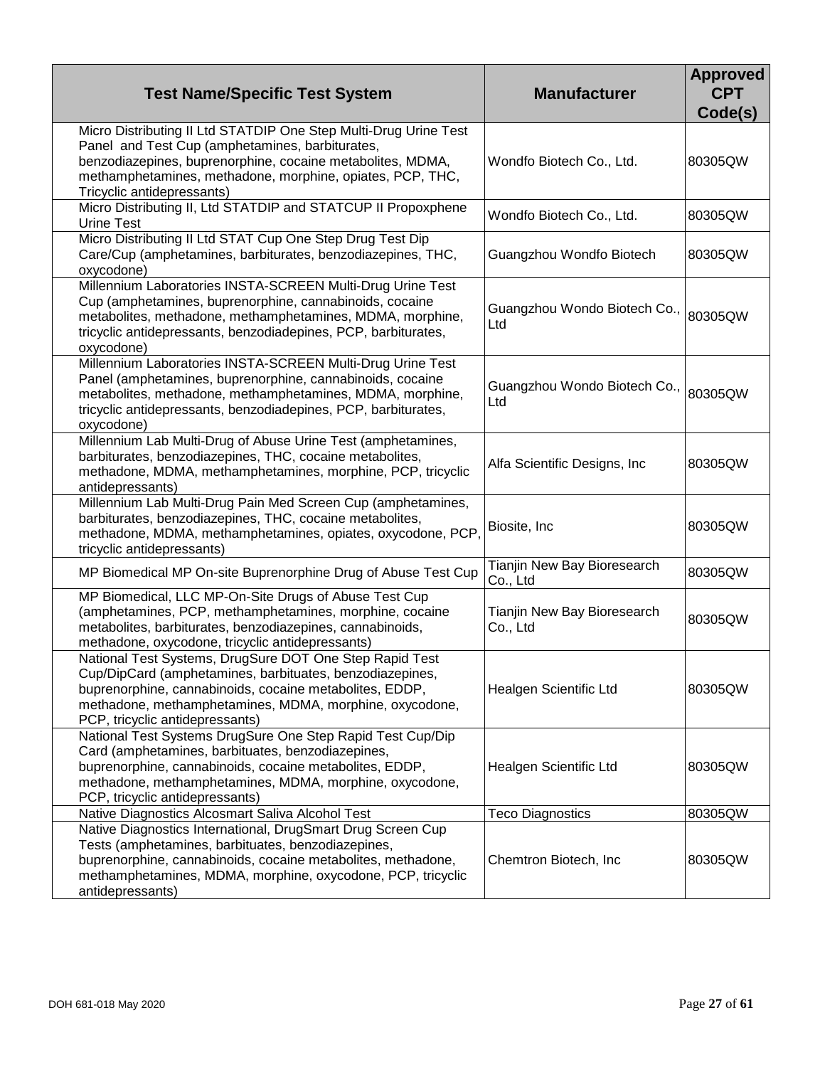| Test Name/Specific Test System | Manufacturer | Approved CPT Code(s) |
|---|---|---|
| Micro Distributing II Ltd STATDIP One Step Multi-Drug Urine Test Panel and Test Cup (amphetamines, barbiturates, benzodiazepines, buprenorphine, cocaine metabolites, MDMA, methamphetamines, methadone, morphine, opiates, PCP, THC, Tricyclic antidepressants) | Wondfo Biotech Co., Ltd. | 80305QW |
| Micro Distributing II, Ltd STATDIP and STATCUP II Propoxphene Urine Test | Wondfo Biotech Co., Ltd. | 80305QW |
| Micro Distributing II Ltd STAT Cup One Step Drug Test Dip Care/Cup (amphetamines, barbiturates, benzodiazepines, THC, oxycodone) | Guangzhou Wondfo Biotech | 80305QW |
| Millennium Laboratories INSTA-SCREEN Multi-Drug Urine Test Cup (amphetamines, buprenorphine, cannabinoids, cocaine metabolites, methadone, methamphetamines, MDMA, morphine, tricyclic antidepressants, benzodiadepines, PCP, barbiturates, oxycodone) | Guangzhou Wondo Biotech Co., Ltd | 80305QW |
| Millennium Laboratories INSTA-SCREEN Multi-Drug Urine Test Panel (amphetamines, buprenorphine, cannabinoids, cocaine metabolites, methadone, methamphetamines, MDMA, morphine, tricyclic antidepressants, benzodiadepines, PCP, barbiturates, oxycodone) | Guangzhou Wondo Biotech Co., Ltd | 80305QW |
| Millennium Lab Multi-Drug of Abuse Urine Test (amphetamines, barbiturates, benzodiazepines, THC, cocaine metabolites, methadone, MDMA, methamphetamines, morphine, PCP, tricyclic antidepressants) | Alfa Scientific Designs, Inc | 80305QW |
| Millennium Lab Multi-Drug Pain Med Screen Cup (amphetamines, barbiturates, benzodiazepines, THC, cocaine metabolites, methadone, MDMA, methamphetamines, opiates, oxycodone, PCP, tricyclic antidepressants) | Biosite, Inc | 80305QW |
| MP Biomedical MP On-site Buprenorphine Drug of Abuse Test Cup | Tianjin New Bay Bioresearch Co., Ltd | 80305QW |
| MP Biomedical, LLC MP-On-Site Drugs of Abuse Test Cup (amphetamines, PCP, methamphetamines, morphine, cocaine metabolites, barbiturates, benzodiazepines, cannabinoids, methadone, oxycodone, tricyclic antidepressants) | Tianjin New Bay Bioresearch Co., Ltd | 80305QW |
| National Test Systems, DrugSure DOT One Step Rapid Test Cup/DipCard (amphetamines, barbituates, benzodiazepines, buprenorphine, cannabinoids, cocaine metabolites, EDDP, methadone, methamphetamines, MDMA, morphine, oxycodone, PCP, tricyclic antidepressants) | Healgen Scientific Ltd | 80305QW |
| National Test Systems DrugSure One Step Rapid Test Cup/Dip Card (amphetamines, barbituates, benzodiazepines, buprenorphine, cannabinoids, cocaine metabolites, EDDP, methadone, methamphetamines, MDMA, morphine, oxycodone, PCP, tricyclic antidepressants) | Healgen Scientific Ltd | 80305QW |
| Native Diagnostics Alcosmart Saliva Alcohol Test | Teco Diagnostics | 80305QW |
| Native Diagnostics International, DrugSmart Drug Screen Cup Tests (amphetamines, barbituates, benzodiazepines, buprenorphine, cannabinoids, cocaine metabolites, methadone, methamphetamines, MDMA, morphine, oxycodone, PCP, tricyclic antidepressants) | Chemtron Biotech, Inc | 80305QW |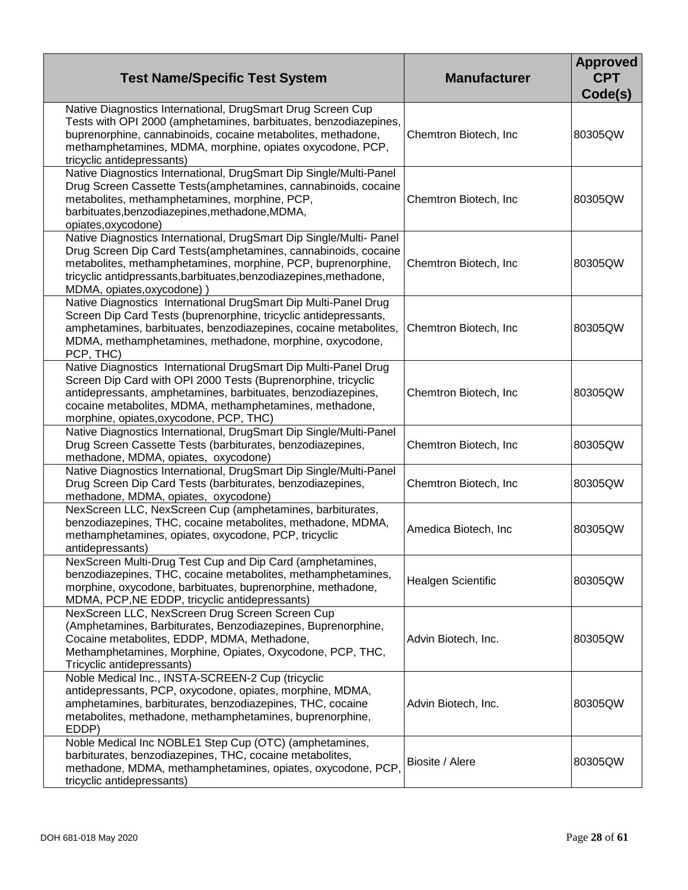| Test Name/Specific Test System | Manufacturer | Approved CPT Code(s) |
|---|---|---|
| Native Diagnostics International, DrugSmart Drug Screen Cup Tests with OPI 2000 (amphetamines, barbituates, benzodiazepines, buprenorphine, cannabinoids, cocaine metabolites, methadone, methamphetamines, MDMA, morphine, opiates oxycodone, PCP, tricyclic antidepressants) | Chemtron Biotech, Inc | 80305QW |
| Native Diagnostics International, DrugSmart Dip Single/Multi-Panel Drug Screen Cassette Tests(amphetamines, cannabinoids, cocaine metabolites, methamphetamines, morphine, PCP, barbituates,benzodiazepines,methadone,MDMA, opiates,oxycodone) | Chemtron Biotech, Inc | 80305QW |
| Native Diagnostics International, DrugSmart Dip Single/Multi- Panel Drug Screen Dip Card Tests(amphetamines, cannabinoids, cocaine metabolites, methamphetamines, morphine, PCP, buprenorphine, tricyclic antidpressants,barbituates,benzodiazepines,methadone, MDMA, opiates,oxycodone) ) | Chemtron Biotech, Inc | 80305QW |
| Native Diagnostics International DrugSmart Dip Multi-Panel Drug Screen Dip Card Tests (buprenorphine, tricyclic antidepressants, amphetamines, barbituates, benzodiazepines, cocaine metabolites, MDMA, methamphetamines, methadone, morphine, oxycodone, PCP, THC) | Chemtron Biotech, Inc | 80305QW |
| Native Diagnostics International DrugSmart Dip Multi-Panel Drug Screen Dip Card with OPI 2000 Tests (Buprenorphine, tricyclic antidepressants, amphetamines, barbituates, benzodiazepines, cocaine metabolites, MDMA, methamphetamines, methadone, morphine, opiates,oxycodone, PCP, THC) | Chemtron Biotech, Inc | 80305QW |
| Native Diagnostics International, DrugSmart Dip Single/Multi-Panel Drug Screen Cassette Tests (barbiturates, benzodiazepines, methadone, MDMA, opiates, oxycodone) | Chemtron Biotech, Inc | 80305QW |
| Native Diagnostics International, DrugSmart Dip Single/Multi-Panel Drug Screen Dip Card Tests (barbiturates, benzodiazepines, methadone, MDMA, opiates, oxycodone) | Chemtron Biotech, Inc | 80305QW |
| NexScreen LLC, NexScreen Cup (amphetamines, barbiturates, benzodiazepines, THC, cocaine metabolites, methadone, MDMA, methamphetamines, opiates, oxycodone, PCP, tricyclic antidepressants) | Amedica Biotech, Inc | 80305QW |
| NexScreen Multi-Drug Test Cup and Dip Card (amphetamines, benzodiazepines, THC, cocaine metabolites, methamphetamines, morphine, oxycodone, barbituates, buprenorphine, methadone, MDMA, PCP,NE EDDP, tricyclic antidepressants) | Healgen Scientific | 80305QW |
| NexScreen LLC, NexScreen Drug Screen Screen Cup (Amphetamines, Barbiturates, Benzodiazepines, Buprenorphine, Cocaine metabolites, EDDP, MDMA, Methadone, Methamphetamines, Morphine, Opiates, Oxycodone, PCP, THC, Tricyclic antidepressants) | Advin Biotech, Inc. | 80305QW |
| Noble Medical Inc., INSTA-SCREEN-2 Cup (tricyclic antidepressants, PCP, oxycodone, opiates, morphine, MDMA, amphetamines, barbiturates, benzodiazepines, THC, cocaine metabolites, methadone, methamphetamines, buprenorphine, EDDP) | Advin Biotech, Inc. | 80305QW |
| Noble Medical Inc NOBLE1 Step Cup (OTC) (amphetamines, barbiturates, benzodiazepines, THC, cocaine metabolites, methadone, MDMA, methamphetamines, opiates, oxycodone, PCP, tricyclic antidepressants) | Biosite / Alere | 80305QW |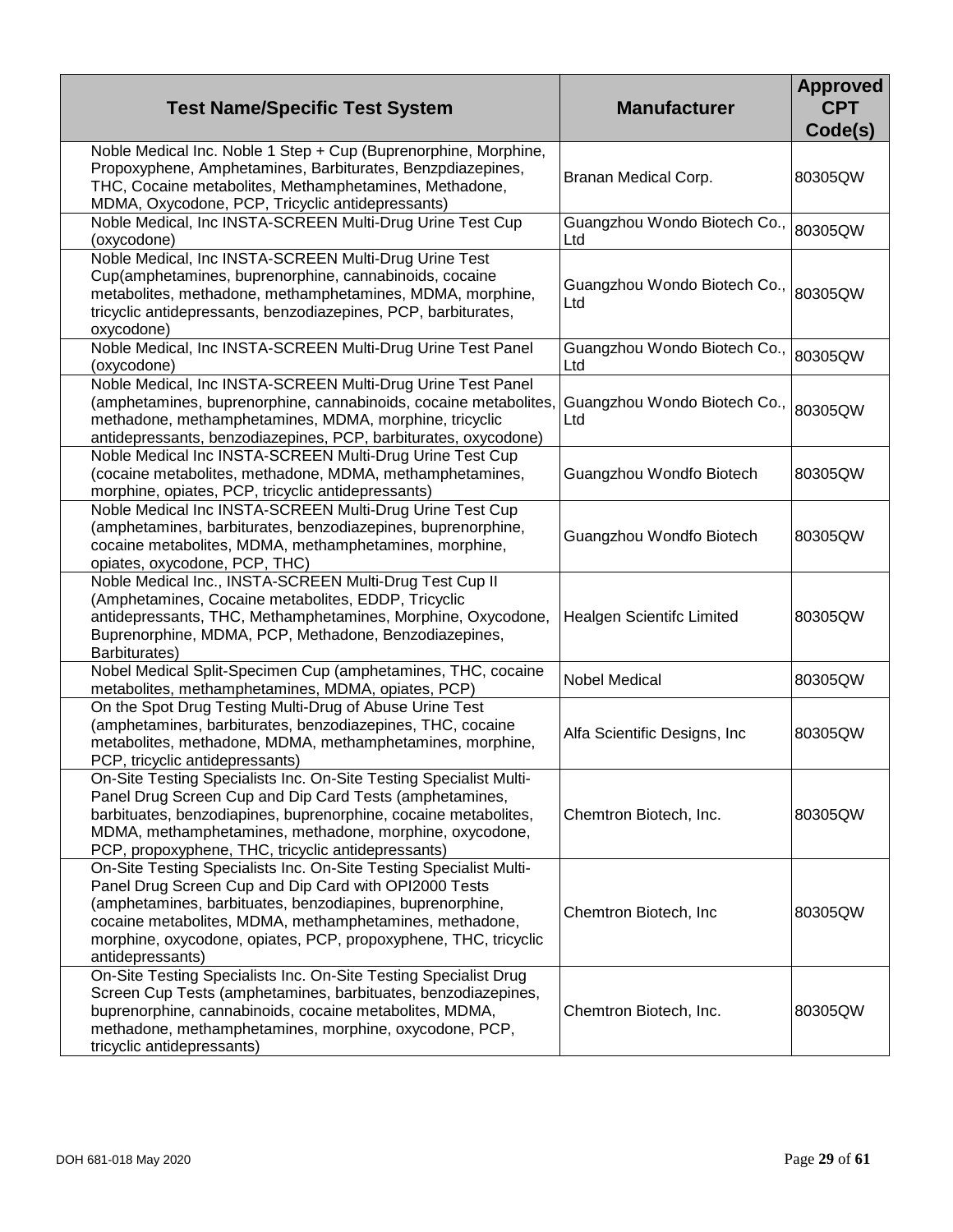| Test Name/Specific Test System | Manufacturer | Approved CPT Code(s) |
|---|---|---|
| Noble Medical Inc. Noble 1 Step + Cup (Buprenorphine, Morphine, Propoxyphene, Amphetamines, Barbiturates, Benzpdiazepines, THC, Cocaine metabolites, Methamphetamines, Methadone, MDMA, Oxycodone, PCP, Tricyclic antidepressants) | Branan Medical Corp. | 80305QW |
| Noble Medical, Inc INSTA-SCREEN Multi-Drug Urine Test Cup (oxycodone) | Guangzhou Wondo Biotech Co., Ltd | 80305QW |
| Noble Medical, Inc INSTA-SCREEN Multi-Drug Urine Test Cup(amphetamines, buprenorphine, cannabinoids, cocaine metabolites, methadone, methamphetamines, MDMA, morphine, tricyclic antidepressants, benzodiazepines, PCP, barbiturates, oxycodone) | Guangzhou Wondo Biotech Co., Ltd | 80305QW |
| Noble Medical, Inc INSTA-SCREEN Multi-Drug Urine Test Panel (oxycodone) | Guangzhou Wondo Biotech Co., Ltd | 80305QW |
| Noble Medical, Inc INSTA-SCREEN Multi-Drug Urine Test Panel (amphetamines, buprenorphine, cannabinoids, cocaine metabolites, methadone, methamphetamines, MDMA, morphine, tricyclic antidepressants, benzodiazepines, PCP, barbiturates, oxycodone) | Guangzhou Wondo Biotech Co., Ltd | 80305QW |
| Noble Medical Inc INSTA-SCREEN Multi-Drug Urine Test Cup (cocaine metabolites, methadone, MDMA, methamphetamines, morphine, opiates, PCP, tricyclic antidepressants) | Guangzhou Wondfo Biotech | 80305QW |
| Noble Medical Inc INSTA-SCREEN Multi-Drug Urine Test Cup (amphetamines, barbiturates, benzodiazepines, buprenorphine, cocaine metabolites, MDMA, methamphetamines, morphine, opiates, oxycodone, PCP, THC) | Guangzhou Wondfo Biotech | 80305QW |
| Noble Medical Inc., INSTA-SCREEN Multi-Drug Test Cup II (Amphetamines, Cocaine metabolites, EDDP, Tricyclic antidepressants, THC, Methamphetamines, Morphine, Oxycodone, Buprenorphine, MDMA, PCP, Methadone, Benzodiazepines, Barbiturates) | Healgen Scientifc Limited | 80305QW |
| Nobel Medical Split-Specimen Cup (amphetamines, THC, cocaine metabolites, methamphetamines, MDMA, opiates, PCP) | Nobel Medical | 80305QW |
| On the Spot Drug Testing Multi-Drug of Abuse Urine Test (amphetamines, barbiturates, benzodiazepines, THC, cocaine metabolites, methadone, MDMA, methamphetamines, morphine, PCP, tricyclic antidepressants) | Alfa Scientific Designs, Inc | 80305QW |
| On-Site Testing Specialists Inc. On-Site Testing Specialist Multi-Panel Drug Screen Cup and Dip Card Tests (amphetamines, barbituates, benzodiapines, buprenorphine, cocaine metabolites, MDMA, methamphetamines, methadone, morphine, oxycodone, PCP, propoxyphene, THC, tricyclic antidepressants) | Chemtron Biotech, Inc. | 80305QW |
| On-Site Testing Specialists Inc. On-Site Testing Specialist Multi-Panel Drug Screen Cup and Dip Card with OPI2000 Tests (amphetamines, barbituates, benzodiapines, buprenorphine, cocaine metabolites, MDMA, methamphetamines, methadone, morphine, oxycodone, opiates, PCP, propoxyphene, THC, tricyclic antidepressants) | Chemtron Biotech, Inc | 80305QW |
| On-Site Testing Specialists Inc. On-Site Testing Specialist Drug Screen Cup Tests (amphetamines, barbituates, benzodiazepines, buprenorphine, cannabinoids, cocaine metabolites, MDMA, methadone, methamphetamines, morphine, oxycodone, PCP, tricyclic antidepressants) | Chemtron Biotech, Inc. | 80305QW |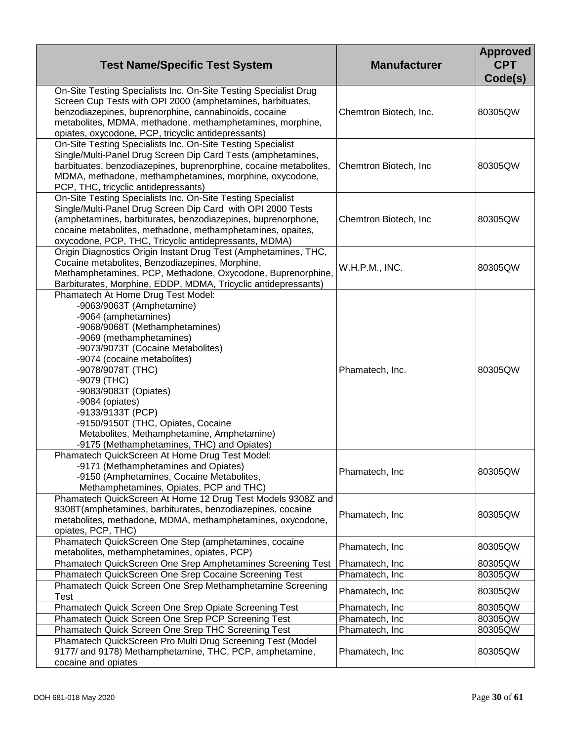| Test Name/Specific Test System | Manufacturer | Approved CPT Code(s) |
|---|---|---|
| On-Site Testing Specialists Inc. On-Site Testing Specialist Drug Screen Cup Tests with OPI 2000 (amphetamines, barbituates, benzodiazepines, buprenorphine, cannabinoids, cocaine metabolites, MDMA, methadone, methamphetamines, morphine, opiates, oxycodone, PCP, tricyclic antidepressants) | Chemtron Biotech, Inc. | 80305QW |
| On-Site Testing Specialists Inc. On-Site Testing Specialist Single/Multi-Panel Drug Screen Dip Card Tests (amphetamines, barbituates, benzodiazepines, buprenorphine, cocaine metabolites, MDMA, methadone, methamphetamines, morphine, oxycodone, PCP, THC, tricyclic antidepressants) | Chemtron Biotech, Inc | 80305QW |
| On-Site Testing Specialists Inc. On-Site Testing Specialist Single/Multi-Panel Drug Screen Dip Card with OPI 2000 Tests (amphetamines, barbiturates, benzodiazepines, buprenorphone, cocaine metabolites, methadone, methamphetamines, opaites, oxycodone, PCP, THC, Tricyclic antidepressants, MDMA) | Chemtron Biotech, Inc | 80305QW |
| Origin Diagnostics Origin Instant Drug Test (Amphetamines, THC, Cocaine metabolites, Benzodiazepines, Morphine, Methamphetamines, PCP, Methadone, Oxycodone, Buprenorphine, Barbiturates, Morphine, EDDP, MDMA, Tricyclic antidepressants) | W.H.P.M., INC. | 80305QW |
| Phamatech At Home Drug Test Model:<br>-9063/9063T (Amphetamine)<br>-9064 (amphetamines)<br>-9068/9068T (Methamphetamines)<br>-9069 (methamphetamines)<br>-9073/9073T (Cocaine Metabolites)<br>-9074 (cocaine metabolites)<br>-9078/9078T (THC)<br>-9079 (THC)<br>-9083/9083T (Opiates)<br>-9084 (opiates)<br>-9133/9133T (PCP)<br>-9150/9150T (THC, Opiates, Cocaine Metabolites, Methamphetamine, Amphetamine)<br>-9175 (Methamphetamines, THC) and Opiates) | Phamatech, Inc. | 80305QW |
| Phamatech QuickScreen At Home Drug Test Model:<br>-9171 (Methamphetamines and Opiates)<br>-9150 (Amphetamines, Cocaine Metabolites, Methamphetamines, Opiates, PCP and THC) | Phamatech, Inc | 80305QW |
| Phamatech QuickScreen At Home 12 Drug Test Models 9308Z and 9308T(amphetamines, barbiturates, benzodiazepines, cocaine metabolites, methadone, MDMA, methamphetamines, oxycodone, opiates, PCP, THC) | Phamatech, Inc | 80305QW |
| Phamatech QuickScreen One Step (amphetamines, cocaine metabolites, methamphetamines, opiates, PCP) | Phamatech, Inc | 80305QW |
| Phamatech QuickScreen One Srep Amphetamines Screening Test | Phamatech, Inc | 80305QW |
| Phamatech QuickScreen One Srep Cocaine Screening Test | Phamatech, Inc | 80305QW |
| Phamatech Quick Screen One Srep Methamphetamine Screening Test | Phamatech, Inc | 80305QW |
| Phamatech Quick Screen One Srep Opiate Screening Test | Phamatech, Inc | 80305QW |
| Phamatech Quick Screen One Srep PCP Screening Test | Phamatech, Inc | 80305QW |
| Phamatech Quick Screen One Srep THC Screening Test | Phamatech, Inc | 80305QW |
| Phamatech QuickScreen Pro Multi Drug Screening Test (Model 9177/ and 9178) Methamphetamine, THC, PCP, amphetamine, cocaine and opiates | Phamatech, Inc | 80305QW |

DOH 681-018 May 2020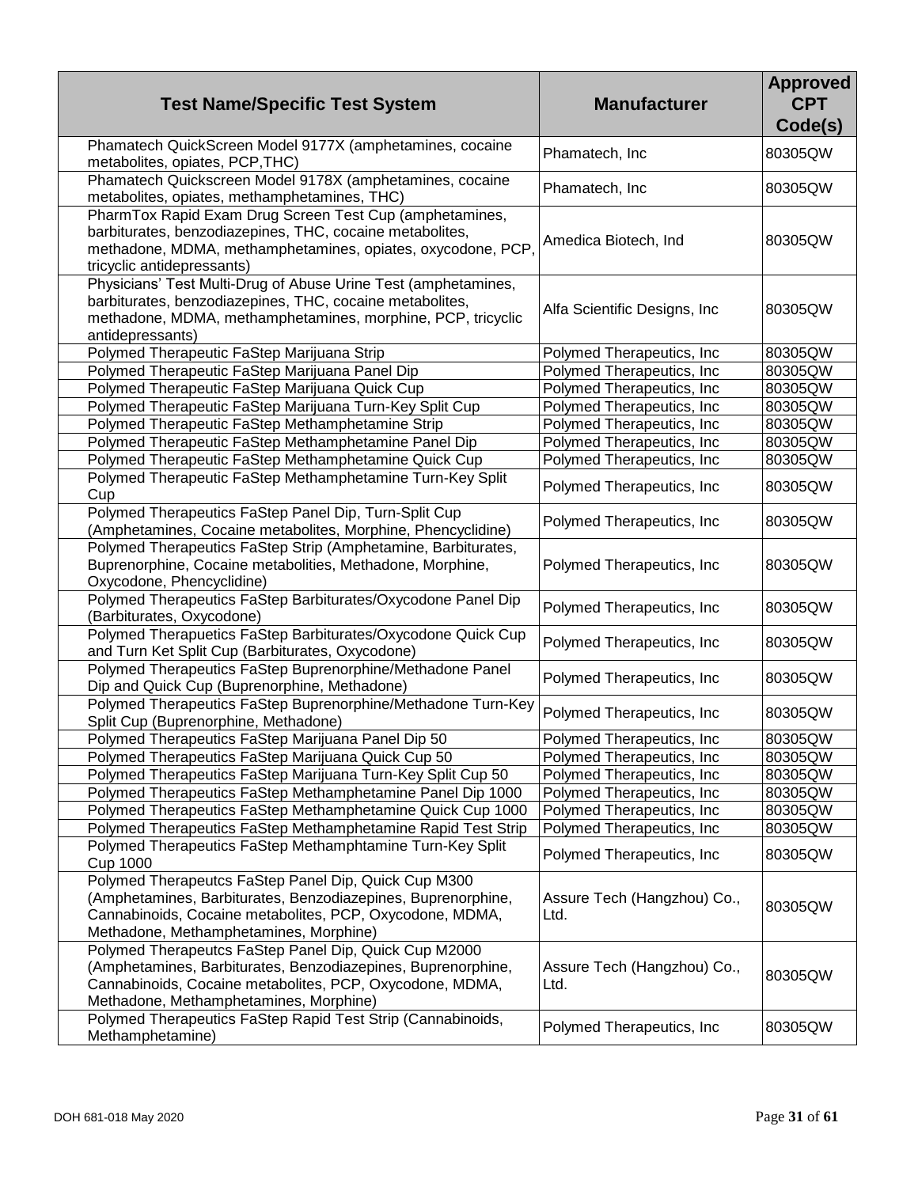| Test Name/Specific Test System | Manufacturer | Approved CPT Code(s) |
|---|---|---|
| Phamatech QuickScreen Model 9177X (amphetamines, cocaine metabolites, opiates, PCP,THC) | Phamatech, Inc | 80305QW |
| Phamatech Quickscreen Model 9178X (amphetamines, cocaine metabolites, opiates, methamphetamines, THC) | Phamatech, Inc | 80305QW |
| PharmTox Rapid Exam Drug Screen Test Cup (amphetamines, barbiturates, benzodiazepines, THC, cocaine metabolites, methadone, MDMA, methamphetamines, opiates, oxycodone, PCP, tricyclic antidepressants) | Amedica Biotech, Ind | 80305QW |
| Physicians' Test Multi-Drug of Abuse Urine Test (amphetamines, barbiturates, benzodiazepines, THC, cocaine metabolites, methadone, MDMA, methamphetamines, morphine, PCP, tricyclic antidepressants) | Alfa Scientific Designs, Inc | 80305QW |
| Polymed Therapeutic FaStep Marijuana Strip | Polymed Therapeutics, Inc | 80305QW |
| Polymed Therapeutic FaStep Marijuana Panel Dip | Polymed Therapeutics, Inc | 80305QW |
| Polymed Therapeutic FaStep Marijuana Quick Cup | Polymed Therapeutics, Inc | 80305QW |
| Polymed Therapeutic FaStep Marijuana Turn-Key Split Cup | Polymed Therapeutics, Inc | 80305QW |
| Polymed Therapeutic FaStep Methamphetamine Strip | Polymed Therapeutics, Inc | 80305QW |
| Polymed Therapeutic FaStep Methamphetamine Panel Dip | Polymed Therapeutics, Inc | 80305QW |
| Polymed Therapeutic FaStep Methamphetamine Quick Cup | Polymed Therapeutics, Inc | 80305QW |
| Polymed Therapeutic FaStep Methamphetamine Turn-Key Split Cup | Polymed Therapeutics, Inc | 80305QW |
| Polymed Therapeutics FaStep Panel Dip, Turn-Split Cup (Amphetamines, Cocaine metabolites, Morphine, Phencyclidine) | Polymed Therapeutics, Inc | 80305QW |
| Polymed Therapeutics FaStep Strip (Amphetamine, Barbiturates, Buprenorphine, Cocaine metabolities, Methadone, Morphine, Oxycodone, Phencyclidine) | Polymed Therapeutics, Inc | 80305QW |
| Polymed Therapeutics FaStep Barbiturates/Oxycodone Panel Dip (Barbiturates, Oxycodone) | Polymed Therapeutics, Inc | 80305QW |
| Polymed Therapuetics FaStep Barbiturates/Oxycodone Quick Cup and Turn Ket Split Cup (Barbiturates, Oxycodone) | Polymed Therapeutics, Inc | 80305QW |
| Polymed Therapeutics FaStep Buprenorphine/Methadone Panel Dip and Quick Cup (Buprenorphine, Methadone) | Polymed Therapeutics, Inc | 80305QW |
| Polymed Therapeutics FaStep Buprenorphine/Methadone Turn-Key Split Cup (Buprenorphine, Methadone) | Polymed Therapeutics, Inc | 80305QW |
| Polymed Therapeutics FaStep Marijuana Panel Dip 50 | Polymed Therapeutics, Inc | 80305QW |
| Polymed Therapeutics FaStep Marijuana Quick Cup 50 | Polymed Therapeutics, Inc | 80305QW |
| Polymed Therapeutics FaStep Marijuana Turn-Key Split Cup 50 | Polymed Therapeutics, Inc | 80305QW |
| Polymed Therapeutics FaStep Methamphetamine Panel Dip 1000 | Polymed Therapeutics, Inc | 80305QW |
| Polymed Therapeutics FaStep Methamphetamine Quick Cup 1000 | Polymed Therapeutics, Inc | 80305QW |
| Polymed Therapeutics FaStep Methamphetamine Rapid Test Strip | Polymed Therapeutics, Inc | 80305QW |
| Polymed Therapeutics FaStep Methamphtamine Turn-Key Split Cup 1000 | Polymed Therapeutics, Inc | 80305QW |
| Polymed Therapeutcs FaStep Panel Dip, Quick Cup M300 (Amphetamines, Barbiturates, Benzodiazepines, Buprenorphine, Cannabinoids, Cocaine metabolites, PCP, Oxycodone, MDMA, Methadone, Methamphetamines, Morphine) | Assure Tech (Hangzhou) Co., Ltd. | 80305QW |
| Polymed Therapeutcs FaStep Panel Dip, Quick Cup M2000 (Amphetamines, Barbiturates, Benzodiazepines, Buprenorphine, Cannabinoids, Cocaine metabolites, PCP, Oxycodone, MDMA, Methadone, Methamphetamines, Morphine) | Assure Tech (Hangzhou) Co., Ltd. | 80305QW |
| Polymed Therapeutics FaStep Rapid Test Strip (Cannabinoids, Methamphetamine) | Polymed Therapeutics, Inc | 80305QW |

DOH 681-018 May 2020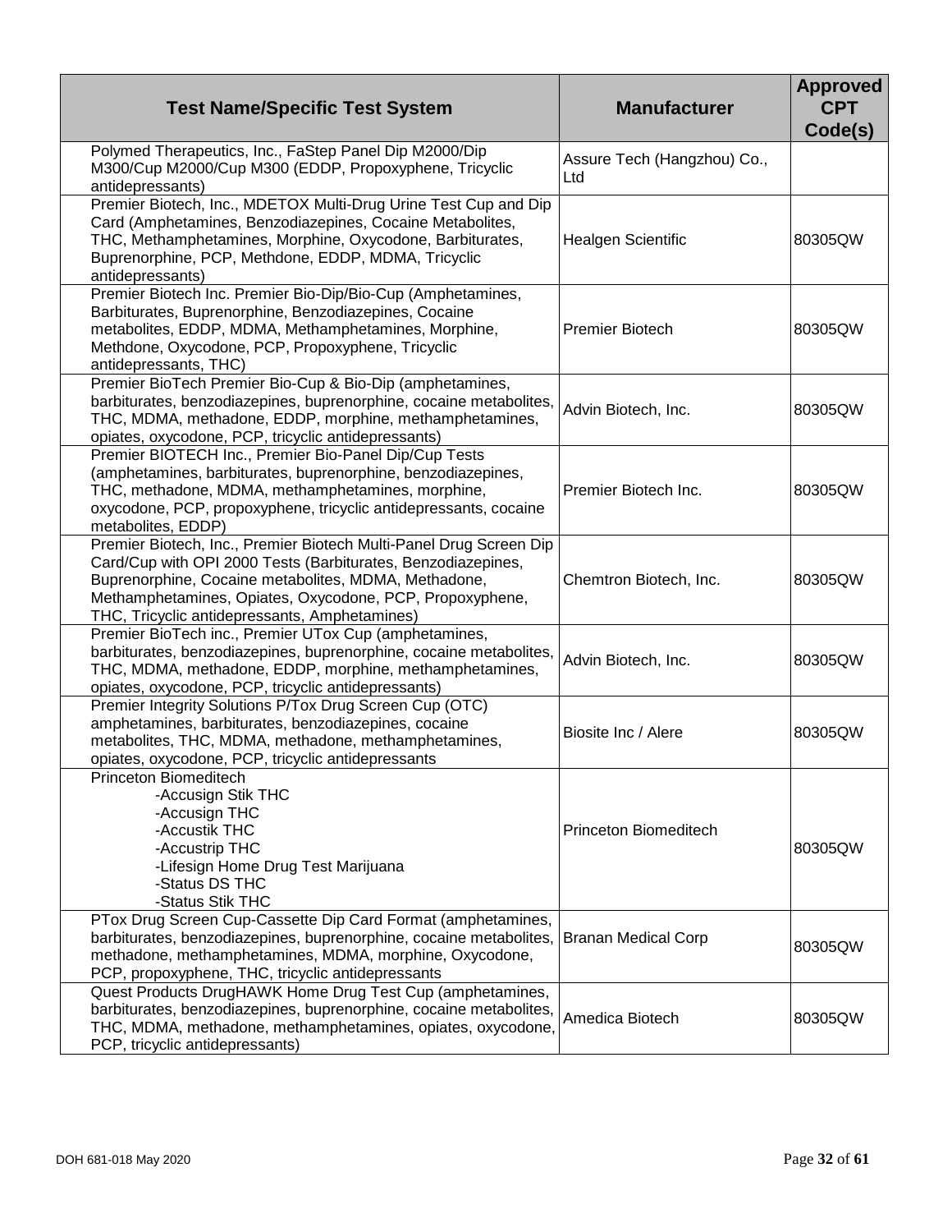| Test Name/Specific Test System | Manufacturer | Approved CPT Code(s) |
|---|---|---|
| Polymed Therapeutics, Inc., FaStep Panel Dip M2000/Dip M300/Cup M2000/Cup M300 (EDDP, Propoxyphene, Tricyclic antidepressants) | Assure Tech (Hangzhou) Co., Ltd | |
| Premier Biotech, Inc., MDETOX Multi-Drug Urine Test Cup and Dip Card (Amphetamines, Benzodiazepines, Cocaine Metabolites, THC, Methamphetamines, Morphine, Oxycodone, Barbiturates, Buprenorphine, PCP, Methdone, EDDP, MDMA, Tricyclic antidepressants) | Healgen Scientific | 80305QW |
| Premier Biotech Inc. Premier Bio-Dip/Bio-Cup (Amphetamines, Barbiturates, Buprenorphine, Benzodiazepines, Cocaine metabolites, EDDP, MDMA, Methamphetamines, Morphine, Methdone, Oxycodone, PCP, Propoxyphene, Tricyclic antidepressants, THC) | Premier Biotech | 80305QW |
| Premier BioTech Premier Bio-Cup & Bio-Dip (amphetamines, barbiturates, benzodiazepines, buprenorphine, cocaine metabolites, THC, MDMA, methadone, EDDP, morphine, methamphetamines, opiates, oxycodone, PCP, tricyclic antidepressants) | Advin Biotech, Inc. | 80305QW |
| Premier BIOTECH Inc., Premier Bio-Panel Dip/Cup Tests (amphetamines, barbiturates, buprenorphine, benzodiazepines, THC, methadone, MDMA, methamphetamines, morphine, oxycodone, PCP, propoxyphene, tricyclic antidepressants, cocaine metabolites, EDDP) | Premier Biotech Inc. | 80305QW |
| Premier Biotech, Inc., Premier Biotech Multi-Panel Drug Screen Dip Card/Cup with OPI 2000 Tests (Barbiturates, Benzodiazepines, Buprenorphine, Cocaine metabolites, MDMA, Methadone, Methamphetamines, Opiates, Oxycodone, PCP, Propoxyphene, THC, Tricyclic antidepressants, Amphetamines) | Chemtron Biotech, Inc. | 80305QW |
| Premier BioTech inc., Premier UTox Cup (amphetamines, barbiturates, benzodiazepines, buprenorphine, cocaine metabolites, THC, MDMA, methadone, EDDP, morphine, methamphetamines, opiates, oxycodone, PCP, tricyclic antidepressants) | Advin Biotech, Inc. | 80305QW |
| Premier Integrity Solutions P/Tox Drug Screen Cup (OTC) amphetamines, barbiturates, benzodiazepines, cocaine metabolites, THC, MDMA, methadone, methamphetamines, opiates, oxycodone, PCP, tricyclic antidepressants | Biosite Inc / Alere | 80305QW |
| Princeton Biomeditech<br>-Accusign Stik THC<br>-Accusign THC<br>-Accustik THC<br>-Accustrip THC<br>-Lifesign Home Drug Test Marijuana<br>-Status DS THC<br>-Status Stik THC | Princeton Biomeditech | 80305QW |
| PTox Drug Screen Cup-Cassette Dip Card Format (amphetamines, barbiturates, benzodiazepines, buprenorphine, cocaine metabolites, methadone, methamphetamines, MDMA, morphine, Oxycodone, PCP, propoxyphene, THC, tricyclic antidepressants | Branan Medical Corp | 80305QW |
| Quest Products DrugHAWK Home Drug Test Cup (amphetamines, barbiturates, benzodiazepines, buprenorphine, cocaine metabolites, THC, MDMA, methadone, methamphetamines, opiates, oxycodone, PCP, tricyclic antidepressants) | Amedica Biotech | 80305QW |

DOH 681-018 May 2020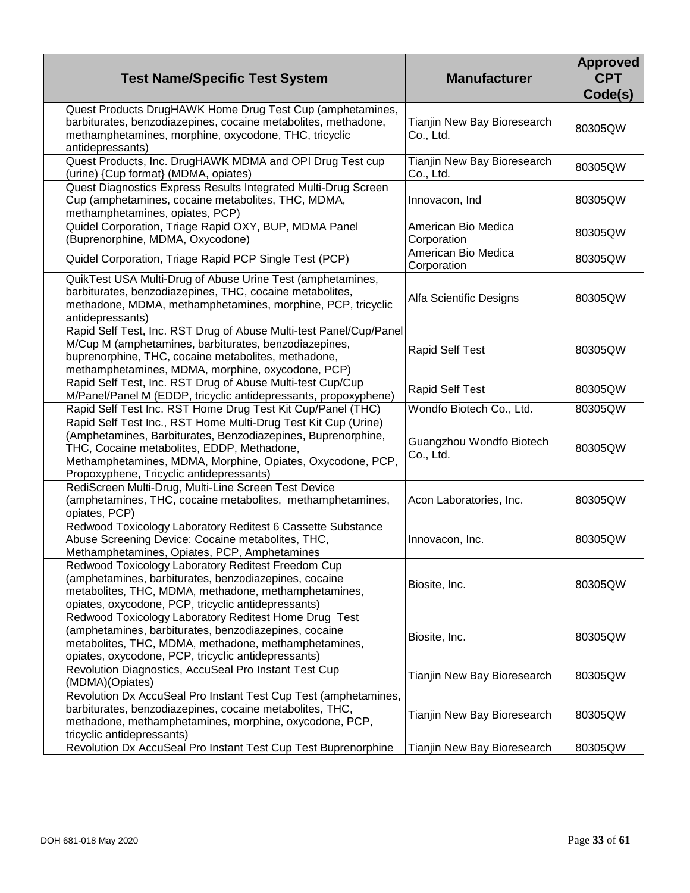| Test Name/Specific Test System | Manufacturer | Approved CPT Code(s) |
|---|---|---|
| Quest Products DrugHAWK Home Drug Test Cup (amphetamines, barbiturates, benzodiazepines, cocaine metabolites, methadone, methamphetamines, morphine, oxycodone, THC, tricyclic antidepressants) | Tianjin New Bay Bioresearch Co., Ltd. | 80305QW |
| Quest Products, Inc. DrugHAWK MDMA and OPI Drug Test cup (urine) {Cup format} (MDMA, opiates) | Tianjin New Bay Bioresearch Co., Ltd. | 80305QW |
| Quest Diagnostics Express Results Integrated Multi-Drug Screen Cup (amphetamines, cocaine metabolites, THC, MDMA, methamphetamines, opiates, PCP) | Innovacon, Ind | 80305QW |
| Quidel Corporation, Triage Rapid OXY, BUP, MDMA Panel (Buprenorphine, MDMA, Oxycodone) | American Bio Medica Corporation | 80305QW |
| Quidel Corporation, Triage Rapid PCP Single Test (PCP) | American Bio Medica Corporation | 80305QW |
| QuikTest USA Multi-Drug of Abuse Urine Test (amphetamines, barbiturates, benzodiazepines, THC, cocaine metabolites, methadone, MDMA, methamphetamines, morphine, PCP, tricyclic antidepressants) | Alfa Scientific Designs | 80305QW |
| Rapid Self Test, Inc. RST Drug of Abuse Multi-test Panel/Cup/Panel M/Cup M (amphetamines, barbiturates, benzodiazepines, buprenorphine, THC, cocaine metabolites, methadone, methamphetamines, MDMA, morphine, oxycodone, PCP) | Rapid Self Test | 80305QW |
| Rapid Self Test, Inc. RST Drug of Abuse Multi-test Cup/Cup M/Panel/Panel M (EDDP, tricyclic antidepressants, propoxyphene) | Rapid Self Test | 80305QW |
| Rapid Self Test Inc. RST Home Drug Test Kit Cup/Panel (THC) | Wondfo Biotech Co., Ltd. | 80305QW |
| Rapid Self Test Inc., RST Home Multi-Drug Test Kit Cup (Urine) (Amphetamines, Barbiturates, Benzodiazepines, Buprenorphine, THC, Cocaine metabolites, EDDP, Methadone, Methamphetamines, MDMA, Morphine, Opiates, Oxycodone, PCP, Propoxyphene, Tricyclic antidepressants) | Guangzhou Wondfo Biotech Co., Ltd. | 80305QW |
| RediScreen Multi-Drug, Multi-Line Screen Test Device (amphetamines, THC, cocaine metabolites, methamphetamines, opiates, PCP) | Acon Laboratories, Inc. | 80305QW |
| Redwood Toxicology Laboratory Reditest 6 Cassette Substance Abuse Screening Device: Cocaine metabolites, THC, Methamphetamines, Opiates, PCP, Amphetamines | Innovacon, Inc. | 80305QW |
| Redwood Toxicology Laboratory Reditest Freedom Cup (amphetamines, barbiturates, benzodiazepines, cocaine metabolites, THC, MDMA, methadone, methamphetamines, opiates, oxycodone, PCP, tricyclic antidepressants) | Biosite, Inc. | 80305QW |
| Redwood Toxicology Laboratory Reditest Home Drug Test (amphetamines, barbiturates, benzodiazepines, cocaine metabolites, THC, MDMA, methadone, methamphetamines, opiates, oxycodone, PCP, tricyclic antidepressants) | Biosite, Inc. | 80305QW |
| Revolution Diagnostics, AccuSeal Pro Instant Test Cup (MDMA)(Opiates) | Tianjin New Bay Bioresearch | 80305QW |
| Revolution Dx AccuSeal Pro Instant Test Cup Test (amphetamines, barbiturates, benzodiazepines, cocaine metabolites, THC, methadone, methamphetamines, morphine, oxycodone, PCP, tricyclic antidepressants) | Tianjin New Bay Bioresearch | 80305QW |
| Revolution Dx AccuSeal Pro Instant Test Cup Test Buprenorphine | Tianjin New Bay Bioresearch | 80305QW |

DOH 681-018 May 2020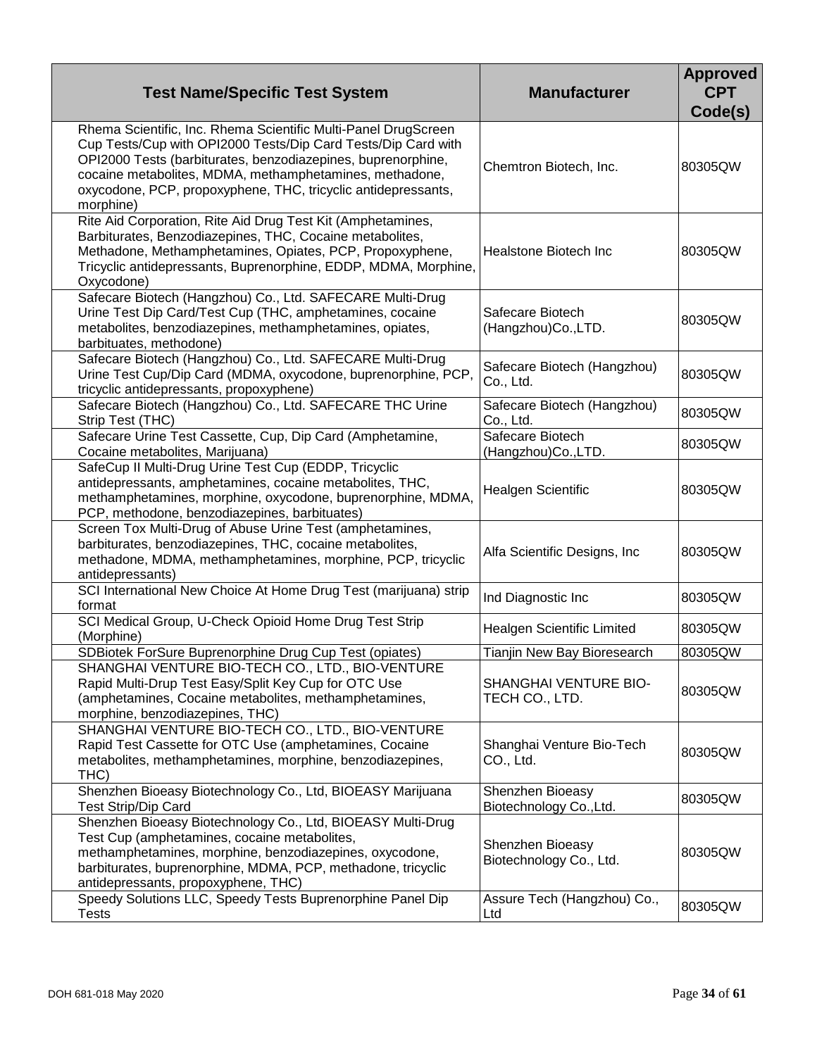| Test Name/Specific Test System | Manufacturer | Approved CPT Code(s) |
|---|---|---|
| Rhema Scientific, Inc. Rhema Scientific Multi-Panel DrugScreen Cup Tests/Cup with OPI2000 Tests/Dip Card Tests/Dip Card with OPI2000 Tests (barbiturates, benzodiazepines, buprenorphine, cocaine metabolites, MDMA, methamphetamines, methadone, oxycodone, PCP, propoxyphene, THC, tricyclic antidepressants, morphine) | Chemtron Biotech, Inc. | 80305QW |
| Rite Aid Corporation, Rite Aid Drug Test Kit (Amphetamines, Barbiturates, Benzodiazepines, THC, Cocaine metabolites, Methadone, Methamphetamines, Opiates, PCP, Propoxyphene, Tricyclic antidepressants, Buprenorphine, EDDP, MDMA, Morphine, Oxycodone) | Healstone Biotech Inc | 80305QW |
| Safecare Biotech (Hangzhou) Co., Ltd. SAFECARE Multi-Drug Urine Test Dip Card/Test Cup (THC, amphetamines, cocaine metabolites, benzodiazepines, methamphetamines, opiates, barbituates, methodone) | Safecare Biotech (Hangzhou)Co.,LTD. | 80305QW |
| Safecare Biotech (Hangzhou) Co., Ltd. SAFECARE Multi-Drug Urine Test Cup/Dip Card (MDMA, oxycodone, buprenorphine, PCP, tricyclic antidepressants, propoxyphene) | Safecare Biotech (Hangzhou) Co., Ltd. | 80305QW |
| Safecare Biotech (Hangzhou) Co., Ltd. SAFECARE THC Urine Strip Test (THC) | Safecare Biotech (Hangzhou) Co., Ltd. | 80305QW |
| Safecare Urine Test Cassette, Cup, Dip Card (Amphetamine, Cocaine metabolites, Marijuana) | Safecare Biotech (Hangzhou)Co.,LTD. | 80305QW |
| SafeCup II Multi-Drug Urine Test Cup (EDDP, Tricyclic antidepressants, amphetamines, cocaine metabolites, THC, methamphetamines, morphine, oxycodone, buprenorphine, MDMA, PCP, methodone, benzodiazepines, barbituates) | Healgen Scientific | 80305QW |
| Screen Tox Multi-Drug of Abuse Urine Test (amphetamines, barbiturates, benzodiazepines, THC, cocaine metabolites, methadone, MDMA, methamphetamines, morphine, PCP, tricyclic antidepressants) | Alfa Scientific Designs, Inc | 80305QW |
| SCI International New Choice At Home Drug Test (marijuana) strip format | Ind Diagnostic Inc | 80305QW |
| SCI Medical Group, U-Check Opioid Home Drug Test Strip (Morphine) | Healgen Scientific Limited | 80305QW |
| SDBiotek ForSure Buprenorphine Drug Cup Test (opiates) | Tianjin New Bay Bioresearch | 80305QW |
| SHANGHAI VENTURE BIO-TECH CO., LTD., BIO-VENTURE Rapid Multi-Drup Test Easy/Split Key Cup for OTC Use (amphetamines, Cocaine metabolites, methamphetamines, morphine, benzodiazepines, THC) | SHANGHAI VENTURE BIO-TECH CO., LTD. | 80305QW |
| SHANGHAI VENTURE BIO-TECH CO., LTD., BIO-VENTURE Rapid Test Cassette for OTC Use (amphetamines, Cocaine metabolites, methamphetamines, morphine, benzodiazepines, THC) | Shanghai Venture Bio-Tech CO., Ltd. | 80305QW |
| Shenzhen Bioeasy Biotechnology Co., Ltd, BIOEASY Marijuana Test Strip/Dip Card | Shenzhen Bioeasy Biotechnology Co.,Ltd. | 80305QW |
| Shenzhen Bioeasy Biotechnology Co., Ltd, BIOEASY Multi-Drug Test Cup (amphetamines, cocaine metabolites, methamphetamines, morphine, benzodiazepines, oxycodone, barbiturates, buprenorphine, MDMA, PCP, methadone, tricyclic antidepressants, propoxyphene, THC) | Shenzhen Bioeasy Biotechnology Co., Ltd. | 80305QW |
| Speedy Solutions LLC, Speedy Tests Buprenorphine Panel Dip Tests | Assure Tech (Hangzhou) Co., Ltd | 80305QW |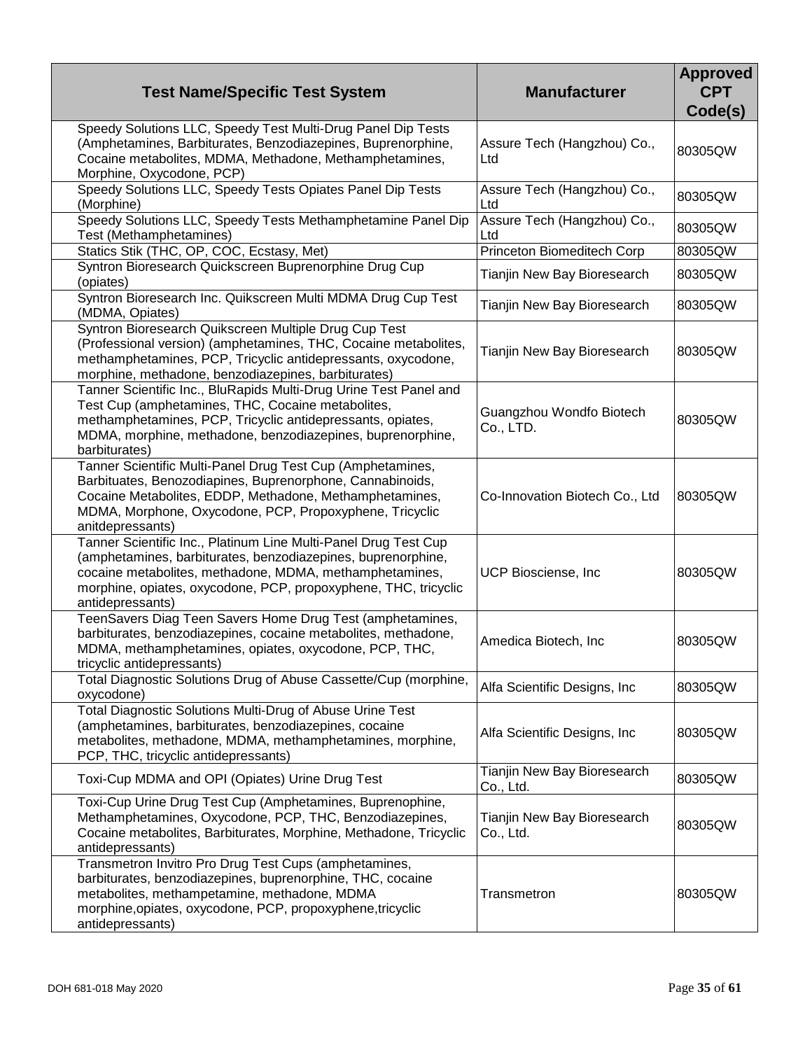| Test Name/Specific Test System | Manufacturer | Approved CPT Code(s) |
|---|---|---|
| Speedy Solutions LLC, Speedy Test Multi-Drug Panel Dip Tests (Amphetamines, Barbiturates, Benzodiazepines, Buprenorphine, Cocaine metabolites, MDMA, Methadone, Methamphetamines, Morphine, Oxycodone, PCP) | Assure Tech (Hangzhou) Co., Ltd | 80305QW |
| Speedy Solutions LLC, Speedy Tests Opiates Panel Dip Tests (Morphine) | Assure Tech (Hangzhou) Co., Ltd | 80305QW |
| Speedy Solutions LLC, Speedy Tests Methamphetamine Panel Dip Test (Methamphetamines) | Assure Tech (Hangzhou) Co., Ltd | 80305QW |
| Statics Stik (THC, OP, COC, Ecstasy, Met) | Princeton Biomeditech Corp | 80305QW |
| Syntron Bioresearch Quickscreen Buprenorphine Drug Cup (opiates) | Tianjin New Bay Bioresearch | 80305QW |
| Syntron Bioresearch Inc. Quikscreen Multi MDMA Drug Cup Test (MDMA, Opiates) | Tianjin New Bay Bioresearch | 80305QW |
| Syntron Bioresearch Quikscreen Multiple Drug Cup Test (Professional version) (amphetamines, THC, Cocaine metabolites, methamphetamines, PCP, Tricyclic antidepressants, oxycodone, morphine, methadone, benzodiazepines, barbiturates) | Tianjin New Bay Bioresearch | 80305QW |
| Tanner Scientific Inc., BluRapids Multi-Drug Urine Test Panel and Test Cup (amphetamines, THC, Cocaine metabolites, methamphetamines, PCP, Tricyclic antidepressants, opiates, MDMA, morphine, methadone, benzodiazepines, buprenorphine, barbiturates) | Guangzhou Wondfo Biotech Co., LTD. | 80305QW |
| Tanner Scientific Multi-Panel Drug Test Cup (Amphetamines, Barbituates, Benozodiapines, Buprenorphone, Cannabinoids, Cocaine Metabolites, EDDP, Methadone, Methamphetamines, MDMA, Morphone, Oxycodone, PCP, Propoxyphene, Tricyclic anitdepressants) | Co-Innovation Biotech Co., Ltd | 80305QW |
| Tanner Scientific Inc., Platinum Line Multi-Panel Drug Test Cup (amphetamines, barbiturates, benzodiazepines, buprenorphine, cocaine metabolites, methadone, MDMA, methamphetamines, morphine, opiates, oxycodone, PCP, propoxyphene, THC, tricyclic antidepressants) | UCP Biosciense, Inc | 80305QW |
| TeenSavers Diag Teen Savers Home Drug Test (amphetamines, barbiturates, benzodiazepines, cocaine metabolites, methadone, MDMA, methamphetamines, opiates, oxycodone, PCP, THC, tricyclic antidepressants) | Amedica Biotech, Inc | 80305QW |
| Total Diagnostic Solutions Drug of Abuse Cassette/Cup (morphine, oxycodone) | Alfa Scientific Designs, Inc | 80305QW |
| Total Diagnostic Solutions Multi-Drug of Abuse Urine Test (amphetamines, barbiturates, benzodiazepines, cocaine metabolites, methadone, MDMA, methamphetamines, morphine, PCP, THC, tricyclic antidepressants) | Alfa Scientific Designs, Inc | 80305QW |
| Toxi-Cup MDMA and OPI (Opiates) Urine Drug Test | Tianjin New Bay Bioresearch Co., Ltd. | 80305QW |
| Toxi-Cup Urine Drug Test Cup (Amphetamines, Buprenophine, Methamphetamines, Oxycodone, PCP, THC, Benzodiazepines, Cocaine metabolites, Barbiturates, Morphine, Methadone, Tricyclic antidepressants) | Tianjin New Bay Bioresearch Co., Ltd. | 80305QW |
| Transmetron Invitro Pro Drug Test Cups (amphetamines, barbiturates, benzodiazepines, buprenorphine, THC, cocaine metabolites, methampetamine, methadone, MDMA morphine,opiates, oxycodone, PCP, propoxyphene,tricyclic antidepressants) | Transmetron | 80305QW |

DOH 681-018 May 2020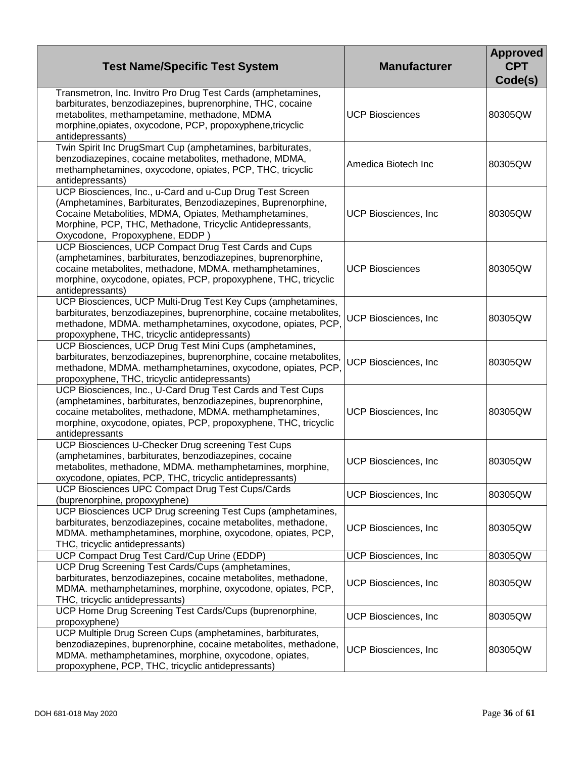| Test Name/Specific Test System | Manufacturer | Approved CPT Code(s) |
|---|---|---|
| Transmetron, Inc. Invitro Pro Drug Test Cards (amphetamines, barbiturates, benzodiazepines, buprenorphine, THC, cocaine metabolites, methampetamine, methadone, MDMA morphine,opiates, oxycodone, PCP, propoxyphene,tricyclic antidepressants) | UCP Biosciences | 80305QW |
| Twin Spirit Inc DrugSmart Cup (amphetamines, barbiturates, benzodiazepines, cocaine metabolites, methadone, MDMA, methamphetamines, oxycodone, opiates, PCP, THC, tricyclic antidepressants) | Amedica Biotech Inc | 80305QW |
| UCP Biosciences, Inc., u-Card and u-Cup Drug Test Screen (Amphetamines, Barbiturates, Benzodiazepines, Buprenorphine, Cocaine Metabolities, MDMA, Opiates, Methamphetamines, Morphine, PCP, THC, Methadone, Tricyclic Antidepressants, Oxycodone, Propoxyphene, EDDP ) | UCP Biosciences, Inc | 80305QW |
| UCP Biosciences, UCP Compact Drug Test Cards and Cups (amphetamines, barbiturates, benzodiazepines, buprenorphine, cocaine metabolites, methadone, MDMA. methamphetamines, morphine, oxycodone, opiates, PCP, propoxyphene, THC, tricyclic antidepressants) | UCP Biosciences | 80305QW |
| UCP Biosciences, UCP Multi-Drug Test Key Cups (amphetamines, barbiturates, benzodiazepines, buprenorphine, cocaine metabolites, methadone, MDMA. methamphetamines, oxycodone, opiates, PCP, propoxyphene, THC, tricyclic antidepressants) | UCP Biosciences, Inc | 80305QW |
| UCP Biosciences, UCP Drug Test Mini Cups (amphetamines, barbiturates, benzodiazepines, buprenorphine, cocaine metabolites, methadone, MDMA. methamphetamines, oxycodone, opiates, PCP, propoxyphene, THC, tricyclic antidepressants) | UCP Biosciences, Inc | 80305QW |
| UCP Biosciences, Inc., U-Card Drug Test Cards and Test Cups (amphetamines, barbiturates, benzodiazepines, buprenorphine, cocaine metabolites, methadone, MDMA. methamphetamines, morphine, oxycodone, opiates, PCP, propoxyphene, THC, tricyclic antidepressants | UCP Biosciences, Inc | 80305QW |
| UCP Biosciences U-Checker Drug screening Test Cups (amphetamines, barbiturates, benzodiazepines, cocaine metabolites, methadone, MDMA. methamphetamines, morphine, oxycodone, opiates, PCP, THC, tricyclic antidepressants) | UCP Biosciences, Inc | 80305QW |
| UCP Biosciences UPC Compact Drug Test Cups/Cards (buprenorphine, propoxyphene) | UCP Biosciences, Inc | 80305QW |
| UCP Biosciences UCP Drug screening Test Cups (amphetamines, barbiturates, benzodiazepines, cocaine metabolites, methadone, MDMA. methamphetamines, morphine, oxycodone, opiates, PCP, THC, tricyclic antidepressants) | UCP Biosciences, Inc | 80305QW |
| UCP Compact Drug Test Card/Cup Urine (EDDP) | UCP Biosciences, Inc | 80305QW |
| UCP Drug Screening Test Cards/Cups (amphetamines, barbiturates, benzodiazepines, cocaine metabolites, methadone, MDMA. methamphetamines, morphine, oxycodone, opiates, PCP, THC, tricyclic antidepressants) | UCP Biosciences, Inc | 80305QW |
| UCP Home Drug Screening Test Cards/Cups (buprenorphine, propoxyphene) | UCP Biosciences, Inc | 80305QW |
| UCP Multiple Drug Screen Cups (amphetamines, barbiturates, benzodiazepines, buprenorphine, cocaine metabolites, methadone, MDMA. methamphetamines, morphine, oxycodone, opiates, propoxyphene, PCP, THC, tricyclic antidepressants) | UCP Biosciences, Inc | 80305QW |

DOH 681-018 May 2020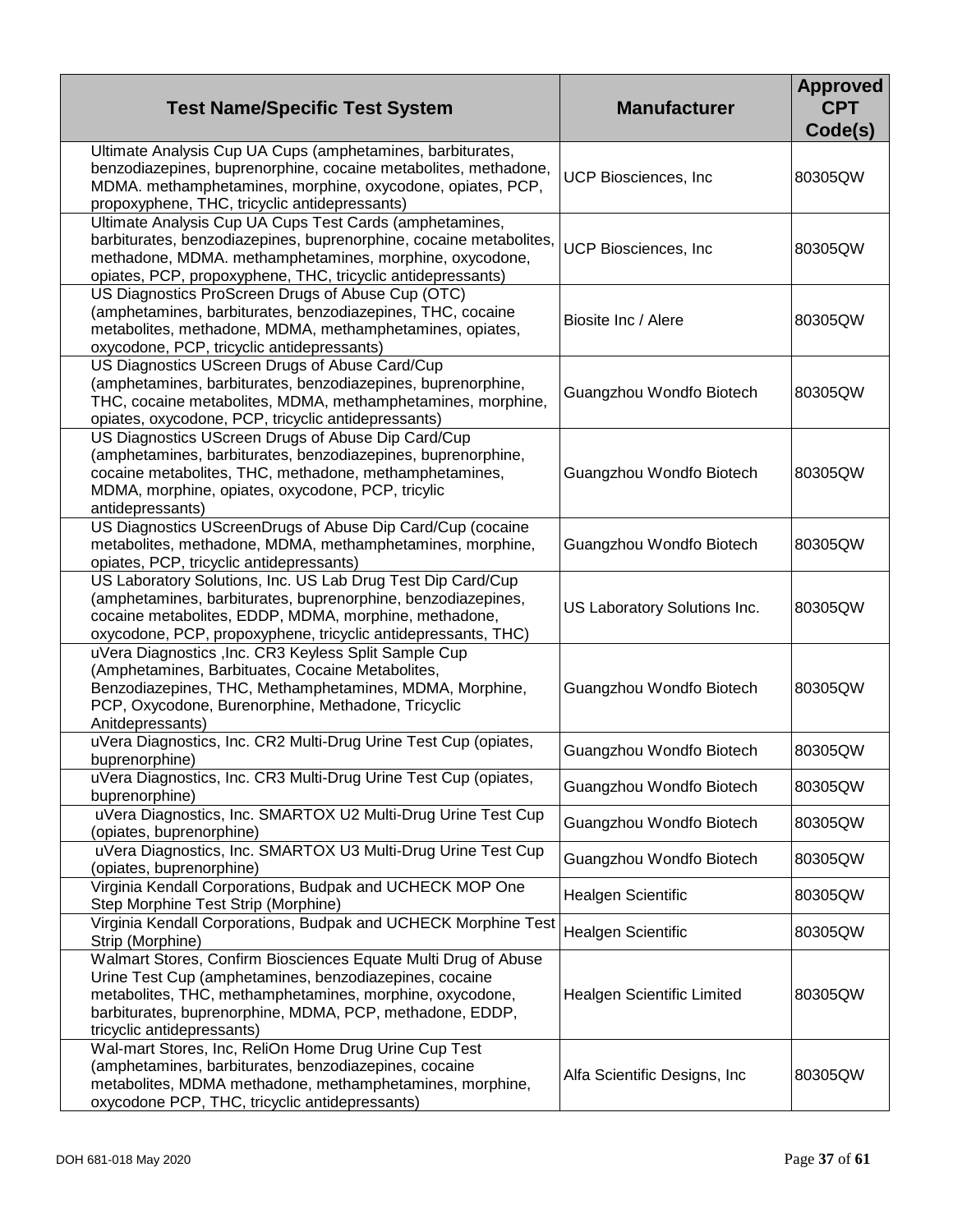| Test Name/Specific Test System | Manufacturer | Approved CPT Code(s) |
|---|---|---|
| Ultimate Analysis Cup UA Cups (amphetamines, barbiturates, benzodiazepines, buprenorphine, cocaine metabolites, methadone, MDMA. methamphetamines, morphine, oxycodone, opiates, PCP, propoxyphene, THC, tricyclic antidepressants) | UCP Biosciences, Inc | 80305QW |
| Ultimate Analysis Cup UA Cups Test Cards (amphetamines, barbiturates, benzodiazepines, buprenorphine, cocaine metabolites, methadone, MDMA. methamphetamines, morphine, oxycodone, opiates, PCP, propoxyphene, THC, tricyclic antidepressants) | UCP Biosciences, Inc | 80305QW |
| US Diagnostics ProScreen Drugs of Abuse Cup (OTC) (amphetamines, barbiturates, benzodiazepines, THC, cocaine metabolites, methadone, MDMA, methamphetamines, opiates, oxycodone, PCP, tricyclic antidepressants) | Biosite Inc / Alere | 80305QW |
| US Diagnostics UScreen Drugs of Abuse Card/Cup (amphetamines, barbiturates, benzodiazepines, buprenorphine, THC, cocaine metabolites, MDMA, methamphetamines, morphine, opiates, oxycodone, PCP, tricyclic antidepressants) | Guangzhou Wondfo Biotech | 80305QW |
| US Diagnostics UScreen Drugs of Abuse Dip Card/Cup (amphetamines, barbiturates, benzodiazepines, buprenorphine, cocaine metabolites, THC, methadone, methamphetamines, MDMA, morphine, opiates, oxycodone, PCP, tricylic antidepressants) | Guangzhou Wondfo Biotech | 80305QW |
| US Diagnostics UScreenDrugs of Abuse Dip Card/Cup (cocaine metabolites, methadone, MDMA, methamphetamines, morphine, opiates, PCP, tricyclic antidepressants) | Guangzhou Wondfo Biotech | 80305QW |
| US Laboratory Solutions, Inc. US Lab Drug Test Dip Card/Cup (amphetamines, barbiturates, buprenorphine, benzodiazepines, cocaine metabolites, EDDP, MDMA, morphine, methadone, oxycodone, PCP, propoxyphene, tricyclic antidepressants, THC) | US Laboratory Solutions Inc. | 80305QW |
| uVera Diagnostics ,Inc. CR3 Keyless Split Sample Cup (Amphetamines, Barbituates, Cocaine Metabolites, Benzodiazepines, THC, Methamphetamines, MDMA, Morphine, PCP, Oxycodone, Burenorphine, Methadone, Tricyclic Anitdepressants) | Guangzhou Wondfo Biotech | 80305QW |
| uVera Diagnostics, Inc. CR2 Multi-Drug Urine Test Cup (opiates, buprenorphine) | Guangzhou Wondfo Biotech | 80305QW |
| uVera Diagnostics, Inc. CR3 Multi-Drug Urine Test Cup (opiates, buprenorphine) | Guangzhou Wondfo Biotech | 80305QW |
| uVera Diagnostics, Inc. SMARTOX U2 Multi-Drug Urine Test Cup (opiates, buprenorphine) | Guangzhou Wondfo Biotech | 80305QW |
| uVera Diagnostics, Inc. SMARTOX U3 Multi-Drug Urine Test Cup (opiates, buprenorphine) | Guangzhou Wondfo Biotech | 80305QW |
| Virginia Kendall Corporations, Budpak and UCHECK MOP One Step Morphine Test Strip (Morphine) | Healgen Scientific | 80305QW |
| Virginia Kendall Corporations, Budpak and UCHECK Morphine Test Strip (Morphine) | Healgen Scientific | 80305QW |
| Walmart Stores, Confirm Biosciences Equate Multi Drug of Abuse Urine Test Cup (amphetamines, benzodiazepines, cocaine metabolites, THC, methamphetamines, morphine, oxycodone, barbiturates, buprenorphine, MDMA, PCP, methadone, EDDP, tricyclic antidepressants) | Healgen Scientific Limited | 80305QW |
| Wal-mart Stores, Inc, ReliOn Home Drug Urine Cup Test (amphetamines, barbiturates, benzodiazepines, cocaine metabolites, MDMA methadone, methamphetamines, morphine, oxycodone PCP, THC, tricyclic antidepressants) | Alfa Scientific Designs, Inc | 80305QW |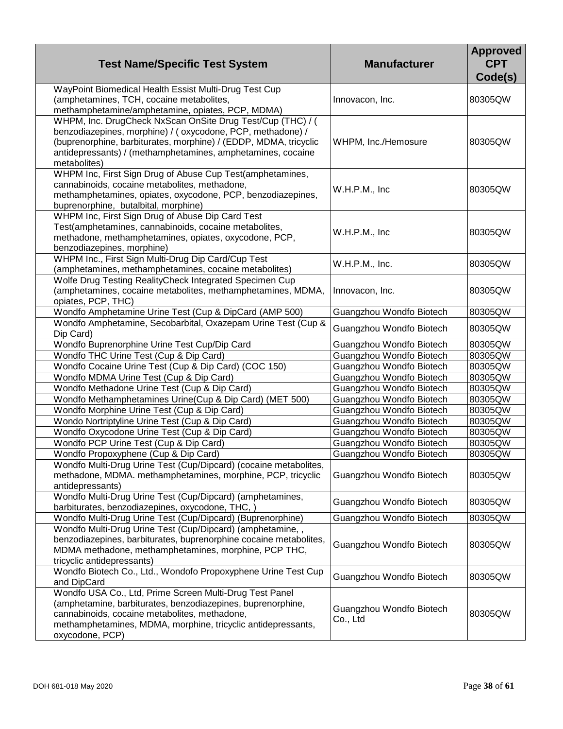| Test Name/Specific Test System | Manufacturer | Approved CPT Code(s) |
|---|---|---|
| WayPoint Biomedical Health Essist Multi-Drug Test Cup (amphetamines, TCH, cocaine metabolites, methamphetamine/amphetamine, opiates, PCP, MDMA) | Innovacon, Inc. | 80305QW |
| WHPM, Inc. DrugCheck NxScan OnSite Drug Test/Cup (THC) / ( benzodiazepines, morphine) / ( oxycodone, PCP, methadone) / (buprenorphine, barbiturates, morphine) / (EDDP, MDMA, tricyclic antidepressants) / (methamphetamines, amphetamines, cocaine metabolites) | WHPM, Inc./Hemosure | 80305QW |
| WHPM Inc, First Sign Drug of Abuse Cup Test(amphetamines, cannabinoids, cocaine metabolites, methadone, methamphetamines, opiates, oxycodone, PCP, benzodiazepines, buprenorphine, butalbital, morphine) | W.H.P.M., Inc | 80305QW |
| WHPM Inc, First Sign Drug of Abuse Dip Card Test Test(amphetamines, cannabinoids, cocaine metabolites, methadone, methamphetamines, opiates, oxycodone, PCP, benzodiazepines, morphine) | W.H.P.M., Inc | 80305QW |
| WHPM Inc., First Sign Multi-Drug Dip Card/Cup Test (amphetamines, methamphetamines, cocaine metabolites) | W.H.P.M., Inc. | 80305QW |
| Wolfe Drug Testing RealityCheck Integrated Specimen Cup (amphetamines, cocaine metabolites, methamphetamines, MDMA, opiates, PCP, THC) | Innovacon, Inc. | 80305QW |
| Wondfo Amphetamine Urine Test (Cup & DipCard (AMP 500) | Guangzhou Wondfo Biotech | 80305QW |
| Wondfo Amphetamine, Secobarbital, Oxazepam Urine Test (Cup & Dip Card) | Guangzhou Wondfo Biotech | 80305QW |
| Wondfo Buprenorphine Urine Test Cup/Dip Card | Guangzhou Wondfo Biotech | 80305QW |
| Wondfo THC Urine Test (Cup & Dip Card) | Guangzhou Wondfo Biotech | 80305QW |
| Wondfo Cocaine Urine Test (Cup & Dip Card) (COC 150) | Guangzhou Wondfo Biotech | 80305QW |
| Wondfo MDMA Urine Test (Cup & Dip Card) | Guangzhou Wondfo Biotech | 80305QW |
| Wondfo Methadone Urine Test (Cup & Dip Card) | Guangzhou Wondfo Biotech | 80305QW |
| Wondfo Methamphetamines Urine(Cup & Dip Card) (MET 500) | Guangzhou Wondfo Biotech | 80305QW |
| Wondfo Morphine Urine Test (Cup & Dip Card) | Guangzhou Wondfo Biotech | 80305QW |
| Wondo Nortriptyline Urine Test (Cup & Dip Card) | Guangzhou Wondfo Biotech | 80305QW |
| Wondfo Oxycodone Urine Test (Cup & Dip Card) | Guangzhou Wondfo Biotech | 80305QW |
| Wondfo PCP Urine Test (Cup & Dip Card) | Guangzhou Wondfo Biotech | 80305QW |
| Wondfo Propoxyphene (Cup & Dip Card) | Guangzhou Wondfo Biotech | 80305QW |
| Wondfo Multi-Drug Urine Test (Cup/Dipcard) (cocaine metabolites, methadone, MDMA. methamphetamines, morphine, PCP, tricyclic antidepressants) | Guangzhou Wondfo Biotech | 80305QW |
| Wondfo Multi-Drug Urine Test (Cup/Dipcard) (amphetamines, barbiturates, benzodiazepines, oxycodone, THC, ) | Guangzhou Wondfo Biotech | 80305QW |
| Wondfo Multi-Drug Urine Test (Cup/Dipcard) (Buprenorphine) | Guangzhou Wondfo Biotech | 80305QW |
| Wondfo Multi-Drug Urine Test (Cup/Dipcard) (amphetamine, , benzodiazepines, barbiturates, buprenorphine cocaine metabolites, MDMA methadone, methamphetamines, morphine, PCP THC, tricyclic antidepressants) | Guangzhou Wondfo Biotech | 80305QW |
| Wondfo Biotech Co., Ltd., Wondofo Propoxyphene Urine Test Cup and DipCard | Guangzhou Wondfo Biotech | 80305QW |
| Wondfo USA Co., Ltd, Prime Screen Multi-Drug Test Panel (amphetamine, barbiturates, benzodiazepines, buprenorphine, cannabinoids, cocaine metabolites, methadone, methamphetamines, MDMA, morphine, tricyclic antidepressants, oxycodone, PCP) | Guangzhou Wondfo Biotech Co., Ltd | 80305QW |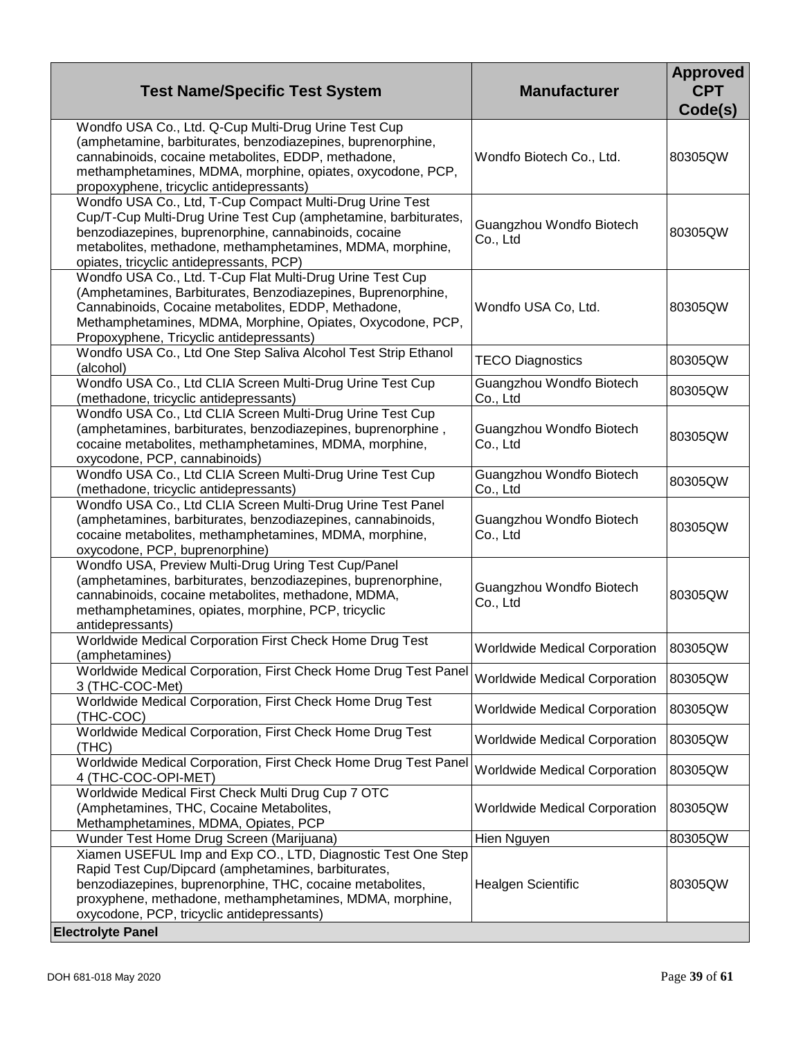| Test Name/Specific Test System | Manufacturer | Approved CPT Code(s) |
|---|---|---|
| Wondfo USA Co., Ltd. Q-Cup Multi-Drug Urine Test Cup (amphetamine, barbiturates, benzodiazepines, buprenorphine, cannabinoids, cocaine metabolites, EDDP, methadone, methamphetamines, MDMA, morphine, opiates, oxycodone, PCP, propoxyphene, tricyclic antidepressants) | Wondfo Biotech Co., Ltd. | 80305QW |
| Wondfo USA Co., Ltd, T-Cup Compact Multi-Drug Urine Test Cup/T-Cup Multi-Drug Urine Test Cup (amphetamine, barbiturates, benzodiazepines, buprenorphine, cannabinoids, cocaine metabolites, methadone, methamphetamines, MDMA, morphine, opiates, tricyclic antidepressants, PCP) | Guangzhou Wondfo Biotech Co., Ltd | 80305QW |
| Wondfo USA Co., Ltd. T-Cup Flat Multi-Drug Urine Test Cup (Amphetamines, Barbiturates, Benzodiazepines, Buprenorphine, Cannabinoids, Cocaine metabolites, EDDP, Methadone, Methamphetamines, MDMA, Morphine, Opiates, Oxycodone, PCP, Propoxyphene, Tricyclic antidepressants) | Wondfo USA Co, Ltd. | 80305QW |
| Wondfo USA Co., Ltd One Step Saliva Alcohol Test Strip Ethanol (alcohol) | TECO Diagnostics | 80305QW |
| Wondfo USA Co., Ltd CLIA Screen Multi-Drug Urine Test Cup (methadone, tricyclic antidepressants) | Guangzhou Wondfo Biotech Co., Ltd | 80305QW |
| Wondfo USA Co., Ltd CLIA Screen Multi-Drug Urine Test Cup (amphetamines, barbiturates, benzodiazepines, buprenorphine , cocaine metabolites, methamphetamines, MDMA, morphine, oxycodone, PCP, cannabinoids) | Guangzhou Wondfo Biotech Co., Ltd | 80305QW |
| Wondfo USA Co., Ltd CLIA Screen Multi-Drug Urine Test Cup (methadone, tricyclic antidepressants) | Guangzhou Wondfo Biotech Co., Ltd | 80305QW |
| Wondfo USA Co., Ltd CLIA Screen Multi-Drug Urine Test Panel (amphetamines, barbiturates, benzodiazepines, cannabinoids, cocaine metabolites, methamphetamines, MDMA, morphine, oxycodone, PCP, buprenorphine) | Guangzhou Wondfo Biotech Co., Ltd | 80305QW |
| Wondfo USA, Preview Multi-Drug Uring Test Cup/Panel (amphetamines, barbiturates, benzodiazepines, buprenorphine, cannabinoids, cocaine metabolites, methadone, MDMA, methamphetamines, opiates, morphine, PCP, tricyclic antidepressants) | Guangzhou Wondfo Biotech Co., Ltd | 80305QW |
| Worldwide Medical Corporation First Check Home Drug Test (amphetamines) | Worldwide Medical Corporation | 80305QW |
| Worldwide Medical Corporation, First Check Home Drug Test Panel 3 (THC-COC-Met) | Worldwide Medical Corporation | 80305QW |
| Worldwide Medical Corporation, First Check Home Drug Test (THC-COC) | Worldwide Medical Corporation | 80305QW |
| Worldwide Medical Corporation, First Check Home Drug Test (THC) | Worldwide Medical Corporation | 80305QW |
| Worldwide Medical Corporation, First Check Home Drug Test Panel 4 (THC-COC-OPI-MET) | Worldwide Medical Corporation | 80305QW |
| Worldwide Medical First Check Multi Drug Cup 7 OTC (Amphetamines, THC, Cocaine Metabolites, Methamphetamines, MDMA, Opiates, PCP | Worldwide Medical Corporation | 80305QW |
| Wunder Test Home Drug Screen (Marijuana) | Hien Nguyen | 80305QW |
| Xiamen USEFUL Imp and Exp CO., LTD, Diagnostic Test One Step Rapid Test Cup/Dipcard (amphetamines, barbiturates, benzodiazepines, buprenorphine, THC, cocaine metabolites, proxyphene, methadone, methamphetamines, MDMA, morphine, oxycodone, PCP, tricyclic antidepressants) | Healgen Scientific | 80305QW |
| **Electrolyte Panel** | | |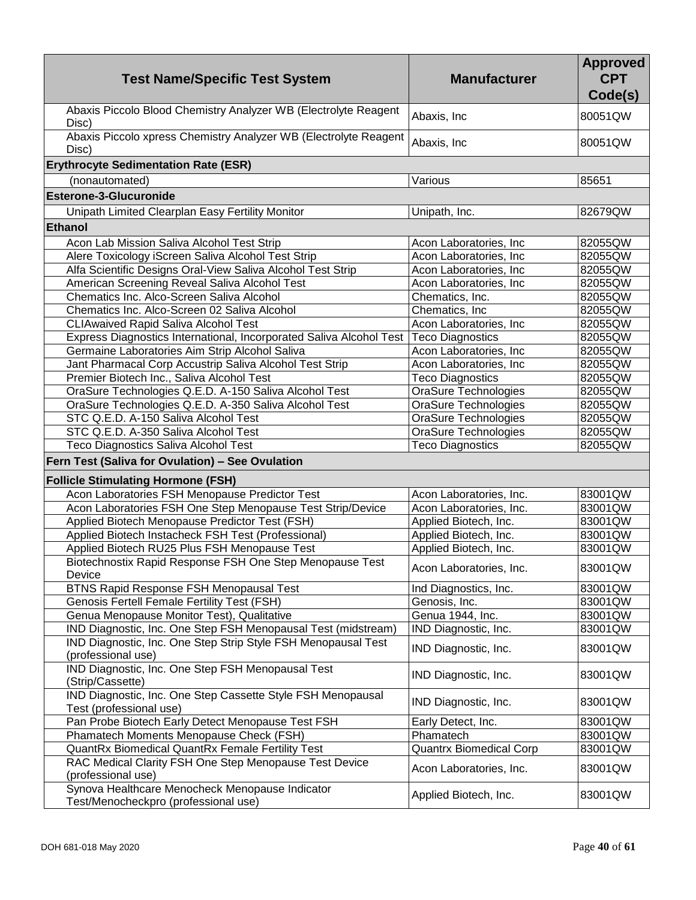| Test Name/Specific Test System | Manufacturer | Approved CPT Code(s) |
|---|---|---|
| Abaxis Piccolo Blood Chemistry Analyzer WB (Electrolyte Reagent Disc) | Abaxis, Inc | 80051QW |
| Abaxis Piccolo xpress Chemistry Analyzer WB (Electrolyte Reagent Disc) | Abaxis, Inc | 80051QW |
| **Erythrocyte Sedimentation Rate (ESR)** | | |
| (nonautomated) | Various | 85651 |
| **Esterone-3-Glucuronide** | | |
| Unipath Limited Clearplan Easy Fertility Monitor | Unipath, Inc. | 82679QW |
| **Ethanol** | | |
| Acon Lab Mission Saliva Alcohol Test Strip | Acon Laboratories, Inc | 82055QW |
| Alere Toxicology iScreen Saliva Alcohol Test Strip | Acon Laboratories, Inc | 82055QW |
| Alfa Scientific Designs Oral-View Saliva Alcohol Test Strip | Acon Laboratories, Inc | 82055QW |
| American Screening Reveal Saliva Alcohol Test | Acon Laboratories, Inc | 82055QW |
| Chematics Inc. Alco-Screen Saliva Alcohol | Chematics, Inc. | 82055QW |
| Chematics Inc. Alco-Screen 02 Saliva Alcohol | Chematics, Inc | 82055QW |
| CLIAwaived Rapid Saliva Alcohol Test | Acon Laboratories, Inc | 82055QW |
| Express Diagnostics International, Incorporated Saliva Alcohol Test | Teco Diagnostics | 82055QW |
| Germaine Laboratories Aim Strip Alcohol Saliva | Acon Laboratories, Inc | 82055QW |
| Jant Pharmacal Corp Accustrip Saliva Alcohol Test Strip | Acon Laboratories, Inc | 82055QW |
| Premier Biotech Inc., Saliva Alcohol Test | Teco Diagnostics | 82055QW |
| OraSure Technologies Q.E.D. A-150 Saliva Alcohol Test | OraSure Technologies | 82055QW |
| OraSure Technologies Q.E.D. A-350 Saliva Alcohol Test | OraSure Technologies | 82055QW |
| STC Q.E.D. A-150 Saliva Alcohol Test | OraSure Technologies | 82055QW |
| STC Q.E.D. A-350 Saliva Alcohol Test | OraSure Technologies | 82055QW |
| Teco Diagnostics Saliva Alcohol Test | Teco Diagnostics | 82055QW |
| **Fern Test (Saliva for Ovulation) – See Ovulation** | | |
| **Follicle Stimulating Hormone (FSH)** | | |
| Acon Laboratories FSH Menopause Predictor Test | Acon Laboratories, Inc. | 83001QW |
| Acon Laboratories FSH One Step Menopause Test Strip/Device | Acon Laboratories, Inc. | 83001QW |
| Applied Biotech Menopause Predictor Test (FSH) | Applied Biotech, Inc. | 83001QW |
| Applied Biotech Instacheck FSH Test (Professional) | Applied Biotech, Inc. | 83001QW |
| Applied Biotech RU25 Plus FSH Menopause Test | Applied Biotech, Inc. | 83001QW |
| Biotechnostix Rapid Response FSH One Step Menopause Test Device | Acon Laboratories, Inc. | 83001QW |
| BTNS Rapid Response FSH Menopausal Test | Ind Diagnostics, Inc. | 83001QW |
| Genosis Fertell Female Fertility Test (FSH) | Genosis, Inc. | 83001QW |
| Genua Menopause Monitor Test), Qualitative | Genua 1944, Inc. | 83001QW |
| IND Diagnostic, Inc. One Step FSH Menopausal Test (midstream) | IND Diagnostic, Inc. | 83001QW |
| IND Diagnostic, Inc. One Step Strip Style FSH Menopausal Test (professional use) | IND Diagnostic, Inc. | 83001QW |
| IND Diagnostic, Inc. One Step FSH Menopausal Test (Strip/Cassette) | IND Diagnostic, Inc. | 83001QW |
| IND Diagnostic, Inc. One Step Cassette Style FSH Menopausal Test (professional use) | IND Diagnostic, Inc. | 83001QW |
| Pan Probe Biotech Early Detect Menopause Test FSH | Early Detect, Inc. | 83001QW |
| Phamatech Moments Menopause Check (FSH) | Phamatech | 83001QW |
| QuantRx Biomedical QuantRx Female Fertility Test | Quantrx Biomedical Corp | 83001QW |
| RAC Medical Clarity FSH One Step Menopause Test Device (professional use) | Acon Laboratories, Inc. | 83001QW |
| Synova Healthcare Menocheck Menopause Indicator Test/Menocheckpro (professional use) | Applied Biotech, Inc. | 83001QW |

DOH 681-018 May 2020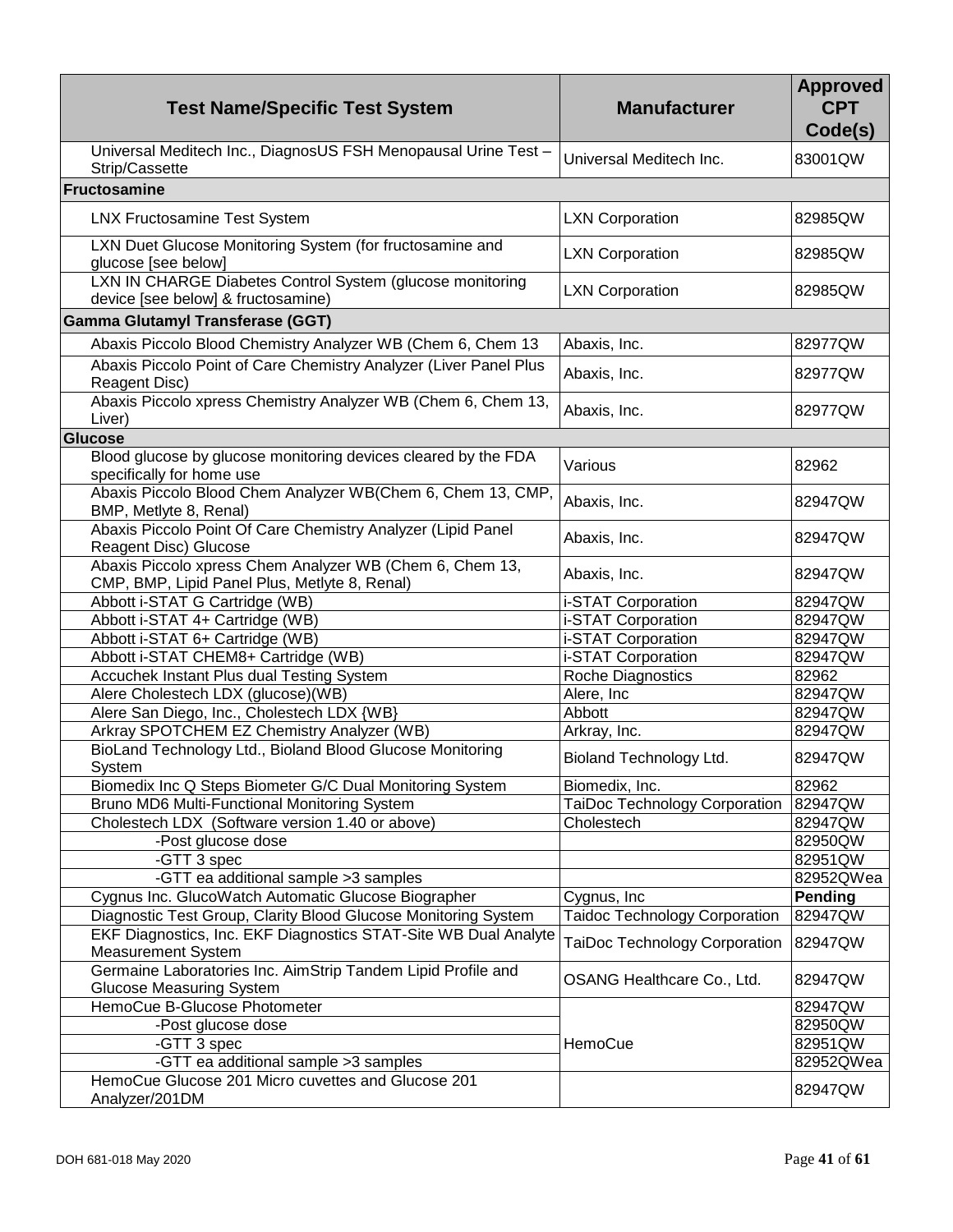| Test Name/Specific Test System | Manufacturer | Approved CPT Code(s) |
|---|---|---|
| Universal Meditech Inc., DiagnosUS FSH Menopausal Urine Test – Strip/Cassette | Universal Meditech Inc. | 83001QW |
| **Fructosamine** | | |
| LNX Fructosamine Test System | LXN Corporation | 82985QW |
| LXN Duet Glucose Monitoring System (for fructosamine and glucose [see below] | LXN Corporation | 82985QW |
| LXN IN CHARGE Diabetes Control System (glucose monitoring device [see below] & fructosamine) | LXN Corporation | 82985QW |
| **Gamma Glutamyl Transferase (GGT)** | | |
| Abaxis Piccolo Blood Chemistry Analyzer WB (Chem 6, Chem 13 | Abaxis, Inc. | 82977QW |
| Abaxis Piccolo Point of Care Chemistry Analyzer (Liver Panel Plus Reagent Disc) | Abaxis, Inc. | 82977QW |
| Abaxis Piccolo xpress Chemistry Analyzer WB (Chem 6, Chem 13, Liver) | Abaxis, Inc. | 82977QW |
| **Glucose** | | |
| Blood glucose by glucose monitoring devices cleared by the FDA specifically for home use | Various | 82962 |
| Abaxis Piccolo Blood Chem Analyzer WB(Chem 6, Chem 13, CMP, BMP, Metlyte 8, Renal) | Abaxis, Inc. | 82947QW |
| Abaxis Piccolo Point Of Care Chemistry Analyzer (Lipid Panel Reagent Disc) Glucose | Abaxis, Inc. | 82947QW |
| Abaxis Piccolo xpress Chem Analyzer WB (Chem 6, Chem 13, CMP, BMP, Lipid Panel Plus, Metlyte 8, Renal) | Abaxis, Inc. | 82947QW |
| Abbott i-STAT G Cartridge (WB) | i-STAT Corporation | 82947QW |
| Abbott i-STAT 4+ Cartridge (WB) | i-STAT Corporation | 82947QW |
| Abbott i-STAT 6+ Cartridge (WB) | i-STAT Corporation | 82947QW |
| Abbott i-STAT CHEM8+ Cartridge (WB) | i-STAT Corporation | 82947QW |
| Accuchek Instant Plus dual Testing System | Roche Diagnostics | 82962 |
| Alere Cholestech LDX (glucose)(WB) | Alere, Inc | 82947QW |
| Alere San Diego, Inc., Cholestech LDX {WB} | Abbott | 82947QW |
| Arkray SPOTCHEM EZ Chemistry Analyzer (WB) | Arkray, Inc. | 82947QW |
| BioLand Technology Ltd., Bioland Blood Glucose Monitoring System | Bioland Technology Ltd. | 82947QW |
| Biomedix Inc Q Steps Biometer G/C Dual Monitoring System | Biomedix, Inc. | 82962 |
| Bruno MD6 Multi-Functional Monitoring System | TaiDoc Technology Corporation | 82947QW |
| Cholestech LDX (Software version 1.40 or above) | Cholestech | 82947QW |
| -Post glucose dose | | 82950QW |
| -GTT 3 spec | | 82951QW |
| -GTT ea additional sample >3 samples | | 82952QWea |
| Cygnus Inc. GlucoWatch Automatic Glucose Biographer | Cygnus, Inc | **Pending** |
| Diagnostic Test Group, Clarity Blood Glucose Monitoring System | Taidoc Technology Corporation | 82947QW |
| EKF Diagnostics, Inc. EKF Diagnostics STAT-Site WB Dual Analyte Measurement System | TaiDoc Technology Corporation | 82947QW |
| Germaine Laboratories Inc. AimStrip Tandem Lipid Profile and Glucose Measuring System | OSANG Healthcare Co., Ltd. | 82947QW |
| HemoCue B-Glucose Photometer | HemoCue | 82947QW |
| -Post glucose dose | | 82950QW |
| -GTT 3 spec | | 82951QW |
| -GTT ea additional sample >3 samples | | 82952QWea |
| HemoCue Glucose 201 Micro cuvettes and Glucose 201 Analyzer/201DM | | 82947QW |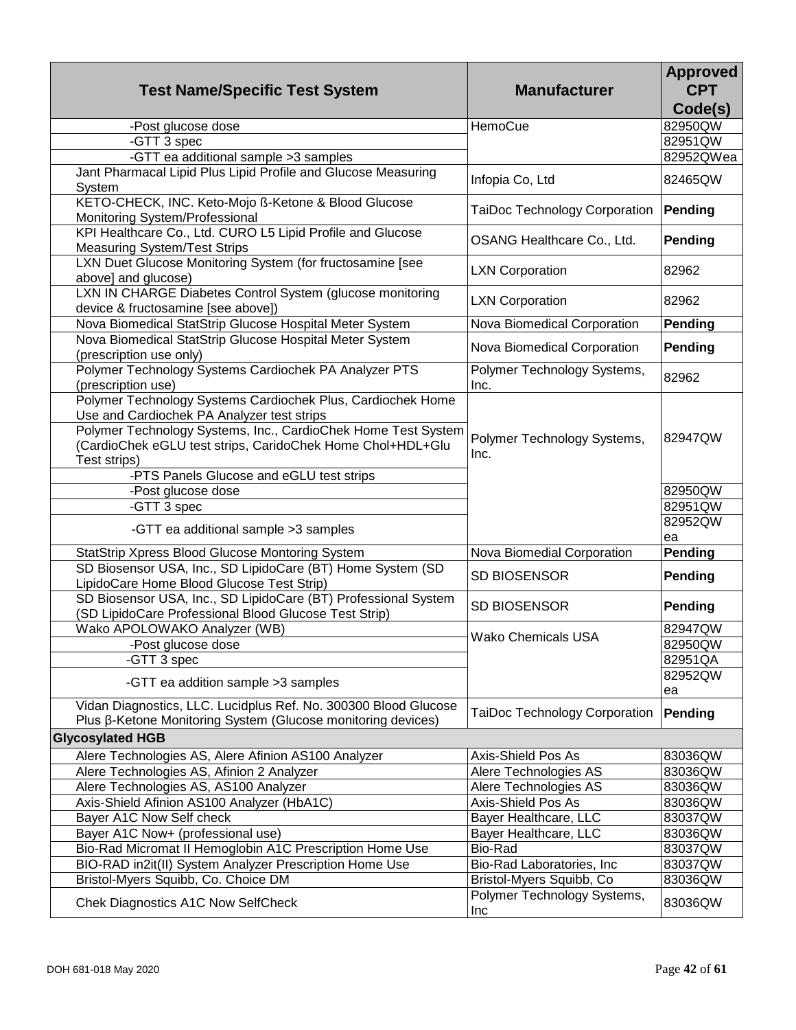| Test Name/Specific Test System | Manufacturer | Approved CPT Code(s) |
|---|---|---|
| -Post glucose dose | HemoCue | 82950QW |
| -GTT 3 spec | | 82951QW |
| -GTT ea additional sample >3 samples | | 82952QWea |
| Jant Pharmacal Lipid Plus Lipid Profile and Glucose Measuring System | Infopia Co, Ltd | 82465QW |
| KETO-CHECK, INC. Keto-Mojo ß-Ketone & Blood Glucose Monitoring System/Professional | TaiDoc Technology Corporation | **Pending** |
| KPI Healthcare Co., Ltd. CURO L5 Lipid Profile and Glucose Measuring System/Test Strips | OSANG Healthcare Co., Ltd. | **Pending** |
| LXN Duet Glucose Monitoring System (for fructosamine [see above] and glucose) | LXN Corporation | 82962 |
| LXN IN CHARGE Diabetes Control System (glucose monitoring device & fructosamine [see above]) | LXN Corporation | 82962 |
| Nova Biomedical StatStrip Glucose Hospital Meter System | Nova Biomedical Corporation | **Pending** |
| Nova Biomedical StatStrip Glucose Hospital Meter System (prescription use only) | Nova Biomedical Corporation | **Pending** |
| Polymer Technology Systems Cardiochek PA Analyzer PTS (prescription use) | Polymer Technology Systems, Inc. | 82962 |
| Polymer Technology Systems Cardiochek Plus, Cardiochek Home Use and Cardiochek PA Analyzer test strips | Polymer Technology Systems, Inc. | 82947QW |
| Polymer Technology Systems, Inc., CardioChek Home Test System (CardioChek eGLU test strips, CaridoChek Home Chol+HDL+Glu Test strips) | | |
| -PTS Panels Glucose and eGLU test strips | | |
| -Post glucose dose | | 82950QW |
| -GTT 3 spec | | 82951QW |
| -GTT ea additional sample >3 samples | | 82952QW ea |
| StatStrip Xpress Blood Glucose Montoring System | Nova Biomedial Corporation | **Pending** |
| SD Biosensor USA, Inc., SD LipidoCare (BT) Home System (SD LipidoCare Home Blood Glucose Test Strip) | SD BIOSENSOR | **Pending** |
| SD Biosensor USA, Inc., SD LipidoCare (BT) Professional System (SD LipidoCare Professional Blood Glucose Test Strip) | SD BIOSENSOR | **Pending** |
| Wako APOLOWAKO Analyzer (WB) | Wako Chemicals USA | 82947QW |
| -Post glucose dose | | 82950QW |
| -GTT 3 spec | | 82951QA |
| -GTT ea addition sample >3 samples | | 82952QW ea |
| Vidan Diagnostics, LLC. Lucidplus Ref. No. 300300 Blood Glucose Plus β-Ketone Monitoring System (Glucose monitoring devices) | TaiDoc Technology Corporation | **Pending** |
| **Glycosylated HGB** | | |
| Alere Technologies AS, Alere Afinion AS100 Analyzer | Axis-Shield Pos As | 83036QW |
| Alere Technologies AS, Afinion 2 Analyzer | Alere Technologies AS | 83036QW |
| Alere Technologies AS, AS100 Analyzer | Alere Technologies AS | 83036QW |
| Axis-Shield Afinion AS100 Analyzer (HbA1C) | Axis-Shield Pos As | 83036QW |
| Bayer A1C Now Self check | Bayer Healthcare, LLC | 83037QW |
| Bayer A1C Now+ (professional use) | Bayer Healthcare, LLC | 83036QW |
| Bio-Rad Micromat II Hemoglobin A1C Prescription Home Use | Bio-Rad | 83037QW |
| BIO-RAD in2it(II) System Analyzer Prescription Home Use | Bio-Rad Laboratories, Inc | 83037QW |
| Bristol-Myers Squibb, Co. Choice DM | Bristol-Myers Squibb, Co | 83036QW |
| Chek Diagnostics A1C Now SelfCheck | Polymer Technology Systems, Inc | 83036QW |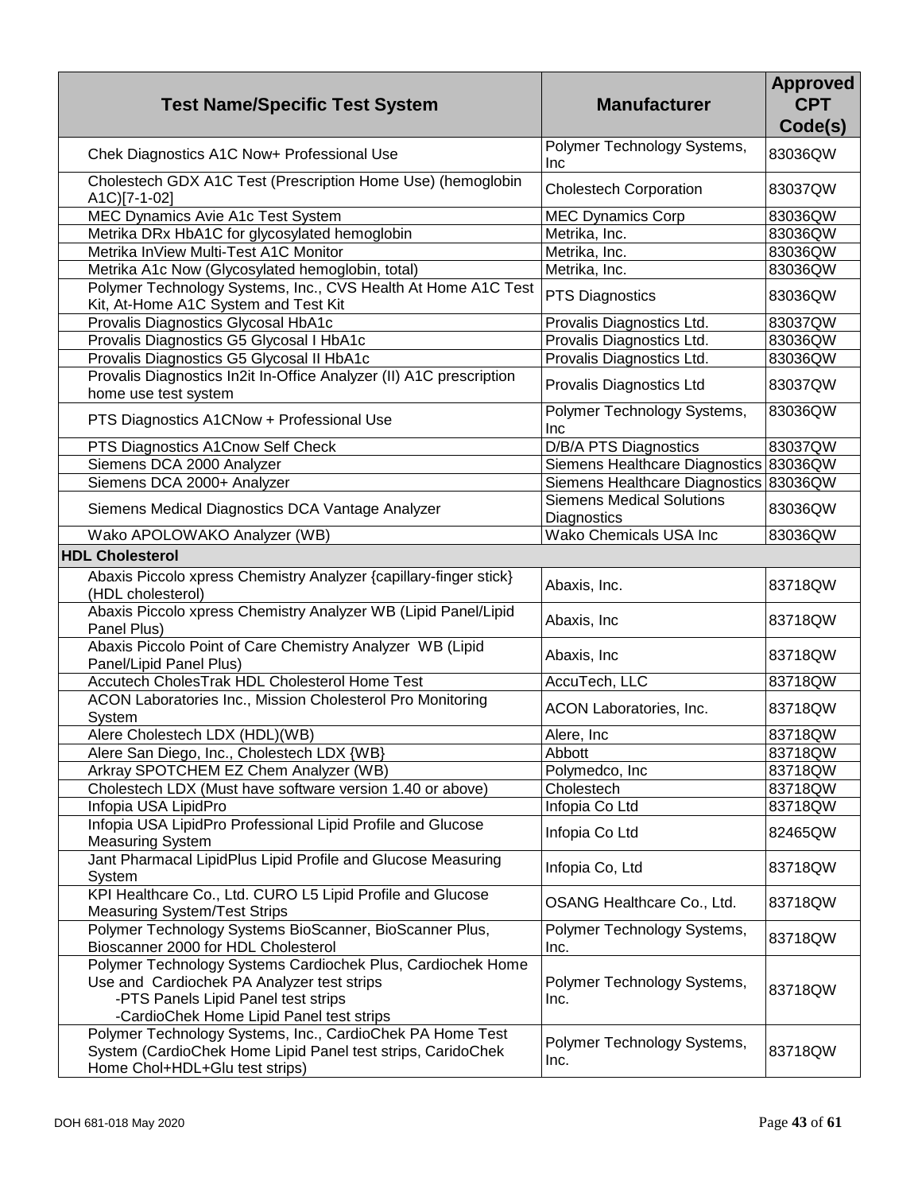| Test Name/Specific Test System | Manufacturer | Approved CPT Code(s) |
|---|---|---|
| Chek Diagnostics A1C Now+ Professional Use | Polymer Technology Systems, Inc | 83036QW |
| Cholestech GDX A1C Test (Prescription Home Use) (hemoglobin A1C)[7-1-02] | Cholestech Corporation | 83037QW |
| MEC Dynamics Avie A1c Test System | MEC Dynamics Corp | 83036QW |
| Metrika DRx HbA1C for glycosylated hemoglobin | Metrika, Inc. | 83036QW |
| Metrika InView Multi-Test A1C Monitor | Metrika, Inc. | 83036QW |
| Metrika A1c Now (Glycosylated hemoglobin, total) | Metrika, Inc. | 83036QW |
| Polymer Technology Systems, Inc., CVS Health At Home A1C Test Kit, At-Home A1C System and Test Kit | PTS Diagnostics | 83036QW |
| Provalis Diagnostics Glycosal HbA1c | Provalis Diagnostics Ltd. | 83037QW |
| Provalis Diagnostics G5 Glycosal I HbA1c | Provalis Diagnostics Ltd. | 83036QW |
| Provalis Diagnostics G5 Glycosal II HbA1c | Provalis Diagnostics Ltd. | 83036QW |
| Provalis Diagnostics In2it In-Office Analyzer (II) A1C prescription home use test system | Provalis Diagnostics Ltd | 83037QW |
| PTS Diagnostics A1CNow + Professional Use | Polymer Technology Systems, Inc | 83036QW |
| PTS Diagnostics A1Cnow Self Check | D/B/A PTS Diagnostics | 83037QW |
| Siemens DCA 2000 Analyzer | Siemens Healthcare Diagnostics | 83036QW |
| Siemens DCA 2000+ Analyzer | Siemens Healthcare Diagnostics | 83036QW |
| Siemens Medical Diagnostics DCA Vantage Analyzer | Siemens Medical Solutions Diagnostics | 83036QW |
| Wako APOLOWAKO Analyzer (WB) | Wako Chemicals USA Inc | 83036QW |
| **HDL Cholesterol** | | |
| Abaxis Piccolo xpress Chemistry Analyzer {capillary-finger stick} (HDL cholesterol) | Abaxis, Inc. | 83718QW |
| Abaxis Piccolo xpress Chemistry Analyzer WB (Lipid Panel/Lipid Panel Plus) | Abaxis, Inc | 83718QW |
| Abaxis Piccolo Point of Care Chemistry Analyzer WB (Lipid Panel/Lipid Panel Plus) | Abaxis, Inc | 83718QW |
| Accutech CholesTrak HDL Cholesterol Home Test | AccuTech, LLC | 83718QW |
| ACON Laboratories Inc., Mission Cholesterol Pro Monitoring System | ACON Laboratories, Inc. | 83718QW |
| Alere Cholestech LDX (HDL)(WB) | Alere, Inc | 83718QW |
| Alere San Diego, Inc., Cholestech LDX {WB} | Abbott | 83718QW |
| Arkray SPOTCHEM EZ Chem Analyzer (WB) | Polymedco, Inc | 83718QW |
| Cholestech LDX (Must have software version 1.40 or above) | Cholestech | 83718QW |
| Infopia USA LipidPro | Infopia Co Ltd | 83718QW |
| Infopia USA LipidPro Professional Lipid Profile and Glucose Measuring System | Infopia Co Ltd | 82465QW |
| Jant Pharmacal LipidPlus Lipid Profile and Glucose Measuring System | Infopia Co, Ltd | 83718QW |
| KPI Healthcare Co., Ltd. CURO L5 Lipid Profile and Glucose Measuring System/Test Strips | OSANG Healthcare Co., Ltd. | 83718QW |
| Polymer Technology Systems BioScanner, BioScanner Plus, Bioscanner 2000 for HDL Cholesterol | Polymer Technology Systems, Inc. | 83718QW |
| Polymer Technology Systems Cardiochek Plus, Cardiochek Home Use and Cardiochek PA Analyzer test strips<br>-PTS Panels Lipid Panel test strips<br>-CardioChek Home Lipid Panel test strips | Polymer Technology Systems, Inc. | 83718QW |
| Polymer Technology Systems, Inc., CardioChek PA Home Test System (CardioChek Home Lipid Panel test strips, CaridoChek Home Chol+HDL+Glu test strips) | Polymer Technology Systems, Inc. | 83718QW |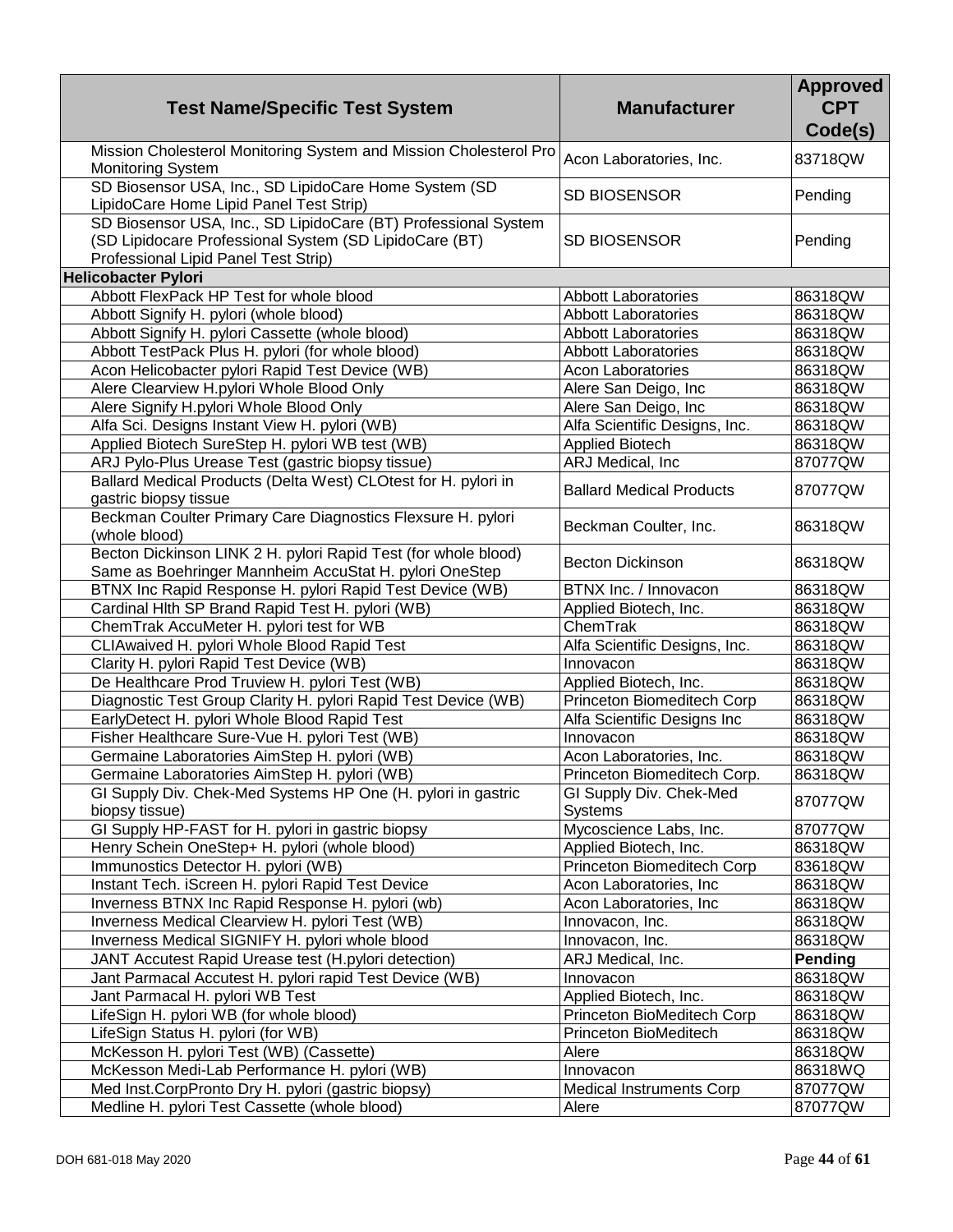| Test Name/Specific Test System | Manufacturer | Approved CPT Code(s) |
|---|---|---|
| Mission Cholesterol Monitoring System and Mission Cholesterol Pro Monitoring System | Acon Laboratories, Inc. | 83718QW |
| SD Biosensor USA, Inc., SD LipidoCare Home System (SD LipidoCare Home Lipid Panel Test Strip) | SD BIOSENSOR | Pending |
| SD Biosensor USA, Inc., SD LipidoCare (BT) Professional System (SD Lipidocare Professional System (SD LipidoCare (BT) Professional Lipid Panel Test Strip) | SD BIOSENSOR | Pending |
| **Helicobacter Pylori** | | |
| Abbott FlexPack HP Test for whole blood | Abbott Laboratories | 86318QW |
| Abbott Signify H. pylori (whole blood) | Abbott Laboratories | 86318QW |
| Abbott Signify H. pylori Cassette (whole blood) | Abbott Laboratories | 86318QW |
| Abbott TestPack Plus H. pylori (for whole blood) | Abbott Laboratories | 86318QW |
| Acon Helicobacter pylori Rapid Test Device (WB) | Acon Laboratories | 86318QW |
| Alere Clearview H.pylori Whole Blood Only | Alere San Deigo, Inc | 86318QW |
| Alere Signify H.pylori Whole Blood Only | Alere San Deigo, Inc | 86318QW |
| Alfa Sci. Designs Instant View H. pylori (WB) | Alfa Scientific Designs, Inc. | 86318QW |
| Applied Biotech SureStep H. pylori WB test (WB) | Applied Biotech | 86318QW |
| ARJ Pylo-Plus Urease Test (gastric biopsy tissue) | ARJ Medical, Inc | 87077QW |
| Ballard Medical Products (Delta West) CLOtest for H. pylori in gastric biopsy tissue | Ballard Medical Products | 87077QW |
| Beckman Coulter Primary Care Diagnostics Flexsure H. pylori (whole blood) | Beckman Coulter, Inc. | 86318QW |
| Becton Dickinson LINK 2 H. pylori Rapid Test (for whole blood) Same as Boehringer Mannheim AccuStat H. pylori OneStep | Becton Dickinson | 86318QW |
| BTNX Inc Rapid Response H. pylori Rapid Test Device (WB) | BTNX Inc. / Innovacon | 86318QW |
| Cardinal Hlth SP Brand Rapid Test H. pylori (WB) | Applied Biotech, Inc. | 86318QW |
| ChemTrak AccuMeter H. pylori test for WB | ChemTrak | 86318QW |
| CLIAwaived H. pylori Whole Blood Rapid Test | Alfa Scientific Designs, Inc. | 86318QW |
| Clarity H. pylori Rapid Test Device (WB) | Innovacon | 86318QW |
| De Healthcare Prod Truview H. pylori Test (WB) | Applied Biotech, Inc. | 86318QW |
| Diagnostic Test Group Clarity H. pylori Rapid Test Device (WB) | Princeton Biomeditech Corp | 86318QW |
| EarlyDetect H. pylori Whole Blood Rapid Test | Alfa Scientific Designs Inc | 86318QW |
| Fisher Healthcare Sure-Vue H. pylori Test (WB) | Innovacon | 86318QW |
| Germaine Laboratories AimStep H. pylori (WB) | Acon Laboratories, Inc. | 86318QW |
| Germaine Laboratories AimStep H. pylori (WB) | Princeton Biomeditech Corp. | 86318QW |
| GI Supply Div. Chek-Med Systems HP One (H. pylori in gastric biopsy tissue) | GI Supply Div. Chek-Med Systems | 87077QW |
| GI Supply HP-FAST for H. pylori in gastric biopsy | Mycoscience Labs, Inc. | 87077QW |
| Henry Schein OneStep+ H. pylori (whole blood) | Applied Biotech, Inc. | 86318QW |
| Immunostics Detector H. pylori (WB) | Princeton Biomeditech Corp | 83618QW |
| Instant Tech. iScreen H. pylori Rapid Test Device | Acon Laboratories, Inc | 86318QW |
| Inverness BTNX Inc Rapid Response H. pylori (wb) | Acon Laboratories, Inc | 86318QW |
| Inverness Medical Clearview H. pylori Test (WB) | Innovacon, Inc. | 86318QW |
| Inverness Medical SIGNIFY H. pylori whole blood | Innovacon, Inc. | 86318QW |
| JANT Accutest Rapid Urease test (H.pylori detection) | ARJ Medical, Inc. | **Pending** |
| Jant Parmacal Accutest H. pylori rapid Test Device (WB) | Innovacon | 86318QW |
| Jant Parmacal H. pylori WB Test | Applied Biotech, Inc. | 86318QW |
| LifeSign H. pylori WB (for whole blood) | Princeton BioMeditech Corp | 86318QW |
| LifeSign Status H. pylori (for WB) | Princeton BioMeditech | 86318QW |
| McKesson H. pylori Test (WB) (Cassette) | Alere | 86318QW |
| McKesson Medi-Lab Performance H. pylori (WB) | Innovacon | 86318WQ |
| Med Inst.CorpPronto Dry H. pylori (gastric biopsy) | Medical Instruments Corp | 87077QW |
| Medline H. pylori Test Cassette (whole blood) | Alere | 87077QW |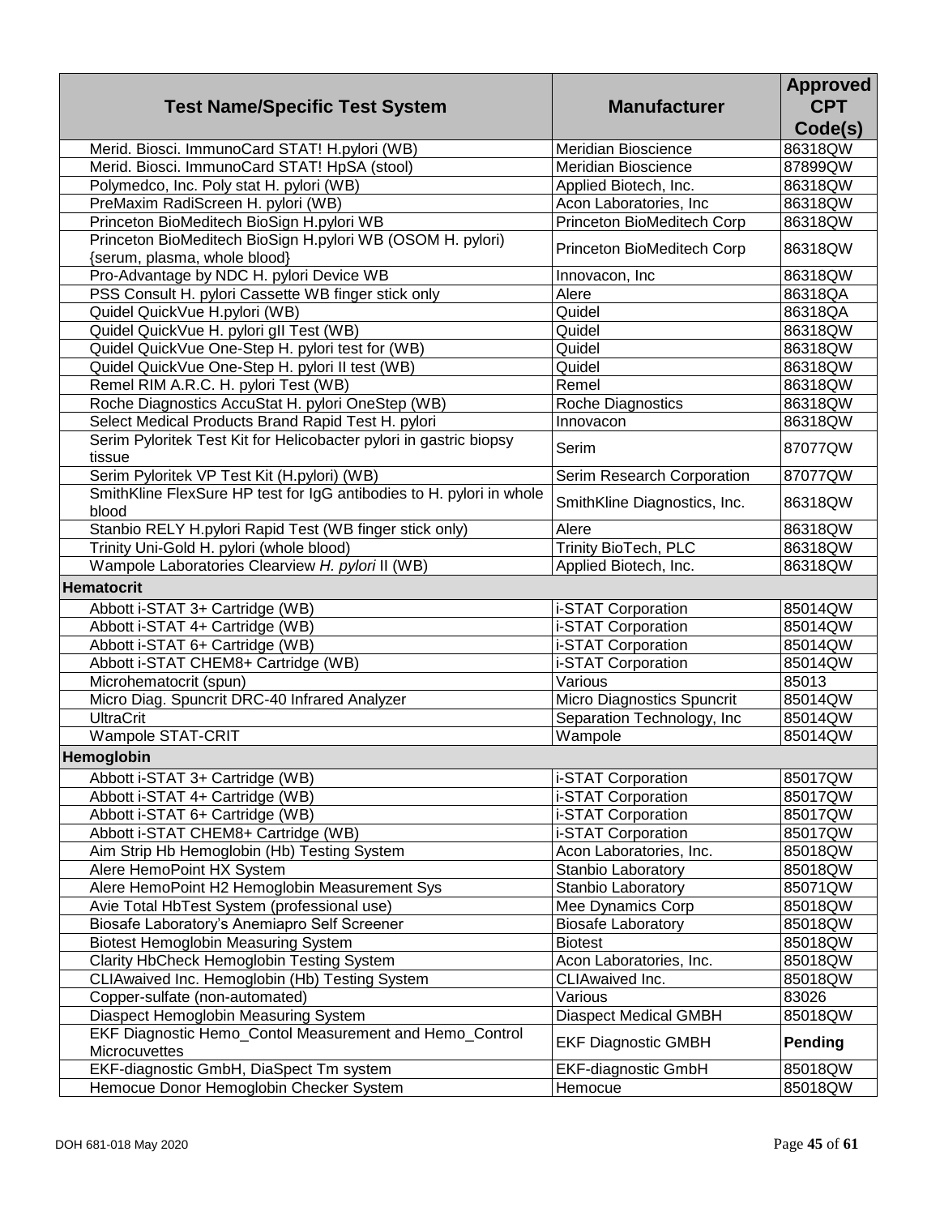| Test Name/Specific Test System | Manufacturer | Approved CPT Code(s) |
|---|---|---|
| Merid. Biosci. ImmunoCard STAT! H.pylori (WB) | Meridian Bioscience | 86318QW |
| Merid. Biosci. ImmunoCard STAT! HpSA (stool) | Meridian Bioscience | 87899QW |
| Polymedco, Inc. Poly stat H. pylori (WB) | Applied Biotech, Inc. | 86318QW |
| PreMaxim RadiScreen H. pylori (WB) | Acon Laboratories, Inc | 86318QW |
| Princeton BioMeditech BioSign H.pylori WB | Princeton BioMeditech Corp | 86318QW |
| Princeton BioMeditech BioSign H.pylori WB (OSOM H. pylori) {serum, plasma, whole blood} | Princeton BioMeditech Corp | 86318QW |
| Pro-Advantage by NDC H. pylori Device WB | Innovacon, Inc | 86318QW |
| PSS Consult H. pylori Cassette WB finger stick only | Alere | 86318QA |
| Quidel QuickVue H.pylori (WB) | Quidel | 86318QA |
| Quidel QuickVue H. pylori gII Test (WB) | Quidel | 86318QW |
| Quidel QuickVue One-Step H. pylori test for (WB) | Quidel | 86318QW |
| Quidel QuickVue One-Step H. pylori II test (WB) | Quidel | 86318QW |
| Remel RIM A.R.C. H. pylori Test (WB) | Remel | 86318QW |
| Roche Diagnostics AccuStat H. pylori OneStep (WB) | Roche Diagnostics | 86318QW |
| Select Medical Products Brand Rapid Test H. pylori | Innovacon | 86318QW |
| Serim Pyloritek Test Kit for Helicobacter pylori in gastric biopsy tissue | Serim | 87077QW |
| Serim Pyloritek VP Test Kit (H.pylori) (WB) | Serim Research Corporation | 87077QW |
| SmithKline FlexSure HP test for IgG antibodies to H. pylori in whole blood | SmithKline Diagnostics, Inc. | 86318QW |
| Stanbio RELY H.pylori Rapid Test (WB finger stick only) | Alere | 86318QW |
| Trinity Uni-Gold H. pylori (whole blood) | Trinity BioTech, PLC | 86318QW |
| Wampole Laboratories Clearview *H. pylori* II (WB) | Applied Biotech, Inc. | 86318QW |
| **Hematocrit** | | |
| Abbott i-STAT 3+ Cartridge (WB) | i-STAT Corporation | 85014QW |
| Abbott i-STAT 4+ Cartridge (WB) | i-STAT Corporation | 85014QW |
| Abbott i-STAT 6+ Cartridge (WB) | i-STAT Corporation | 85014QW |
| Abbott i-STAT CHEM8+ Cartridge (WB) | i-STAT Corporation | 85014QW |
| Microhematocrit (spun) | Various | 85013 |
| Micro Diag. Spuncrit DRC-40 Infrared Analyzer | Micro Diagnostics Spuncrit | 85014QW |
| UltraCrit | Separation Technology, Inc | 85014QW |
| Wampole STAT-CRIT | Wampole | 85014QW |
| **Hemoglobin** | | |
| Abbott i-STAT 3+ Cartridge (WB) | i-STAT Corporation | 85017QW |
| Abbott i-STAT 4+ Cartridge (WB) | i-STAT Corporation | 85017QW |
| Abbott i-STAT 6+ Cartridge (WB) | i-STAT Corporation | 85017QW |
| Abbott i-STAT CHEM8+ Cartridge (WB) | i-STAT Corporation | 85017QW |
| Aim Strip Hb Hemoglobin (Hb) Testing System | Acon Laboratories, Inc. | 85018QW |
| Alere HemoPoint HX System | Stanbio Laboratory | 85018QW |
| Alere HemoPoint H2 Hemoglobin Measurement Sys | Stanbio Laboratory | 85071QW |
| Avie Total HbTest System (professional use) | Mee Dynamics Corp | 85018QW |
| Biosafe Laboratory's Anemiapro Self Screener | Biosafe Laboratory | 85018QW |
| Biotest Hemoglobin Measuring System | Biotest | 85018QW |
| Clarity HbCheck Hemoglobin Testing System | Acon Laboratories, Inc. | 85018QW |
| CLIAwaived Inc. Hemoglobin (Hb) Testing System | CLIAwaived Inc. | 85018QW |
| Copper-sulfate (non-automated) | Various | 83026 |
| Diaspect Hemoglobin Measuring System | Diaspect Medical GMBH | 85018QW |
| EKF Diagnostic Hemo_Contol Measurement and Hemo_Control Microcuvettes | EKF Diagnostic GMBH | **Pending** |
| EKF-diagnostic GmbH, DiaSpect Tm system | EKF-diagnostic GmbH | 85018QW |
| Hemocue Donor Hemoglobin Checker System | Hemocue | 85018QW |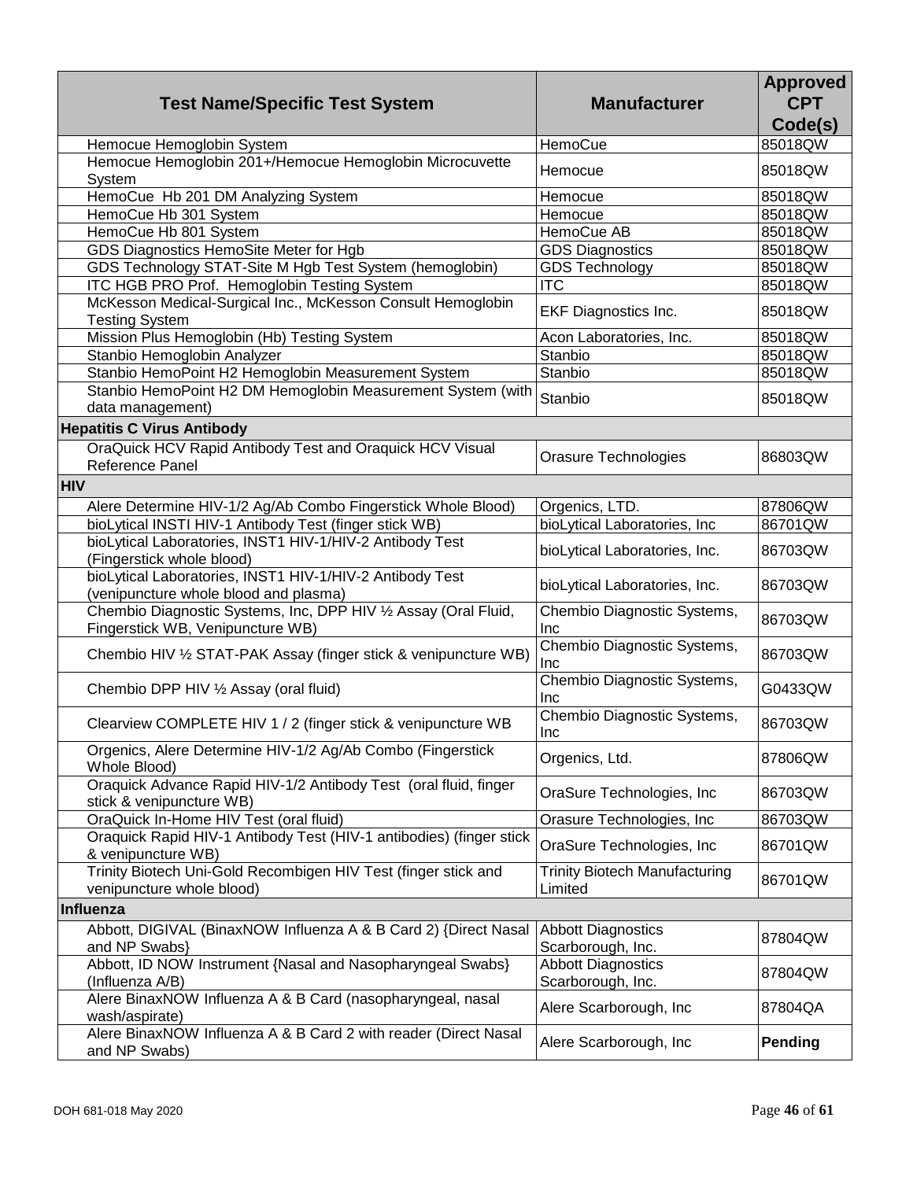| Test Name/Specific Test System | Manufacturer | Approved CPT Code(s) |
|---|---|---|
| Hemocue Hemoglobin System | HemoCue | 85018QW |
| Hemocue Hemoglobin 201+/Hemocue Hemoglobin Microcuvette System | Hemocue | 85018QW |
| HemoCue Hb 201 DM Analyzing System | Hemocue | 85018QW |
| HemoCue Hb 301 System | Hemocue | 85018QW |
| HemoCue Hb 801 System | HemoCue AB | 85018QW |
| GDS Diagnostics HemoSite Meter for Hgb | GDS Diagnostics | 85018QW |
| GDS Technology STAT-Site M Hgb Test System (hemoglobin) | GDS Technology | 85018QW |
| ITC HGB PRO Prof. Hemoglobin Testing System | ITC | 85018QW |
| McKesson Medical-Surgical Inc., McKesson Consult Hemoglobin Testing System | EKF Diagnostics Inc. | 85018QW |
| Mission Plus Hemoglobin (Hb) Testing System | Acon Laboratories, Inc. | 85018QW |
| Stanbio Hemoglobin Analyzer | Stanbio | 85018QW |
| Stanbio HemoPoint H2 Hemoglobin Measurement System | Stanbio | 85018QW |
| Stanbio HemoPoint H2 DM Hemoglobin Measurement System (with data management) | Stanbio | 85018QW |
| **Hepatitis C Virus Antibody** | | |
| OraQuick HCV Rapid Antibody Test and Oraquick HCV Visual Reference Panel | Orasure Technologies | 86803QW |
| **HIV** | | |
| Alere Determine HIV-1/2 Ag/Ab Combo Fingerstick Whole Blood) | Orgenics, LTD. | 87806QW |
| bioLytical INSTI HIV-1 Antibody Test (finger stick WB) | bioLytical Laboratories, Inc | 86701QW |
| bioLytical Laboratories, INST1 HIV-1/HIV-2 Antibody Test (Fingerstick whole blood) | bioLytical Laboratories, Inc. | 86703QW |
| bioLytical Laboratories, INST1 HIV-1/HIV-2 Antibody Test (venipuncture whole blood and plasma) | bioLytical Laboratories, Inc. | 86703QW |
| Chembio Diagnostic Systems, Inc, DPP HIV ½ Assay (Oral Fluid, Fingerstick WB, Venipuncture WB) | Chembio Diagnostic Systems, Inc | 86703QW |
| Chembio HIV ½ STAT-PAK Assay (finger stick & venipuncture WB) | Chembio Diagnostic Systems, Inc | 86703QW |
| Chembio DPP HIV ½ Assay (oral fluid) | Chembio Diagnostic Systems, Inc | G0433QW |
| Clearview COMPLETE HIV 1 / 2 (finger stick & venipuncture WB | Chembio Diagnostic Systems, Inc | 86703QW |
| Orgenics, Alere Determine HIV-1/2 Ag/Ab Combo (Fingerstick Whole Blood) | Orgenics, Ltd. | 87806QW |
| Oraquick Advance Rapid HIV-1/2 Antibody Test (oral fluid, finger stick & venipuncture WB) | OraSure Technologies, Inc | 86703QW |
| OraQuick In-Home HIV Test (oral fluid) | Orasure Technologies, Inc | 86703QW |
| Oraquick Rapid HIV-1 Antibody Test (HIV-1 antibodies) (finger stick & venipuncture WB) | OraSure Technologies, Inc | 86701QW |
| Trinity Biotech Uni-Gold Recombigen HIV Test (finger stick and venipuncture whole blood) | Trinity Biotech Manufacturing Limited | 86701QW |
| **Influenza** | | |
| Abbott, DIGIVAL (BinaxNOW Influenza A & B Card 2) {Direct Nasal and NP Swabs} | Abbott Diagnostics Scarborough, Inc. | 87804QW |
| Abbott, ID NOW Instrument {Nasal and Nasopharyngeal Swabs} (Influenza A/B) | Abbott Diagnostics Scarborough, Inc. | 87804QW |
| Alere BinaxNOW Influenza A & B Card (nasopharyngeal, nasal wash/aspirate) | Alere Scarborough, Inc | 87804QA |
| Alere BinaxNOW Influenza A & B Card 2 with reader (Direct Nasal and NP Swabs) | Alere Scarborough, Inc | **Pending** |

DOH 681-018 May 2020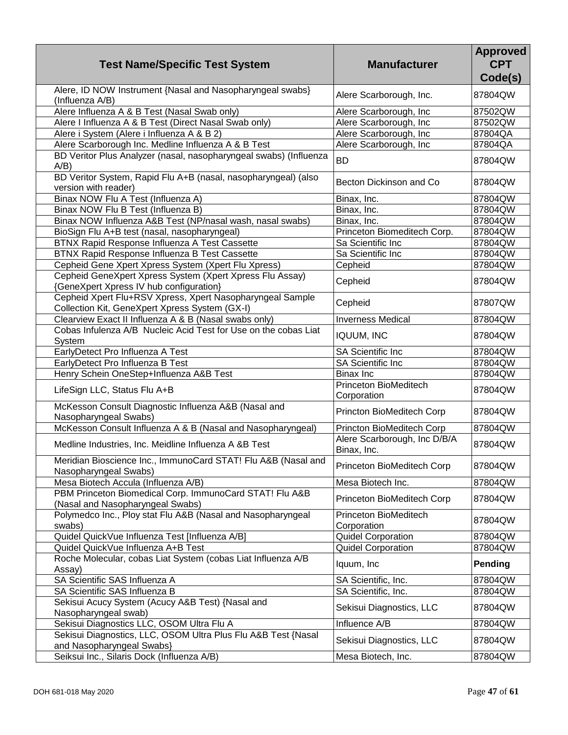| Test Name/Specific Test System | Manufacturer | Approved CPT Code(s) |
|---|---|---|
| Alere, ID NOW Instrument {Nasal and Nasopharyngeal swabs} (Influenza A/B) | Alere Scarborough, Inc. | 87804QW |
| Alere Influenza A & B Test (Nasal Swab only) | Alere Scarborough, Inc | 87502QW |
| Alere I Influenza A & B Test (Direct Nasal Swab only) | Alere Scarborough, Inc | 87502QW |
| Alere i System (Alere i Influenza A & B 2) | Alere Scarborough, Inc | 87804QA |
| Alere Scarborough Inc. Medline Influenza A & B Test | Alere Scarborough, Inc | 87804QA |
| BD Veritor Plus Analyzer (nasal, nasopharyngeal swabs) (Influenza A/B) | BD | 87804QW |
| BD Veritor System, Rapid Flu A+B (nasal, nasopharyngeal) (also version with reader) | Becton Dickinson and Co | 87804QW |
| Binax NOW Flu A Test (Influenza A) | Binax, Inc. | 87804QW |
| Binax NOW Flu B Test (Influenza B) | Binax, Inc. | 87804QW |
| Binax NOW Influenza A&B Test (NP/nasal wash, nasal swabs) | Binax, Inc. | 87804QW |
| BioSign Flu A+B test (nasal, nasopharyngeal) | Princeton Biomeditech Corp. | 87804QW |
| BTNX Rapid Response Influenza A Test Cassette | Sa Scientific Inc | 87804QW |
| BTNX Rapid Response Influenza B Test Cassette | Sa Scientific Inc | 87804QW |
| Cepheid Gene Xpert Xpress System (Xpert Flu Xpress) | Cepheid | 87804QW |
| Cepheid GeneXpert Xpress System (Xpert Xpress Flu Assay) {GeneXpert Xpress IV hub configuration} | Cepheid | 87804QW |
| Cepheid Xpert Flu+RSV Xpress, Xpert Nasopharyngeal Sample Collection Kit, GeneXpert Xpress System (GX-I) | Cepheid | 87807QW |
| Clearview Exact II Influenza A & B (Nasal swabs only) | Inverness Medical | 87804QW |
| Cobas Infulenza A/B Nucleic Acid Test for Use on the cobas Liat System | IQUUM, INC | 87804QW |
| EarlyDetect Pro Influenza A Test | SA Scientific Inc | 87804QW |
| EarlyDetect Pro Influenza B Test | SA Scientific Inc | 87804QW |
| Henry Schein OneStep+Influenza A&B Test | Binax Inc | 87804QW |
| LifeSign LLC, Status Flu A+B | Princeton BioMeditech Corporation | 87804QW |
| McKesson Consult Diagnostic Influenza A&B (Nasal and Nasopharyngeal Swabs) | Princton BioMeditech Corp | 87804QW |
| McKesson Consult Influenza A & B (Nasal and Nasopharyngeal) | Princton BioMeditech Corp | 87804QW |
| Medline Industries, Inc. Meidline Influenza A &B Test | Alere Scarborough, Inc D/B/A Binax, Inc. | 87804QW |
| Meridian Bioscience Inc., ImmunoCard STAT! Flu A&B (Nasal and Nasopharyngeal Swabs) | Princeton BioMeditech Corp | 87804QW |
| Mesa Biotech Accula (Influenza A/B) | Mesa Biotech Inc. | 87804QW |
| PBM Princeton Biomedical Corp. ImmunoCard STAT! Flu A&B (Nasal and Nasopharyngeal Swabs) | Princeton BioMeditech Corp | 87804QW |
| Polymedco Inc., Ploy stat Flu A&B (Nasal and Nasopharyngeal swabs) | Princeton BioMeditech Corporation | 87804QW |
| Quidel QuickVue Influenza Test [Influenza A/B] | Quidel Corporation | 87804QW |
| Quidel QuickVue Influenza A+B Test | Quidel Corporation | 87804QW |
| Roche Molecular, cobas Liat System (cobas Liat Influenza A/B Assay) | Iquum, Inc | **Pending** |
| SA Scientific SAS Influenza A | SA Scientific, Inc. | 87804QW |
| SA Scientific SAS Influenza B | SA Scientific, Inc. | 87804QW |
| Sekisui Acucy System (Acucy A&B Test) {Nasal and Nasopharyngeal swab} | Sekisui Diagnostics, LLC | 87804QW |
| Sekisui Diagnostics LLC, OSOM Ultra Flu A | Influence A/B | 87804QW |
| Sekisui Diagnostics, LLC, OSOM Ultra Plus Flu A&B Test {Nasal and Nasopharyngeal Swabs} | Sekisui Diagnostics, LLC | 87804QW |
| Seiksui Inc., Silaris Dock (Influenza A/B) | Mesa Biotech, Inc. | 87804QW |

DOH 681-018 May 2020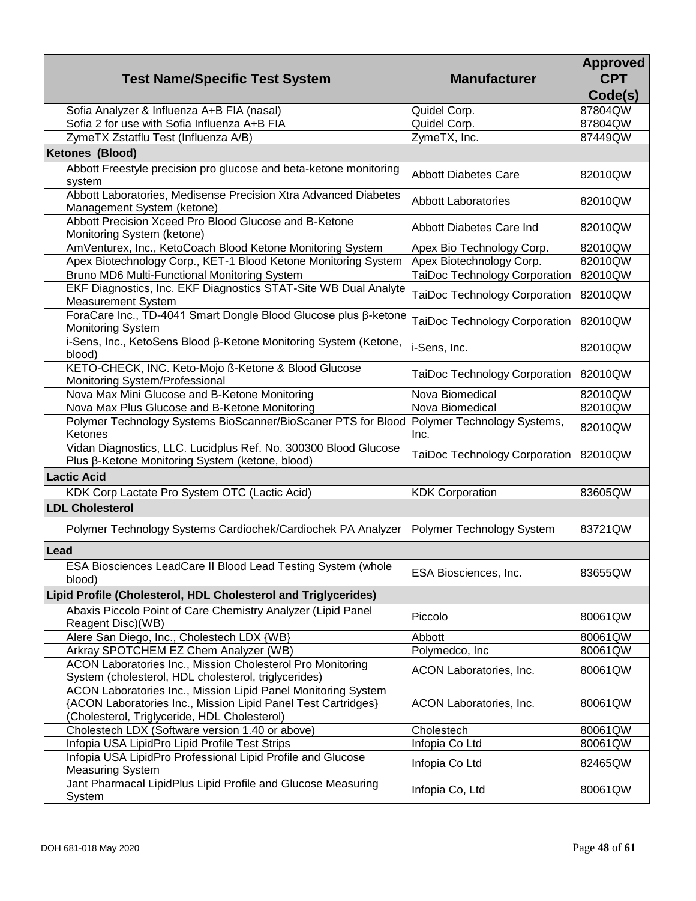| Test Name/Specific Test System | Manufacturer | Approved CPT Code(s) |
|---|---|---|
| Sofia Analyzer & Influenza A+B FIA (nasal) | Quidel Corp. | 87804QW |
| Sofia 2 for use with Sofia Influenza A+B FIA | Quidel Corp. | 87804QW |
| ZymeTX Zstatflu Test (Influenza A/B) | ZymeTX, Inc. | 87449QW |
| **Ketones (Blood)** | | |
| Abbott Freestyle precision pro glucose and beta-ketone monitoring system | Abbott Diabetes Care | 82010QW |
| Abbott Laboratories, Medisense Precision Xtra Advanced Diabetes Management System (ketone) | Abbott Laboratories | 82010QW |
| Abbott Precision Xceed Pro Blood Glucose and B-Ketone Monitoring System (ketone) | Abbott Diabetes Care Ind | 82010QW |
| AmVenturex, Inc., KetoCoach Blood Ketone Monitoring System | Apex Bio Technology Corp. | 82010QW |
| Apex Biotechnology Corp., KET-1 Blood Ketone Monitoring System | Apex Biotechnology Corp. | 82010QW |
| Bruno MD6 Multi-Functional Monitoring System | TaiDoc Technology Corporation | 82010QW |
| EKF Diagnostics, Inc. EKF Diagnostics STAT-Site WB Dual Analyte Measurement System | TaiDoc Technology Corporation | 82010QW |
| ForaCare Inc., TD-4041 Smart Dongle Blood Glucose plus β-ketone Monitoring System | TaiDoc Technology Corporation | 82010QW |
| i-Sens, Inc., KetoSens Blood β-Ketone Monitoring System (Ketone, blood) | i-Sens, Inc. | 82010QW |
| KETO-CHECK, INC. Keto-Mojo ß-Ketone & Blood Glucose Monitoring System/Professional | TaiDoc Technology Corporation | 82010QW |
| Nova Max Mini Glucose and B-Ketone Monitoring | Nova Biomedical | 82010QW |
| Nova Max Plus Glucose and B-Ketone Monitoring | Nova Biomedical | 82010QW |
| Polymer Technology Systems BioScanner/BioScaner PTS for Blood Ketones | Polymer Technology Systems, Inc. | 82010QW |
| Vidan Diagnostics, LLC. Lucidplus Ref. No. 300300 Blood Glucose Plus β-Ketone Monitoring System (ketone, blood) | TaiDoc Technology Corporation | 82010QW |
| **Lactic Acid** | | |
| KDK Corp Lactate Pro System OTC (Lactic Acid) | KDK Corporation | 83605QW |
| **LDL Cholesterol** | | |
| Polymer Technology Systems Cardiochek/Cardiochek PA Analyzer | Polymer Technology System | 83721QW |
| **Lead** | | |
| ESA Biosciences LeadCare II Blood Lead Testing System (whole blood) | ESA Biosciences, Inc. | 83655QW |
| **Lipid Profile (Cholesterol, HDL Cholesterol and Triglycerides)** | | |
| Abaxis Piccolo Point of Care Chemistry Analyzer (Lipid Panel Reagent Disc)(WB) | Piccolo | 80061QW |
| Alere San Diego, Inc., Cholestech LDX {WB} | Abbott | 80061QW |
| Arkray SPOTCHEM EZ Chem Analyzer (WB) | Polymedco, Inc | 80061QW |
| ACON Laboratories Inc., Mission Cholesterol Pro Monitoring System (cholesterol, HDL cholesterol, triglycerides) | ACON Laboratories, Inc. | 80061QW |
| ACON Laboratories Inc., Mission Lipid Panel Monitoring System {ACON Laboratories Inc., Mission Lipid Panel Test Cartridges} (Cholesterol, Triglyceride, HDL Cholesterol) | ACON Laboratories, Inc. | 80061QW |
| Cholestech LDX (Software version 1.40 or above) | Cholestech | 80061QW |
| Infopia USA LipidPro Lipid Profile Test Strips | Infopia Co Ltd | 80061QW |
| Infopia USA LipidPro Professional Lipid Profile and Glucose Measuring System | Infopia Co Ltd | 82465QW |
| Jant Pharmacal LipidPlus Lipid Profile and Glucose Measuring System | Infopia Co, Ltd | 80061QW |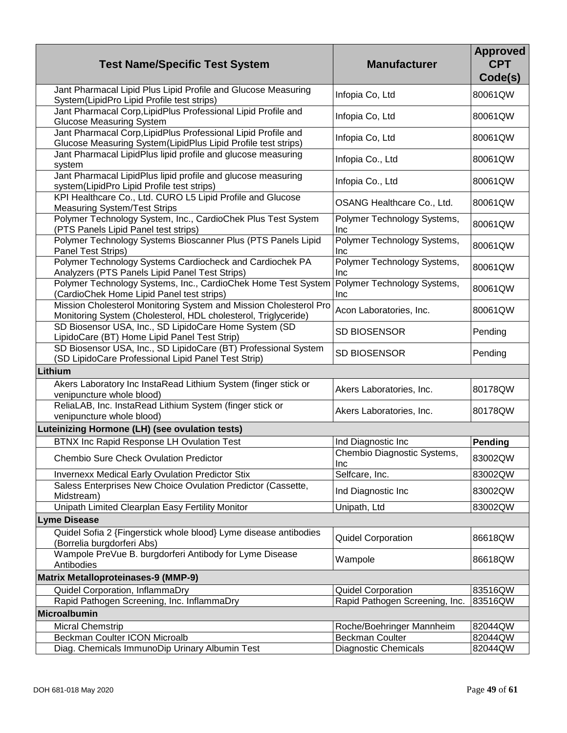| Test Name/Specific Test System | Manufacturer | Approved CPT Code(s) |
| --- | --- | --- |
| Jant Pharmacal Lipid Plus Lipid Profile and Glucose Measuring System(LipidPro Lipid Profile test strips) | Infopia Co, Ltd | 80061QW |
| Jant Pharmacal Corp,LipidPlus Professional Lipid Profile and Glucose Measuring System | Infopia Co, Ltd | 80061QW |
| Jant Pharmacal Corp,LipidPlus Professional Lipid Profile and Glucose Measuring System(LipidPlus Lipid Profile test strips) | Infopia Co, Ltd | 80061QW |
| Jant Pharmacal LipidPlus lipid profile and glucose measuring system | Infopia Co., Ltd | 80061QW |
| Jant Pharmacal LipidPlus lipid profile and glucose measuring system(LipidPro Lipid Profile test strips) | Infopia Co., Ltd | 80061QW |
| KPI Healthcare Co., Ltd. CURO L5 Lipid Profile and Glucose Measuring System/Test Strips | OSANG Healthcare Co., Ltd. | 80061QW |
| Polymer Technology System, Inc., CardioChek Plus Test System (PTS Panels Lipid Panel test strips) | Polymer Technology Systems, Inc | 80061QW |
| Polymer Technology Systems Bioscanner Plus (PTS Panels Lipid Panel Test Strips) | Polymer Technology Systems, Inc | 80061QW |
| Polymer Technology Systems Cardiocheck and Cardiochek PA Analyzers (PTS Panels Lipid Panel Test Strips) | Polymer Technology Systems, Inc | 80061QW |
| Polymer Technology Systems, Inc., CardioChek Home Test System (CardioChek Home Lipid Panel test strips) | Polymer Technology Systems, Inc | 80061QW |
| Mission Cholesterol Monitoring System and Mission Cholesterol Pro Monitoring System (Cholesterol, HDL cholesterol, Triglyceride) | Acon Laboratories, Inc. | 80061QW |
| SD Biosensor USA, Inc., SD LipidoCare Home System (SD LipidoCare (BT) Home Lipid Panel Test Strip) | SD BIOSENSOR | Pending |
| SD Biosensor USA, Inc., SD LipidoCare (BT) Professional System (SD LipidoCare Professional Lipid Panel Test Strip) | SD BIOSENSOR | Pending |
| **Lithium** | | |
| Akers Laboratory Inc InstaRead Lithium System (finger stick or venipuncture whole blood) | Akers Laboratories, Inc. | 80178QW |
| ReliaLAB, Inc. InstaRead Lithium System (finger stick or venipuncture whole blood) | Akers Laboratories, Inc. | 80178QW |
| **Luteinizing Hormone (LH) (see ovulation tests)** | | |
| BTNX Inc Rapid Response LH Ovulation Test | Ind Diagnostic Inc | **Pending** |
| Chembio Sure Check Ovulation Predictor | Chembio Diagnostic Systems, Inc | 83002QW |
| Invernexx Medical Early Ovulation Predictor Stix | Selfcare, Inc. | 83002QW |
| Saless Enterprises New Choice Ovulation Predictor (Cassette, Midstream) | Ind Diagnostic Inc | 83002QW |
| Unipath Limited Clearplan Easy Fertility Monitor | Unipath, Ltd | 83002QW |
| **Lyme Disease** | | |
| Quidel Sofia 2 {Fingerstick whole blood} Lyme disease antibodies (Borrelia burgdorferi Abs) | Quidel Corporation | 86618QW |
| Wampole PreVue B. burgdorferi Antibody for Lyme Disease Antibodies | Wampole | 86618QW |
| **Matrix Metalloproteinases-9 (MMP-9)** | | |
| Quidel Corporation, InflammaDry | Quidel Corporation | 83516QW |
| Rapid Pathogen Screening, Inc. InflammaDry | Rapid Pathogen Screening, Inc. | 83516QW |
| **Microalbumin** | | |
| Micral Chemstrip | Roche/Boehringer Mannheim | 82044QW |
| Beckman Coulter ICON Microalb | Beckman Coulter | 82044QW |
| Diag. Chemicals ImmunoDip Urinary Albumin Test | Diagnostic Chemicals | 82044QW |

DOH 681-018 May 2020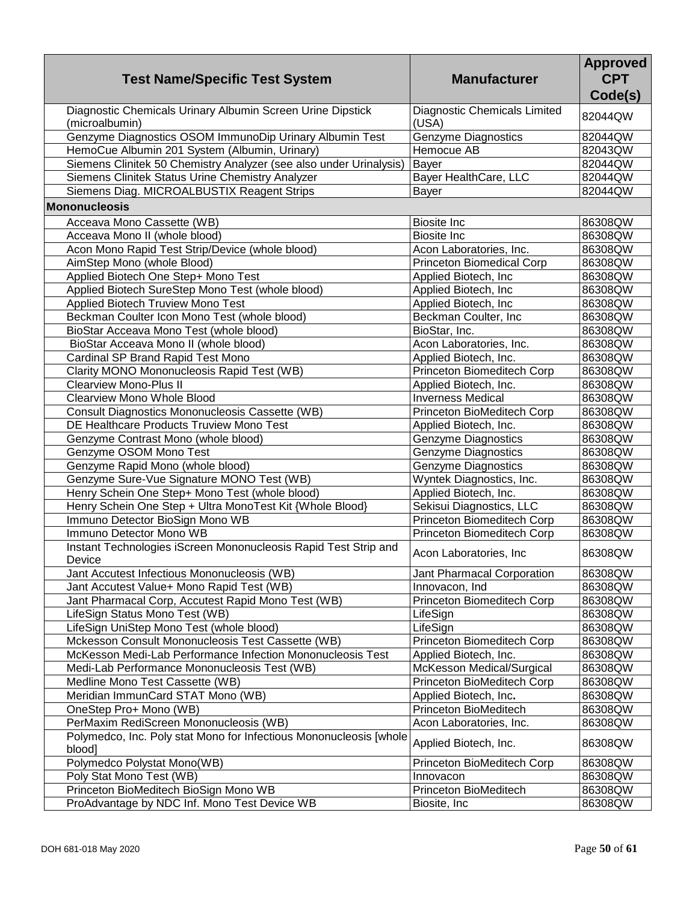| Test Name/Specific Test System | Manufacturer | Approved CPT Code(s) |
|---|---|---|
| Diagnostic Chemicals Urinary Albumin Screen Urine Dipstick (microalbumin) | Diagnostic Chemicals Limited (USA) | 82044QW |
| Genzyme Diagnostics OSOM ImmunoDip Urinary Albumin Test | Genzyme Diagnostics | 82044QW |
| HemoCue Albumin 201 System (Albumin, Urinary) | Hemocue AB | 82043QW |
| Siemens Clinitek 50 Chemistry Analyzer (see also under Urinalysis) | Bayer | 82044QW |
| Siemens Clinitek Status Urine Chemistry Analyzer | Bayer HealthCare, LLC | 82044QW |
| Siemens Diag. MICROALBUSTIX Reagent Strips | Bayer | 82044QW |
| **Mononucleosis** | | |
| Acceava Mono Cassette (WB) | Biosite Inc | 86308QW |
| Acceava Mono II (whole blood) | Biosite Inc | 86308QW |
| Acon Mono Rapid Test Strip/Device (whole blood) | Acon Laboratories, Inc. | 86308QW |
| AimStep Mono (whole Blood) | Princeton Biomedical Corp | 86308QW |
| Applied Biotech One Step+ Mono Test | Applied Biotech, Inc | 86308QW |
| Applied Biotech SureStep Mono Test (whole blood) | Applied Biotech, Inc | 86308QW |
| Applied Biotech Truview Mono Test | Applied Biotech, Inc | 86308QW |
| Beckman Coulter Icon Mono Test (whole blood) | Beckman Coulter, Inc | 86308QW |
| BioStar Acceava Mono Test (whole blood) | BioStar, Inc. | 86308QW |
| BioStar Acceava Mono II (whole blood) | Acon Laboratories, Inc. | 86308QW |
| Cardinal SP Brand Rapid Test Mono | Applied Biotech, Inc. | 86308QW |
| Clarity MONO Mononucleosis Rapid Test (WB) | Princeton Biomeditech Corp | 86308QW |
| Clearview Mono-Plus II | Applied Biotech, Inc. | 86308QW |
| Clearview Mono Whole Blood | Inverness Medical | 86308QW |
| Consult Diagnostics Mononucleosis Cassette (WB) | Princeton BioMeditech Corp | 86308QW |
| DE Healthcare Products Truview Mono Test | Applied Biotech, Inc. | 86308QW |
| Genzyme Contrast Mono (whole blood) | Genzyme Diagnostics | 86308QW |
| Genzyme OSOM Mono Test | Genzyme Diagnostics | 86308QW |
| Genzyme Rapid Mono (whole blood) | Genzyme Diagnostics | 86308QW |
| Genzyme Sure-Vue Signature MONO Test (WB) | Wyntek Diagnostics, Inc. | 86308QW |
| Henry Schein One Step+ Mono Test (whole blood) | Applied Biotech, Inc. | 86308QW |
| Henry Schein One Step + Ultra MonoTest Kit {Whole Blood} | Sekisui Diagnostics, LLC | 86308QW |
| Immuno Detector BioSign Mono WB | Princeton Biomeditech Corp | 86308QW |
| Immuno Detector Mono WB | Princeton Biomeditech Corp | 86308QW |
| Instant Technologies iScreen Mononucleosis Rapid Test Strip and Device | Acon Laboratories, Inc | 86308QW |
| Jant Accutest Infectious Mononucleosis (WB) | Jant Pharmacal Corporation | 86308QW |
| Jant Accutest Value+ Mono Rapid Test (WB) | Innovacon, Ind | 86308QW |
| Jant Pharmacal Corp, Accutest Rapid Mono Test (WB) | Princeton Biomeditech Corp | 86308QW |
| LifeSign Status Mono Test (WB) | LifeSign | 86308QW |
| LifeSign UniStep Mono Test (whole blood) | LifeSign | 86308QW |
| Mckesson Consult Mononucleosis Test Cassette (WB) | Princeton Biomeditech Corp | 86308QW |
| McKesson Medi-Lab Performance Infection Mononucleosis Test | Applied Biotech, Inc. | 86308QW |
| Medi-Lab Performance Mononucleosis Test (WB) | McKesson Medical/Surgical | 86308QW |
| Medline Mono Test Cassette (WB) | Princeton BioMeditech Corp | 86308QW |
| Meridian ImmunCard STAT Mono (WB) | Applied Biotech, Inc. | 86308QW |
| OneStep Pro+ Mono (WB) | Princeton BioMeditech | 86308QW |
| PerMaxim RediScreen Mononucleosis (WB) | Acon Laboratories, Inc. | 86308QW |
| Polymedco, Inc. Poly stat Mono for Infectious Mononucleosis [whole blood] | Applied Biotech, Inc. | 86308QW |
| Polymedco Polystat Mono(WB) | Princeton BioMeditech Corp | 86308QW |
| Poly Stat Mono Test (WB) | Innovacon | 86308QW |
| Princeton BioMeditech BioSign Mono WB | Princeton BioMeditech | 86308QW |
| ProAdvantage by NDC Inf. Mono Test Device WB | Biosite, Inc | 86308QW |

DOH 681-018 May 2020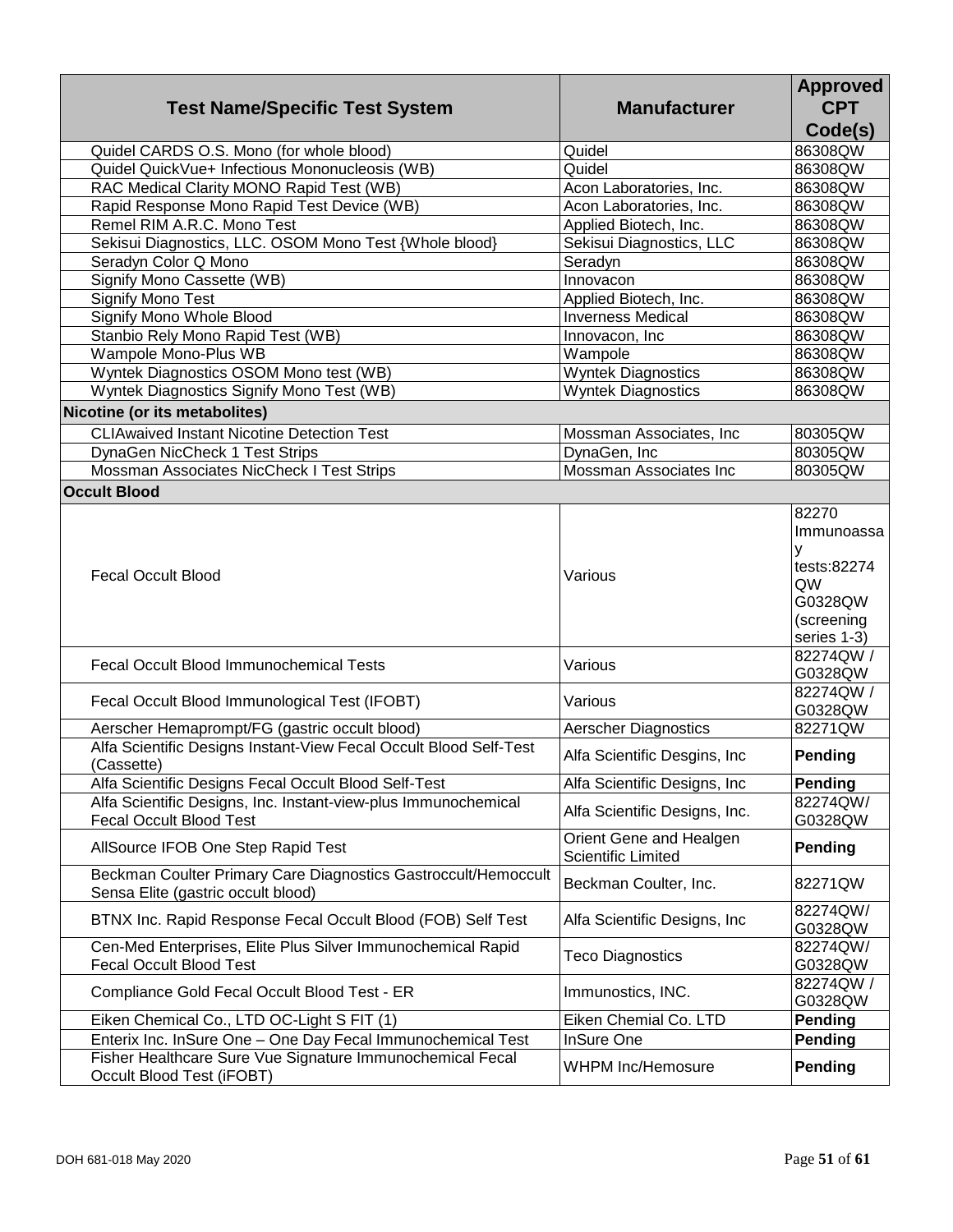| Test Name/Specific Test System | Manufacturer | Approved CPT Code(s) |
| --- | --- | --- |
| Quidel CARDS O.S. Mono (for whole blood) | Quidel | 86308QW |
| Quidel QuickVue+ Infectious Mononucleosis (WB) | Quidel | 86308QW |
| RAC Medical Clarity MONO Rapid Test (WB) | Acon Laboratories, Inc. | 86308QW |
| Rapid Response Mono Rapid Test Device (WB) | Acon Laboratories, Inc. | 86308QW |
| Remel RIM A.R.C. Mono Test | Applied Biotech, Inc. | 86308QW |
| Sekisui Diagnostics, LLC. OSOM Mono Test {Whole blood} | Sekisui Diagnostics, LLC | 86308QW |
| Seradyn Color Q Mono | Seradyn | 86308QW |
| Signify Mono Cassette (WB) | Innovacon | 86308QW |
| Signify Mono Test | Applied Biotech, Inc. | 86308QW |
| Signify Mono Whole Blood | Inverness Medical | 86308QW |
| Stanbio Rely Mono Rapid Test (WB) | Innovacon, Inc | 86308QW |
| Wampole Mono-Plus WB | Wampole | 86308QW |
| Wyntek Diagnostics OSOM Mono test (WB) | Wyntek Diagnostics | 86308QW |
| Wyntek Diagnostics Signify Mono Test (WB) | Wyntek Diagnostics | 86308QW |
| **Nicotine (or its metabolites)** | | |
| CLIAwaived Instant Nicotine Detection Test | Mossman Associates, Inc | 80305QW |
| DynaGen NicCheck 1 Test Strips | DynaGen, Inc | 80305QW |
| Mossman Associates NicCheck I Test Strips | Mossman Associates Inc | 80305QW |
| **Occult Blood** | | |
| Fecal Occult Blood | Various | 82270 Immunoassay tests:82274 QW G0328QW (screening series 1-3) |
| Fecal Occult Blood Immunochemical Tests | Various | 82274QW / G0328QW |
| Fecal Occult Blood Immunological Test (IFOBT) | Various | 82274QW / G0328QW |
| Aerscher Hemaprompt/FG (gastric occult blood) | Aerscher Diagnostics | 82271QW |
| Alfa Scientific Designs Instant-View Fecal Occult Blood Self-Test (Cassette) | Alfa Scientific Desgins, Inc | **Pending** |
| Alfa Scientific Designs Fecal Occult Blood Self-Test | Alfa Scientific Designs, Inc | **Pending** |
| Alfa Scientific Designs, Inc. Instant-view-plus Immunochemical Fecal Occult Blood Test | Alfa Scientific Designs, Inc. | 82274QW/ G0328QW |
| AllSource IFOB One Step Rapid Test | Orient Gene and Healgen Scientific Limited | **Pending** |
| Beckman Coulter Primary Care Diagnostics Gastroccult/Hemoccult Sensa Elite (gastric occult blood) | Beckman Coulter, Inc. | 82271QW |
| BTNX Inc. Rapid Response Fecal Occult Blood (FOB) Self Test | Alfa Scientific Designs, Inc | 82274QW/ G0328QW |
| Cen-Med Enterprises, Elite Plus Silver Immunochemical Rapid Fecal Occult Blood Test | Teco Diagnostics | 82274QW/ G0328QW |
| Compliance Gold Fecal Occult Blood Test - ER | Immunostics, INC. | 82274QW / G0328QW |
| Eiken Chemical Co., LTD OC-Light S FIT (1) | Eiken Chemial Co. LTD | **Pending** |
| Enterix Inc. InSure One – One Day Fecal Immunochemical Test | InSure One | **Pending** |
| Fisher Healthcare Sure Vue Signature Immunochemical Fecal Occult Blood Test (iFOBT) | WHPM Inc/Hemosure | **Pending** |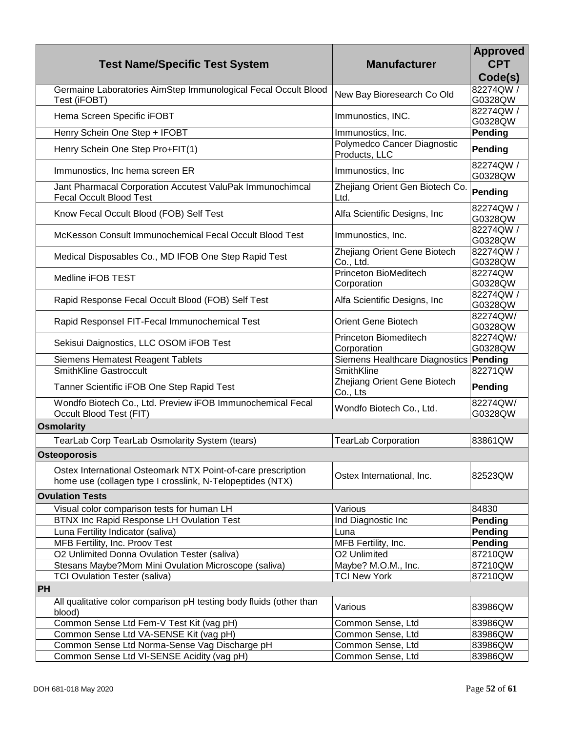| Test Name/Specific Test System | Manufacturer | Approved CPT Code(s) |
|---|---|---|
| Germaine Laboratories AimStep Immunological Fecal Occult Blood Test (iFOBT) | New Bay Bioresearch Co Old | 82274QW / G0328QW |
| Hema Screen Specific iFOBT | Immunostics, INC. | 82274QW / G0328QW |
| Henry Schein One Step + IFOBT | Immunostics, Inc. | **Pending** |
| Henry Schein One Step Pro+FIT(1) | Polymedco Cancer Diagnostic Products, LLC | **Pending** |
| Immunostics, Inc hema screen ER | Immunostics, Inc | 82274QW / G0328QW |
| Jant Pharmacal Corporation Accutest ValuPak Immunochimcal Fecal Occult Blood Test | Zhejiang Orient Gen Biotech Co. Ltd. | **Pending** |
| Know Fecal Occult Blood (FOB) Self Test | Alfa Scientific Designs, Inc | 82274QW / G0328QW |
| McKesson Consult Immunochemical Fecal Occult Blood Test | Immunostics, Inc. | 82274QW / G0328QW |
| Medical Disposables Co., MD IFOB One Step Rapid Test | Zhejiang Orient Gene Biotech Co., Ltd. | 82274QW / G0328QW |
| Medline iFOB TEST | Princeton BioMeditech Corporation | 82274QW G0328QW |
| Rapid Response Fecal Occult Blood (FOB) Self Test | Alfa Scientific Designs, Inc | 82274QW / G0328QW |
| Rapid Responsel FIT-Fecal Immunochemical Test | Orient Gene Biotech | 82274QW/ G0328QW |
| Sekisui Daignostics, LLC OSOM iFOB Test | Princeton Biomeditech Corporation | 82274QW/ G0328QW |
| Siemens Hematest Reagent Tablets | Siemens Healthcare Diagnostics | **Pending** |
| SmithKline Gastroccult | SmithKline | 82271QW |
| Tanner Scientific iFOB One Step Rapid Test | Zhejiang Orient Gene Biotech Co., Lts | **Pending** |
| Wondfo Biotech Co., Ltd. Preview iFOB Immunochemical Fecal Occult Blood Test (FIT) | Wondfo Biotech Co., Ltd. | 82274QW/ G0328QW |
| **Osmolarity** | | |
| TearLab Corp TearLab Osmolarity System (tears) | TearLab Corporation | 83861QW |
| **Osteoporosis** | | |
| Ostex International Osteomark NTX Point-of-care prescription home use (collagen type I crosslink, N-Telopeptides (NTX) | Ostex International, Inc. | 82523QW |
| **Ovulation Tests** | | |
| Visual color comparison tests for human LH | Various | 84830 |
| BTNX Inc Rapid Response LH Ovulation Test | Ind Diagnostic Inc | **Pending** |
| Luna Fertility Indicator (saliva) | Luna | **Pending** |
| MFB Fertility, Inc. Proov Test | MFB Fertility, Inc. | **Pending** |
| O2 Unlimited Donna Ovulation Tester (saliva) | O2 Unlimited | 87210QW |
| Stesans Maybe?Mom Mini Ovulation Microscope (saliva) | Maybe? M.O.M., Inc. | 87210QW |
| TCI Ovulation Tester (saliva) | TCI New York | 87210QW |
| **PH** | | |
| All qualitative color comparison pH testing body fluids (other than blood) | Various | 83986QW |
| Common Sense Ltd Fem-V Test Kit (vag pH) | Common Sense, Ltd | 83986QW |
| Common Sense Ltd VA-SENSE Kit (vag pH) | Common Sense, Ltd | 83986QW |
| Common Sense Ltd Norma-Sense Vag Discharge pH | Common Sense, Ltd | 83986QW |
| Common Sense Ltd VI-SENSE Acidity (vag pH) | Common Sense, Ltd | 83986QW |

DOH 681-018 May 2020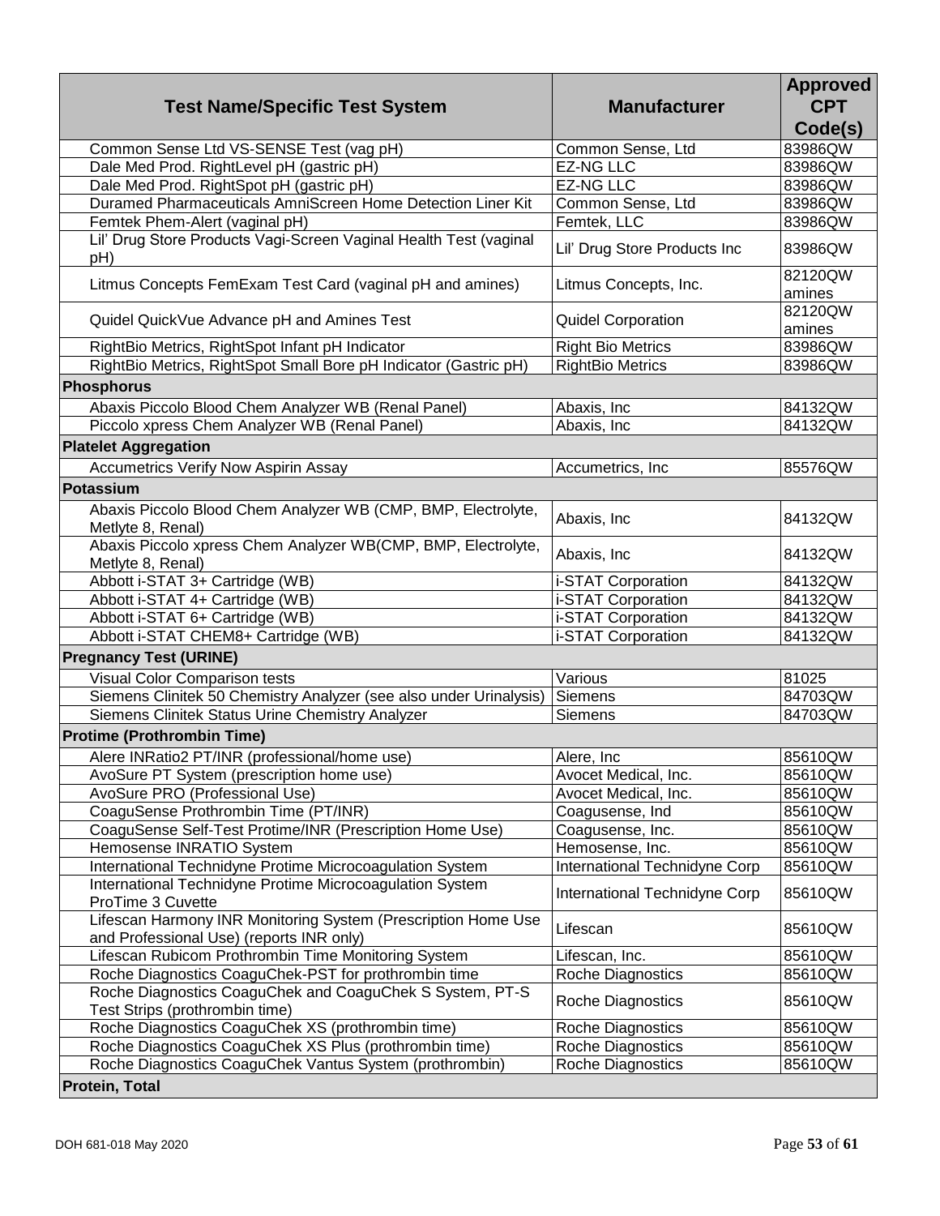| Test Name/Specific Test System | Manufacturer | Approved CPT Code(s) |
|---|---|---|
| Common Sense Ltd VS-SENSE Test (vag pH) | Common Sense, Ltd | 83986QW |
| Dale Med Prod. RightLevel pH (gastric pH) | EZ-NG LLC | 83986QW |
| Dale Med Prod. RightSpot pH (gastric pH) | EZ-NG LLC | 83986QW |
| Duramed Pharmaceuticals AmniScreen Home Detection Liner Kit | Common Sense, Ltd | 83986QW |
| Femtek Phem-Alert (vaginal pH) | Femtek, LLC | 83986QW |
| Lil' Drug Store Products Vagi-Screen Vaginal Health Test (vaginal pH) | Lil' Drug Store Products Inc | 83986QW |
| Litmus Concepts FemExam Test Card (vaginal pH and amines) | Litmus Concepts, Inc. | 82120QW amines |
| Quidel QuickVue Advance pH and Amines Test | Quidel Corporation | 82120QW amines |
| RightBio Metrics, RightSpot Infant pH Indicator | Right Bio Metrics | 83986QW |
| RightBio Metrics, RightSpot Small Bore pH Indicator (Gastric pH) | RightBio Metrics | 83986QW |
| **Phosphorus** | | |
| Abaxis Piccolo Blood Chem Analyzer WB (Renal Panel) | Abaxis, Inc | 84132QW |
| Piccolo xpress Chem Analyzer WB (Renal Panel) | Abaxis, Inc | 84132QW |
| **Platelet Aggregation** | | |
| Accumetrics Verify Now Aspirin Assay | Accumetrics, Inc | 85576QW |
| **Potassium** | | |
| Abaxis Piccolo Blood Chem Analyzer WB (CMP, BMP, Electrolyte, Metlyte 8, Renal) | Abaxis, Inc | 84132QW |
| Abaxis Piccolo xpress Chem Analyzer WB(CMP, BMP, Electrolyte, Metlyte 8, Renal) | Abaxis, Inc | 84132QW |
| Abbott i-STAT 3+ Cartridge (WB) | i-STAT Corporation | 84132QW |
| Abbott i-STAT 4+ Cartridge (WB) | i-STAT Corporation | 84132QW |
| Abbott i-STAT 6+ Cartridge (WB) | i-STAT Corporation | 84132QW |
| Abbott i-STAT CHEM8+ Cartridge (WB) | i-STAT Corporation | 84132QW |
| **Pregnancy Test (URINE)** | | |
| Visual Color Comparison tests | Various | 81025 |
| Siemens Clinitek 50 Chemistry Analyzer (see also under Urinalysis) | Siemens | 84703QW |
| Siemens Clinitek Status Urine Chemistry Analyzer | Siemens | 84703QW |
| **Protime (Prothrombin Time)** | | |
| Alere INRatio2 PT/INR (professional/home use) | Alere, Inc | 85610QW |
| AvoSure PT System (prescription home use) | Avocet Medical, Inc. | 85610QW |
| AvoSure PRO (Professional Use) | Avocet Medical, Inc. | 85610QW |
| CoaguSense Prothrombin Time (PT/INR) | Coagusense, Ind | 85610QW |
| CoaguSense Self-Test Protime/INR (Prescription Home Use) | Coagusense, Inc. | 85610QW |
| Hemosense INRATIO System | Hemosense, Inc. | 85610QW |
| International Technidyne Protime Microcoagulation System | International Technidyne Corp | 85610QW |
| International Technidyne Protime Microcoagulation System ProTime 3 Cuvette | International Technidyne Corp | 85610QW |
| Lifescan Harmony INR Monitoring System (Prescription Home Use and Professional Use) (reports INR only) | Lifescan | 85610QW |
| Lifescan Rubicom Prothrombin Time Monitoring System | Lifescan, Inc. | 85610QW |
| Roche Diagnostics CoaguChek-PST for prothrombin time | Roche Diagnostics | 85610QW |
| Roche Diagnostics CoaguChek and CoaguChek S System, PT-S Test Strips (prothrombin time) | Roche Diagnostics | 85610QW |
| Roche Diagnostics CoaguChek XS (prothrombin time) | Roche Diagnostics | 85610QW |
| Roche Diagnostics CoaguChek XS Plus (prothrombin time) | Roche Diagnostics | 85610QW |
| Roche Diagnostics CoaguChek Vantus System (prothrombin) | Roche Diagnostics | 85610QW |
| **Protein, Total** | | |

DOH 681-018 May 2020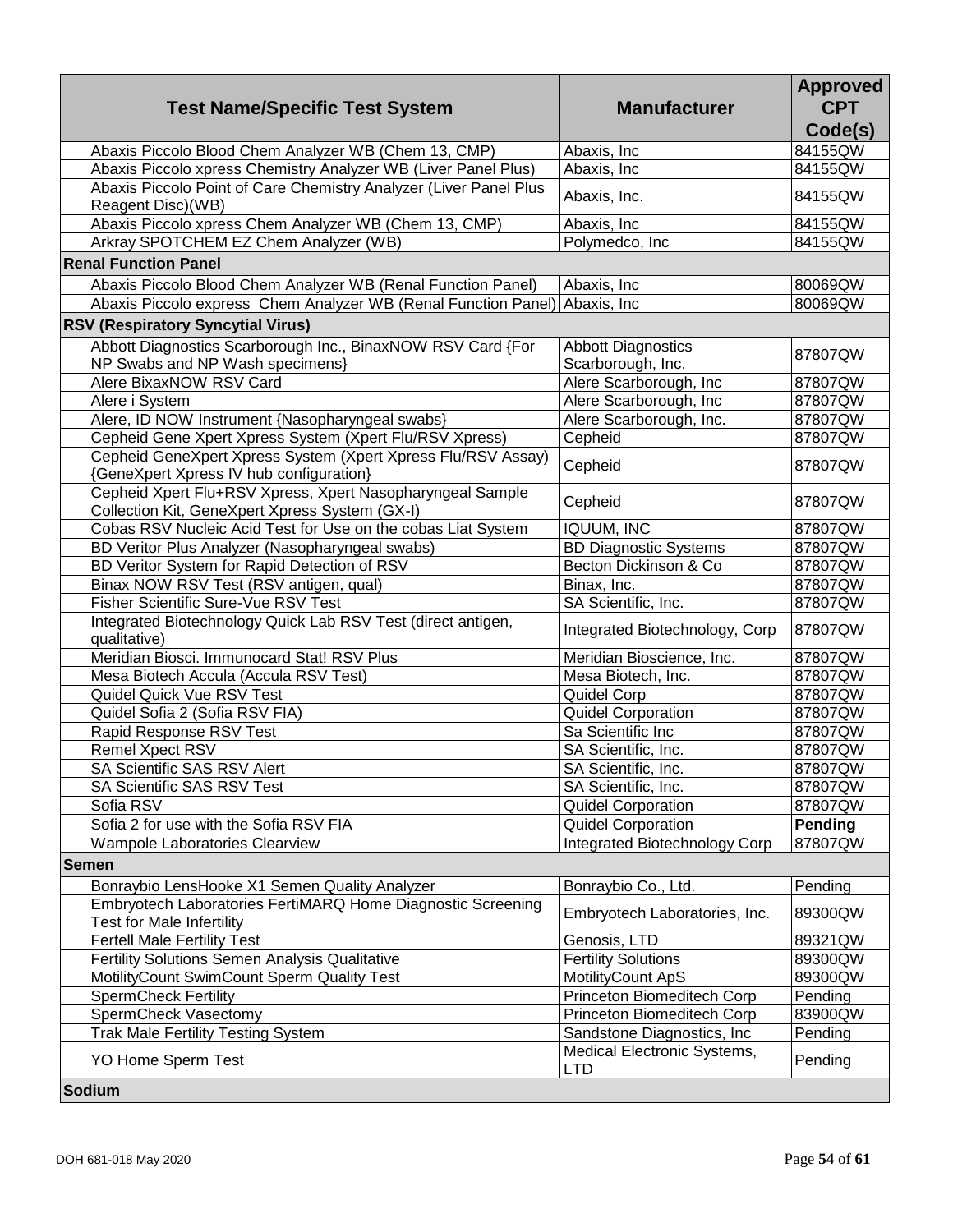| Test Name/Specific Test System | Manufacturer | Approved CPT Code(s) |
|---|---|---|
| Abaxis Piccolo Blood Chem Analyzer WB (Chem 13, CMP) | Abaxis, Inc | 84155QW |
| Abaxis Piccolo xpress Chemistry Analyzer WB (Liver Panel Plus) | Abaxis, Inc | 84155QW |
| Abaxis Piccolo Point of Care Chemistry Analyzer (Liver Panel Plus Reagent Disc)(WB) | Abaxis, Inc. | 84155QW |
| Abaxis Piccolo xpress Chem Analyzer WB (Chem 13, CMP) | Abaxis, Inc | 84155QW |
| Arkray SPOTCHEM EZ Chem Analyzer (WB) | Polymedco, Inc | 84155QW |
| **Renal Function Panel** | | |
| Abaxis Piccolo Blood Chem Analyzer WB (Renal Function Panel) | Abaxis, Inc | 80069QW |
| Abaxis Piccolo express Chem Analyzer WB (Renal Function Panel) | Abaxis, Inc | 80069QW |
| **RSV (Respiratory Syncytial Virus)** | | |
| Abbott Diagnostics Scarborough Inc., BinaxNOW RSV Card {For NP Swabs and NP Wash specimens} | Abbott Diagnostics Scarborough, Inc. | 87807QW |
| Alere BixaxNOW RSV Card | Alere Scarborough, Inc | 87807QW |
| Alere i System | Alere Scarborough, Inc | 87807QW |
| Alere, ID NOW Instrument {Nasopharyngeal swabs} | Alere Scarborough, Inc. | 87807QW |
| Cepheid Gene Xpert Xpress System (Xpert Flu/RSV Xpress) | Cepheid | 87807QW |
| Cepheid GeneXpert Xpress System (Xpert Xpress Flu/RSV Assay) {GeneXpert Xpress IV hub configuration} | Cepheid | 87807QW |
| Cepheid Xpert Flu+RSV Xpress, Xpert Nasopharyngeal Sample Collection Kit, GeneXpert Xpress System (GX-I) | Cepheid | 87807QW |
| Cobas RSV Nucleic Acid Test for Use on the cobas Liat System | IQUUM, INC | 87807QW |
| BD Veritor Plus Analyzer (Nasopharyngeal swabs) | BD Diagnostic Systems | 87807QW |
| BD Veritor System for Rapid Detection of RSV | Becton Dickinson & Co | 87807QW |
| Binax NOW RSV Test (RSV antigen, qual) | Binax, Inc. | 87807QW |
| Fisher Scientific Sure-Vue RSV Test | SA Scientific, Inc. | 87807QW |
| Integrated Biotechnology Quick Lab RSV Test (direct antigen, qualitative) | Integrated Biotechnology, Corp | 87807QW |
| Meridian Biosci. Immunocard Stat! RSV Plus | Meridian Bioscience, Inc. | 87807QW |
| Mesa Biotech Accula (Accula RSV Test) | Mesa Biotech, Inc. | 87807QW |
| Quidel Quick Vue RSV Test | Quidel Corp | 87807QW |
| Quidel Sofia 2 (Sofia RSV FIA) | Quidel Corporation | 87807QW |
| Rapid Response RSV Test | Sa Scientific Inc | 87807QW |
| Remel Xpect RSV | SA Scientific, Inc. | 87807QW |
| SA Scientific SAS RSV Alert | SA Scientific, Inc. | 87807QW |
| SA Scientific SAS RSV Test | SA Scientific, Inc. | 87807QW |
| Sofia RSV | Quidel Corporation | 87807QW |
| Sofia 2 for use with the Sofia RSV FIA | Quidel Corporation | **Pending** |
| Wampole Laboratories Clearview | Integrated Biotechnology Corp | 87807QW |
| **Semen** | | |
| Bonraybio LensHooke X1 Semen Quality Analyzer | Bonraybio Co., Ltd. | Pending |
| Embryotech Laboratories FertiMARQ Home Diagnostic Screening Test for Male Infertility | Embryotech Laboratories, Inc. | 89300QW |
| Fertell Male Fertility Test | Genosis, LTD | 89321QW |
| Fertility Solutions Semen Analysis Qualitative | Fertility Solutions | 89300QW |
| MotilityCount SwimCount Sperm Quality Test | MotilityCount ApS | 89300QW |
| SpermCheck Fertility | Princeton Biomeditech Corp | Pending |
| SpermCheck Vasectomy | Princeton Biomeditech Corp | 83900QW |
| Trak Male Fertility Testing System | Sandstone Diagnostics, Inc | Pending |
| YO Home Sperm Test | Medical Electronic Systems, LTD | Pending |
| **Sodium** | | |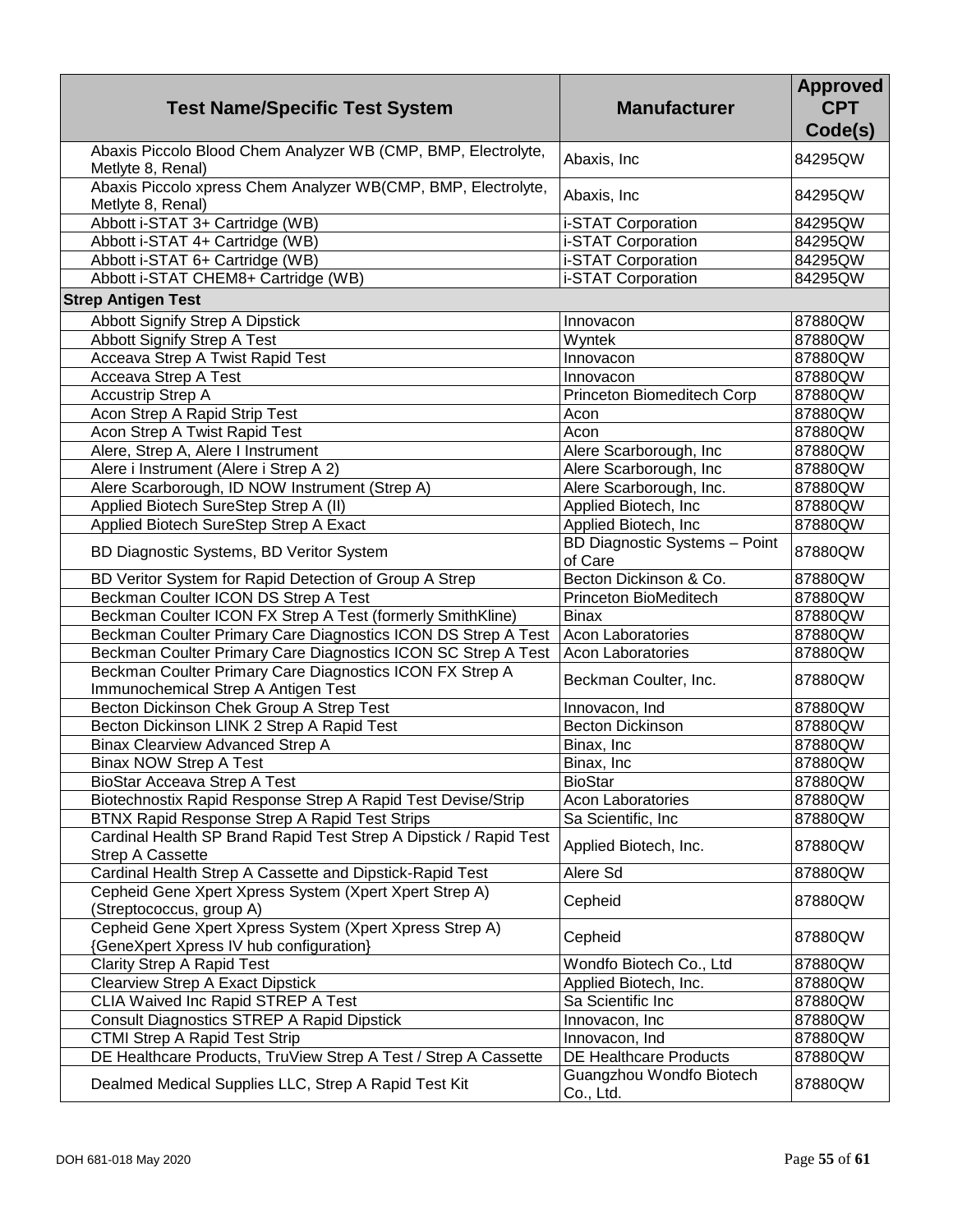| Test Name/Specific Test System | Manufacturer | Approved CPT Code(s) |
|---|---|---|
| Abaxis Piccolo Blood Chem Analyzer WB (CMP, BMP, Electrolyte, Metlyte 8, Renal) | Abaxis, Inc | 84295QW |
| Abaxis Piccolo xpress Chem Analyzer WB(CMP, BMP, Electrolyte, Metlyte 8, Renal) | Abaxis, Inc | 84295QW |
| Abbott i-STAT 3+ Cartridge (WB) | i-STAT Corporation | 84295QW |
| Abbott i-STAT 4+ Cartridge (WB) | i-STAT Corporation | 84295QW |
| Abbott i-STAT 6+ Cartridge (WB) | i-STAT Corporation | 84295QW |
| Abbott i-STAT CHEM8+ Cartridge (WB) | i-STAT Corporation | 84295QW |
| **Strep Antigen Test** | | |
| Abbott Signify Strep A Dipstick | Innovacon | 87880QW |
| Abbott Signify Strep A Test | Wyntek | 87880QW |
| Acceava Strep A Twist Rapid Test | Innovacon | 87880QW |
| Acceava Strep A Test | Innovacon | 87880QW |
| Accustrip Strep A | Princeton Biomeditech Corp | 87880QW |
| Acon Strep A Rapid Strip Test | Acon | 87880QW |
| Acon Strep A Twist Rapid Test | Acon | 87880QW |
| Alere, Strep A, Alere I Instrument | Alere Scarborough, Inc | 87880QW |
| Alere i Instrument (Alere i Strep A 2) | Alere Scarborough, Inc | 87880QW |
| Alere Scarborough, ID NOW Instrument (Strep A) | Alere Scarborough, Inc. | 87880QW |
| Applied Biotech SureStep Strep A (II) | Applied Biotech, Inc | 87880QW |
| Applied Biotech SureStep Strep A Exact | Applied Biotech, Inc | 87880QW |
| BD Diagnostic Systems, BD Veritor System | BD Diagnostic Systems – Point of Care | 87880QW |
| BD Veritor System for Rapid Detection of Group A Strep | Becton Dickinson & Co. | 87880QW |
| Beckman Coulter ICON DS Strep A Test | Princeton BioMeditech | 87880QW |
| Beckman Coulter ICON FX Strep A Test (formerly SmithKline) | Binax | 87880QW |
| Beckman Coulter Primary Care Diagnostics ICON DS Strep A Test | Acon Laboratories | 87880QW |
| Beckman Coulter Primary Care Diagnostics ICON SC Strep A Test | Acon Laboratories | 87880QW |
| Beckman Coulter Primary Care Diagnostics ICON FX Strep A Immunochemical Strep A Antigen Test | Beckman Coulter, Inc. | 87880QW |
| Becton Dickinson Chek Group A Strep Test | Innovacon, Ind | 87880QW |
| Becton Dickinson LINK 2 Strep A Rapid Test | Becton Dickinson | 87880QW |
| Binax Clearview Advanced Strep A | Binax, Inc | 87880QW |
| Binax NOW Strep A Test | Binax, Inc | 87880QW |
| BioStar Acceava Strep A Test | BioStar | 87880QW |
| Biotechnostix Rapid Response Strep A Rapid Test Devise/Strip | Acon Laboratories | 87880QW |
| BTNX Rapid Response Strep A Rapid Test Strips | Sa Scientific, Inc | 87880QW |
| Cardinal Health SP Brand Rapid Test Strep A Dipstick / Rapid Test Strep A Cassette | Applied Biotech, Inc. | 87880QW |
| Cardinal Health Strep A Cassette and Dipstick-Rapid Test | Alere Sd | 87880QW |
| Cepheid Gene Xpert Xpress System (Xpert Xpert Strep A) (Streptococcus, group A) | Cepheid | 87880QW |
| Cepheid Gene Xpert Xpress System (Xpert Xpress Strep A) {GeneXpert Xpress IV hub configuration} | Cepheid | 87880QW |
| Clarity Strep A Rapid Test | Wondfo Biotech Co., Ltd | 87880QW |
| Clearview Strep A Exact Dipstick | Applied Biotech, Inc. | 87880QW |
| CLIA Waived Inc Rapid STREP A Test | Sa Scientific Inc | 87880QW |
| Consult Diagnostics STREP A Rapid Dipstick | Innovacon, Inc | 87880QW |
| CTMI Strep A Rapid Test Strip | Innovacon, Ind | 87880QW |
| DE Healthcare Products, TruView Strep A Test / Strep A Cassette | DE Healthcare Products | 87880QW |
| Dealmed Medical Supplies LLC, Strep A Rapid Test Kit | Guangzhou Wondfo Biotech Co., Ltd. | 87880QW |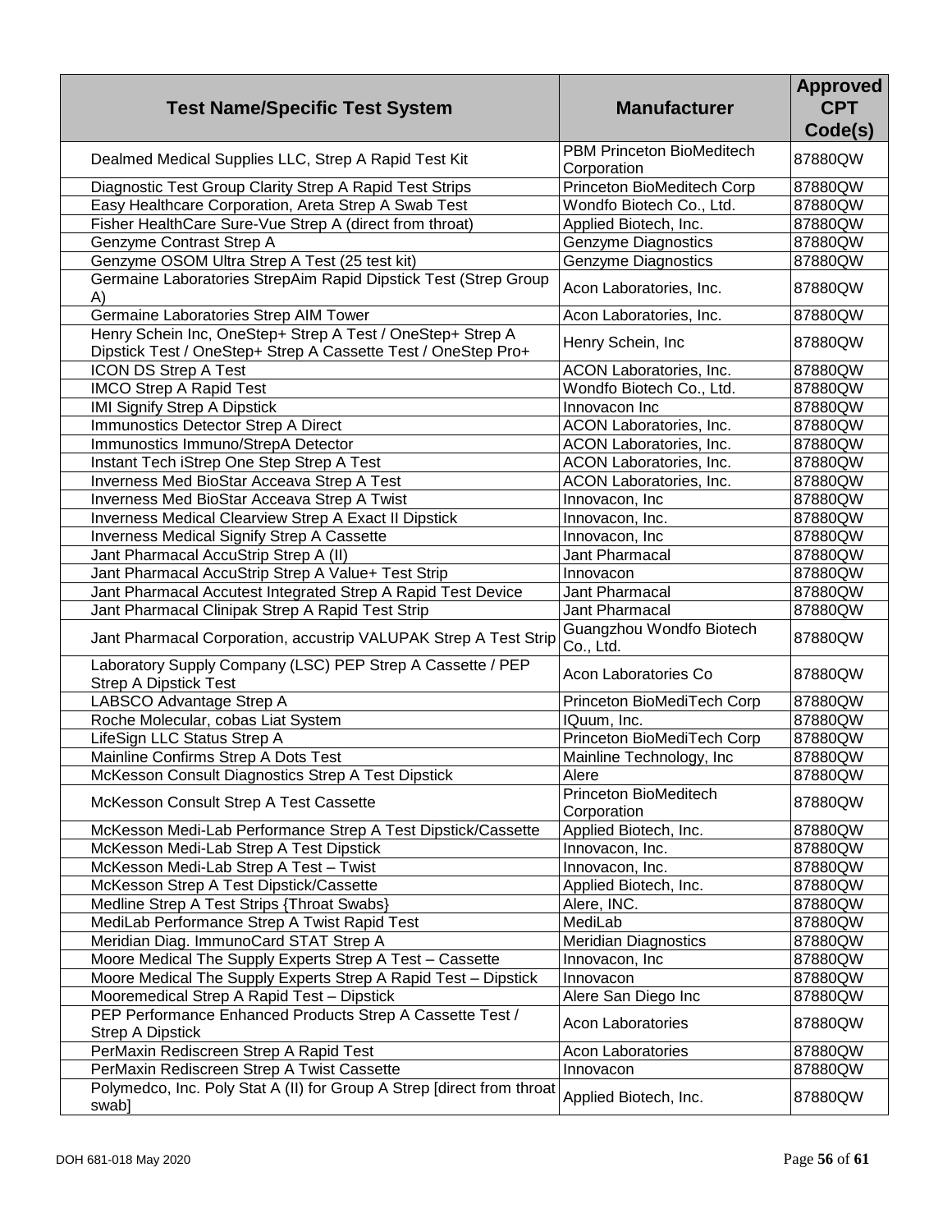| Test Name/Specific Test System | Manufacturer | Approved CPT Code(s) |
|---|---|---|
| Dealmed Medical Supplies LLC, Strep A Rapid Test Kit | PBM Princeton BioMeditech Corporation | 87880QW |
| Diagnostic Test Group Clarity Strep A Rapid Test Strips | Princeton BioMeditech Corp | 87880QW |
| Easy Healthcare Corporation, Areta Strep A Swab Test | Wondfo Biotech Co., Ltd. | 87880QW |
| Fisher HealthCare Sure-Vue Strep A (direct from throat) | Applied Biotech, Inc. | 87880QW |
| Genzyme Contrast Strep A | Genzyme Diagnostics | 87880QW |
| Genzyme OSOM Ultra Strep A Test (25 test kit) | Genzyme Diagnostics | 87880QW |
| Germaine Laboratories StrepAim Rapid Dipstick Test (Strep Group A) | Acon Laboratories, Inc. | 87880QW |
| Germaine Laboratories Strep AIM Tower | Acon Laboratories, Inc. | 87880QW |
| Henry Schein Inc, OneStep+ Strep A Test / OneStep+ Strep A Dipstick Test / OneStep+ Strep A Cassette Test / OneStep Pro+ | Henry Schein, Inc | 87880QW |
| ICON DS Strep A Test | ACON Laboratories, Inc. | 87880QW |
| IMCO Strep A Rapid Test | Wondfo Biotech Co., Ltd. | 87880QW |
| IMI Signify Strep A Dipstick | Innovacon Inc | 87880QW |
| Immunostics Detector Strep A Direct | ACON Laboratories, Inc. | 87880QW |
| Immunostics Immuno/StrepA Detector | ACON Laboratories, Inc. | 87880QW |
| Instant Tech iStrep One Step Strep A Test | ACON Laboratories, Inc. | 87880QW |
| Inverness Med BioStar Acceava Strep A Test | ACON Laboratories, Inc. | 87880QW |
| Inverness Med BioStar Acceava Strep A Twist | Innovacon, Inc | 87880QW |
| Inverness Medical Clearview Strep A Exact II Dipstick | Innovacon, Inc. | 87880QW |
| Inverness Medical Signify Strep A Cassette | Innovacon, Inc | 87880QW |
| Jant Pharmacal AccuStrip Strep A (II) | Jant Pharmacal | 87880QW |
| Jant Pharmacal AccuStrip Strep A Value+ Test Strip | Innovacon | 87880QW |
| Jant Pharmacal Accutest Integrated Strep A Rapid Test Device | Jant Pharmacal | 87880QW |
| Jant Pharmacal Clinipak Strep A Rapid Test Strip | Jant Pharmacal | 87880QW |
| Jant Pharmacal Corporation, accustrip VALUPAK Strep A Test Strip | Guangzhou Wondfo Biotech Co., Ltd. | 87880QW |
| Laboratory Supply Company (LSC) PEP Strep A Cassette / PEP Strep A Dipstick Test | Acon Laboratories Co | 87880QW |
| LABSCO Advantage Strep A | Princeton BioMediTech Corp | 87880QW |
| Roche Molecular, cobas Liat System | IQuum, Inc. | 87880QW |
| LifeSign LLC Status Strep A | Princeton BioMediTech Corp | 87880QW |
| Mainline Confirms Strep A Dots Test | Mainline Technology, Inc | 87880QW |
| McKesson Consult Diagnostics Strep A Test Dipstick | Alere | 87880QW |
| McKesson Consult Strep A Test Cassette | Princeton BioMeditech Corporation | 87880QW |
| McKesson Medi-Lab Performance Strep A Test Dipstick/Cassette | Applied Biotech, Inc. | 87880QW |
| McKesson Medi-Lab Strep A Test Dipstick | Innovacon, Inc. | 87880QW |
| McKesson Medi-Lab Strep A Test – Twist | Innovacon, Inc. | 87880QW |
| McKesson Strep A Test Dipstick/Cassette | Applied Biotech, Inc. | 87880QW |
| Medline Strep A Test Strips {Throat Swabs} | Alere, INC. | 87880QW |
| MediLab Performance Strep A Twist Rapid Test | MediLab | 87880QW |
| Meridian Diag. ImmunoCard STAT Strep A | Meridian Diagnostics | 87880QW |
| Moore Medical The Supply Experts Strep A Test – Cassette | Innovacon, Inc | 87880QW |
| Moore Medical The Supply Experts Strep A Rapid Test – Dipstick | Innovacon | 87880QW |
| Mooremedical Strep A Rapid Test – Dipstick | Alere San Diego Inc | 87880QW |
| PEP Performance Enhanced Products Strep A Cassette Test / Strep A Dipstick | Acon Laboratories | 87880QW |
| PerMaxin Rediscreen Strep A Rapid Test | Acon Laboratories | 87880QW |
| PerMaxin Rediscreen Strep A Twist Cassette | Innovacon | 87880QW |
| Polymedco, Inc. Poly Stat A (II) for Group A Strep [direct from throat swab] | Applied Biotech, Inc. | 87880QW |

DOH 681-018 May 2020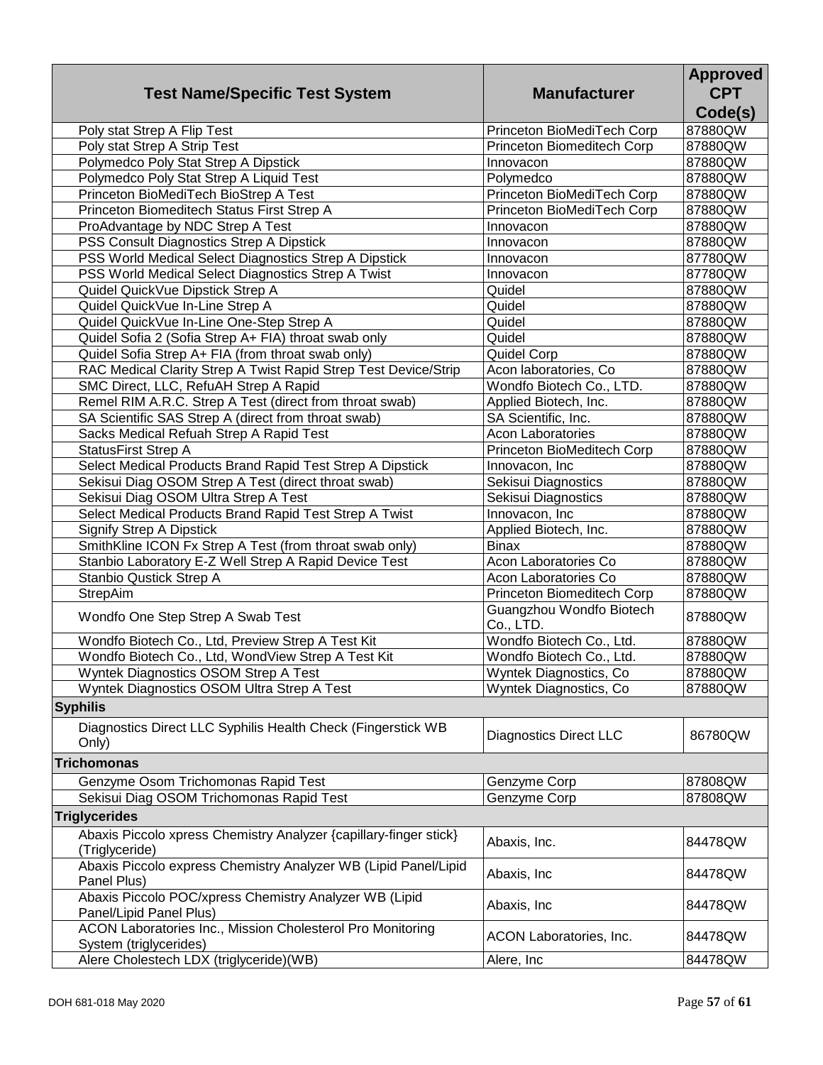| Test Name/Specific Test System | Manufacturer | Approved CPT Code(s) |
|---|---|---|
| Poly stat Strep A Flip Test | Princeton BioMediTech Corp | 87880QW |
| Poly stat Strep A Strip Test | Princeton Biomeditech Corp | 87880QW |
| Polymedco Poly Stat Strep A Dipstick | Innovacon | 87880QW |
| Polymedco Poly Stat Strep A Liquid Test | Polymedco | 87880QW |
| Princeton BioMediTech BioStrep A Test | Princeton BioMediTech Corp | 87880QW |
| Princeton Biomeditech Status First Strep A | Princeton BioMediTech Corp | 87880QW |
| ProAdvantage by NDC Strep A Test | Innovacon | 87880QW |
| PSS Consult Diagnostics Strep A Dipstick | Innovacon | 87880QW |
| PSS World Medical Select Diagnostics Strep A Dipstick | Innovacon | 87780QW |
| PSS World Medical Select Diagnostics Strep A Twist | Innovacon | 87780QW |
| Quidel QuickVue Dipstick Strep A | Quidel | 87880QW |
| Quidel QuickVue In-Line Strep A | Quidel | 87880QW |
| Quidel QuickVue In-Line One-Step Strep A | Quidel | 87880QW |
| Quidel Sofia 2 (Sofia Strep A+ FIA) throat swab only | Quidel | 87880QW |
| Quidel Sofia Strep A+ FIA (from throat swab only) | Quidel Corp | 87880QW |
| RAC Medical Clarity Strep A Twist Rapid Strep Test Device/Strip | Acon laboratories, Co | 87880QW |
| SMC Direct, LLC, RefuAH Strep A Rapid | Wondfo Biotech Co., LTD. | 87880QW |
| Remel RIM A.R.C. Strep A Test (direct from throat swab) | Applied Biotech, Inc. | 87880QW |
| SA Scientific SAS Strep A (direct from throat swab) | SA Scientific, Inc. | 87880QW |
| Sacks Medical Refuah Strep A Rapid Test | Acon Laboratories | 87880QW |
| StatusFirst Strep A | Princeton BioMeditech Corp | 87880QW |
| Select Medical Products Brand Rapid Test Strep A Dipstick | Innovacon, Inc | 87880QW |
| Sekisui Diag OSOM Strep A Test (direct throat swab) | Sekisui Diagnostics | 87880QW |
| Sekisui Diag OSOM Ultra Strep A Test | Sekisui Diagnostics | 87880QW |
| Select Medical Products Brand Rapid Test Strep A Twist | Innovacon, Inc | 87880QW |
| Signify Strep A Dipstick | Applied Biotech, Inc. | 87880QW |
| SmithKline ICON Fx Strep A Test (from throat swab only) | Binax | 87880QW |
| Stanbio Laboratory E-Z Well Strep A Rapid Device Test | Acon Laboratories Co | 87880QW |
| Stanbio Qustick Strep A | Acon Laboratories Co | 87880QW |
| StrepAim | Princeton Biomeditech Corp | 87880QW |
| Wondfo One Step Strep A Swab Test | Guangzhou Wondfo Biotech Co., LTD. | 87880QW |
| Wondfo Biotech Co., Ltd, Preview Strep A Test Kit | Wondfo Biotech Co., Ltd. | 87880QW |
| Wondfo Biotech Co., Ltd, WondView Strep A Test Kit | Wondfo Biotech Co., Ltd. | 87880QW |
| Wyntek Diagnostics OSOM Strep A Test | Wyntek Diagnostics, Co | 87880QW |
| Wyntek Diagnostics OSOM Ultra Strep A Test | Wyntek Diagnostics, Co | 87880QW |
| **Syphilis** | | |
| Diagnostics Direct LLC Syphilis Health Check (Fingerstick WB Only) | Diagnostics Direct LLC | 86780QW |
| **Trichomonas** | | |
| Genzyme Osom Trichomonas Rapid Test | Genzyme Corp | 87808QW |
| Sekisui Diag OSOM Trichomonas Rapid Test | Genzyme Corp | 87808QW |
| **Triglycerides** | | |
| Abaxis Piccolo xpress Chemistry Analyzer {capillary-finger stick} (Triglyceride) | Abaxis, Inc. | 84478QW |
| Abaxis Piccolo express Chemistry Analyzer WB (Lipid Panel/Lipid Panel Plus) | Abaxis, Inc | 84478QW |
| Abaxis Piccolo POC/xpress Chemistry Analyzer WB (Lipid Panel/Lipid Panel Plus) | Abaxis, Inc | 84478QW |
| ACON Laboratories Inc., Mission Cholesterol Pro Monitoring System (triglycerides) | ACON Laboratories, Inc. | 84478QW |
| Alere Cholestech LDX (triglyceride)(WB) | Alere, Inc | 84478QW |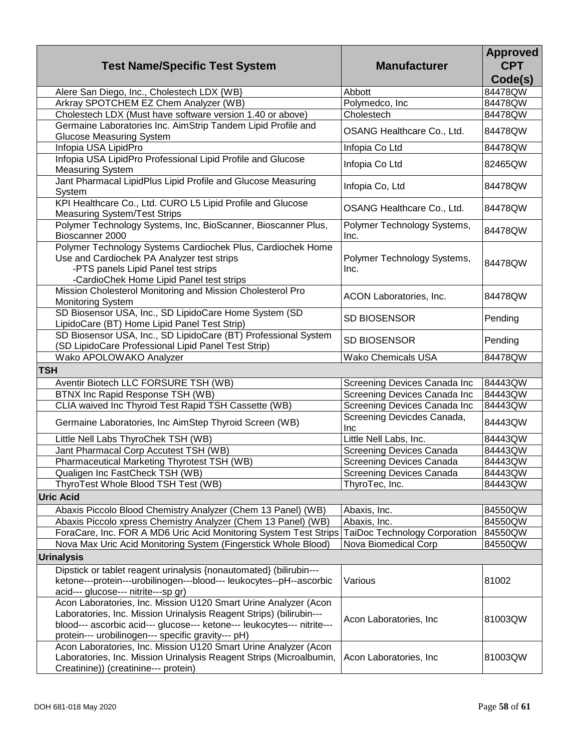| Test Name/Specific Test System | Manufacturer | Approved CPT Code(s) |
|---|---|---|
| Alere San Diego, Inc., Cholestech LDX {WB} | Abbott | 84478QW |
| Arkray SPOTCHEM EZ Chem Analyzer (WB) | Polymedco, Inc | 84478QW |
| Cholestech LDX (Must have software version 1.40 or above) | Cholestech | 84478QW |
| Germaine Laboratories Inc. AimStrip Tandem Lipid Profile and Glucose Measuring System | OSANG Healthcare Co., Ltd. | 84478QW |
| Infopia USA LipidPro | Infopia Co Ltd | 84478QW |
| Infopia USA LipidPro Professional Lipid Profile and Glucose Measuring System | Infopia Co Ltd | 82465QW |
| Jant Pharmacal LipidPlus Lipid Profile and Glucose Measuring System | Infopia Co, Ltd | 84478QW |
| KPI Healthcare Co., Ltd. CURO L5 Lipid Profile and Glucose Measuring System/Test Strips | OSANG Healthcare Co., Ltd. | 84478QW |
| Polymer Technology Systems, Inc, BioScanner, Bioscanner Plus, Bioscanner 2000 | Polymer Technology Systems, Inc. | 84478QW |
| Polymer Technology Systems Cardiochek Plus, Cardiochek Home Use and Cardiochek PA Analyzer test strips<br>-PTS panels Lipid Panel test strips<br>-CardioChek Home Lipid Panel test strips | Polymer Technology Systems, Inc. | 84478QW |
| Mission Cholesterol Monitoring and Mission Cholesterol Pro Monitoring System | ACON Laboratories, Inc. | 84478QW |
| SD Biosensor USA, Inc., SD LipidoCare Home System (SD LipidoCare (BT) Home Lipid Panel Test Strip) | SD BIOSENSOR | Pending |
| SD Biosensor USA, Inc., SD LipidoCare (BT) Professional System (SD LipidoCare Professional Lipid Panel Test Strip) | SD BIOSENSOR | Pending |
| Wako APOLOWAKO Analyzer | Wako Chemicals USA | 84478QW |
| **TSH** | | |
| Aventir Biotech LLC FORSURE TSH (WB) | Screening Devices Canada Inc | 84443QW |
| BTNX Inc Rapid Response TSH (WB) | Screening Devices Canada Inc | 84443QW |
| CLIA waived Inc Thyroid Test Rapid TSH Cassette (WB) | Screening Devices Canada Inc | 84443QW |
| Germaine Laboratories, Inc AimStep Thyroid Screen (WB) | Screening Devicdes Canada, Inc | 84443QW |
| Little Nell Labs ThyroChek TSH (WB) | Little Nell Labs, Inc. | 84443QW |
| Jant Pharmacal Corp Accutest TSH (WB) | Screening Devices Canada | 84443QW |
| Pharmaceutical Marketing Thyrotest TSH (WB) | Screening Devices Canada | 84443QW |
| Qualigen Inc FastCheck TSH (WB) | Screening Devices Canada | 84443QW |
| ThyroTest Whole Blood TSH Test (WB) | ThyroTec, Inc. | 84443QW |
| **Uric Acid** | | |
| Abaxis Piccolo Blood Chemistry Analyzer (Chem 13 Panel) (WB) | Abaxis, Inc. | 84550QW |
| Abaxis Piccolo xpress Chemistry Analyzer (Chem 13 Panel) (WB) | Abaxis, Inc. | 84550QW |
| ForaCare, Inc. FOR A MD6 Uric Acid Monitoring System Test Strips | TaiDoc Technology Corporation | 84550QW |
| Nova Max Uric Acid Monitoring System (Fingerstick Whole Blood) | Nova Biomedical Corp | 84550QW |
| **Urinalysis** | | |
| Dipstick or tablet reagent urinalysis {nonautomated} (bilirubin---ketone---protein---urobilinogen---blood--- leukocytes--pH--ascorbic acid--- glucose--- nitrite---sp gr) | Various | 81002 |
| Acon Laboratories, Inc. Mission U120 Smart Urine Analyzer (Acon Laboratories, Inc. Mission Urinalysis Reagent Strips) (bilirubin---blood--- ascorbic acid--- glucose--- ketone--- leukocytes--- nitrite---protein--- urobilinogen--- specific gravity--- pH) | Acon Laboratories, Inc | 81003QW |
| Acon Laboratories, Inc. Mission U120 Smart Urine Analyzer (Acon Laboratories, Inc. Mission Urinalysis Reagent Strips (Microalbumin, Creatinine)) (creatinine--- protein) | Acon Laboratories, Inc | 81003QW |

DOH 681-018 May 2020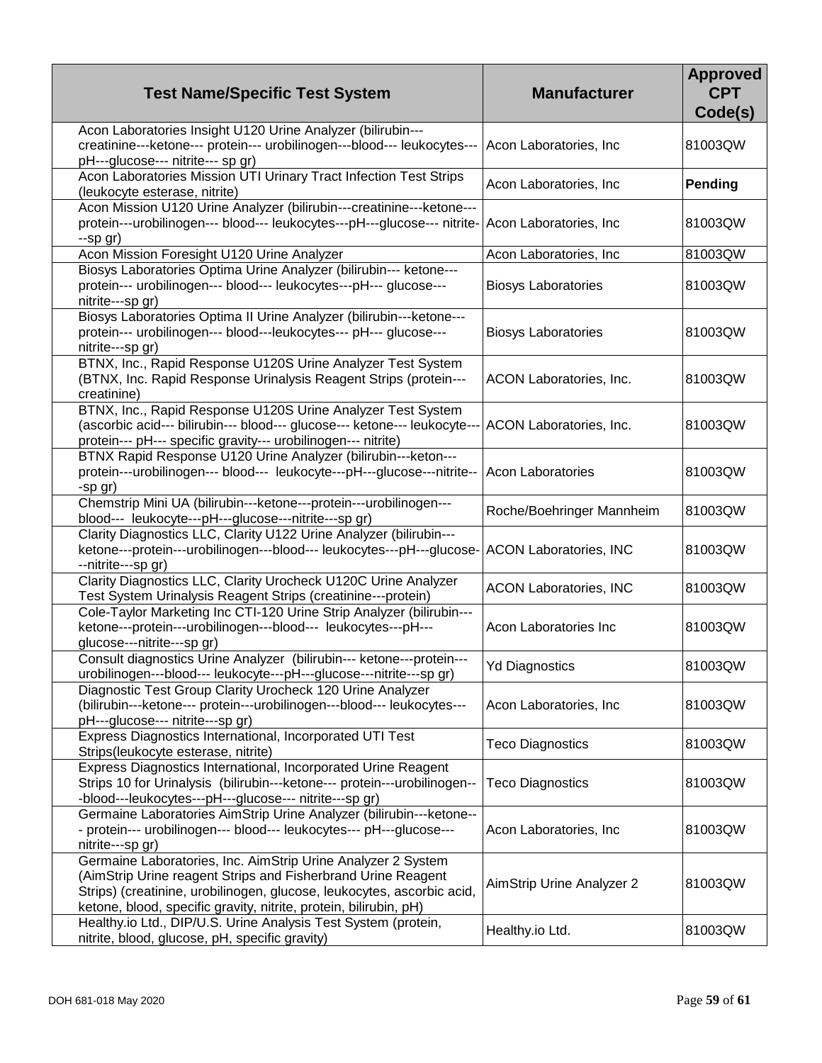| Test Name/Specific Test System | Manufacturer | Approved CPT Code(s) |
|---|---|---|
| Acon Laboratories Insight U120 Urine Analyzer (bilirubin---creatinine---ketone--- protein--- urobilinogen---blood--- leukocytes---pH---glucose--- nitrite--- sp gr) | Acon Laboratories, Inc | 81003QW |
| Acon Laboratories Mission UTI Urinary Tract Infection Test Strips (leukocyte esterase, nitrite) | Acon Laboratories, Inc | **Pending** |
| Acon Mission U120 Urine Analyzer (bilirubin---creatinine---ketone---protein---urobilinogen--- blood--- leukocytes---pH---glucose--- nitrite---sp gr) | Acon Laboratories, Inc | 81003QW |
| Acon Mission Foresight U120 Urine Analyzer | Acon Laboratories, Inc | 81003QW |
| Biosys Laboratories Optima Urine Analyzer (bilirubin--- ketone---protein--- urobilinogen--- blood--- leukocytes---pH--- glucose---nitrite---sp gr) | Biosys Laboratories | 81003QW |
| Biosys Laboratories Optima II Urine Analyzer (bilirubin---ketone---protein--- urobilinogen--- blood---leukocytes--- pH--- glucose---nitrite---sp gr) | Biosys Laboratories | 81003QW |
| BTNX, Inc., Rapid Response U120S Urine Analyzer Test System (BTNX, Inc. Rapid Response Urinalysis Reagent Strips (protein---creatinine) | ACON Laboratories, Inc. | 81003QW |
| BTNX, Inc., Rapid Response U120S Urine Analyzer Test System (ascorbic acid--- bilirubin--- blood--- glucose--- ketone--- leukocyte---protein--- pH--- specific gravity--- urobilinogen--- nitrite) | ACON Laboratories, Inc. | 81003QW |
| BTNX Rapid Response U120 Urine Analyzer (bilirubin---keton---protein---urobilinogen--- blood--- leukocyte---pH---glucose---nitrite---sp gr) | Acon Laboratories | 81003QW |
| Chemstrip Mini UA (bilirubin---ketone---protein---urobilinogen---blood--- leukocyte---pH---glucose---nitrite---sp gr) | Roche/Boehringer Mannheim | 81003QW |
| Clarity Diagnostics LLC, Clarity U122 Urine Analyzer (bilirubin---ketone---protein---urobilinogen---blood--- leukocytes---pH---glucose---nitrite---sp gr) | ACON Laboratories, INC | 81003QW |
| Clarity Diagnostics LLC, Clarity Urocheck U120C Urine Analyzer Test System Urinalysis Reagent Strips (creatinine---protein) | ACON Laboratories, INC | 81003QW |
| Cole-Taylor Marketing Inc CTI-120 Urine Strip Analyzer (bilirubin---ketone---protein---urobilinogen---blood--- leukocytes---pH---glucose---nitrite---sp gr) | Acon Laboratories Inc | 81003QW |
| Consult diagnostics Urine Analyzer (bilirubin--- ketone---protein---urobilinogen---blood--- leukocyte---pH---glucose---nitrite---sp gr) | Yd Diagnostics | 81003QW |
| Diagnostic Test Group Clarity Urocheck 120 Urine Analyzer (bilirubin---ketone--- protein---urobilinogen---blood--- leukocytes---pH---glucose--- nitrite---sp gr) | Acon Laboratories, Inc | 81003QW |
| Express Diagnostics International, Incorporated UTI Test Strips(leukocyte esterase, nitrite) | Teco Diagnostics | 81003QW |
| Express Diagnostics International, Incorporated Urine Reagent Strips 10 for Urinalysis (bilirubin---ketone--- protein---urobilinogen---blood---leukocytes---pH---glucose--- nitrite---sp gr) | Teco Diagnostics | 81003QW |
| Germaine Laboratories AimStrip Urine Analyzer (bilirubin---ketone--- protein--- urobilinogen--- blood--- leukocytes--- pH---glucose---nitrite---sp gr) | Acon Laboratories, Inc | 81003QW |
| Germaine Laboratories, Inc. AimStrip Urine Analyzer 2 System (AimStrip Urine reagent Strips and Fisherbrand Urine Reagent Strips) (creatinine, urobilinogen, glucose, leukocytes, ascorbic acid, ketone, blood, specific gravity, nitrite, protein, bilirubin, pH) | AimStrip Urine Analyzer 2 | 81003QW |
| Healthy.io Ltd., DIP/U.S. Urine Analysis Test System (protein, nitrite, blood, glucose, pH, specific gravity) | Healthy.io Ltd. | 81003QW |

DOH 681-018 May 2020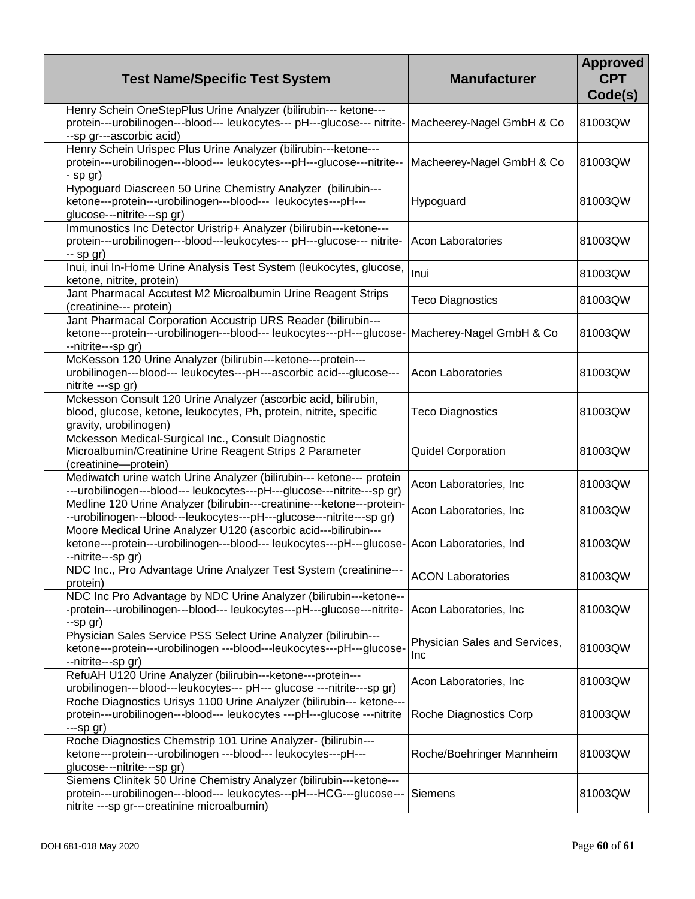| Test Name/Specific Test System | Manufacturer | Approved CPT Code(s) |
|---|---|---|
| Henry Schein OneStepPlus Urine Analyzer (bilirubin--- ketone---protein---urobilinogen---blood--- leukocytes--- pH---glucose--- nitrite---sp gr---ascorbic acid) | Macheerey-Nagel GmbH & Co | 81003QW |
| Henry Schein Urispec Plus Urine Analyzer (bilirubin---ketone---protein---urobilinogen---blood--- leukocytes---pH---glucose---nitrite--- sp gr) | Macheerey-Nagel GmbH & Co | 81003QW |
| Hypoguard Diascreen 50 Urine Chemistry Analyzer (bilirubin---ketone---protein---urobilinogen---blood--- leukocytes---pH---glucose---nitrite---sp gr) | Hypoguard | 81003QW |
| Immunostics Inc Detector Uristrip+ Analyzer (bilirubin---ketone---protein---urobilinogen---blood---leukocytes--- pH---glucose--- nitrite--- sp gr) | Acon Laboratories | 81003QW |
| Inui, inui In-Home Urine Analysis Test System (leukocytes, glucose, ketone, nitrite, protein) | Inui | 81003QW |
| Jant Pharmacal Accutest M2 Microalbumin Urine Reagent Strips (creatinine--- protein) | Teco Diagnostics | 81003QW |
| Jant Pharmacal Corporation Accustrip URS Reader (bilirubin---ketone---protein---urobilinogen---blood--- leukocytes---pH---glucose---nitrite---sp gr) | Macherey-Nagel GmbH & Co | 81003QW |
| McKesson 120 Urine Analyzer (bilirubin---ketone---protein---urobilinogen---blood--- leukocytes---pH---ascorbic acid---glucose---nitrite ---sp gr) | Acon Laboratories | 81003QW |
| Mckesson Consult 120 Urine Analyzer (ascorbic acid, bilirubin, blood, glucose, ketone, leukocytes, Ph, protein, nitrite, specific gravity, urobilinogen) | Teco Diagnostics | 81003QW |
| Mckesson Medical-Surgical Inc., Consult Diagnostic Microalbumin/Creatinine Urine Reagent Strips 2 Parameter (creatinine—protein) | Quidel Corporation | 81003QW |
| Mediwatch urine watch Urine Analyzer (bilirubin--- ketone--- protein ---urobilinogen---blood--- leukocytes---pH---glucose---nitrite---sp gr) | Acon Laboratories, Inc | 81003QW |
| Medline 120 Urine Analyzer (bilirubin---creatinine---ketone---protein---urobilinogen---blood---leukocytes---pH---glucose---nitrite---sp gr) | Acon Laboratories, Inc | 81003QW |
| Moore Medical Urine Analyzer U120 (ascorbic acid---bilirubin---ketone---protein---urobilinogen---blood--- leukocytes---pH---glucose---nitrite---sp gr) | Acon Laboratories, Ind | 81003QW |
| NDC Inc., Pro Advantage Urine Analyzer Test System (creatinine---protein) | ACON Laboratories | 81003QW |
| NDC Inc Pro Advantage by NDC Urine Analyzer (bilirubin---ketone---protein---urobilinogen---blood--- leukocytes---pH---glucose---nitrite---sp gr) | Acon Laboratories, Inc | 81003QW |
| Physician Sales Service PSS Select Urine Analyzer (bilirubin---ketone---protein---urobilinogen ---blood---leukocytes---pH---glucose---nitrite---sp gr) | Physician Sales and Services, Inc | 81003QW |
| RefuAH U120 Urine Analyzer (bilirubin---ketone---protein---urobilinogen---blood---leukocytes--- pH--- glucose ---nitrite---sp gr) | Acon Laboratories, Inc | 81003QW |
| Roche Diagnostics Urisys 1100 Urine Analyzer (bilirubin--- ketone---protein---urobilinogen---blood--- leukocytes ---pH---glucose ---nitrite ---sp gr) | Roche Diagnostics Corp | 81003QW |
| Roche Diagnostics Chemstrip 101 Urine Analyzer- (bilirubin---ketone---protein---urobilinogen ---blood--- leukocytes---pH---glucose---nitrite---sp gr) | Roche/Boehringer Mannheim | 81003QW |
| Siemens Clinitek 50 Urine Chemistry Analyzer (bilirubin---ketone---protein---urobilinogen---blood--- leukocytes---pH---HCG---glucose---nitrite ---sp gr---creatinine microalbumin) | Siemens | 81003QW |

DOH 681-018 May 2020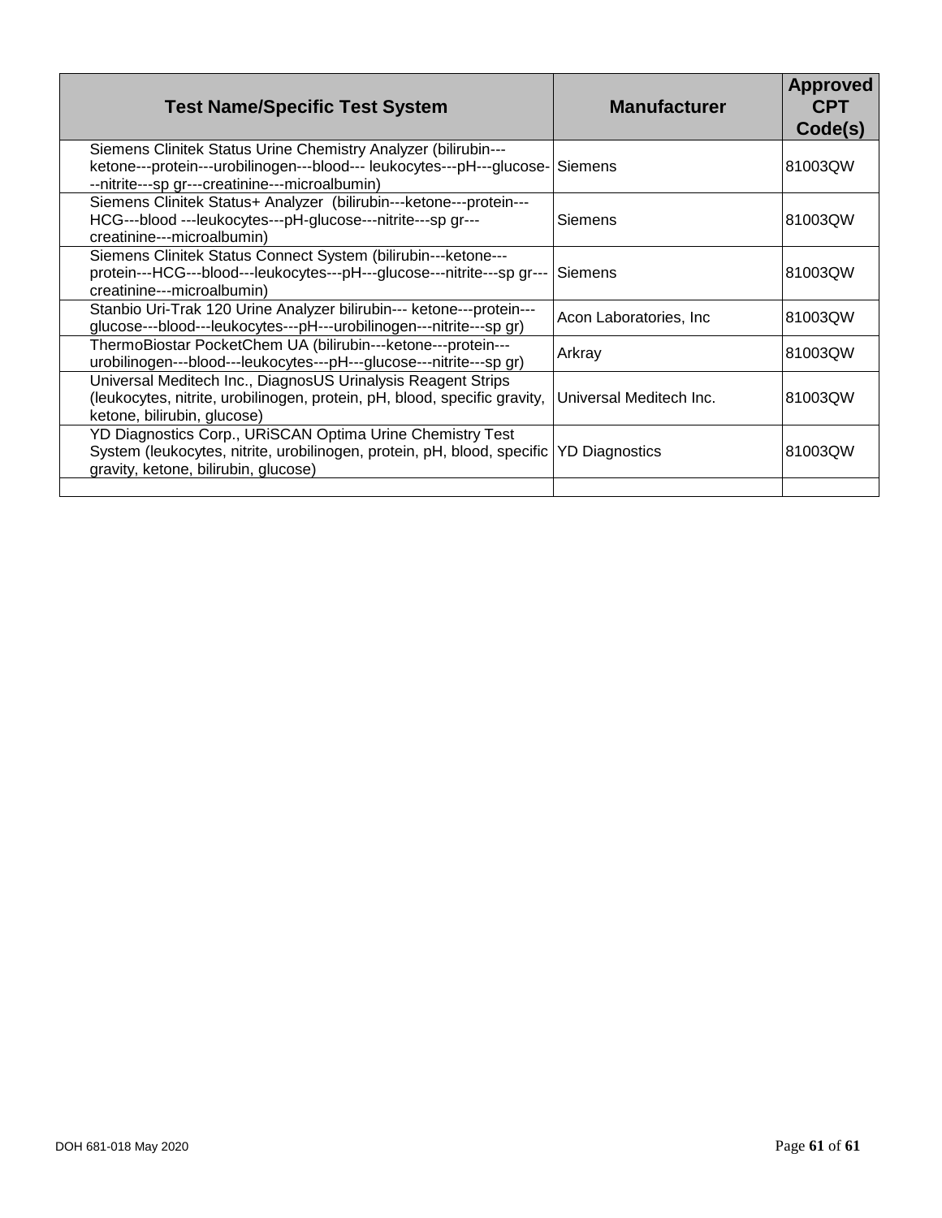| Test Name/Specific Test System | Manufacturer | Approved CPT Code(s) |
|---|---|---|
| Siemens Clinitek Status Urine Chemistry Analyzer (bilirubin---ketone---protein---urobilinogen---blood--- leukocytes---pH---glucose---nitrite---sp gr---creatinine---microalbumin) | Siemens | 81003QW |
| Siemens Clinitek Status+ Analyzer (bilirubin---ketone---protein---HCG---blood ---leukocytes---pH-glucose---nitrite---sp gr---creatinine---microalbumin) | Siemens | 81003QW |
| Siemens Clinitek Status Connect System (bilirubin---ketone---protein---HCG---blood---leukocytes---pH---glucose---nitrite---sp gr---creatinine---microalbumin) | Siemens | 81003QW |
| Stanbio Uri-Trak 120 Urine Analyzer bilirubin--- ketone---protein---glucose---blood---leukocytes---pH---urobilinogen---nitrite---sp gr) | Acon Laboratories, Inc | 81003QW |
| ThermoBiostar PocketChem UA (bilirubin---ketone---protein---urobilinogen---blood---leukocytes---pH---glucose---nitrite---sp gr) | Arkray | 81003QW |
| Universal Meditech Inc., DiagnosUS Urinalysis Reagent Strips (leukocytes, nitrite, urobilinogen, protein, pH, blood, specific gravity, ketone, bilirubin, glucose) | Universal Meditech Inc. | 81003QW |
| YD Diagnostics Corp., URiSCAN Optima Urine Chemistry Test System (leukocytes, nitrite, urobilinogen, protein, pH, blood, specific gravity, ketone, bilirubin, glucose) | YD Diagnostics | 81003QW |
| | | |

DOH 681-018 May 2020